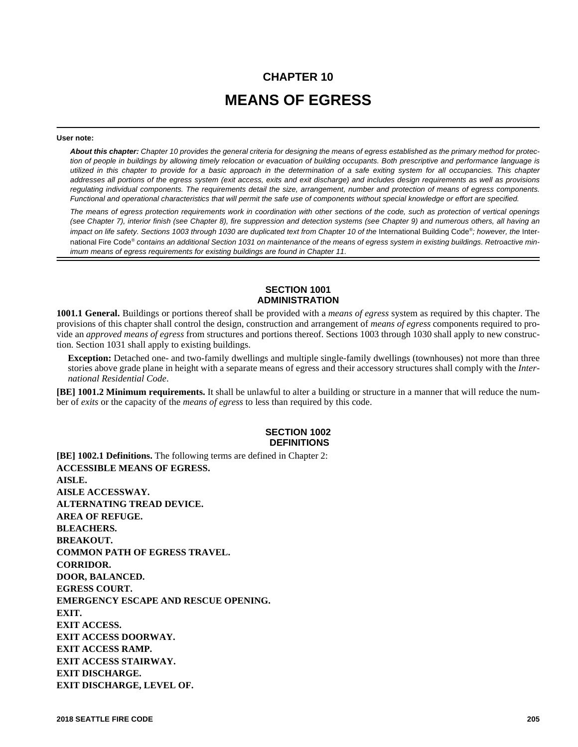# CHAPTER 10

# MEANS OF EGRESS

**User note:**

***About this chapter:*** *Chapter 10 provides the general criteria for designing the means of egress established as the primary method for protection of people in buildings by allowing timely relocation or evacuation of building occupants. Both prescriptive and performance language is utilized in this chapter to provide for a basic approach in the determination of a safe exiting system for all occupancies. This chapter addresses all portions of the egress system (exit access, exits and exit discharge) and includes design requirements as well as provisions regulating individual components. The requirements detail the size, arrangement, number and protection of means of egress components. Functional and operational characteristics that will permit the safe use of components without special knowledge or effort are specified.*

*The means of egress protection requirements work in coordination with other sections of the code, such as protection of vertical openings (see Chapter 7), interior finish (see Chapter 8), fire suppression and detection systems (see Chapter 9) and numerous others, all having an impact on life safety. Sections 1003 through 1030 are duplicated text from Chapter 10 of the* International Building Code®*; however, the* International Fire Code® *contains an additional Section 1031 on maintenance of the means of egress system in existing buildings. Retroactive minimum means of egress requirements for existing buildings are found in Chapter 11.*

## SECTION 1001 ADMINISTRATION

**1001.1 General.** Buildings or portions thereof shall be provided with a *means of egress* system as required by this chapter. The provisions of this chapter shall control the design, construction and arrangement of *means of egress* components required to provide an *approved means of egress* from structures and portions thereof. Sections 1003 through 1030 shall apply to new construction. Section 1031 shall apply to existing buildings.

**Exception:** Detached one- and two-family dwellings and multiple single-family dwellings (townhouses) not more than three stories above grade plane in height with a separate means of egress and their accessory structures shall comply with the *International Residential Code*.

**[BE] 1001.2 Minimum requirements.** It shall be unlawful to alter a building or structure in a manner that will reduce the number of *exits* or the capacity of the *means of egress* to less than required by this code.

## SECTION 1002 DEFINITIONS

**[BE] 1002.1 Definitions.** The following terms are defined in Chapter 2:

**ACCESSIBLE MEANS OF EGRESS.**

**AISLE.**

**AISLE ACCESSWAY.**

**ALTERNATING TREAD DEVICE.**

**AREA OF REFUGE.**

**BLEACHERS.**

**BREAKOUT.**

**COMMON PATH OF EGRESS TRAVEL.**

**CORRIDOR.**

**DOOR, BALANCED.**

**EGRESS COURT.**

**EMERGENCY ESCAPE AND RESCUE OPENING.**

**EXIT.**

**EXIT ACCESS.**

**EXIT ACCESS DOORWAY.**

**EXIT ACCESS RAMP.**

**EXIT ACCESS STAIRWAY.**

**EXIT DISCHARGE.**

**EXIT DISCHARGE, LEVEL OF.**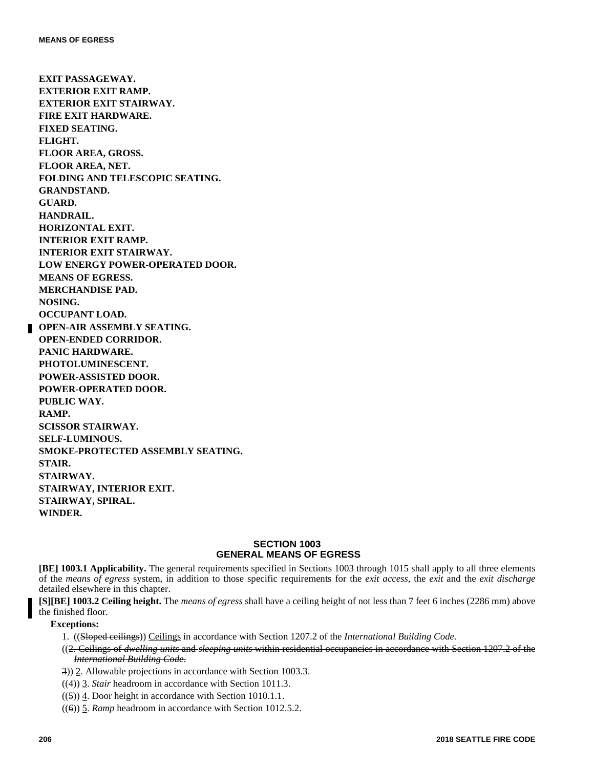**EXIT PASSAGEWAY.**
**EXTERIOR EXIT RAMP.**
**EXTERIOR EXIT STAIRWAY.**
**FIRE EXIT HARDWARE.**
**FIXED SEATING.**
**FLIGHT.**
**FLOOR AREA, GROSS.**
**FLOOR AREA, NET.**
**FOLDING AND TELESCOPIC SEATING.**
**GRANDSTAND.**
**GUARD.**
**HANDRAIL.**
**HORIZONTAL EXIT.**
**INTERIOR EXIT RAMP.**
**INTERIOR EXIT STAIRWAY.**
**LOW ENERGY POWER-OPERATED DOOR.**
**MEANS OF EGRESS.**
**MERCHANDISE PAD.**
**NOSING.**
**OCCUPANT LOAD.**
**OPEN-AIR ASSEMBLY SEATING.**
**OPEN-ENDED CORRIDOR.**
**PANIC HARDWARE.**
**PHOTOLUMINESCENT.**
**POWER-ASSISTED DOOR.**
**POWER-OPERATED DOOR.**
**PUBLIC WAY.**
**RAMP.**
**SCISSOR STAIRWAY.**
**SELF-LUMINOUS.**
**SMOKE-PROTECTED ASSEMBLY SEATING.**
**STAIR.**
**STAIRWAY.**
**STAIRWAY, INTERIOR EXIT.**
**STAIRWAY, SPIRAL.**
**WINDER.**

## SECTION 1003
## GENERAL MEANS OF EGRESS

**[BE] 1003.1 Applicability.** The general requirements specified in Sections 1003 through 1015 shall apply to all three elements of the *means of egress* system, in addition to those specific requirements for the *exit access*, the *exit* and the *exit discharge* detailed elsewhere in this chapter.

**[S][BE] 1003.2 Ceiling height.** The *means of egress* shall have a ceiling height of not less than 7 feet 6 inches (2286 mm) above the finished floor.

**Exceptions:**

1. ((~~Sloped ceilings~~)) <u>Ceilings</u> in accordance with Section 1207.2 of the *International Building Code*.

((~~2. Ceilings of *dwelling units* and *sleeping units* within residential occupancies in accordance with Section 1207.2 of the *International Building Code*.~~

~~3~~)) <u>2</u>. Allowable projections in accordance with Section 1003.3.

((~~4~~)) <u>3</u>. *Stair* headroom in accordance with Section 1011.3.

((~~5~~)) <u>4</u>. Door height in accordance with Section 1010.1.1.

((~~6~~)) <u>5</u>. *Ramp* headroom in accordance with Section 1012.5.2.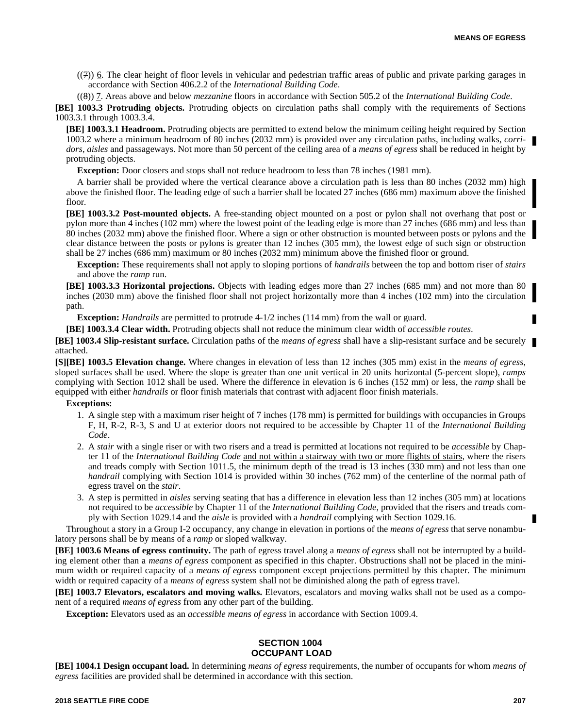((~~7~~)) <u>6</u>. The clear height of floor levels in vehicular and pedestrian traffic areas of public and private parking garages in accordance with Section 406.2.2 of the *International Building Code*.

((~~8~~)) <u>7</u>. Areas above and below *mezzanine* floors in accordance with Section 505.2 of the *International Building Code*.

**[BE] 1003.3 Protruding objects.** Protruding objects on circulation paths shall comply with the requirements of Sections 1003.3.1 through 1003.3.4.

**[BE] 1003.3.1 Headroom.** Protruding objects are permitted to extend below the minimum ceiling height required by Section 1003.2 where a minimum headroom of 80 inches (2032 mm) is provided over any circulation paths, including walks, *corridors*, *aisles* and passageways. Not more than 50 percent of the ceiling area of a *means of egress* shall be reduced in height by protruding objects.

**Exception:** Door closers and stops shall not reduce headroom to less than 78 inches (1981 mm).

A barrier shall be provided where the vertical clearance above a circulation path is less than 80 inches (2032 mm) high above the finished floor. The leading edge of such a barrier shall be located 27 inches (686 mm) maximum above the finished floor.

**[BE] 1003.3.2 Post-mounted objects.** A free-standing object mounted on a post or pylon shall not overhang that post or pylon more than 4 inches (102 mm) where the lowest point of the leading edge is more than 27 inches (686 mm) and less than 80 inches (2032 mm) above the finished floor. Where a sign or other obstruction is mounted between posts or pylons and the clear distance between the posts or pylons is greater than 12 inches (305 mm), the lowest edge of such sign or obstruction shall be 27 inches (686 mm) maximum or 80 inches (2032 mm) minimum above the finished floor or ground.

**Exception:** These requirements shall not apply to sloping portions of *handrails* between the top and bottom riser of *stairs* and above the *ramp* run.

**[BE] 1003.3.3 Horizontal projections.** Objects with leading edges more than 27 inches (685 mm) and not more than 80 inches (2030 mm) above the finished floor shall not project horizontally more than 4 inches (102 mm) into the circulation path.

**Exception:** *Handrails* are permitted to protrude 4-1/2 inches (114 mm) from the wall or guard.

**[BE] 1003.3.4 Clear width.** Protruding objects shall not reduce the minimum clear width of *accessible routes*.

**[BE] 1003.4 Slip-resistant surface.** Circulation paths of the *means of egress* shall have a slip-resistant surface and be securely attached.

**[S][BE] 1003.5 Elevation change.** Where changes in elevation of less than 12 inches (305 mm) exist in the *means of egress*, sloped surfaces shall be used. Where the slope is greater than one unit vertical in 20 units horizontal (5-percent slope), *ramps* complying with Section 1012 shall be used. Where the difference in elevation is 6 inches (152 mm) or less, the *ramp* shall be equipped with either *handrails* or floor finish materials that contrast with adjacent floor finish materials.

**Exceptions:**

1. A single step with a maximum riser height of 7 inches (178 mm) is permitted for buildings with occupancies in Groups F, H, R-2, R-3, S and U at exterior doors not required to be accessible by Chapter 11 of the *International Building Code*.
2. A *stair* with a single riser or with two risers and a tread is permitted at locations not required to be *accessible* by Chapter 11 of the *International Building Code* <u>and not within a stairway with two or more flights of stairs</u>, where the risers and treads comply with Section 1011.5, the minimum depth of the tread is 13 inches (330 mm) and not less than one *handrail* complying with Section 1014 is provided within 30 inches (762 mm) of the centerline of the normal path of egress travel on the *stair*.
3. A step is permitted in *aisles* serving seating that has a difference in elevation less than 12 inches (305 mm) at locations not required to be *accessible* by Chapter 11 of the *International Building Code*, provided that the risers and treads comply with Section 1029.14 and the *aisle* is provided with a *handrail* complying with Section 1029.16.

Throughout a story in a Group I-2 occupancy, any change in elevation in portions of the *means of egress* that serve nonambulatory persons shall be by means of a *ramp* or sloped walkway.

**[BE] 1003.6 Means of egress continuity.** The path of egress travel along a *means of egress* shall not be interrupted by a building element other than a *means of egress* component as specified in this chapter. Obstructions shall not be placed in the minimum width or required capacity of a *means of egress* component except projections permitted by this chapter. The minimum width or required capacity of a *means of egress* system shall not be diminished along the path of egress travel.

**[BE] 1003.7 Elevators, escalators and moving walks.** Elevators, escalators and moving walks shall not be used as a component of a required *means of egress* from any other part of the building.

**Exception:** Elevators used as an *accessible means of egress* in accordance with Section 1009.4.

## SECTION 1004
## OCCUPANT LOAD

**[BE] 1004.1 Design occupant load.** In determining *means of egress* requirements, the number of occupants for whom *means of egress* facilities are provided shall be determined in accordance with this section.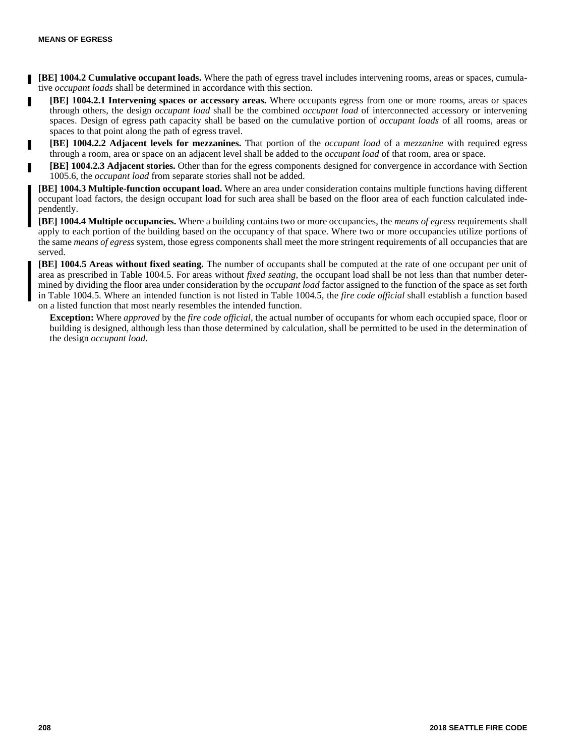**[BE] 1004.2 Cumulative occupant loads.** Where the path of egress travel includes intervening rooms, areas or spaces, cumulative *occupant loads* shall be determined in accordance with this section.

**[BE] 1004.2.1 Intervening spaces or accessory areas.** Where occupants egress from one or more rooms, areas or spaces through others, the design *occupant load* shall be the combined *occupant load* of interconnected accessory or intervening spaces. Design of egress path capacity shall be based on the cumulative portion of *occupant loads* of all rooms, areas or spaces to that point along the path of egress travel.

**[BE] 1004.2.2 Adjacent levels for mezzanines.** That portion of the *occupant load* of a *mezzanine* with required egress through a room, area or space on an adjacent level shall be added to the *occupant load* of that room, area or space.

**[BE] 1004.2.3 Adjacent stories.** Other than for the egress components designed for convergence in accordance with Section 1005.6, the *occupant load* from separate stories shall not be added.

**[BE] 1004.3 Multiple-function occupant load.** Where an area under consideration contains multiple functions having different occupant load factors, the design occupant load for such area shall be based on the floor area of each function calculated independently.

**[BE] 1004.4 Multiple occupancies.** Where a building contains two or more occupancies, the *means of egress* requirements shall apply to each portion of the building based on the occupancy of that space. Where two or more occupancies utilize portions of the same *means of egress* system, those egress components shall meet the more stringent requirements of all occupancies that are served.

**[BE] 1004.5 Areas without fixed seating.** The number of occupants shall be computed at the rate of one occupant per unit of area as prescribed in Table 1004.5. For areas without *fixed seating*, the occupant load shall be not less than that number determined by dividing the floor area under consideration by the *occupant load* factor assigned to the function of the space as set forth in Table 1004.5. Where an intended function is not listed in Table 1004.5, the *fire code official* shall establish a function based on a listed function that most nearly resembles the intended function.

**Exception:** Where *approved* by the *fire code official*, the actual number of occupants for whom each occupied space, floor or building is designed, although less than those determined by calculation, shall be permitted to be used in the determination of the design *occupant load*.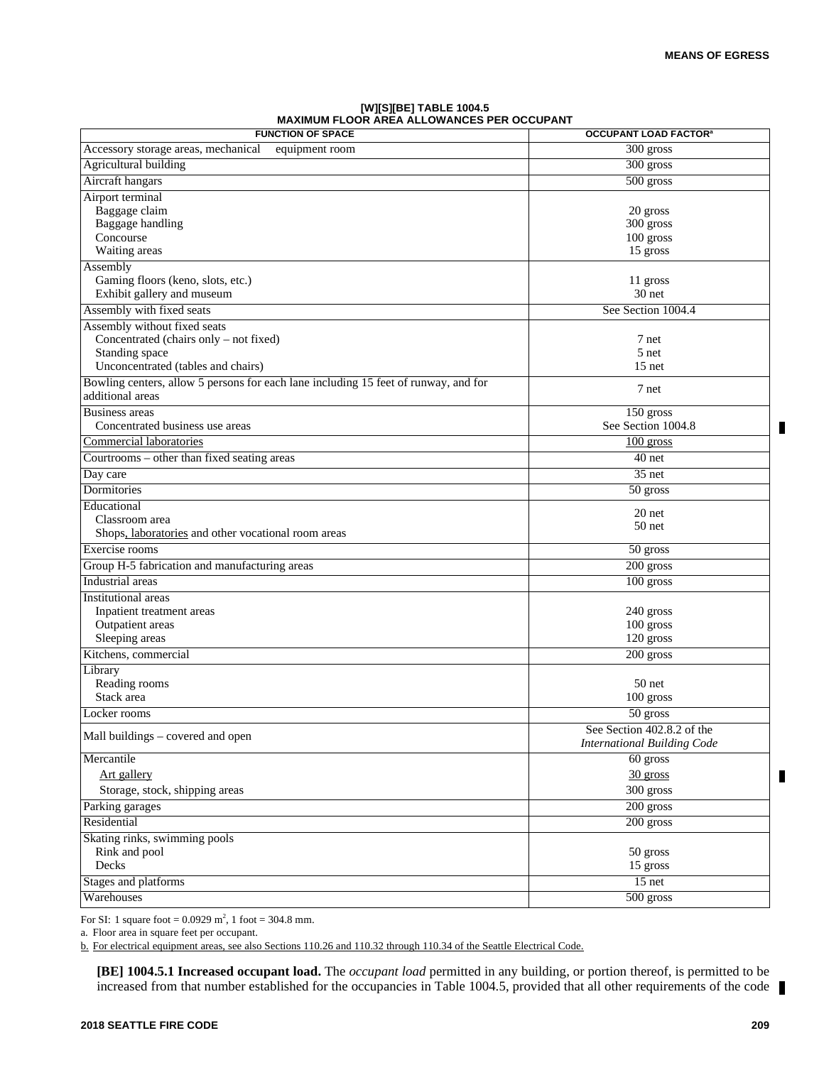**[W][S][BE] TABLE 1004.5**
**MAXIMUM FLOOR AREA ALLOWANCES PER OCCUPANT**

| FUNCTION OF SPACE | OCCUPANT LOAD FACTOR[a] |
|---|---|
| Accessory storage areas, mechanical equipment room | 300 gross |
| Agricultural building | 300 gross |
| Aircraft hangars | 500 gross |
| Airport terminal | |
| Baggage claim | 20 gross |
| Baggage handling | 300 gross |
| Concourse | 100 gross |
| Waiting areas | 15 gross |
| Assembly | |
| Gaming floors (keno, slots, etc.) | 11 gross |
| Exhibit gallery and museum | 30 net |
| Assembly with fixed seats | See Section 1004.4 |
| Assembly without fixed seats | |
| Concentrated (chairs only – not fixed) | 7 net |
| Standing space | 5 net |
| Unconcentrated (tables and chairs) | 15 net |
| Bowling centers, allow 5 persons for each lane including 15 feet of runway, and for additional areas | 7 net |
| Business areas | 150 gross |
| Concentrated business use areas | See Section 1004.8 |
| Commercial laboratories | 100 gross |
| Courtrooms – other than fixed seating areas | 40 net |
| Day care | 35 net |
| Dormitories | 50 gross |
| Educational | |
| Classroom area | 20 net |
| Shops, laboratories and other vocational room areas | 50 net |
| Exercise rooms | 50 gross |
| Group H-5 fabrication and manufacturing areas | 200 gross |
| Industrial areas | 100 gross |
| Institutional areas | |
| Inpatient treatment areas | 240 gross |
| Outpatient areas | 100 gross |
| Sleeping areas | 120 gross |
| Kitchens, commercial | 200 gross |
| Library | |
| Reading rooms | 50 net |
| Stack area | 100 gross |
| Locker rooms | 50 gross |
| Mall buildings – covered and open | See Section 402.8.2 of the *International Building Code* |
| Mercantile | 60 gross |
| Art gallery | 30 gross |
| Storage, stock, shipping areas | 300 gross |
| Parking garages | 200 gross |
| Residential | 200 gross |
| Skating rinks, swimming pools | |
| Rink and pool | 50 gross |
| Decks | 15 gross |
| Stages and platforms | 15 net |
| Warehouses | 500 gross |

For SI: 1 square foot = 0.0929 $m^2$, 1 foot = 304.8 mm.

a. Floor area in square feet per occupant.

b. For electrical equipment areas, see also Sections 110.26 and 110.32 through 110.34 of the Seattle Electrical Code.

**[BE] 1004.5.1 Increased occupant load.** The *occupant load* permitted in any building, or portion thereof, is permitted to be increased from that number established for the occupancies in Table 1004.5, provided that all other requirements of the code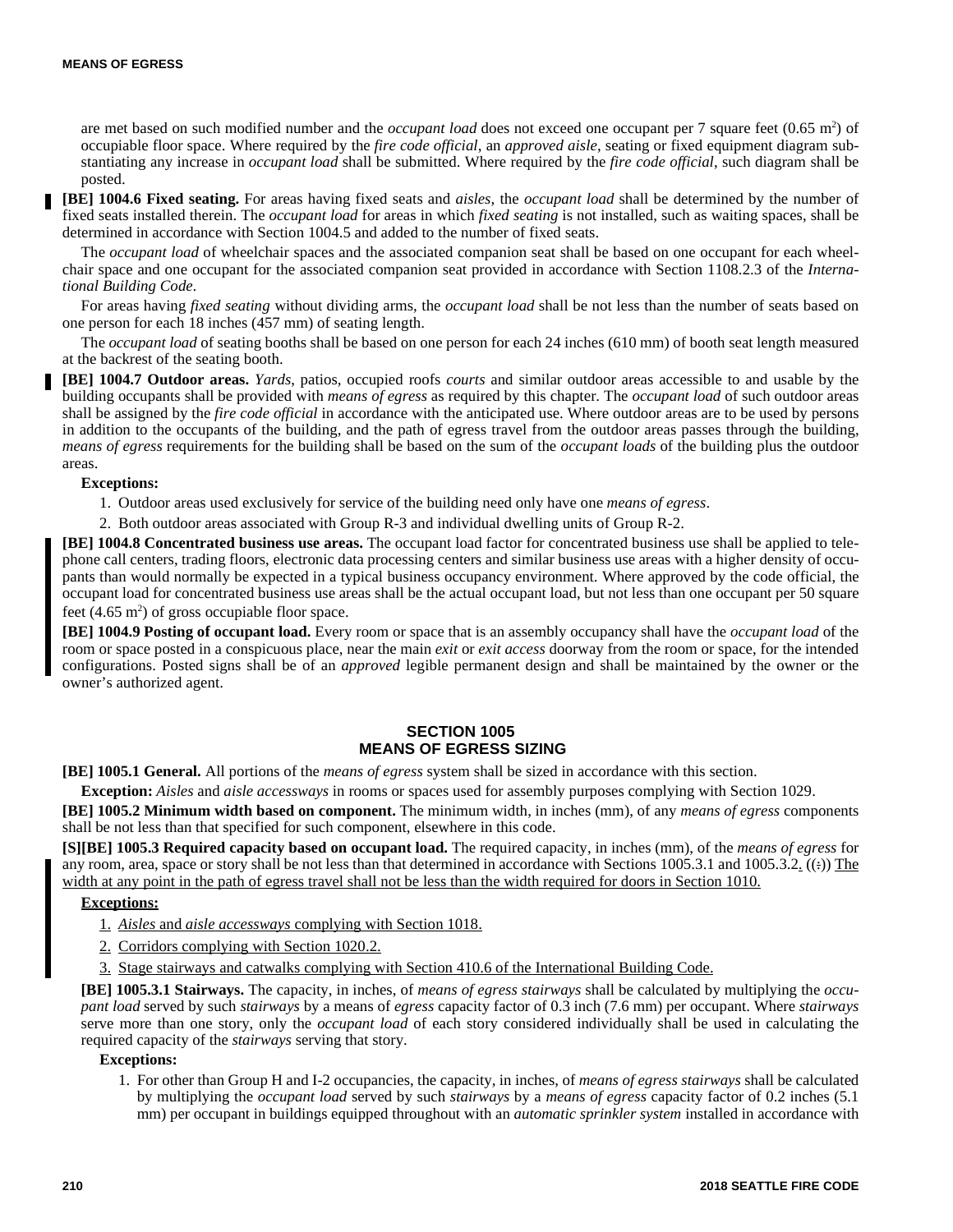are met based on such modified number and the *occupant load* does not exceed one occupant per 7 square feet (0.65 $m^2$) of occupiable floor space. Where required by the *fire code official*, an *approved aisle*, seating or fixed equipment diagram substantiating any increase in *occupant load* shall be submitted. Where required by the *fire code official*, such diagram shall be posted.

**[BE] 1004.6 Fixed seating.** For areas having fixed seats and *aisles*, the *occupant load* shall be determined by the number of fixed seats installed therein. The *occupant load* for areas in which *fixed seating* is not installed, such as waiting spaces, shall be determined in accordance with Section 1004.5 and added to the number of fixed seats.

The *occupant load* of wheelchair spaces and the associated companion seat shall be based on one occupant for each wheelchair space and one occupant for the associated companion seat provided in accordance with Section 1108.2.3 of the *International Building Code*.

For areas having *fixed seating* without dividing arms, the *occupant load* shall be not less than the number of seats based on one person for each 18 inches (457 mm) of seating length.

The *occupant load* of seating booths shall be based on one person for each 24 inches (610 mm) of booth seat length measured at the backrest of the seating booth.

**[BE] 1004.7 Outdoor areas.** *Yards*, patios, occupied roofs *courts* and similar outdoor areas accessible to and usable by the building occupants shall be provided with *means of egress* as required by this chapter. The *occupant load* of such outdoor areas shall be assigned by the *fire code official* in accordance with the anticipated use. Where outdoor areas are to be used by persons in addition to the occupants of the building, and the path of egress travel from the outdoor areas passes through the building, *means of egress* requirements for the building shall be based on the sum of the *occupant loads* of the building plus the outdoor areas.

**Exceptions:**

1. Outdoor areas used exclusively for service of the building need only have one *means of egress*.
2. Both outdoor areas associated with Group R-3 and individual dwelling units of Group R-2.

**[BE] 1004.8 Concentrated business use areas.** The occupant load factor for concentrated business use shall be applied to telephone call centers, trading floors, electronic data processing centers and similar business use areas with a higher density of occupants than would normally be expected in a typical business occupancy environment. Where approved by the code official, the occupant load for concentrated business use areas shall be the actual occupant load, but not less than one occupant per 50 square feet (4.65 $m^2$) of gross occupiable floor space.

**[BE] 1004.9 Posting of occupant load.** Every room or space that is an assembly occupancy shall have the *occupant load* of the room or space posted in a conspicuous place, near the main *exit* or *exit access* doorway from the room or space, for the intended configurations. Posted signs shall be of an *approved* legible permanent design and shall be maintained by the owner or the owner's authorized agent.

## SECTION 1005
## MEANS OF EGRESS SIZING

**[BE] 1005.1 General.** All portions of the *means of egress* system shall be sized in accordance with this section.

**Exception:** *Aisles* and *aisle accessways* in rooms or spaces used for assembly purposes complying with Section 1029.

**[BE] 1005.2 Minimum width based on component.** The minimum width, in inches (mm), of any *means of egress* components shall be not less than that specified for such component, elsewhere in this code.

**[S][BE] 1005.3 Required capacity based on occupant load.** The required capacity, in inches (mm), of the *means of egress* for any room, area, space or story shall be not less than that determined in accordance with Sections 1005.3.1 and 1005.3.2. ((:)) The width at any point in the path of egress travel shall not be less than the width required for doors in Section 1010.

**Exceptions:**

1. *Aisles* and *aisle accessways* complying with Section 1018.
2. Corridors complying with Section 1020.2.
3. Stage stairways and catwalks complying with Section 410.6 of the International Building Code.

**[BE] 1005.3.1 Stairways.** The capacity, in inches, of *means of egress stairways* shall be calculated by multiplying the *occupant load* served by such *stairways* by a means of *egress* capacity factor of 0.3 inch (7.6 mm) per occupant. Where *stairways* serve more than one story, only the *occupant load* of each story considered individually shall be used in calculating the required capacity of the *stairways* serving that story.

**Exceptions:**

1. For other than Group H and I-2 occupancies, the capacity, in inches, of *means of egress stairways* shall be calculated by multiplying the *occupant load* served by such *stairways* by a *means of egress* capacity factor of 0.2 inches (5.1 mm) per occupant in buildings equipped throughout with an *automatic sprinkler system* installed in accordance with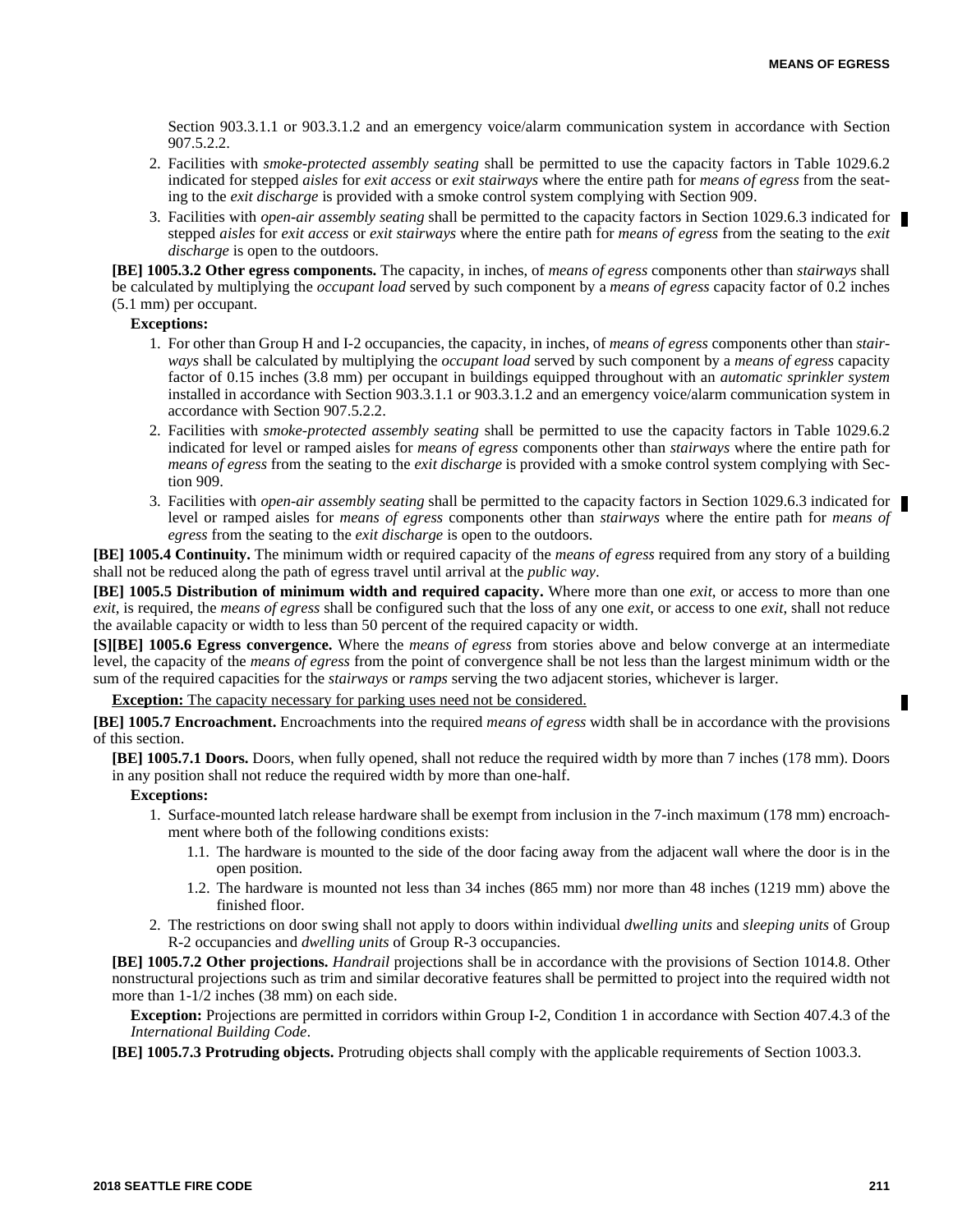Section 903.3.1.1 or 903.3.1.2 and an emergency voice/alarm communication system in accordance with Section 907.5.2.2.

2. Facilities with *smoke-protected assembly seating* shall be permitted to use the capacity factors in Table 1029.6.2 indicated for stepped *aisles* for *exit access* or *exit stairways* where the entire path for *means of egress* from the seating to the *exit discharge* is provided with a smoke control system complying with Section 909.
3. Facilities with *open-air assembly seating* shall be permitted to the capacity factors in Section 1029.6.3 indicated for stepped *aisles* for *exit access* or *exit stairways* where the entire path for *means of egress* from the seating to the *exit discharge* is open to the outdoors.

**[BE] 1005.3.2 Other egress components.** The capacity, in inches, of *means of egress* components other than *stairways* shall be calculated by multiplying the *occupant load* served by such component by a *means of egress* capacity factor of 0.2 inches (5.1 mm) per occupant.

**Exceptions:**

1. For other than Group H and I-2 occupancies, the capacity, in inches, of *means of egress* components other than *stairways* shall be calculated by multiplying the *occupant load* served by such component by a *means of egress* capacity factor of 0.15 inches (3.8 mm) per occupant in buildings equipped throughout with an *automatic sprinkler system* installed in accordance with Section 903.3.1.1 or 903.3.1.2 and an emergency voice/alarm communication system in accordance with Section 907.5.2.2.
2. Facilities with *smoke-protected assembly seating* shall be permitted to use the capacity factors in Table 1029.6.2 indicated for level or ramped aisles for *means of egress* components other than *stairways* where the entire path for *means of egress* from the seating to the *exit discharge* is provided with a smoke control system complying with Section 909.
3. Facilities with *open-air assembly seating* shall be permitted to the capacity factors in Section 1029.6.3 indicated for level or ramped aisles for *means of egress* components other than *stairways* where the entire path for *means of egress* from the seating to the *exit discharge* is open to the outdoors.

**[BE] 1005.4 Continuity.** The minimum width or required capacity of the *means of egress* required from any story of a building shall not be reduced along the path of egress travel until arrival at the *public way*.

**[BE] 1005.5 Distribution of minimum width and required capacity.** Where more than one *exit*, or access to more than one *exit*, is required, the *means of egress* shall be configured such that the loss of any one *exit*, or access to one *exit*, shall not reduce the available capacity or width to less than 50 percent of the required capacity or width.

**[S][BE] 1005.6 Egress convergence.** Where the *means of egress* from stories above and below converge at an intermediate level, the capacity of the *means of egress* from the point of convergence shall be not less than the largest minimum width or the sum of the required capacities for the *stairways* or *ramps* serving the two adjacent stories, whichever is larger.

**Exception:** The capacity necessary for parking uses need not be considered.

**[BE] 1005.7 Encroachment.** Encroachments into the required *means of egress* width shall be in accordance with the provisions of this section.

**[BE] 1005.7.1 Doors.** Doors, when fully opened, shall not reduce the required width by more than 7 inches (178 mm). Doors in any position shall not reduce the required width by more than one-half.

**Exceptions:**

1. Surface-mounted latch release hardware shall be exempt from inclusion in the 7-inch maximum (178 mm) encroachment where both of the following conditions exists:
   1.1. The hardware is mounted to the side of the door facing away from the adjacent wall where the door is in the open position.
   1.2. The hardware is mounted not less than 34 inches (865 mm) nor more than 48 inches (1219 mm) above the finished floor.
2. The restrictions on door swing shall not apply to doors within individual *dwelling units* and *sleeping units* of Group R-2 occupancies and *dwelling units* of Group R-3 occupancies.

**[BE] 1005.7.2 Other projections.** *Handrail* projections shall be in accordance with the provisions of Section 1014.8. Other nonstructural projections such as trim and similar decorative features shall be permitted to project into the required width not more than 1-1/2 inches (38 mm) on each side.

**Exception:** Projections are permitted in corridors within Group I-2, Condition 1 in accordance with Section 407.4.3 of the *International Building Code*.

**[BE] 1005.7.3 Protruding objects.** Protruding objects shall comply with the applicable requirements of Section 1003.3.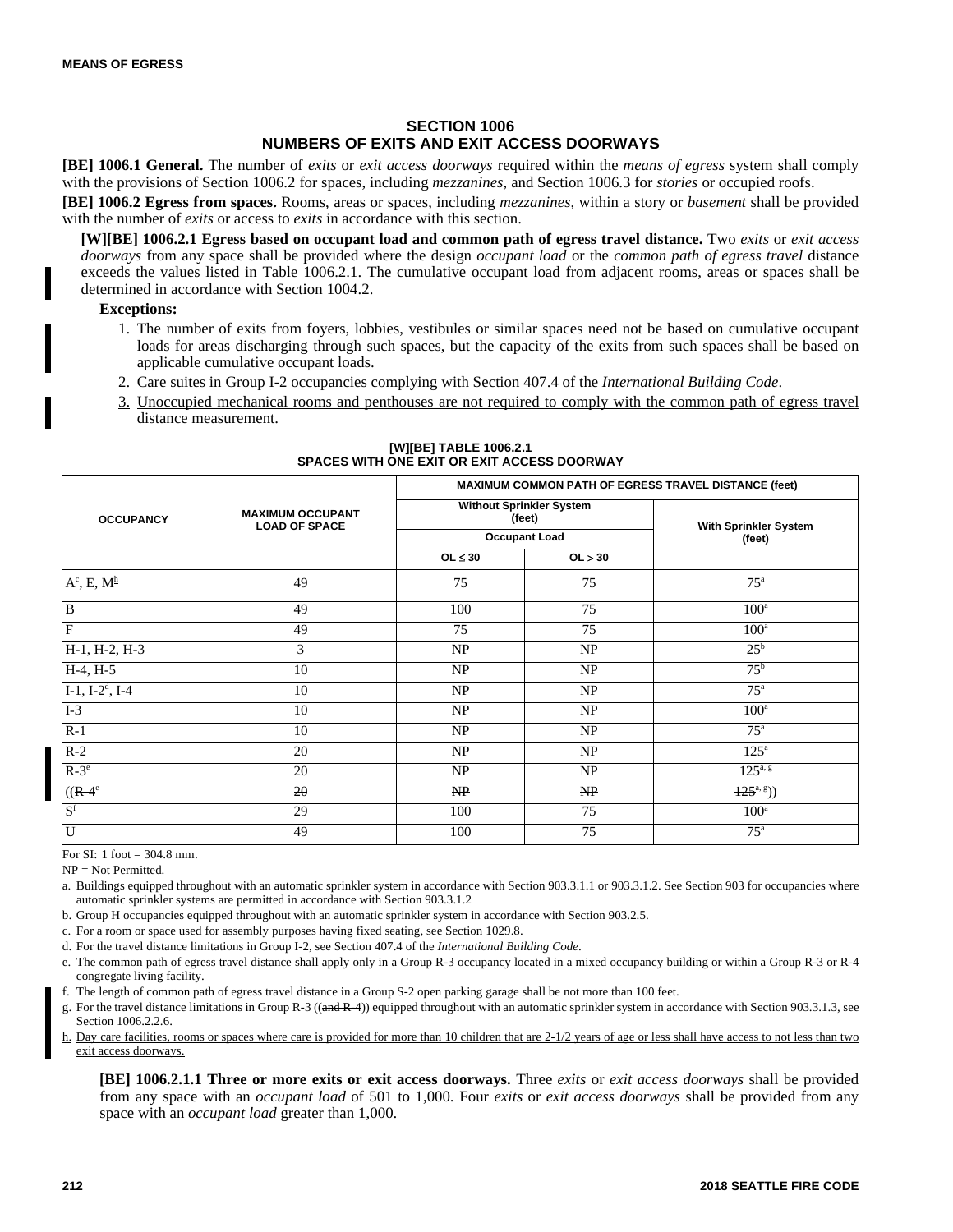# SECTION 1006 NUMBERS OF EXITS AND EXIT ACCESS DOORWAYS

**[BE] 1006.1 General.** The number of *exits* or *exit access doorways* required within the *means of egress* system shall comply with the provisions of Section 1006.2 for spaces, including *mezzanines*, and Section 1006.3 for *stories* or occupied roofs.

**[BE] 1006.2 Egress from spaces.** Rooms, areas or spaces, including *mezzanines*, within a story or *basement* shall be provided with the number of *exits* or access to *exits* in accordance with this section.

**[W][BE] 1006.2.1 Egress based on occupant load and common path of egress travel distance.** Two *exits* or *exit access doorways* from any space shall be provided where the design *occupant load* or the *common path of egress travel* distance exceeds the values listed in Table 1006.2.1. The cumulative occupant load from adjacent rooms, areas or spaces shall be determined in accordance with Section 1004.2.

**Exceptions:**

1. The number of exits from foyers, lobbies, vestibules or similar spaces need not be based on cumulative occupant loads for areas discharging through such spaces, but the capacity of the exits from such spaces shall be based on applicable cumulative occupant loads.
2. Care suites in Group I-2 occupancies complying with Section 407.4 of the *International Building Code*.
3. Unoccupied mechanical rooms and penthouses are not required to comply with the common path of egress travel distance measurement.

**[W][BE] TABLE 1006.2.1 SPACES WITH ONE EXIT OR EXIT ACCESS DOORWAY**

| OCCUPANCY | MAXIMUM OCCUPANT LOAD OF SPACE | MAXIMUM COMMON PATH OF EGRESS TRAVEL DISTANCE (feet) | | |
|---|---|---|---|---|
| | | Without Sprinkler System (feet) | | With Sprinkler System (feet) |
| | | Occupant Load | | |
| | | OL ≤ 30 | OL > 30 | |
| A[c], E, M[h] | 49 | 75 | 75 | 75[a] |
| B | 49 | 100 | 75 | 100[a] |
| F | 49 | 75 | 75 | 100[a] |
| H-1, H-2, H-3 | 3 | NP | NP | 25[b] |
| H-4, H-5 | 10 | NP | NP | 75[b] |
| I-1, I-2[d], I-4 | 10 | NP | NP | 75[a] |
| I-3 | 10 | NP | NP | 100[a] |
| R-1 | 10 | NP | NP | 75[a] |
| R-2 | 20 | NP | NP | 125[a] |
| R-3[e] | 20 | NP | NP | 125[a, g] |
| ((~~R-4~~[e] | ~~20~~ | ~~NP~~ | ~~NP~~ | ~~125~~[a, g])) |
| S[f] | 29 | 100 | 75 | 100[a] |
| U | 49 | 100 | 75 | 75[a] |

For SI: 1 foot = 304.8 mm.

NP = Not Permitted.

a. Buildings equipped throughout with an automatic sprinkler system in accordance with Section 903.3.1.1 or 903.3.1.2. See Section 903 for occupancies where automatic sprinkler systems are permitted in accordance with Section 903.3.1.2

b. Group H occupancies equipped throughout with an automatic sprinkler system in accordance with Section 903.2.5.

c. For a room or space used for assembly purposes having fixed seating, see Section 1029.8.

d. For the travel distance limitations in Group I-2, see Section 407.4 of the *International Building Code*.

e. The common path of egress travel distance shall apply only in a Group R-3 occupancy located in a mixed occupancy building or within a Group R-3 or R-4 congregate living facility.

f. The length of common path of egress travel distance in a Group S-2 open parking garage shall be not more than 100 feet.

g. For the travel distance limitations in Group R-3 ((~~and R-4~~)) equipped throughout with an automatic sprinkler system in accordance with Section 903.3.1.3, see Section 1006.2.2.6.

h. Day care facilities, rooms or spaces where care is provided for more than 10 children that are 2-1/2 years of age or less shall have access to not less than two exit access doorways.

**[BE] 1006.2.1.1 Three or more exits or exit access doorways.** Three *exits* or *exit access doorways* shall be provided from any space with an *occupant load* of 501 to 1,000. Four *exits* or *exit access doorways* shall be provided from any space with an *occupant load* greater than 1,000.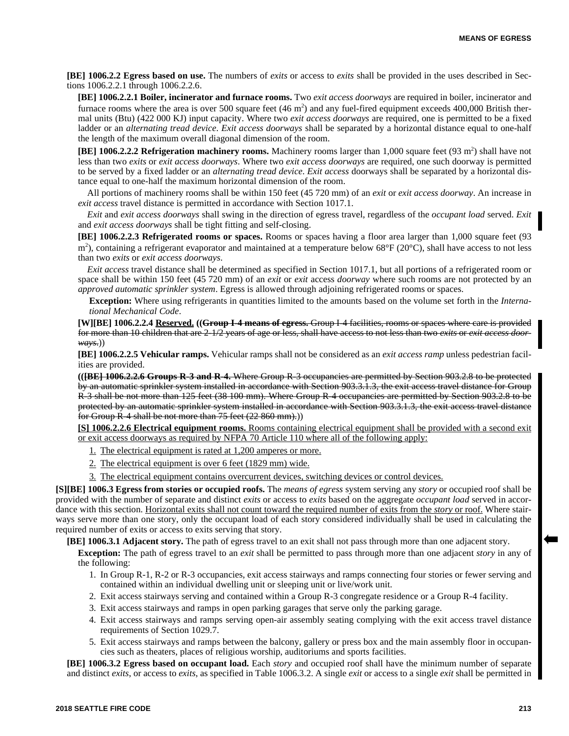**[BE] 1006.2.2 Egress based on use.** The numbers of *exits* or access to *exits* shall be provided in the uses described in Sections 1006.2.2.1 through 1006.2.2.6.

**[BE] 1006.2.2.1 Boiler, incinerator and furnace rooms.** Two *exit access doorways* are required in boiler, incinerator and furnace rooms where the area is over 500 square feet (46 $m^2$) and any fuel-fired equipment exceeds 400,000 British thermal units (Btu) (422 000 KJ) input capacity. Where two *exit access doorways* are required, one is permitted to be a fixed ladder or an *alternating tread device*. *Exit access doorways* shall be separated by a horizontal distance equal to one-half the length of the maximum overall diagonal dimension of the room.

**[BE] 1006.2.2.2 Refrigeration machinery rooms.** Machinery rooms larger than 1,000 square feet (93 $m^2$) shall have not less than two *exits* or *exit access doorways*. Where two *exit access doorways* are required, one such doorway is permitted to be served by a fixed ladder or an *alternating tread device*. *Exit access* doorways shall be separated by a horizontal distance equal to one-half the maximum horizontal dimension of the room.

All portions of machinery rooms shall be within 150 feet (45 720 mm) of an *exit* or *exit access doorway*. An increase in *exit access* travel distance is permitted in accordance with Section 1017.1.

*Exit* and *exit access doorways* shall swing in the direction of egress travel, regardless of the *occupant load* served. *Exit* and *exit access doorways* shall be tight fitting and self-closing.

**[BE] 1006.2.2.3 Refrigerated rooms or spaces.** Rooms or spaces having a floor area larger than 1,000 square feet (93 $m^2$), containing a refrigerant evaporator and maintained at a temperature below 68°F (20°C), shall have access to not less than two *exits* or *exit access doorways*.

*Exit access* travel distance shall be determined as specified in Section 1017.1, but all portions of a refrigerated room or space shall be within 150 feet (45 720 mm) of an *exit* or *exit* access *doorway* where such rooms are not protected by an *approved automatic sprinkler system*. Egress is allowed through adjoining refrigerated rooms or spaces.

**Exception:** Where using refrigerants in quantities limited to the amounts based on the volume set forth in the *International Mechanical Code*.

**[W][BE] 1006.2.2.4 Reserved. ((~~Group I-4 means of egress.~~** ~~Group I-4 facilities, rooms or spaces where care is provided for more than 10 children that are 2-1/2 years of age or less, shall have access to not less than two *exits* or *exit access doorways*.~~))

**[BE] 1006.2.2.5 Vehicular ramps.** Vehicular ramps shall not be considered as an *exit access ramp* unless pedestrian facilities are provided.

**((~~[BE] 1006.2.2.6 Groups R-3 and R-4.~~** ~~Where Group R-3 occupancies are permitted by Section 903.2.8 to be protected by an automatic sprinkler system installed in accordance with Section 903.3.1.3, the exit access travel distance for Group R-3 shall be not more than 125 feet (38 100 mm). Where Group R-4 occupancies are permitted by Section 903.2.8 to be protected by an automatic sprinkler system installed in accordance with Section 903.3.1.3, the exit access travel distance for Group R-4 shall be not more than 75 feet (22 860 mm).~~))

**[S] 1006.2.2.6 Electrical equipment rooms.** Rooms containing electrical equipment shall be provided with a second exit or exit access doorways as required by NFPA 70 Article 110 where all of the following apply:

1. The electrical equipment is rated at 1,200 amperes or more.
2. The electrical equipment is over 6 feet (1829 mm) wide.
3. The electrical equipment contains overcurrent devices, switching devices or control devices.

**[S][BE] 1006.3 Egress from stories or occupied roofs.** The *means of egress* system serving any *story* or occupied roof shall be provided with the number of separate and distinct *exits* or access to *exits* based on the aggregate *occupant load* served in accordance with this section. Horizontal exits shall not count toward the required number of exits from the *story* or roof. Where stairways serve more than one story, only the occupant load of each story considered individually shall be used in calculating the required number of exits or access to exits serving that story.

**[BE] 1006.3.1 Adjacent story.** The path of egress travel to an exit shall not pass through more than one adjacent story.

**Exception:** The path of egress travel to an *exit* shall be permitted to pass through more than one adjacent *story* in any of the following:

1. In Group R-1, R-2 or R-3 occupancies, exit access stairways and ramps connecting four stories or fewer serving and contained within an individual dwelling unit or sleeping unit or live/work unit.
2. Exit access stairways serving and contained within a Group R-3 congregate residence or a Group R-4 facility.
3. Exit access stairways and ramps in open parking garages that serve only the parking garage.
4. Exit access stairways and ramps serving open-air assembly seating complying with the exit access travel distance requirements of Section 1029.7.
5. Exit access stairways and ramps between the balcony, gallery or press box and the main assembly floor in occupancies such as theaters, places of religious worship, auditoriums and sports facilities.

**[BE] 1006.3.2 Egress based on occupant load.** Each *story* and occupied roof shall have the minimum number of separate and distinct *exits*, or access to *exits*, as specified in Table 1006.3.2. A single *exit* or access to a single *exit* shall be permitted in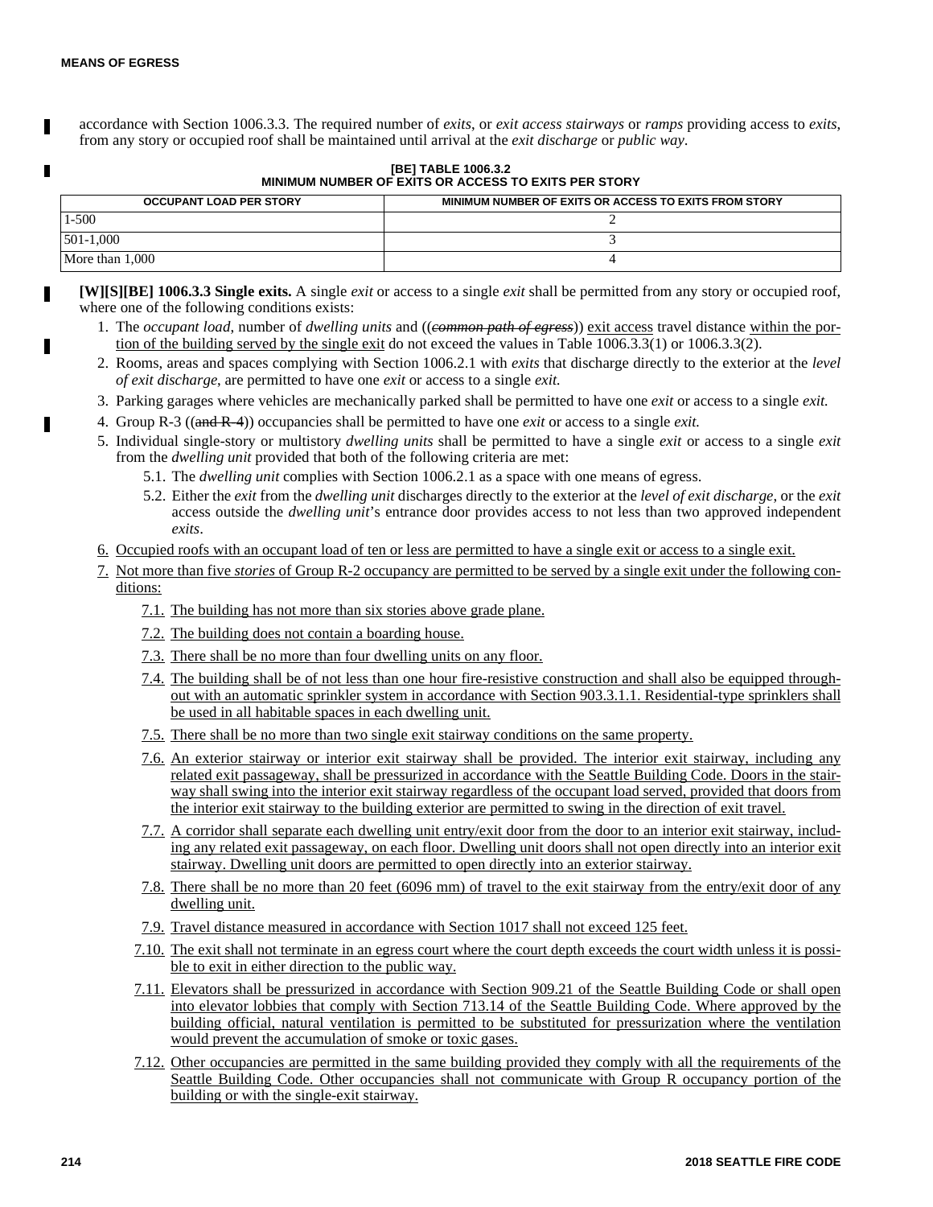accordance with Section 1006.3.3. The required number of *exits*, or *exit access stairways* or *ramps* providing access to *exits*, from any story or occupied roof shall be maintained until arrival at the *exit discharge* or *public way*.

**[BE] TABLE 1006.3.2**
**MINIMUM NUMBER OF EXITS OR ACCESS TO EXITS PER STORY**

| OCCUPANT LOAD PER STORY | MINIMUM NUMBER OF EXITS OR ACCESS TO EXITS FROM STORY |
|---|---|
| 1-500 | 2 |
| 501-1,000 | 3 |
| More than 1,000 | 4 |

**[W][S][BE] 1006.3.3 Single exits.** A single *exit* or access to a single *exit* shall be permitted from any story or occupied roof, where one of the following conditions exists:

1. The *occupant load*, number of *dwelling units* and ((~~*common path of egress*~~)) <u>exit access</u> travel distance <u>within the portion of the building served by the single exit</u> do not exceed the values in Table 1006.3.3(1) or 1006.3.3(2).
2. Rooms, areas and spaces complying with Section 1006.2.1 with *exits* that discharge directly to the exterior at the *level of exit discharge*, are permitted to have one *exit* or access to a single *exit.*
3. Parking garages where vehicles are mechanically parked shall be permitted to have one *exit* or access to a single *exit.*
4. Group R-3 ((~~and R-4~~)) occupancies shall be permitted to have one *exit* or access to a single *exit.*
5. Individual single-story or multistory *dwelling units* shall be permitted to have a single *exit* or access to a single *exit* from the *dwelling unit* provided that both of the following criteria are met:
   5.1. The *dwelling unit* complies with Section 1006.2.1 as a space with one means of egress.
   5.2. Either the *exit* from the *dwelling unit* discharges directly to the exterior at the *level of exit discharge*, or the *exit* access outside the *dwelling unit*'s entrance door provides access to not less than two approved independent *exits*.
6. <u>Occupied roofs with an occupant load of ten or less are permitted to have a single exit or access to a single exit.</u>
7. <u>Not more than five *stories* of Group R-2 occupancy are permitted to be served by a single exit under the following conditions:</u>
   <u>7.1. The building has not more than six stories above grade plane.</u>
   <u>7.2. The building does not contain a boarding house.</u>
   <u>7.3. There shall be no more than four dwelling units on any floor.</u>
   <u>7.4. The building shall be of not less than one hour fire-resistive construction and shall also be equipped throughout with an automatic sprinkler system in accordance with Section 903.3.1.1. Residential-type sprinklers shall be used in all habitable spaces in each dwelling unit.</u>
   <u>7.5. There shall be no more than two single exit stairway conditions on the same property.</u>
   <u>7.6. An exterior stairway or interior exit stairway shall be provided. The interior exit stairway, including any related exit passageway, shall be pressurized in accordance with the Seattle Building Code. Doors in the stairway shall swing into the interior exit stairway regardless of the occupant load served, provided that doors from the interior exit stairway to the building exterior are permitted to swing in the direction of exit travel.</u>
   <u>7.7. A corridor shall separate each dwelling unit entry/exit door from the door to an interior exit stairway, including any related exit passageway, on each floor. Dwelling unit doors shall not open directly into an interior exit stairway. Dwelling unit doors are permitted to open directly into an exterior stairway.</u>
   <u>7.8. There shall be no more than 20 feet (6096 mm) of travel to the exit stairway from the entry/exit door of any dwelling unit.</u>
   <u>7.9. Travel distance measured in accordance with Section 1017 shall not exceed 125 feet.</u>
   <u>7.10. The exit shall not terminate in an egress court where the court depth exceeds the court width unless it is possible to exit in either direction to the public way.</u>
   <u>7.11. Elevators shall be pressurized in accordance with Section 909.21 of the Seattle Building Code or shall open into elevator lobbies that comply with Section 713.14 of the Seattle Building Code. Where approved by the building official, natural ventilation is permitted to be substituted for pressurization where the ventilation would prevent the accumulation of smoke or toxic gases.</u>
   <u>7.12. Other occupancies are permitted in the same building provided they comply with all the requirements of the Seattle Building Code. Other occupancies shall not communicate with Group R occupancy portion of the building or with the single-exit stairway.</u>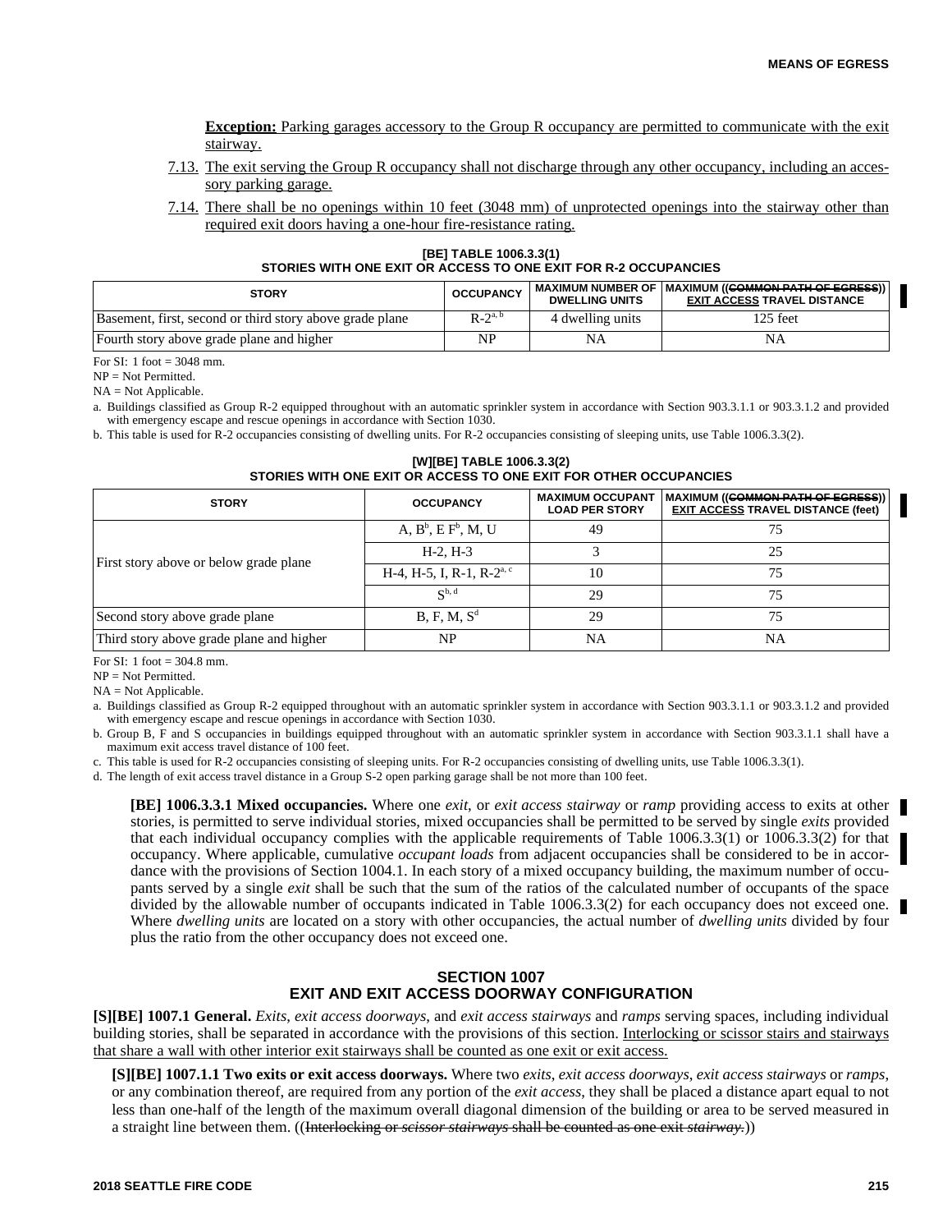**Exception:** Parking garages accessory to the Group R occupancy are permitted to communicate with the exit stairway.

7.13. The exit serving the Group R occupancy shall not discharge through any other occupancy, including an accessory parking garage.

7.14. There shall be no openings within 10 feet (3048 mm) of unprotected openings into the stairway other than required exit doors having a one-hour fire-resistance rating.

**[BE] TABLE 1006.3.3(1)**
**STORIES WITH ONE EXIT OR ACCESS TO ONE EXIT FOR R-2 OCCUPANCIES**

| STORY | OCCUPANCY | MAXIMUM NUMBER OF DWELLING UNITS | MAXIMUM ((~~COMMON PATH OF EGRESS~~)) EXIT ACCESS TRAVEL DISTANCE |
|---|---|---|---|
| Basement, first, second or third story above grade plane | R-2[a, b] | 4 dwelling units | 125 feet |
| Fourth story above grade plane and higher | NP | NA | NA |

For SI: 1 foot = 3048 mm.

NP = Not Permitted.

NA = Not Applicable.

a. Buildings classified as Group R-2 equipped throughout with an automatic sprinkler system in accordance with Section 903.3.1.1 or 903.3.1.2 and provided with emergency escape and rescue openings in accordance with Section 1030.

b. This table is used for R-2 occupancies consisting of dwelling units. For R-2 occupancies consisting of sleeping units, use Table 1006.3.3(2).

**[W][BE] TABLE 1006.3.3(2)**
**STORIES WITH ONE EXIT OR ACCESS TO ONE EXIT FOR OTHER OCCUPANCIES**

| STORY | OCCUPANCY | MAXIMUM OCCUPANT LOAD PER STORY | MAXIMUM ((~~COMMON PATH OF EGRESS~~)) EXIT ACCESS TRAVEL DISTANCE (feet) |
|---|---|---|---|
| First story above or below grade plane | A, B[b], E F[b], M, U | 49 | 75 |
| | H-2, H-3 | 3 | 25 |
| | H-4, H-5, I, R-1, R-2[a, c] | 10 | 75 |
| | S[b, d] | 29 | 75 |
| Second story above grade plane | B, F, M, S[d] | 29 | 75 |
| Third story above grade plane and higher | NP | NA | NA |

For SI: 1 foot = 304.8 mm.

NP = Not Permitted.

NA = Not Applicable.

a. Buildings classified as Group R-2 equipped throughout with an automatic sprinkler system in accordance with Section 903.3.1.1 or 903.3.1.2 and provided with emergency escape and rescue openings in accordance with Section 1030.

b. Group B, F and S occupancies in buildings equipped throughout with an automatic sprinkler system in accordance with Section 903.3.1.1 shall have a maximum exit access travel distance of 100 feet.

c. This table is used for R-2 occupancies consisting of sleeping units. For R-2 occupancies consisting of dwelling units, use Table 1006.3.3(1).

d. The length of exit access travel distance in a Group S-2 open parking garage shall be not more than 100 feet.

**[BE] 1006.3.3.1 Mixed occupancies.** Where one *exit*, or *exit access stairway* or *ramp* providing access to exits at other stories, is permitted to serve individual stories, mixed occupancies shall be permitted to be served by single *exits* provided that each individual occupancy complies with the applicable requirements of Table 1006.3.3(1) or 1006.3.3(2) for that occupancy. Where applicable, cumulative *occupant loads* from adjacent occupancies shall be considered to be in accordance with the provisions of Section 1004.1. In each story of a mixed occupancy building, the maximum number of occupants served by a single *exit* shall be such that the sum of the ratios of the calculated number of occupants of the space divided by the allowable number of occupants indicated in Table 1006.3.3(2) for each occupancy does not exceed one. Where *dwelling units* are located on a story with other occupancies, the actual number of *dwelling units* divided by four plus the ratio from the other occupancy does not exceed one.

## SECTION 1007
## EXIT AND EXIT ACCESS DOORWAY CONFIGURATION

**[S][BE] 1007.1 General.** *Exits*, *exit access doorways*, and *exit access stairways* and *ramps* serving spaces, including individual building stories, shall be separated in accordance with the provisions of this section. Interlocking or scissor stairs and stairways that share a wall with other interior exit stairways shall be counted as one exit or exit access.

**[S][BE] 1007.1.1 Two exits or exit access doorways.** Where two *exits*, *exit access doorways*, *exit access stairways* or *ramps*, or any combination thereof, are required from any portion of the *exit access*, they shall be placed a distance apart equal to not less than one-half of the length of the maximum overall diagonal dimension of the building or area to be served measured in a straight line between them. ((~~Interlocking or *scissor stairways* shall be counted as one exit *stairway*.~~))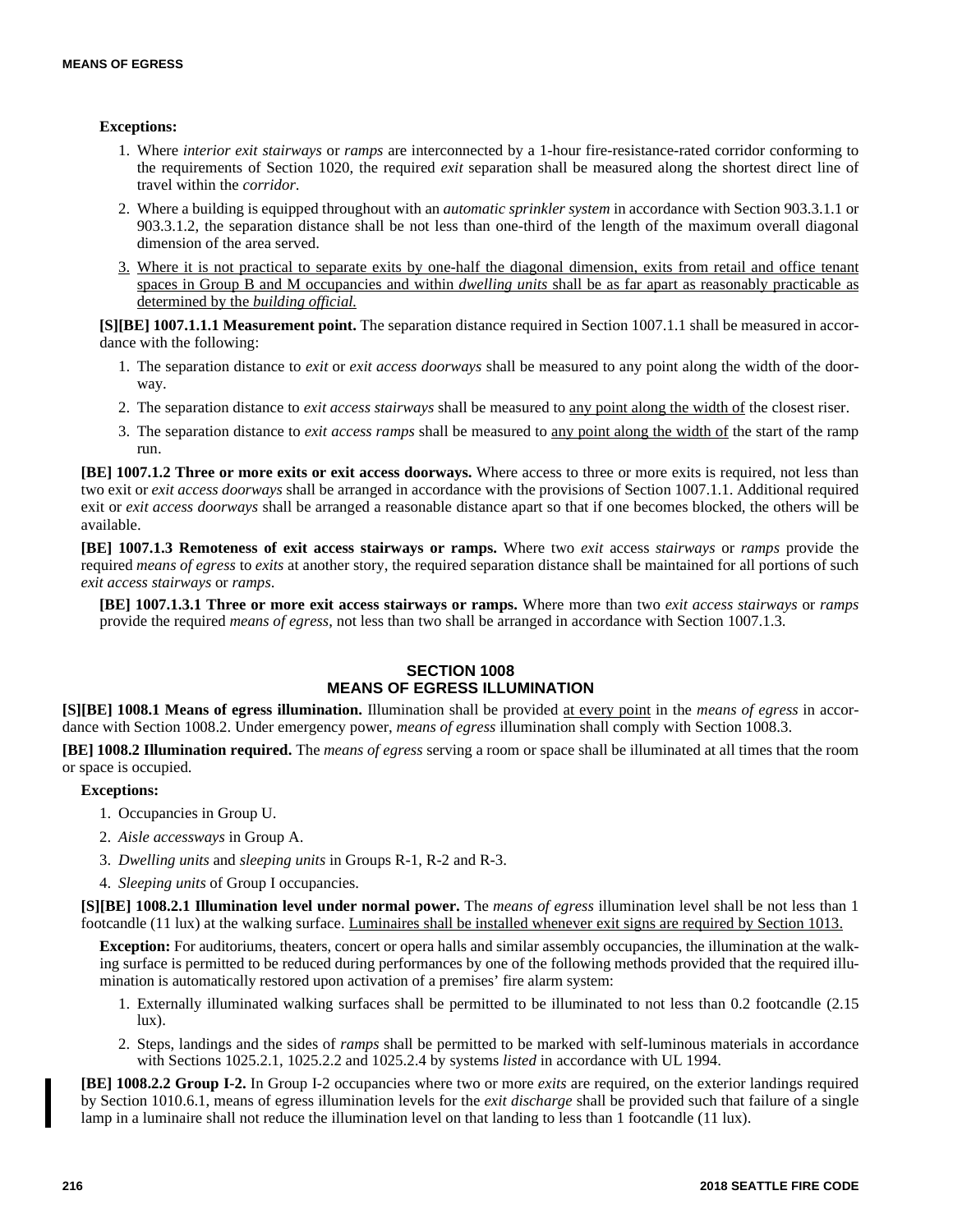**Exceptions:**

1. Where *interior exit stairways* or *ramps* are interconnected by a 1-hour fire-resistance-rated corridor conforming to the requirements of Section 1020, the required *exit* separation shall be measured along the shortest direct line of travel within the *corridor*.
2. Where a building is equipped throughout with an *automatic sprinkler system* in accordance with Section 903.3.1.1 or 903.3.1.2, the separation distance shall be not less than one-third of the length of the maximum overall diagonal dimension of the area served.
3. Where it is not practical to separate exits by one-half the diagonal dimension, exits from retail and office tenant spaces in Group B and M occupancies and within *dwelling units* shall be as far apart as reasonably practicable as determined by the *building official.*

**[S][BE] 1007.1.1.1 Measurement point.** The separation distance required in Section 1007.1.1 shall be measured in accordance with the following:

1. The separation distance to *exit* or *exit access doorways* shall be measured to any point along the width of the doorway.
2. The separation distance to *exit access stairways* shall be measured to any point along the width of the closest riser.
3. The separation distance to *exit access ramps* shall be measured to any point along the width of the start of the ramp run.

**[BE] 1007.1.2 Three or more exits or exit access doorways.** Where access to three or more exits is required, not less than two exit or *exit access doorways* shall be arranged in accordance with the provisions of Section 1007.1.1. Additional required exit or *exit access doorways* shall be arranged a reasonable distance apart so that if one becomes blocked, the others will be available.

**[BE] 1007.1.3 Remoteness of exit access stairways or ramps.** Where two *exit* access *stairways* or *ramps* provide the required *means of egress* to *exits* at another story, the required separation distance shall be maintained for all portions of such *exit access stairways* or *ramps*.

**[BE] 1007.1.3.1 Three or more exit access stairways or ramps.** Where more than two *exit access stairways* or *ramps* provide the required *means of egress*, not less than two shall be arranged in accordance with Section 1007.1.3.

## SECTION 1008
## MEANS OF EGRESS ILLUMINATION

**[S][BE] 1008.1 Means of egress illumination.** Illumination shall be provided at every point in the *means of egress* in accordance with Section 1008.2. Under emergency power, *means of egress* illumination shall comply with Section 1008.3.

**[BE] 1008.2 Illumination required.** The *means of egress* serving a room or space shall be illuminated at all times that the room or space is occupied.

**Exceptions:**

1. Occupancies in Group U.
2. *Aisle accessways* in Group A.
3. *Dwelling units* and *sleeping units* in Groups R-1, R-2 and R-3.
4. *Sleeping units* of Group I occupancies.

**[S][BE] 1008.2.1 Illumination level under normal power.** The *means of egress* illumination level shall be not less than 1 footcandle (11 lux) at the walking surface. Luminaires shall be installed whenever exit signs are required by Section 1013.

**Exception:** For auditoriums, theaters, concert or opera halls and similar assembly occupancies, the illumination at the walking surface is permitted to be reduced during performances by one of the following methods provided that the required illumination is automatically restored upon activation of a premises' fire alarm system:

1. Externally illuminated walking surfaces shall be permitted to be illuminated to not less than 0.2 footcandle (2.15 lux).
2. Steps, landings and the sides of *ramps* shall be permitted to be marked with self-luminous materials in accordance with Sections 1025.2.1, 1025.2.2 and 1025.2.4 by systems *listed* in accordance with UL 1994.

**[BE] 1008.2.2 Group I-2.** In Group I-2 occupancies where two or more *exits* are required, on the exterior landings required by Section 1010.6.1, means of egress illumination levels for the *exit discharge* shall be provided such that failure of a single lamp in a luminaire shall not reduce the illumination level on that landing to less than 1 footcandle (11 lux).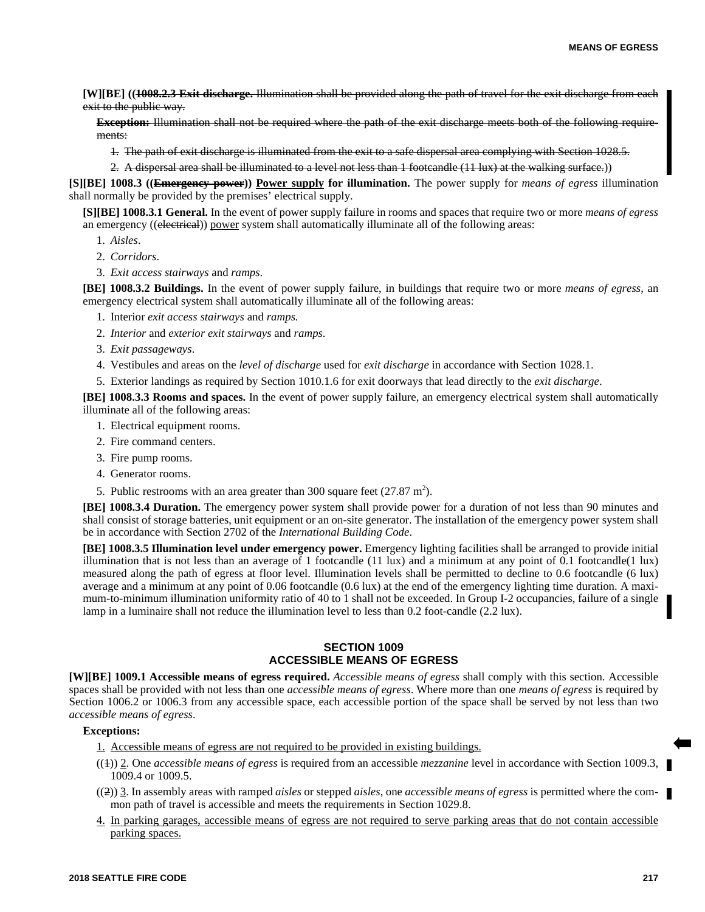**[W][BE] ((~~1008.2.3 Exit discharge.~~ ~~Illumination shall be provided along the path of travel for the exit discharge from each exit to the public way.~~**

~~**Exception:** Illumination shall not be required where the path of the exit discharge meets both of the following requirements:~~

1. ~~The path of exit discharge is illuminated from the exit to a safe dispersal area complying with Section 1028.5.~~
2. ~~A dispersal area shall be illuminated to a level not less than 1 footcandle (11 lux) at the walking surface.~~))

**[S][BE] 1008.3 ((~~Emergency power~~)) <u>Power supply</u> for illumination.** The power supply for *means of egress* illumination shall normally be provided by the premises' electrical supply.

**[S][BE] 1008.3.1 General.** In the event of power supply failure in rooms and spaces that require two or more *means of egress* an emergency ((~~electrical~~)) <u>power</u> system shall automatically illuminate all of the following areas:

1. *Aisles*.
2. *Corridors*.
3. *Exit access stairways* and *ramps*.

**[BE] 1008.3.2 Buildings.** In the event of power supply failure, in buildings that require two or more *means of egress*, an emergency electrical system shall automatically illuminate all of the following areas:

1. Interior *exit access stairways* and *ramps.*
2. *Interior* and *exterior exit stairways* and *ramps.*
3. *Exit passageways*.
4. Vestibules and areas on the *level of discharge* used for *exit discharge* in accordance with Section 1028.1.
5. Exterior landings as required by Section 1010.1.6 for exit doorways that lead directly to the *exit discharge*.

**[BE] 1008.3.3 Rooms and spaces.** In the event of power supply failure, an emergency electrical system shall automatically illuminate all of the following areas:

1. Electrical equipment rooms.
2. Fire command centers.
3. Fire pump rooms.
4. Generator rooms.
5. Public restrooms with an area greater than 300 square feet (27.87 $m^2$).

**[BE] 1008.3.4 Duration.** The emergency power system shall provide power for a duration of not less than 90 minutes and shall consist of storage batteries, unit equipment or an on-site generator. The installation of the emergency power system shall be in accordance with Section 2702 of the *International Building Code*.

**[BE] 1008.3.5 Illumination level under emergency power.** Emergency lighting facilities shall be arranged to provide initial illumination that is not less than an average of 1 footcandle (11 lux) and a minimum at any point of 0.1 footcandle(1 lux) measured along the path of egress at floor level. Illumination levels shall be permitted to decline to 0.6 footcandle (6 lux) average and a minimum at any point of 0.06 footcandle (0.6 lux) at the end of the emergency lighting time duration. A maximum-to-minimum illumination uniformity ratio of 40 to 1 shall not be exceeded. In Group I-2 occupancies, failure of a single lamp in a luminaire shall not reduce the illumination level to less than 0.2 foot-candle (2.2 lux).

## SECTION 1009
## ACCESSIBLE MEANS OF EGRESS

**[W][BE] 1009.1 Accessible means of egress required.** *Accessible means of egress* shall comply with this section. Accessible spaces shall be provided with not less than one *accessible means of egress*. Where more than one *means of egress* is required by Section 1006.2 or 1006.3 from any accessible space, each accessible portion of the space shall be served by not less than two *accessible means of egress*.

**Exceptions:**

<u>1.</u> <u>Accessible means of egress are not required to be provided in existing buildings.</u>

((~~1~~)) <u>2</u>. One *accessible means of egress* is required from an accessible *mezzanine* level in accordance with Section 1009.3, 1009.4 or 1009.5.

((~~2~~)) <u>3</u>. In assembly areas with ramped *aisles* or stepped *aisles*, one *accessible means of egress* is permitted where the common path of travel is accessible and meets the requirements in Section 1029.8.

<u>4.</u> <u>In parking garages, accessible means of egress are not required to serve parking areas that do not contain accessible parking spaces.</u>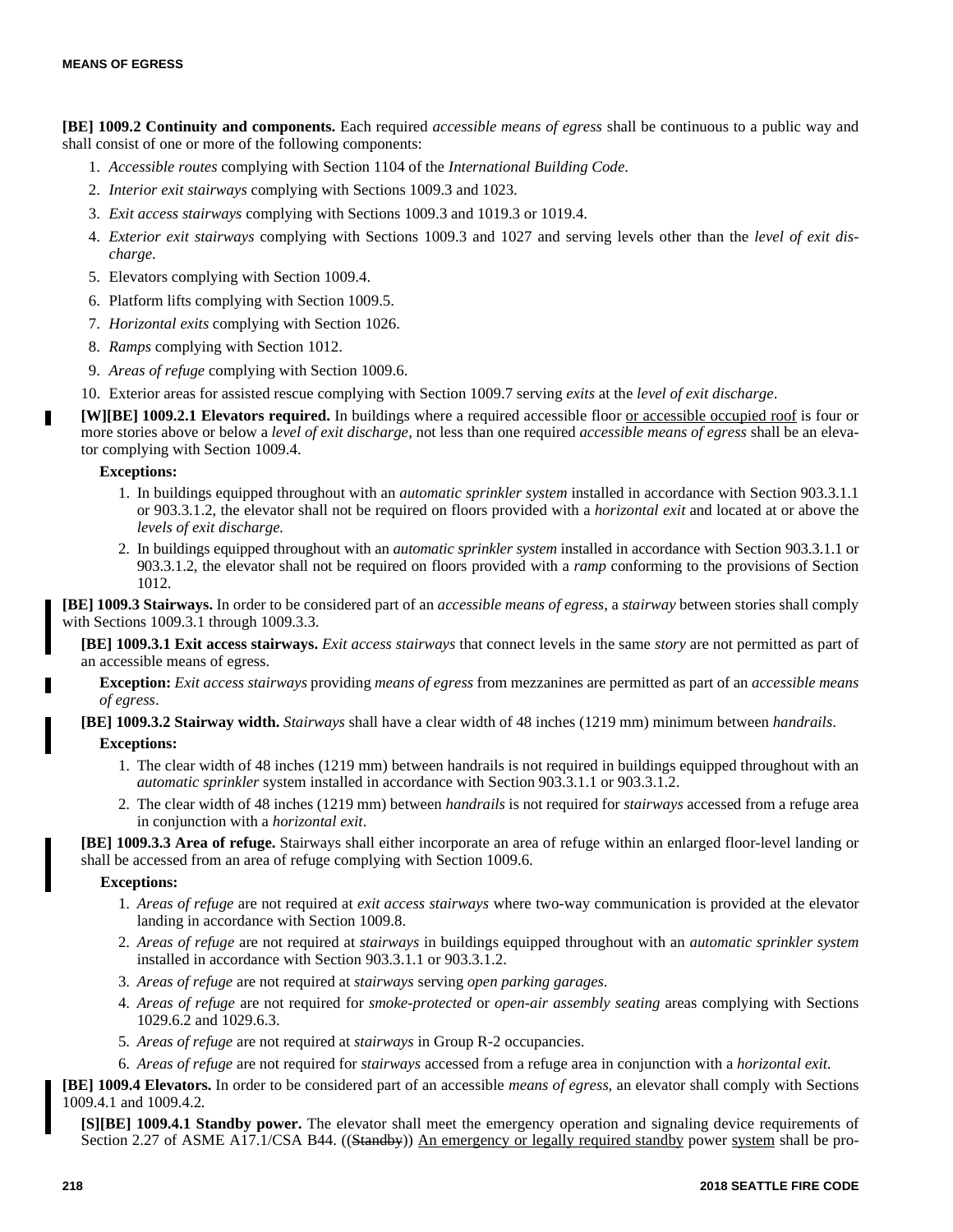**[BE] 1009.2 Continuity and components.** Each required *accessible means of egress* shall be continuous to a public way and shall consist of one or more of the following components:

1. *Accessible routes* complying with Section 1104 of the *International Building Code*.
2. *Interior exit stairways* complying with Sections 1009.3 and 1023.
3. *Exit access stairways* complying with Sections 1009.3 and 1019.3 or 1019.4.
4. *Exterior exit stairways* complying with Sections 1009.3 and 1027 and serving levels other than the *level of exit discharge*.
5. Elevators complying with Section 1009.4.
6. Platform lifts complying with Section 1009.5.
7. *Horizontal exits* complying with Section 1026.
8. *Ramps* complying with Section 1012.
9. *Areas of refuge* complying with Section 1009.6.
10. Exterior areas for assisted rescue complying with Section 1009.7 serving *exits* at the *level of exit discharge*.

**[W][BE] 1009.2.1 Elevators required.** In buildings where a required accessible floor <u>or accessible occupied roof</u> is four or more stories above or below a *level of exit discharge*, not less than one required *accessible means of egress* shall be an elevator complying with Section 1009.4.

**Exceptions:**

1. In buildings equipped throughout with an *automatic sprinkler system* installed in accordance with Section 903.3.1.1 or 903.3.1.2, the elevator shall not be required on floors provided with a *horizontal exit* and located at or above the *levels of exit discharge.*
2. In buildings equipped throughout with an *automatic sprinkler system* installed in accordance with Section 903.3.1.1 or 903.3.1.2, the elevator shall not be required on floors provided with a *ramp* conforming to the provisions of Section 1012.

**[BE] 1009.3 Stairways.** In order to be considered part of an *accessible means of egress*, a *stairway* between stories shall comply with Sections 1009.3.1 through 1009.3.3.

**[BE] 1009.3.1 Exit access stairways.** *Exit access stairways* that connect levels in the same *story* are not permitted as part of an accessible means of egress.

**Exception:** *Exit access stairways* providing *means of egress* from mezzanines are permitted as part of an *accessible means of egress*.

**[BE] 1009.3.2 Stairway width.** *Stairways* shall have a clear width of 48 inches (1219 mm) minimum between *handrails*.

**Exceptions:**

1. The clear width of 48 inches (1219 mm) between handrails is not required in buildings equipped throughout with an *automatic sprinkler* system installed in accordance with Section 903.3.1.1 or 903.3.1.2.
2. The clear width of 48 inches (1219 mm) between *handrails* is not required for *stairways* accessed from a refuge area in conjunction with a *horizontal exit*.

**[BE] 1009.3.3 Area of refuge.** Stairways shall either incorporate an area of refuge within an enlarged floor-level landing or shall be accessed from an area of refuge complying with Section 1009.6.

**Exceptions:**

1. *Areas of refuge* are not required at *exit access stairways* where two-way communication is provided at the elevator landing in accordance with Section 1009.8.
2. *Areas of refuge* are not required at *stairways* in buildings equipped throughout with an *automatic sprinkler system* installed in accordance with Section 903.3.1.1 or 903.3.1.2.
3. *Areas of refuge* are not required at *stairways* serving *open parking garages*.
4. *Areas of refuge* are not required for *smoke-protected* or *open-air assembly seating* areas complying with Sections 1029.6.2 and 1029.6.3.
5. *Areas of refuge* are not required at *stairways* in Group R-2 occupancies.
6. *Areas of refuge* are not required for *stairways* accessed from a refuge area in conjunction with a *horizontal exit*.

**[BE] 1009.4 Elevators.** In order to be considered part of an accessible *means of egress*, an elevator shall comply with Sections 1009.4.1 and 1009.4.2.

**[S][BE] 1009.4.1 Standby power.** The elevator shall meet the emergency operation and signaling device requirements of Section 2.27 of ASME A17.1/CSA B44. ((~~Standby~~)) <u>An emergency or legally required standby</u> power <u>system</u> shall be pro-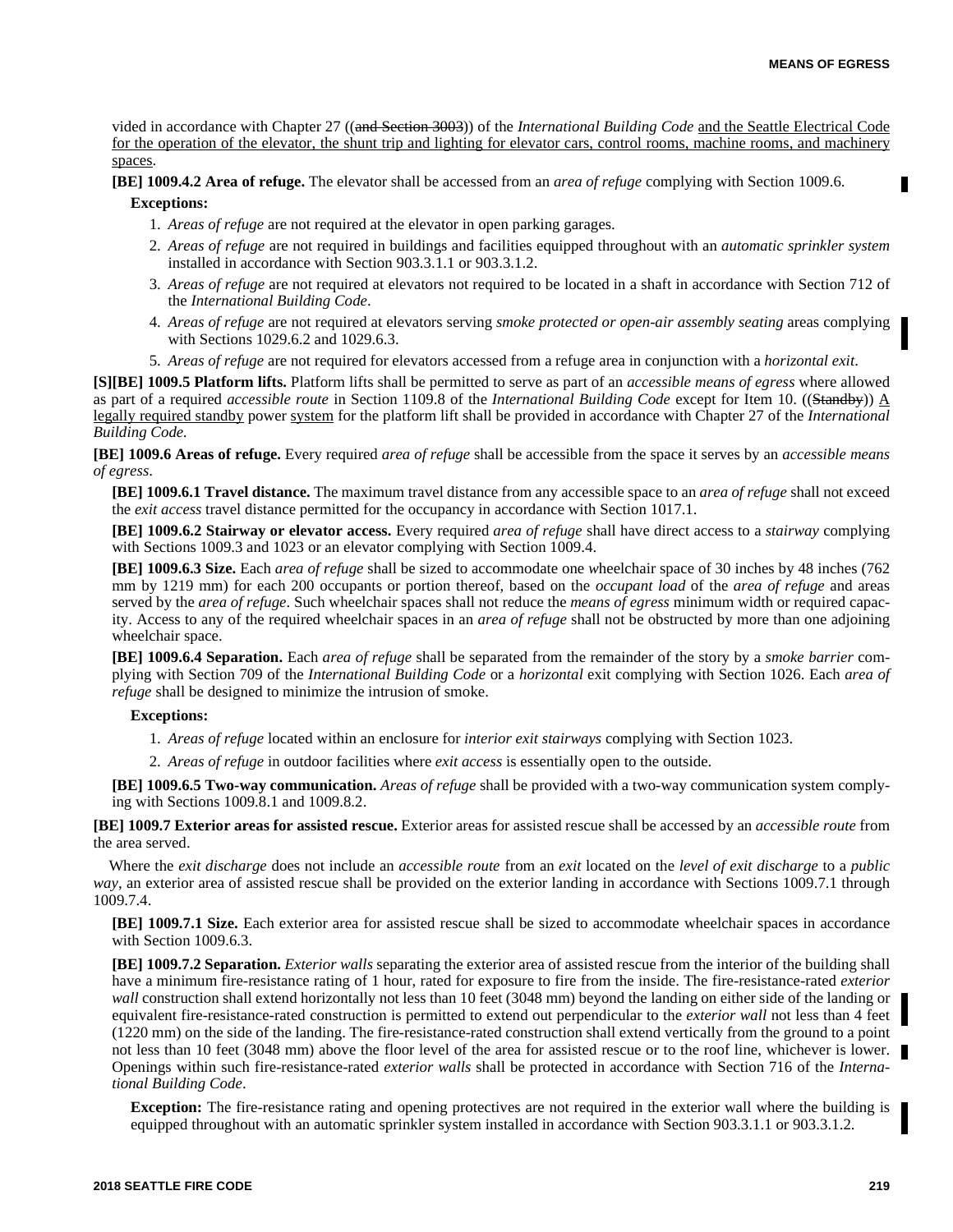vided in accordance with Chapter 27 ((~~and Section 3003~~)) of the *International Building Code* <u>and the Seattle Electrical Code for the operation of the elevator, the shunt trip and lighting for elevator cars, control rooms, machine rooms, and machinery spaces</u>.

**[BE] 1009.4.2 Area of refuge.** The elevator shall be accessed from an *area of refuge* complying with Section 1009.6.

**Exceptions:**

1. *Areas of refuge* are not required at the elevator in open parking garages.
2. *Areas of refuge* are not required in buildings and facilities equipped throughout with an *automatic sprinkler system* installed in accordance with Section 903.3.1.1 or 903.3.1.2.
3. *Areas of refuge* are not required at elevators not required to be located in a shaft in accordance with Section 712 of the *International Building Code*.
4. *Areas of refuge* are not required at elevators serving *smoke protected or open-air assembly seating* areas complying with Sections 1029.6.2 and 1029.6.3.
5. *Areas of refuge* are not required for elevators accessed from a refuge area in conjunction with a *horizontal exit*.

**[S][BE] 1009.5 Platform lifts.** Platform lifts shall be permitted to serve as part of an *accessible means of egress* where allowed as part of a required *accessible route* in Section 1109.8 of the *International Building Code* except for Item 10. ((~~Standby~~)) <u>A legally required standby</u> power <u>system</u> for the platform lift shall be provided in accordance with Chapter 27 of the *International Building Code.*

**[BE] 1009.6 Areas of refuge.** Every required *area of refuge* shall be accessible from the space it serves by an *accessible means of egress*.

**[BE] 1009.6.1 Travel distance.** The maximum travel distance from any accessible space to an *area of refuge* shall not exceed the *exit access* travel distance permitted for the occupancy in accordance with Section 1017.1.

**[BE] 1009.6.2 Stairway or elevator access.** Every required *area of refuge* shall have direct access to a *stairway* complying with Sections 1009.3 and 1023 or an elevator complying with Section 1009.4.

**[BE] 1009.6.3 Size.** Each *area of refuge* shall be sized to accommodate one wheelchair space of 30 inches by 48 inches (762 mm by 1219 mm) for each 200 occupants or portion thereof, based on the *occupant load* of the *area of refuge* and areas served by the *area of refuge*. Such wheelchair spaces shall not reduce the *means of egress* minimum width or required capacity. Access to any of the required wheelchair spaces in an *area of refuge* shall not be obstructed by more than one adjoining wheelchair space.

**[BE] 1009.6.4 Separation.** Each *area of refuge* shall be separated from the remainder of the story by a *smoke barrier* complying with Section 709 of the *International Building Code* or a *horizontal* exit complying with Section 1026. Each *area of refuge* shall be designed to minimize the intrusion of smoke.

**Exceptions:**

1. *Areas of refuge* located within an enclosure for *interior exit stairways* complying with Section 1023.
2. *Areas of refuge* in outdoor facilities where *exit access* is essentially open to the outside.

**[BE] 1009.6.5 Two-way communication.** *Areas of refuge* shall be provided with a two-way communication system complying with Sections 1009.8.1 and 1009.8.2.

**[BE] 1009.7 Exterior areas for assisted rescue.** Exterior areas for assisted rescue shall be accessed by an *accessible route* from the area served.

Where the *exit discharge* does not include an *accessible route* from an *exit* located on the *level of exit discharge* to a *public way*, an exterior area of assisted rescue shall be provided on the exterior landing in accordance with Sections 1009.7.1 through 1009.7.4.

**[BE] 1009.7.1 Size.** Each exterior area for assisted rescue shall be sized to accommodate wheelchair spaces in accordance with Section 1009.6.3.

**[BE] 1009.7.2 Separation.** *Exterior walls* separating the exterior area of assisted rescue from the interior of the building shall have a minimum fire-resistance rating of 1 hour, rated for exposure to fire from the inside. The fire-resistance-rated *exterior wall* construction shall extend horizontally not less than 10 feet (3048 mm) beyond the landing on either side of the landing or equivalent fire-resistance-rated construction is permitted to extend out perpendicular to the *exterior wall* not less than 4 feet (1220 mm) on the side of the landing. The fire-resistance-rated construction shall extend vertically from the ground to a point not less than 10 feet (3048 mm) above the floor level of the area for assisted rescue or to the roof line, whichever is lower. Openings within such fire-resistance-rated *exterior walls* shall be protected in accordance with Section 716 of the *International Building Code*.

**Exception:** The fire-resistance rating and opening protectives are not required in the exterior wall where the building is equipped throughout with an automatic sprinkler system installed in accordance with Section 903.3.1.1 or 903.3.1.2.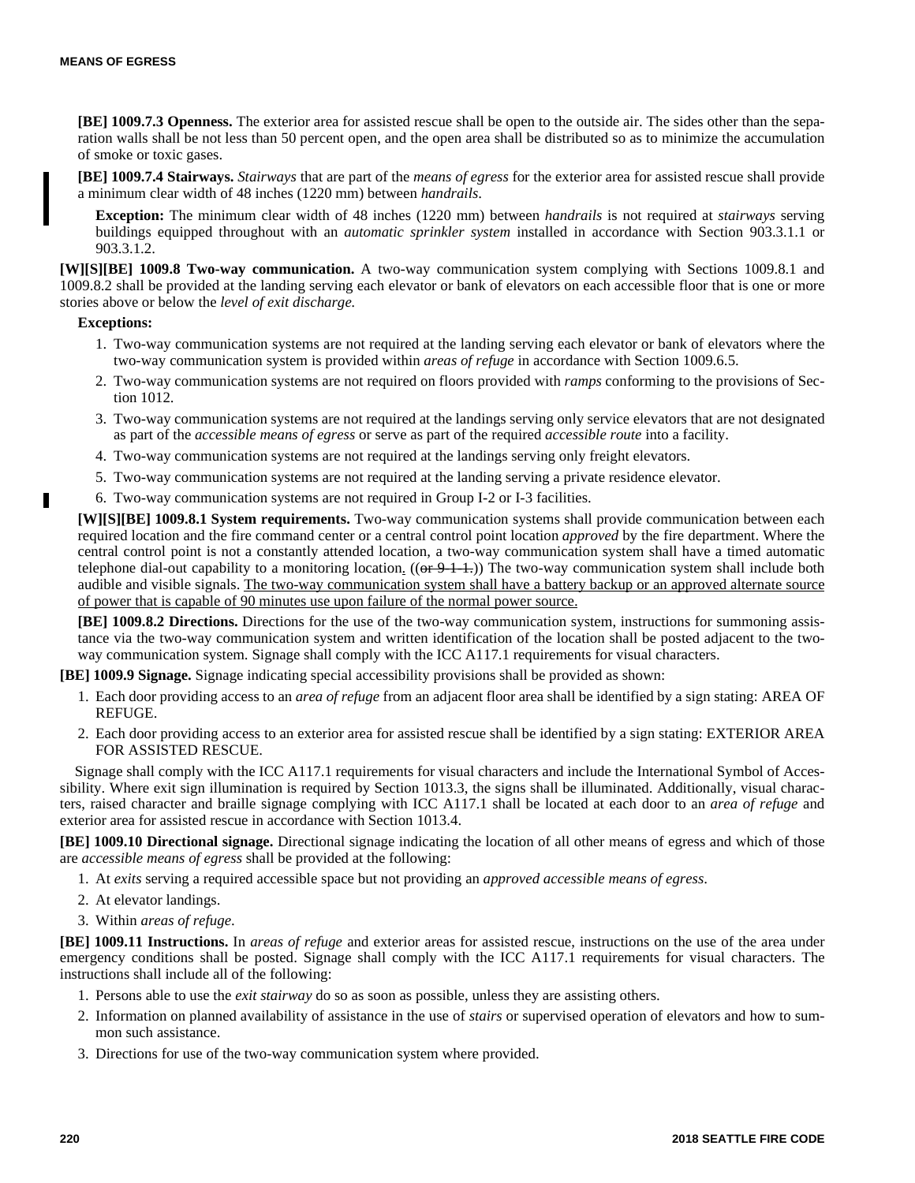**[BE] 1009.7.3 Openness.** The exterior area for assisted rescue shall be open to the outside air. The sides other than the separation walls shall be not less than 50 percent open, and the open area shall be distributed so as to minimize the accumulation of smoke or toxic gases.

**[BE] 1009.7.4 Stairways.** *Stairways* that are part of the *means of egress* for the exterior area for assisted rescue shall provide a minimum clear width of 48 inches (1220 mm) between *handrails*.

**Exception:** The minimum clear width of 48 inches (1220 mm) between *handrails* is not required at *stairways* serving buildings equipped throughout with an *automatic sprinkler system* installed in accordance with Section 903.3.1.1 or 903.3.1.2.

**[W][S][BE] 1009.8 Two-way communication.** A two-way communication system complying with Sections 1009.8.1 and 1009.8.2 shall be provided at the landing serving each elevator or bank of elevators on each accessible floor that is one or more stories above or below the *level of exit discharge.*

**Exceptions:**

1. Two-way communication systems are not required at the landing serving each elevator or bank of elevators where the two-way communication system is provided within *areas of refuge* in accordance with Section 1009.6.5.
2. Two-way communication systems are not required on floors provided with *ramps* conforming to the provisions of Section 1012.
3. Two-way communication systems are not required at the landings serving only service elevators that are not designated as part of the *accessible means of egress* or serve as part of the required *accessible route* into a facility.
4. Two-way communication systems are not required at the landings serving only freight elevators.
5. Two-way communication systems are not required at the landing serving a private residence elevator.
6. Two-way communication systems are not required in Group I-2 or I-3 facilities.

**[W][S][BE] 1009.8.1 System requirements.** Two-way communication systems shall provide communication between each required location and the fire command center or a central control point location *approved* by the fire department. Where the central control point is not a constantly attended location, a two-way communication system shall have a timed automatic telephone dial-out capability to a monitoring location. ((~~or 9-1-1.~~)) The two-way communication system shall include both audible and visible signals. <u>The two-way communication system shall have a battery backup or an approved alternate source of power that is capable of 90 minutes use upon failure of the normal power source.</u>

**[BE] 1009.8.2 Directions.** Directions for the use of the two-way communication system, instructions for summoning assistance via the two-way communication system and written identification of the location shall be posted adjacent to the two-way communication system. Signage shall comply with the ICC A117.1 requirements for visual characters.

**[BE] 1009.9 Signage.** Signage indicating special accessibility provisions shall be provided as shown:

1. Each door providing access to an *area of refuge* from an adjacent floor area shall be identified by a sign stating: AREA OF REFUGE.
2. Each door providing access to an exterior area for assisted rescue shall be identified by a sign stating: EXTERIOR AREA FOR ASSISTED RESCUE.

Signage shall comply with the ICC A117.1 requirements for visual characters and include the International Symbol of Accessibility. Where exit sign illumination is required by Section 1013.3, the signs shall be illuminated. Additionally, visual characters, raised character and braille signage complying with ICC A117.1 shall be located at each door to an *area of refuge* and exterior area for assisted rescue in accordance with Section 1013.4.

**[BE] 1009.10 Directional signage.** Directional signage indicating the location of all other means of egress and which of those are *accessible means of egress* shall be provided at the following:

1. At *exits* serving a required accessible space but not providing an *approved accessible means of egress*.
2. At elevator landings.
3. Within *areas of refuge*.

**[BE] 1009.11 Instructions.** In *areas of refuge* and exterior areas for assisted rescue, instructions on the use of the area under emergency conditions shall be posted. Signage shall comply with the ICC A117.1 requirements for visual characters. The instructions shall include all of the following:

1. Persons able to use the *exit stairway* do so as soon as possible, unless they are assisting others.
2. Information on planned availability of assistance in the use of *stairs* or supervised operation of elevators and how to summon such assistance.
3. Directions for use of the two-way communication system where provided.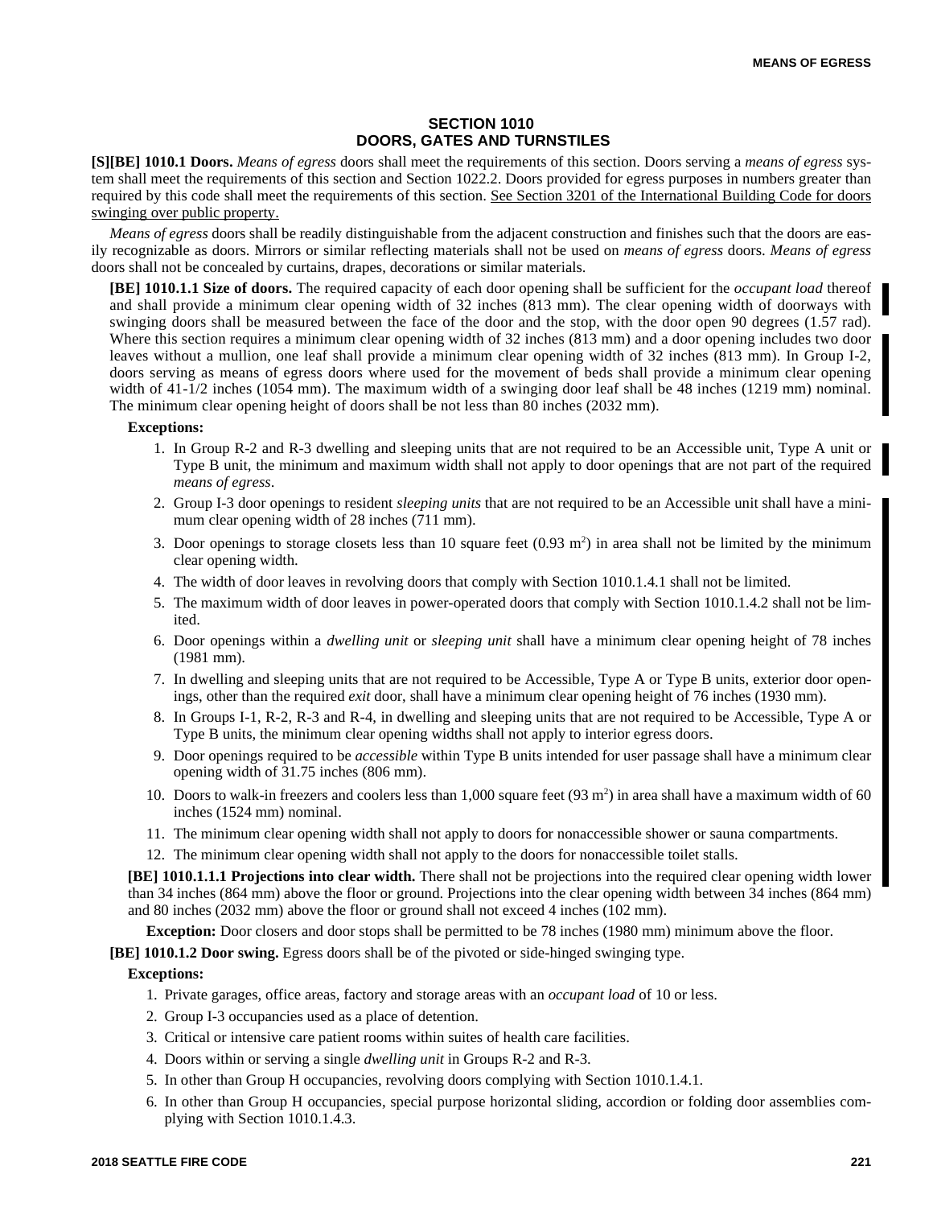## SECTION 1010
## DOORS, GATES AND TURNSTILES

**[S][BE] 1010.1 Doors.** *Means of egress* doors shall meet the requirements of this section. Doors serving a *means of egress* system shall meet the requirements of this section and Section 1022.2. Doors provided for egress purposes in numbers greater than required by this code shall meet the requirements of this section. See Section 3201 of the International Building Code for doors swinging over public property.

*Means of egress* doors shall be readily distinguishable from the adjacent construction and finishes such that the doors are easily recognizable as doors. Mirrors or similar reflecting materials shall not be used on *means of egress* doors. *Means of egress* doors shall not be concealed by curtains, drapes, decorations or similar materials.

**[BE] 1010.1.1 Size of doors.** The required capacity of each door opening shall be sufficient for the *occupant load* thereof and shall provide a minimum clear opening width of 32 inches (813 mm). The clear opening width of doorways with swinging doors shall be measured between the face of the door and the stop, with the door open 90 degrees (1.57 rad). Where this section requires a minimum clear opening width of 32 inches (813 mm) and a door opening includes two door leaves without a mullion, one leaf shall provide a minimum clear opening width of 32 inches (813 mm). In Group I-2, doors serving as means of egress doors where used for the movement of beds shall provide a minimum clear opening width of 41-1/2 inches (1054 mm). The maximum width of a swinging door leaf shall be 48 inches (1219 mm) nominal. The minimum clear opening height of doors shall be not less than 80 inches (2032 mm).

**Exceptions:**

1. In Group R-2 and R-3 dwelling and sleeping units that are not required to be an Accessible unit, Type A unit or Type B unit, the minimum and maximum width shall not apply to door openings that are not part of the required *means of egress*.
2. Group I-3 door openings to resident *sleeping units* that are not required to be an Accessible unit shall have a minimum clear opening width of 28 inches (711 mm).
3. Door openings to storage closets less than 10 square feet (0.93 $m^2$) in area shall not be limited by the minimum clear opening width.
4. The width of door leaves in revolving doors that comply with Section 1010.1.4.1 shall not be limited.
5. The maximum width of door leaves in power-operated doors that comply with Section 1010.1.4.2 shall not be limited.
6. Door openings within a *dwelling unit* or *sleeping unit* shall have a minimum clear opening height of 78 inches (1981 mm).
7. In dwelling and sleeping units that are not required to be Accessible, Type A or Type B units, exterior door openings, other than the required *exit* door, shall have a minimum clear opening height of 76 inches (1930 mm).
8. In Groups I-1, R-2, R-3 and R-4, in dwelling and sleeping units that are not required to be Accessible, Type A or Type B units, the minimum clear opening widths shall not apply to interior egress doors.
9. Door openings required to be *accessible* within Type B units intended for user passage shall have a minimum clear opening width of 31.75 inches (806 mm).
10. Doors to walk-in freezers and coolers less than 1,000 square feet (93 $m^2$) in area shall have a maximum width of 60 inches (1524 mm) nominal.
11. The minimum clear opening width shall not apply to doors for nonaccessible shower or sauna compartments.
12. The minimum clear opening width shall not apply to the doors for nonaccessible toilet stalls.

**[BE] 1010.1.1.1 Projections into clear width.** There shall not be projections into the required clear opening width lower than 34 inches (864 mm) above the floor or ground. Projections into the clear opening width between 34 inches (864 mm) and 80 inches (2032 mm) above the floor or ground shall not exceed 4 inches (102 mm).

**Exception:** Door closers and door stops shall be permitted to be 78 inches (1980 mm) minimum above the floor.

**[BE] 1010.1.2 Door swing.** Egress doors shall be of the pivoted or side-hinged swinging type.

**Exceptions:**

1. Private garages, office areas, factory and storage areas with an *occupant load* of 10 or less.
2. Group I-3 occupancies used as a place of detention.
3. Critical or intensive care patient rooms within suites of health care facilities.
4. Doors within or serving a single *dwelling unit* in Groups R-2 and R-3.
5. In other than Group H occupancies, revolving doors complying with Section 1010.1.4.1.
6. In other than Group H occupancies, special purpose horizontal sliding, accordion or folding door assemblies complying with Section 1010.1.4.3.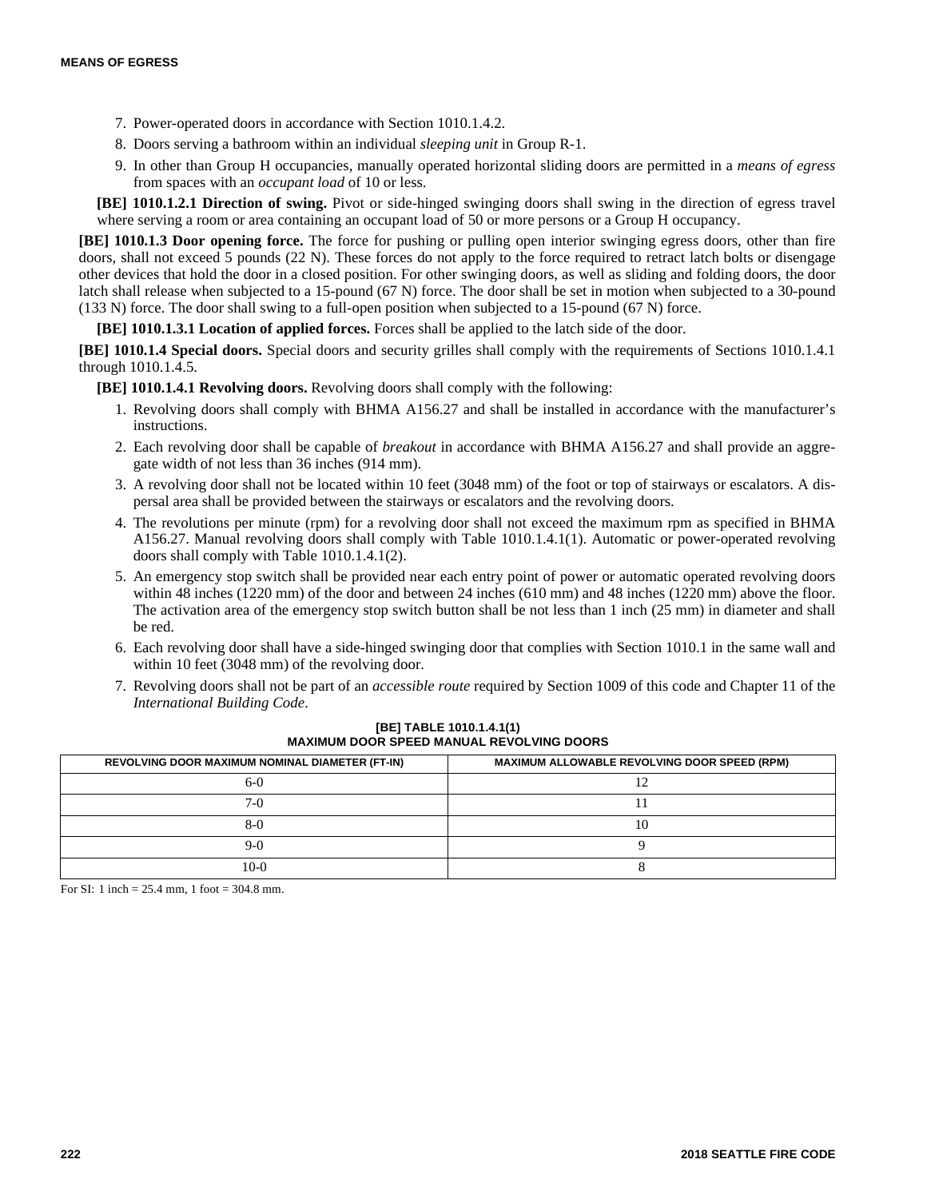7. Power-operated doors in accordance with Section 1010.1.4.2.
8. Doors serving a bathroom within an individual *sleeping unit* in Group R-1.
9. In other than Group H occupancies, manually operated horizontal sliding doors are permitted in a *means of egress* from spaces with an *occupant load* of 10 or less.

**[BE] 1010.1.2.1 Direction of swing.** Pivot or side-hinged swinging doors shall swing in the direction of egress travel where serving a room or area containing an occupant load of 50 or more persons or a Group H occupancy.

**[BE] 1010.1.3 Door opening force.** The force for pushing or pulling open interior swinging egress doors, other than fire doors, shall not exceed 5 pounds (22 N). These forces do not apply to the force required to retract latch bolts or disengage other devices that hold the door in a closed position. For other swinging doors, as well as sliding and folding doors, the door latch shall release when subjected to a 15-pound (67 N) force. The door shall be set in motion when subjected to a 30-pound (133 N) force. The door shall swing to a full-open position when subjected to a 15-pound (67 N) force.

**[BE] 1010.1.3.1 Location of applied forces.** Forces shall be applied to the latch side of the door.

**[BE] 1010.1.4 Special doors.** Special doors and security grilles shall comply with the requirements of Sections 1010.1.4.1 through 1010.1.4.5.

**[BE] 1010.1.4.1 Revolving doors.** Revolving doors shall comply with the following:

1. Revolving doors shall comply with BHMA A156.27 and shall be installed in accordance with the manufacturer's instructions.
2. Each revolving door shall be capable of *breakout* in accordance with BHMA A156.27 and shall provide an aggregate width of not less than 36 inches (914 mm).
3. A revolving door shall not be located within 10 feet (3048 mm) of the foot or top of stairways or escalators. A dispersal area shall be provided between the stairways or escalators and the revolving doors.
4. The revolutions per minute (rpm) for a revolving door shall not exceed the maximum rpm as specified in BHMA A156.27. Manual revolving doors shall comply with Table 1010.1.4.1(1). Automatic or power-operated revolving doors shall comply with Table 1010.1.4.1(2).
5. An emergency stop switch shall be provided near each entry point of power or automatic operated revolving doors within 48 inches (1220 mm) of the door and between 24 inches (610 mm) and 48 inches (1220 mm) above the floor. The activation area of the emergency stop switch button shall be not less than 1 inch (25 mm) in diameter and shall be red.
6. Each revolving door shall have a side-hinged swinging door that complies with Section 1010.1 in the same wall and within 10 feet (3048 mm) of the revolving door.
7. Revolving doors shall not be part of an *accessible route* required by Section 1009 of this code and Chapter 11 of the *International Building Code*.

**[BE] TABLE 1010.1.4.1(1)**
**MAXIMUM DOOR SPEED MANUAL REVOLVING DOORS**

| REVOLVING DOOR MAXIMUM NOMINAL DIAMETER (FT-IN) | MAXIMUM ALLOWABLE REVOLVING DOOR SPEED (RPM) |
|---|---|
| 6-0 | 12 |
| 7-0 | 11 |
| 8-0 | 10 |
| 9-0 | 9 |
| 10-0 | 8 |

For SI: 1 inch = 25.4 mm, 1 foot = 304.8 mm.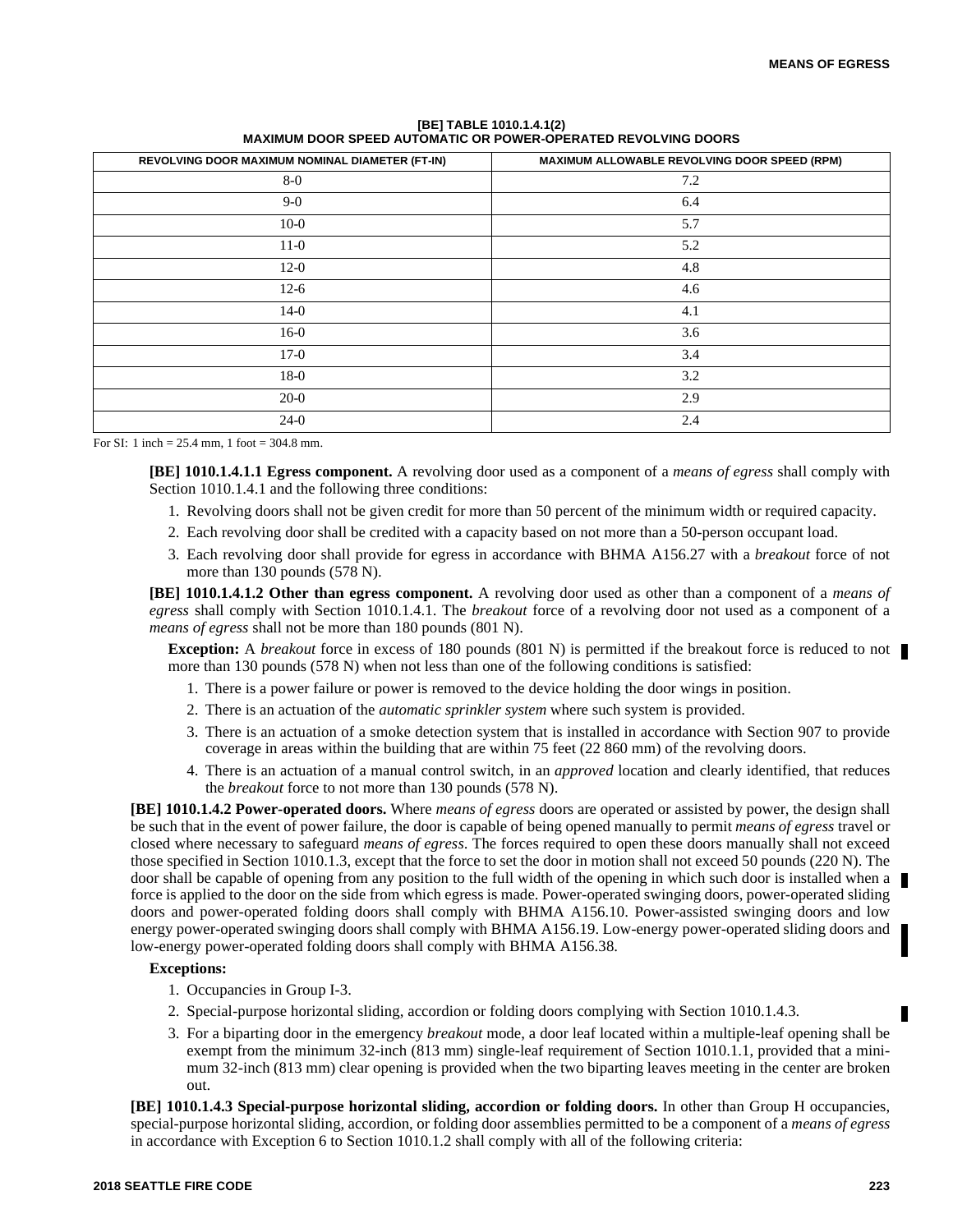**[BE] TABLE 1010.1.4.1(2)**
**MAXIMUM DOOR SPEED AUTOMATIC OR POWER-OPERATED REVOLVING DOORS**

| REVOLVING DOOR MAXIMUM NOMINAL DIAMETER (FT-IN) | MAXIMUM ALLOWABLE REVOLVING DOOR SPEED (RPM) |
|---|---|
| 8-0 | 7.2 |
| 9-0 | 6.4 |
| 10-0 | 5.7 |
| 11-0 | 5.2 |
| 12-0 | 4.8 |
| 12-6 | 4.6 |
| 14-0 | 4.1 |
| 16-0 | 3.6 |
| 17-0 | 3.4 |
| 18-0 | 3.2 |
| 20-0 | 2.9 |
| 24-0 | 2.4 |

For SI: 1 inch = 25.4 mm, 1 foot = 304.8 mm.

**[BE] 1010.1.4.1.1 Egress component.** A revolving door used as a component of a *means of egress* shall comply with Section 1010.1.4.1 and the following three conditions:

1. Revolving doors shall not be given credit for more than 50 percent of the minimum width or required capacity.
2. Each revolving door shall be credited with a capacity based on not more than a 50-person occupant load.
3. Each revolving door shall provide for egress in accordance with BHMA A156.27 with a *breakout* force of not more than 130 pounds (578 N).

**[BE] 1010.1.4.1.2 Other than egress component.** A revolving door used as other than a component of a *means of egress* shall comply with Section 1010.1.4.1. The *breakout* force of a revolving door not used as a component of a *means of egress* shall not be more than 180 pounds (801 N).

**Exception:** A *breakout* force in excess of 180 pounds (801 N) is permitted if the breakout force is reduced to not more than 130 pounds (578 N) when not less than one of the following conditions is satisfied:

1. There is a power failure or power is removed to the device holding the door wings in position.
2. There is an actuation of the *automatic sprinkler system* where such system is provided.
3. There is an actuation of a smoke detection system that is installed in accordance with Section 907 to provide coverage in areas within the building that are within 75 feet (22 860 mm) of the revolving doors.
4. There is an actuation of a manual control switch, in an *approved* location and clearly identified, that reduces the *breakout* force to not more than 130 pounds (578 N).

**[BE] 1010.1.4.2 Power-operated doors.** Where *means of egress* doors are operated or assisted by power, the design shall be such that in the event of power failure, the door is capable of being opened manually to permit *means of egress* travel or closed where necessary to safeguard *means of egress*. The forces required to open these doors manually shall not exceed those specified in Section 1010.1.3, except that the force to set the door in motion shall not exceed 50 pounds (220 N). The door shall be capable of opening from any position to the full width of the opening in which such door is installed when a force is applied to the door on the side from which egress is made. Power-operated swinging doors, power-operated sliding doors and power-operated folding doors shall comply with BHMA A156.10. Power-assisted swinging doors and low energy power-operated swinging doors shall comply with BHMA A156.19. Low-energy power-operated sliding doors and low-energy power-operated folding doors shall comply with BHMA A156.38.

**Exceptions:**

1. Occupancies in Group I-3.
2. Special-purpose horizontal sliding, accordion or folding doors complying with Section 1010.1.4.3.
3. For a biparting door in the emergency *breakout* mode, a door leaf located within a multiple-leaf opening shall be exempt from the minimum 32-inch (813 mm) single-leaf requirement of Section 1010.1.1, provided that a minimum 32-inch (813 mm) clear opening is provided when the two biparting leaves meeting in the center are broken out.

**[BE] 1010.1.4.3 Special-purpose horizontal sliding, accordion or folding doors.** In other than Group H occupancies, special-purpose horizontal sliding, accordion, or folding door assemblies permitted to be a component of a *means of egress* in accordance with Exception 6 to Section 1010.1.2 shall comply with all of the following criteria: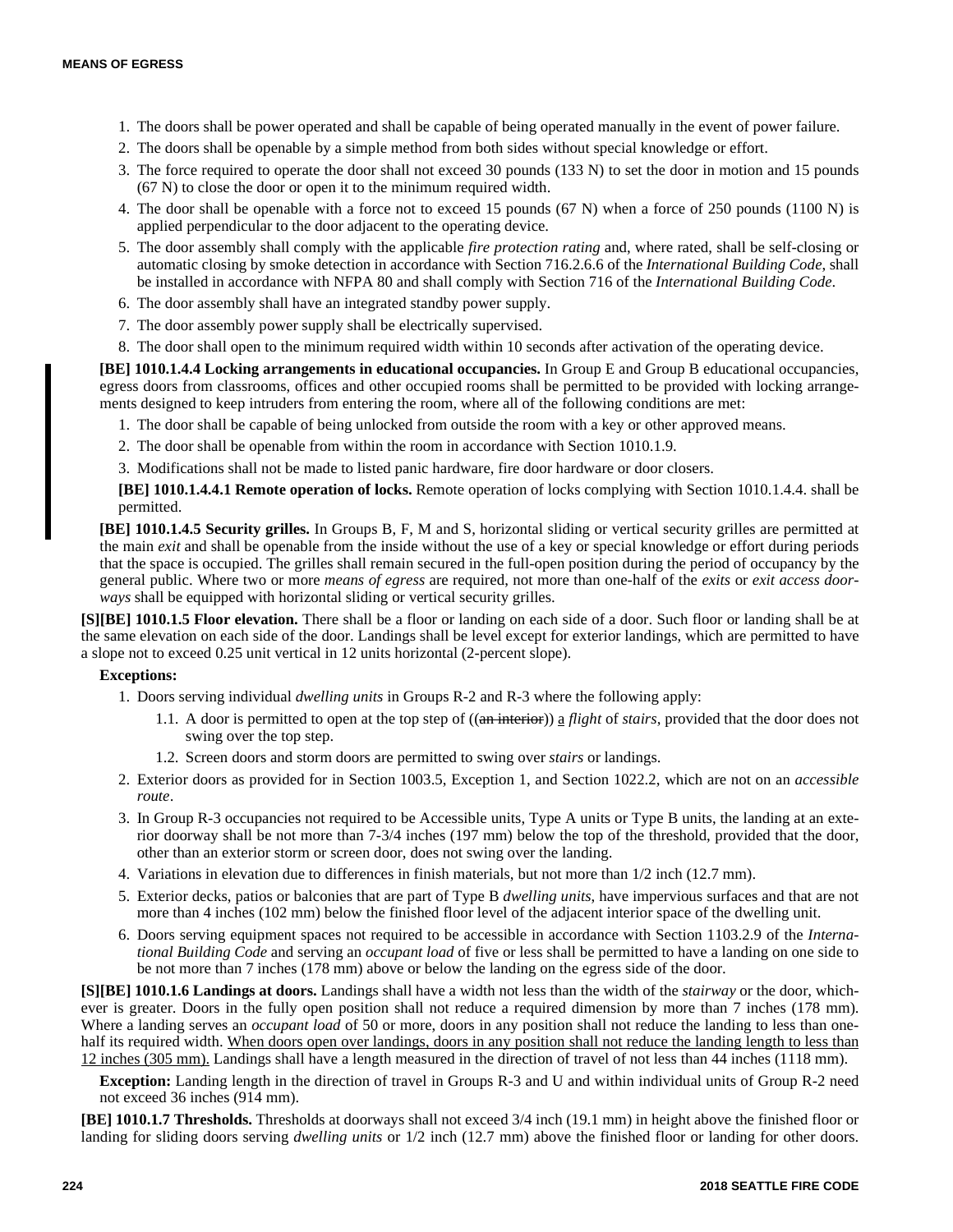1. The doors shall be power operated and shall be capable of being operated manually in the event of power failure.
2. The doors shall be openable by a simple method from both sides without special knowledge or effort.
3. The force required to operate the door shall not exceed 30 pounds (133 N) to set the door in motion and 15 pounds (67 N) to close the door or open it to the minimum required width.
4. The door shall be openable with a force not to exceed 15 pounds (67 N) when a force of 250 pounds (1100 N) is applied perpendicular to the door adjacent to the operating device.
5. The door assembly shall comply with the applicable *fire protection rating* and, where rated, shall be self-closing or automatic closing by smoke detection in accordance with Section 716.2.6.6 of the *International Building Code*, shall be installed in accordance with NFPA 80 and shall comply with Section 716 of the *International Building Code*.
6. The door assembly shall have an integrated standby power supply.
7. The door assembly power supply shall be electrically supervised.
8. The door shall open to the minimum required width within 10 seconds after activation of the operating device.

**[BE] 1010.1.4.4 Locking arrangements in educational occupancies.** In Group E and Group B educational occupancies, egress doors from classrooms, offices and other occupied rooms shall be permitted to be provided with locking arrangements designed to keep intruders from entering the room, where all of the following conditions are met:

1. The door shall be capable of being unlocked from outside the room with a key or other approved means.
2. The door shall be openable from within the room in accordance with Section 1010.1.9.
3. Modifications shall not be made to listed panic hardware, fire door hardware or door closers.

**[BE] 1010.1.4.4.1 Remote operation of locks.** Remote operation of locks complying with Section 1010.1.4.4. shall be permitted.

**[BE] 1010.1.4.5 Security grilles.** In Groups B, F, M and S, horizontal sliding or vertical security grilles are permitted at the main *exit* and shall be openable from the inside without the use of a key or special knowledge or effort during periods that the space is occupied. The grilles shall remain secured in the full-open position during the period of occupancy by the general public. Where two or more *means of egress* are required, not more than one-half of the *exits* or *exit access doorways* shall be equipped with horizontal sliding or vertical security grilles.

**[S][BE] 1010.1.5 Floor elevation.** There shall be a floor or landing on each side of a door. Such floor or landing shall be at the same elevation on each side of the door. Landings shall be level except for exterior landings, which are permitted to have a slope not to exceed 0.25 unit vertical in 12 units horizontal (2-percent slope).

**Exceptions:**

1. Doors serving individual *dwelling units* in Groups R-2 and R-3 where the following apply:
   1.1. A door is permitted to open at the top step of ((~~an interior~~)) <u>a</u> *flight* of *stairs*, provided that the door does not swing over the top step.
   1.2. Screen doors and storm doors are permitted to swing over *stairs* or landings.
2. Exterior doors as provided for in Section 1003.5, Exception 1, and Section 1022.2, which are not on an *accessible route*.
3. In Group R-3 occupancies not required to be Accessible units, Type A units or Type B units, the landing at an exterior doorway shall be not more than 7-3/4 inches (197 mm) below the top of the threshold, provided that the door, other than an exterior storm or screen door, does not swing over the landing.
4. Variations in elevation due to differences in finish materials, but not more than 1/2 inch (12.7 mm).
5. Exterior decks, patios or balconies that are part of Type B *dwelling units*, have impervious surfaces and that are not more than 4 inches (102 mm) below the finished floor level of the adjacent interior space of the dwelling unit.
6. Doors serving equipment spaces not required to be accessible in accordance with Section 1103.2.9 of the *International Building Code* and serving an *occupant load* of five or less shall be permitted to have a landing on one side to be not more than 7 inches (178 mm) above or below the landing on the egress side of the door.

**[S][BE] 1010.1.6 Landings at doors.** Landings shall have a width not less than the width of the *stairway* or the door, whichever is greater. Doors in the fully open position shall not reduce a required dimension by more than 7 inches (178 mm). Where a landing serves an *occupant load* of 50 or more, doors in any position shall not reduce the landing to less than one-half its required width. <u>When doors open over landings, doors in any position shall not reduce the landing length to less than 12 inches (305 mm).</u> Landings shall have a length measured in the direction of travel of not less than 44 inches (1118 mm).

**Exception:** Landing length in the direction of travel in Groups R-3 and U and within individual units of Group R-2 need not exceed 36 inches (914 mm).

**[BE] 1010.1.7 Thresholds.** Thresholds at doorways shall not exceed 3/4 inch (19.1 mm) in height above the finished floor or landing for sliding doors serving *dwelling units* or 1/2 inch (12.7 mm) above the finished floor or landing for other doors.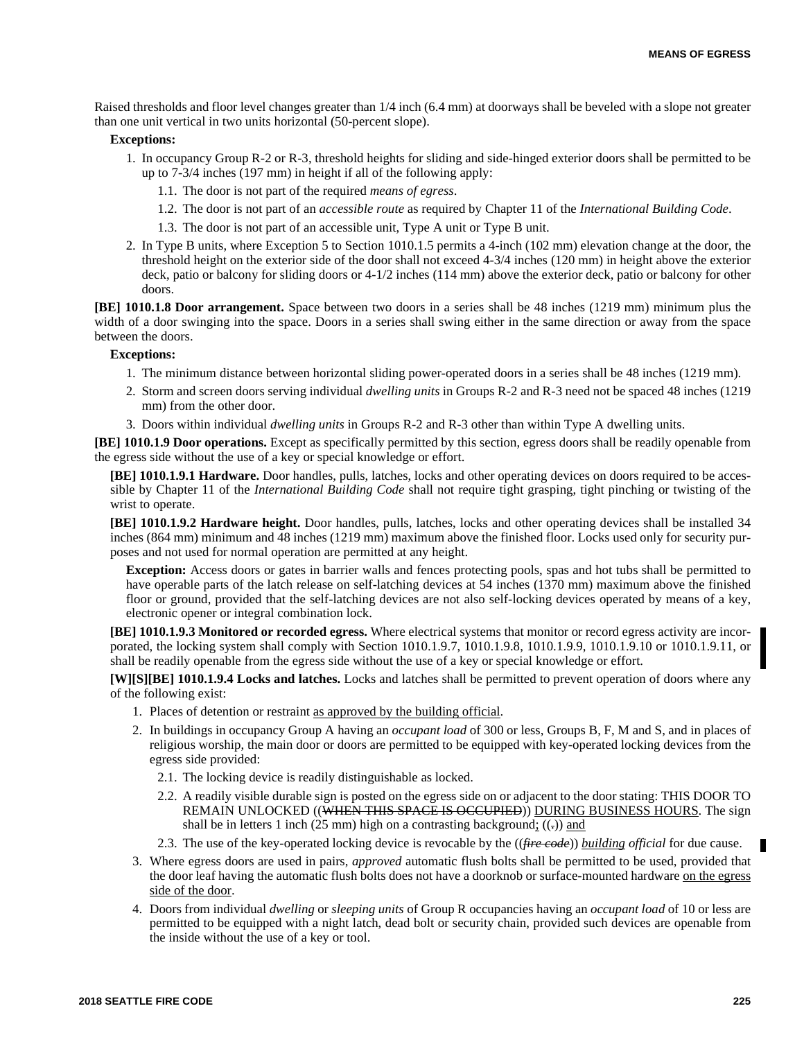Raised thresholds and floor level changes greater than 1/4 inch (6.4 mm) at doorways shall be beveled with a slope not greater than one unit vertical in two units horizontal (50-percent slope).

**Exceptions:**

1. In occupancy Group R-2 or R-3, threshold heights for sliding and side-hinged exterior doors shall be permitted to be up to 7-3/4 inches (197 mm) in height if all of the following apply:
   1.1. The door is not part of the required *means of egress*.
   1.2. The door is not part of an *accessible route* as required by Chapter 11 of the *International Building Code*.
   1.3. The door is not part of an accessible unit, Type A unit or Type B unit.
2. In Type B units, where Exception 5 to Section 1010.1.5 permits a 4-inch (102 mm) elevation change at the door, the threshold height on the exterior side of the door shall not exceed 4-3/4 inches (120 mm) in height above the exterior deck, patio or balcony for sliding doors or 4-1/2 inches (114 mm) above the exterior deck, patio or balcony for other doors.

**[BE] 1010.1.8 Door arrangement.** Space between two doors in a series shall be 48 inches (1219 mm) minimum plus the width of a door swinging into the space. Doors in a series shall swing either in the same direction or away from the space between the doors.

**Exceptions:**

1. The minimum distance between horizontal sliding power-operated doors in a series shall be 48 inches (1219 mm).
2. Storm and screen doors serving individual *dwelling units* in Groups R-2 and R-3 need not be spaced 48 inches (1219 mm) from the other door.
3. Doors within individual *dwelling units* in Groups R-2 and R-3 other than within Type A dwelling units.

**[BE] 1010.1.9 Door operations.** Except as specifically permitted by this section, egress doors shall be readily openable from the egress side without the use of a key or special knowledge or effort.

**[BE] 1010.1.9.1 Hardware.** Door handles, pulls, latches, locks and other operating devices on doors required to be accessible by Chapter 11 of the *International Building Code* shall not require tight grasping, tight pinching or twisting of the wrist to operate.

**[BE] 1010.1.9.2 Hardware height.** Door handles, pulls, latches, locks and other operating devices shall be installed 34 inches (864 mm) minimum and 48 inches (1219 mm) maximum above the finished floor. Locks used only for security purposes and not used for normal operation are permitted at any height.

**Exception:** Access doors or gates in barrier walls and fences protecting pools, spas and hot tubs shall be permitted to have operable parts of the latch release on self-latching devices at 54 inches (1370 mm) maximum above the finished floor or ground, provided that the self-latching devices are not also self-locking devices operated by means of a key, electronic opener or integral combination lock.

**[BE] 1010.1.9.3 Monitored or recorded egress.** Where electrical systems that monitor or record egress activity are incorporated, the locking system shall comply with Section 1010.1.9.7, 1010.1.9.8, 1010.1.9.9, 1010.1.9.10 or 1010.1.9.11, or shall be readily openable from the egress side without the use of a key or special knowledge or effort.

**[W][S][BE] 1010.1.9.4 Locks and latches.** Locks and latches shall be permitted to prevent operation of doors where any of the following exist:

1. Places of detention or restraint as approved by the building official.
2. In buildings in occupancy Group A having an *occupant load* of 300 or less, Groups B, F, M and S, and in places of religious worship, the main door or doors are permitted to be equipped with key-operated locking devices from the egress side provided:
   2.1. The locking device is readily distinguishable as locked.
   2.2. A readily visible durable sign is posted on the egress side on or adjacent to the door stating: THIS DOOR TO REMAIN UNLOCKED ((~~WHEN THIS SPACE IS OCCUPIED~~)) DURING BUSINESS HOURS. The sign shall be in letters 1 inch (25 mm) high on a contrasting background; ((~~.~~)) and
   2.3. The use of the key-operated locking device is revocable by the ((~~*fire code*~~)) *building official* for due cause.
3. Where egress doors are used in pairs, *approved* automatic flush bolts shall be permitted to be used, provided that the door leaf having the automatic flush bolts does not have a doorknob or surface-mounted hardware on the egress side of the door.
4. Doors from individual *dwelling* or *sleeping units* of Group R occupancies having an *occupant load* of 10 or less are permitted to be equipped with a night latch, dead bolt or security chain, provided such devices are openable from the inside without the use of a key or tool.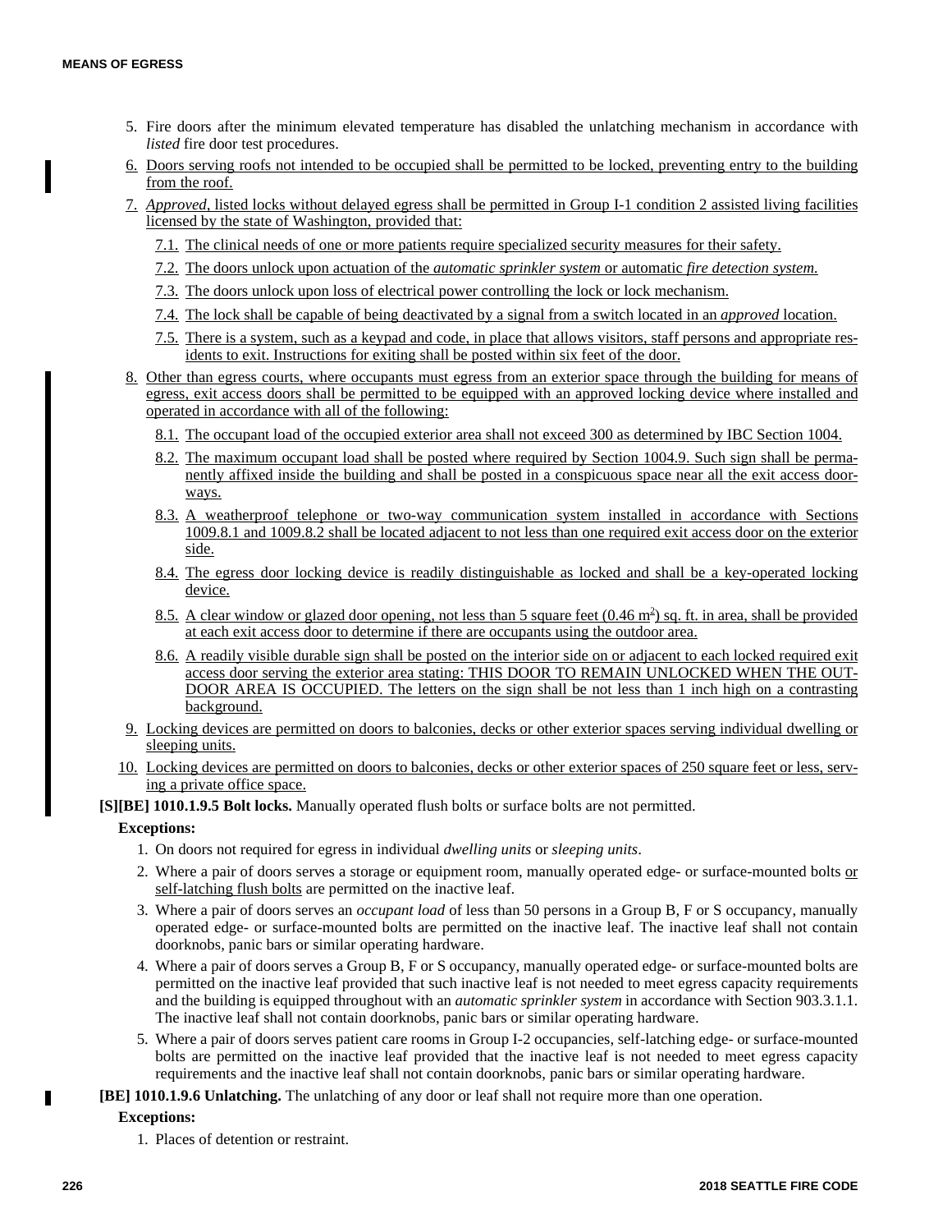5. Fire doors after the minimum elevated temperature has disabled the unlatching mechanism in accordance with *listed* fire door test procedures.
6. Doors serving roofs not intended to be occupied shall be permitted to be locked, preventing entry to the building from the roof.
7. *Approved*, listed locks without delayed egress shall be permitted in Group I-1 condition 2 assisted living facilities licensed by the state of Washington, provided that:
   - 7.1. The clinical needs of one or more patients require specialized security measures for their safety.
   - 7.2. The doors unlock upon actuation of the *automatic sprinkler system* or automatic *fire detection system.*
   - 7.3. The doors unlock upon loss of electrical power controlling the lock or lock mechanism.
   - 7.4. The lock shall be capable of being deactivated by a signal from a switch located in an *approved* location.
   - 7.5. There is a system, such as a keypad and code, in place that allows visitors, staff persons and appropriate residents to exit. Instructions for exiting shall be posted within six feet of the door.
8. Other than egress courts, where occupants must egress from an exterior space through the building for means of egress, exit access doors shall be permitted to be equipped with an approved locking device where installed and operated in accordance with all of the following:
   - 8.1. The occupant load of the occupied exterior area shall not exceed 300 as determined by IBC Section 1004.
   - 8.2. The maximum occupant load shall be posted where required by Section 1004.9. Such sign shall be permanently affixed inside the building and shall be posted in a conspicuous space near all the exit access doorways.
   - 8.3. A weatherproof telephone or two-way communication system installed in accordance with Sections 1009.8.1 and 1009.8.2 shall be located adjacent to not less than one required exit access door on the exterior side.
   - 8.4. The egress door locking device is readily distinguishable as locked and shall be a key-operated locking device.
   - 8.5. A clear window or glazed door opening, not less than 5 square feet (0.46 $m^2$) sq. ft. in area, shall be provided at each exit access door to determine if there are occupants using the outdoor area.
   - 8.6. A readily visible durable sign shall be posted on the interior side on or adjacent to each locked required exit access door serving the exterior area stating: THIS DOOR TO REMAIN UNLOCKED WHEN THE OUTDOOR AREA IS OCCUPIED. The letters on the sign shall be not less than 1 inch high on a contrasting background.
9. Locking devices are permitted on doors to balconies, decks or other exterior spaces serving individual dwelling or sleeping units.
10. Locking devices are permitted on doors to balconies, decks or other exterior spaces of 250 square feet or less, serving a private office space.

**[S][BE] 1010.1.9.5 Bolt locks.** Manually operated flush bolts or surface bolts are not permitted.

**Exceptions:**

1. On doors not required for egress in individual *dwelling units* or *sleeping units*.
2. Where a pair of doors serves a storage or equipment room, manually operated edge- or surface-mounted bolts or self-latching flush bolts are permitted on the inactive leaf.
3. Where a pair of doors serves an *occupant load* of less than 50 persons in a Group B, F or S occupancy, manually operated edge- or surface-mounted bolts are permitted on the inactive leaf. The inactive leaf shall not contain doorknobs, panic bars or similar operating hardware.
4. Where a pair of doors serves a Group B, F or S occupancy, manually operated edge- or surface-mounted bolts are permitted on the inactive leaf provided that such inactive leaf is not needed to meet egress capacity requirements and the building is equipped throughout with an *automatic sprinkler system* in accordance with Section 903.3.1.1. The inactive leaf shall not contain doorknobs, panic bars or similar operating hardware.
5. Where a pair of doors serves patient care rooms in Group I-2 occupancies, self-latching edge- or surface-mounted bolts are permitted on the inactive leaf provided that the inactive leaf is not needed to meet egress capacity requirements and the inactive leaf shall not contain doorknobs, panic bars or similar operating hardware.

**[BE] 1010.1.9.6 Unlatching.** The unlatching of any door or leaf shall not require more than one operation.

**Exceptions:**

1. Places of detention or restraint.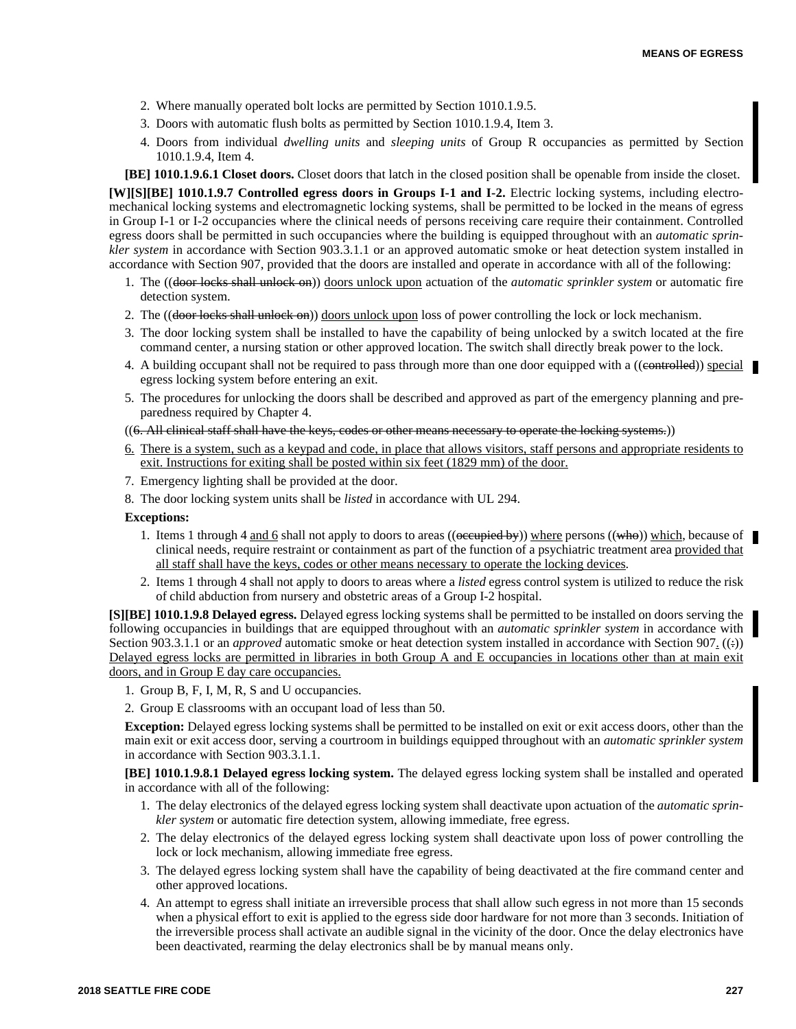2. Where manually operated bolt locks are permitted by Section 1010.1.9.5.
3. Doors with automatic flush bolts as permitted by Section 1010.1.9.4, Item 3.
4. Doors from individual *dwelling units* and *sleeping units* of Group R occupancies as permitted by Section 1010.1.9.4, Item 4.

**[BE] 1010.1.9.6.1 Closet doors.** Closet doors that latch in the closed position shall be openable from inside the closet.

**[W][S][BE] 1010.1.9.7 Controlled egress doors in Groups I-1 and I-2.** Electric locking systems, including electromechanical locking systems and electromagnetic locking systems, shall be permitted to be locked in the means of egress in Group I-1 or I-2 occupancies where the clinical needs of persons receiving care require their containment. Controlled egress doors shall be permitted in such occupancies where the building is equipped throughout with an *automatic sprinkler system* in accordance with Section 903.3.1.1 or an approved automatic smoke or heat detection system installed in accordance with Section 907, provided that the doors are installed and operate in accordance with all of the following:

1. The ((~~door locks shall unlock on~~)) <u>doors unlock upon</u> actuation of the *automatic sprinkler system* or automatic fire detection system.
2. The ((~~door locks shall unlock on~~)) <u>doors unlock upon</u> loss of power controlling the lock or lock mechanism.
3. The door locking system shall be installed to have the capability of being unlocked by a switch located at the fire command center, a nursing station or other approved location. The switch shall directly break power to the lock.
4. A building occupant shall not be required to pass through more than one door equipped with a ((~~controlled~~)) <u>special</u> egress locking system before entering an exit.
5. The procedures for unlocking the doors shall be described and approved as part of the emergency planning and preparedness required by Chapter 4.

((~~6. All clinical staff shall have the keys, codes or other means necessary to operate the locking systems.~~))

6. <u>There is a system, such as a keypad and code, in place that allows visitors, staff persons and appropriate residents to exit. Instructions for exiting shall be posted within six feet (1829 mm) of the door.</u>
7. Emergency lighting shall be provided at the door.
8. The door locking system units shall be *listed* in accordance with UL 294.

**Exceptions:**

1. Items 1 through 4 <u>and 6</u> shall not apply to doors to areas ((~~occupied by~~)) <u>where</u> persons ((~~who~~)) <u>which</u>, because of clinical needs, require restraint or containment as part of the function of a psychiatric treatment area <u>provided that all staff shall have the keys, codes or other means necessary to operate the locking devices</u>.
2. Items 1 through 4 shall not apply to doors to areas where a *listed* egress control system is utilized to reduce the risk of child abduction from nursery and obstetric areas of a Group I-2 hospital.

**[S][BE] 1010.1.9.8 Delayed egress.** Delayed egress locking systems shall be permitted to be installed on doors serving the following occupancies in buildings that are equipped throughout with an *automatic sprinkler system* in accordance with Section 903.3.1.1 or an *approved* automatic smoke or heat detection system installed in accordance with Section 907<u>.</u> ((~~:~~)) <u>Delayed egress locks are permitted in libraries in both Group A and E occupancies in locations other than at main exit doors, and in Group E day care occupancies.</u>

1. Group B, F, I, M, R, S and U occupancies.
2. Group E classrooms with an occupant load of less than 50.

**Exception:** Delayed egress locking systems shall be permitted to be installed on exit or exit access doors, other than the main exit or exit access door, serving a courtroom in buildings equipped throughout with an *automatic sprinkler system* in accordance with Section 903.3.1.1.

**[BE] 1010.1.9.8.1 Delayed egress locking system.** The delayed egress locking system shall be installed and operated in accordance with all of the following:

1. The delay electronics of the delayed egress locking system shall deactivate upon actuation of the *automatic sprinkler system* or automatic fire detection system, allowing immediate, free egress.
2. The delay electronics of the delayed egress locking system shall deactivate upon loss of power controlling the lock or lock mechanism, allowing immediate free egress.
3. The delayed egress locking system shall have the capability of being deactivated at the fire command center and other approved locations.
4. An attempt to egress shall initiate an irreversible process that shall allow such egress in not more than 15 seconds when a physical effort to exit is applied to the egress side door hardware for not more than 3 seconds. Initiation of the irreversible process shall activate an audible signal in the vicinity of the door. Once the delay electronics have been deactivated, rearming the delay electronics shall be by manual means only.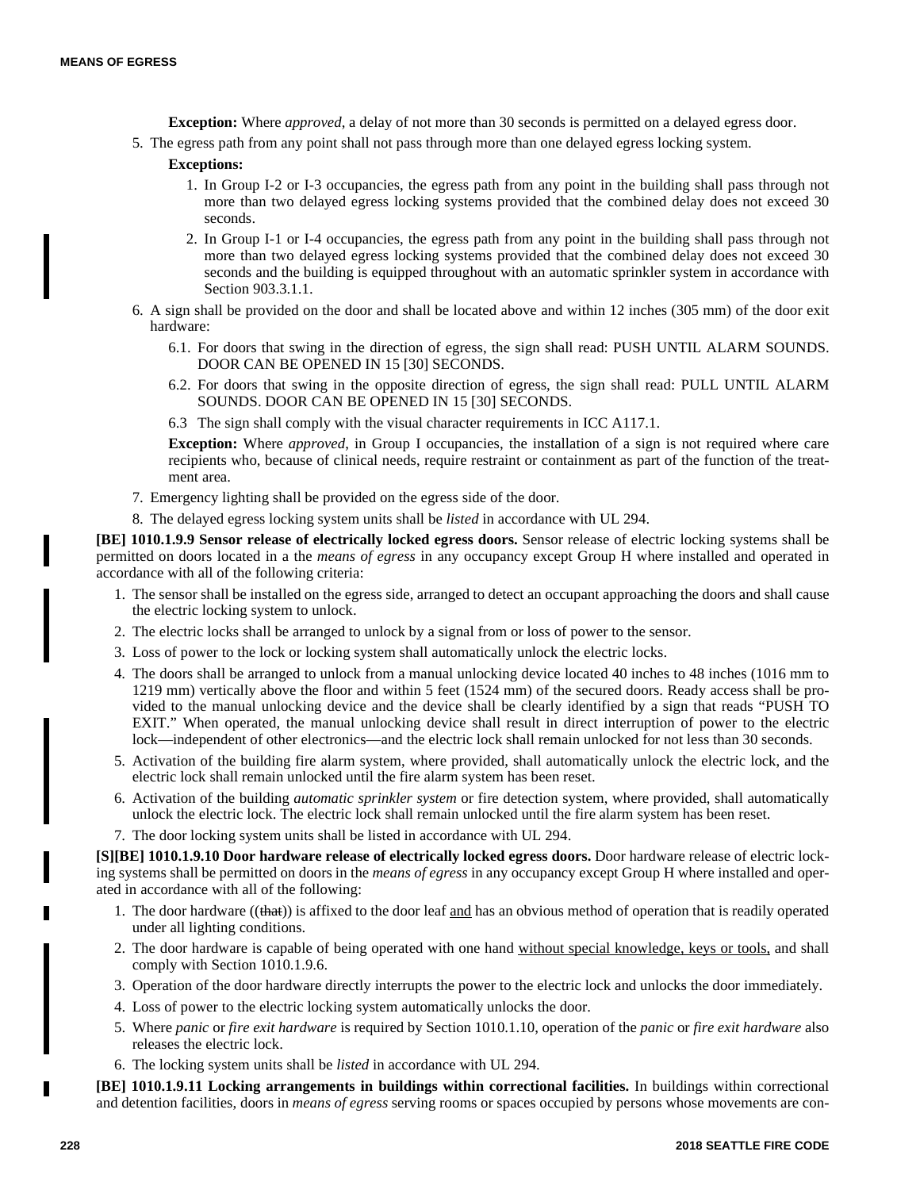**Exception:** Where *approved*, a delay of not more than 30 seconds is permitted on a delayed egress door.

5. The egress path from any point shall not pass through more than one delayed egress locking system.

   **Exceptions:**

   1. In Group I-2 or I-3 occupancies, the egress path from any point in the building shall pass through not more than two delayed egress locking systems provided that the combined delay does not exceed 30 seconds.
   2. In Group I-1 or I-4 occupancies, the egress path from any point in the building shall pass through not more than two delayed egress locking systems provided that the combined delay does not exceed 30 seconds and the building is equipped throughout with an automatic sprinkler system in accordance with Section 903.3.1.1.

6. A sign shall be provided on the door and shall be located above and within 12 inches (305 mm) of the door exit hardware:

   6.1. For doors that swing in the direction of egress, the sign shall read: PUSH UNTIL ALARM SOUNDS. DOOR CAN BE OPENED IN 15 [30] SECONDS.

   6.2. For doors that swing in the opposite direction of egress, the sign shall read: PULL UNTIL ALARM SOUNDS. DOOR CAN BE OPENED IN 15 [30] SECONDS.

   6.3 The sign shall comply with the visual character requirements in ICC A117.1.

   **Exception:** Where *approved*, in Group I occupancies, the installation of a sign is not required where care recipients who, because of clinical needs, require restraint or containment as part of the function of the treatment area.

7. Emergency lighting shall be provided on the egress side of the door.
8. The delayed egress locking system units shall be *listed* in accordance with UL 294.

**[BE] 1010.1.9.9 Sensor release of electrically locked egress doors.** Sensor release of electric locking systems shall be permitted on doors located in a the *means of egress* in any occupancy except Group H where installed and operated in accordance with all of the following criteria:

1. The sensor shall be installed on the egress side, arranged to detect an occupant approaching the doors and shall cause the electric locking system to unlock.
2. The electric locks shall be arranged to unlock by a signal from or loss of power to the sensor.
3. Loss of power to the lock or locking system shall automatically unlock the electric locks.
4. The doors shall be arranged to unlock from a manual unlocking device located 40 inches to 48 inches (1016 mm to 1219 mm) vertically above the floor and within 5 feet (1524 mm) of the secured doors. Ready access shall be provided to the manual unlocking device and the device shall be clearly identified by a sign that reads "PUSH TO EXIT." When operated, the manual unlocking device shall result in direct interruption of power to the electric lock—independent of other electronics—and the electric lock shall remain unlocked for not less than 30 seconds.
5. Activation of the building fire alarm system, where provided, shall automatically unlock the electric lock, and the electric lock shall remain unlocked until the fire alarm system has been reset.
6. Activation of the building *automatic sprinkler system* or fire detection system, where provided, shall automatically unlock the electric lock. The electric lock shall remain unlocked until the fire alarm system has been reset.
7. The door locking system units shall be listed in accordance with UL 294.

**[S][BE] 1010.1.9.10 Door hardware release of electrically locked egress doors.** Door hardware release of electric locking systems shall be permitted on doors in the *means of egress* in any occupancy except Group H where installed and operated in accordance with all of the following:

1. The door hardware ((~~that~~)) is affixed to the door leaf <u>and</u> has an obvious method of operation that is readily operated under all lighting conditions.
2. The door hardware is capable of being operated with one hand <u>without special knowledge, keys or tools,</u> and shall comply with Section 1010.1.9.6.
3. Operation of the door hardware directly interrupts the power to the electric lock and unlocks the door immediately.
4. Loss of power to the electric locking system automatically unlocks the door.
5. Where *panic* or *fire exit hardware* is required by Section 1010.1.10, operation of the *panic* or *fire exit hardware* also releases the electric lock.
6. The locking system units shall be *listed* in accordance with UL 294.

**[BE] 1010.1.9.11 Locking arrangements in buildings within correctional facilities.** In buildings within correctional and detention facilities, doors in *means of egress* serving rooms or spaces occupied by persons whose movements are con-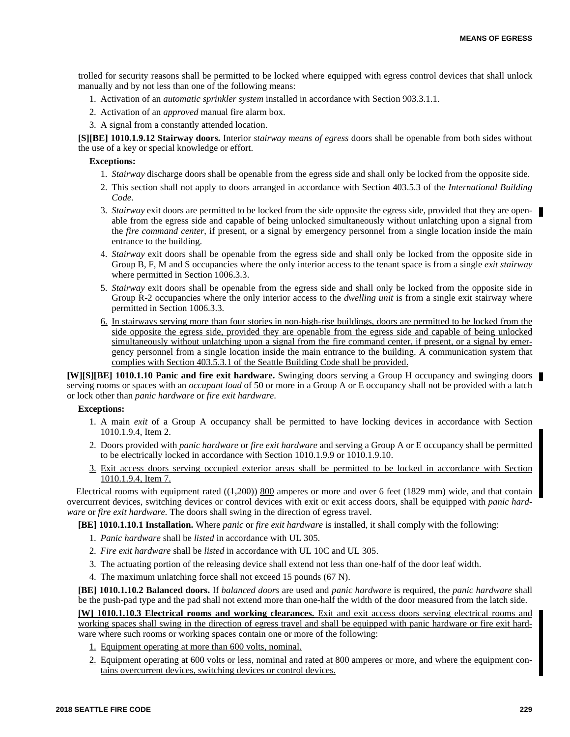trolled for security reasons shall be permitted to be locked where equipped with egress control devices that shall unlock manually and by not less than one of the following means:

1. Activation of an *automatic sprinkler system* installed in accordance with Section 903.3.1.1.
2. Activation of an *approved* manual fire alarm box.
3. A signal from a constantly attended location.

**[S][BE] 1010.1.9.12 Stairway doors.** Interior *stairway means of egress* doors shall be openable from both sides without the use of a key or special knowledge or effort.

**Exceptions:**

1. *Stairway* discharge doors shall be openable from the egress side and shall only be locked from the opposite side.
2. This section shall not apply to doors arranged in accordance with Section 403.5.3 of the *International Building Code*.
3. *Stairway* exit doors are permitted to be locked from the side opposite the egress side, provided that they are openable from the egress side and capable of being unlocked simultaneously without unlatching upon a signal from the *fire command center*, if present, or a signal by emergency personnel from a single location inside the main entrance to the building.
4. *Stairway* exit doors shall be openable from the egress side and shall only be locked from the opposite side in Group B, F, M and S occupancies where the only interior access to the tenant space is from a single *exit stairway* where permitted in Section 1006.3.3.
5. *Stairway* exit doors shall be openable from the egress side and shall only be locked from the opposite side in Group R-2 occupancies where the only interior access to the *dwelling unit* is from a single exit stairway where permitted in Section 1006.3.3.
6. In stairways serving more than four stories in non-high-rise buildings, doors are permitted to be locked from the side opposite the egress side, provided they are openable from the egress side and capable of being unlocked simultaneously without unlatching upon a signal from the fire command center, if present, or a signal by emergency personnel from a single location inside the main entrance to the building. A communication system that complies with Section 403.5.3.1 of the Seattle Building Code shall be provided.

**[W][S][BE] 1010.1.10 Panic and fire exit hardware.** Swinging doors serving a Group H occupancy and swinging doors serving rooms or spaces with an *occupant load* of 50 or more in a Group A or E occupancy shall not be provided with a latch or lock other than *panic hardware* or *fire exit hardware*.

**Exceptions:**

1. A main *exit* of a Group A occupancy shall be permitted to have locking devices in accordance with Section 1010.1.9.4, Item 2.
2. Doors provided with *panic hardware* or *fire exit hardware* and serving a Group A or E occupancy shall be permitted to be electrically locked in accordance with Section 1010.1.9.9 or 1010.1.9.10.
3. Exit access doors serving occupied exterior areas shall be permitted to be locked in accordance with Section 1010.1.9.4, Item 7.

Electrical rooms with equipment rated ((~~1,200~~)) 800 amperes or more and over 6 feet (1829 mm) wide, and that contain overcurrent devices, switching devices or control devices with exit or exit access doors, shall be equipped with *panic hardware* or *fire exit hardware.* The doors shall swing in the direction of egress travel.

**[BE] 1010.1.10.1 Installation.** Where *panic* or *fire exit hardware* is installed, it shall comply with the following:

1. *Panic hardware* shall be *listed* in accordance with UL 305.
2. *Fire exit hardware* shall be *listed* in accordance with UL 10C and UL 305.
3. The actuating portion of the releasing device shall extend not less than one-half of the door leaf width.
4. The maximum unlatching force shall not exceed 15 pounds (67 N).

**[BE] 1010.1.10.2 Balanced doors.** If *balanced doors* are used and *panic hardware* is required, the *panic hardware* shall be the push-pad type and the pad shall not extend more than one-half the width of the door measured from the latch side.

**[W] 1010.1.10.3 Electrical rooms and working clearances.** Exit and exit access doors serving electrical rooms and working spaces shall swing in the direction of egress travel and shall be equipped with panic hardware or fire exit hardware where such rooms or working spaces contain one or more of the following:

1. Equipment operating at more than 600 volts, nominal.
2. Equipment operating at 600 volts or less, nominal and rated at 800 amperes or more, and where the equipment contains overcurrent devices, switching devices or control devices.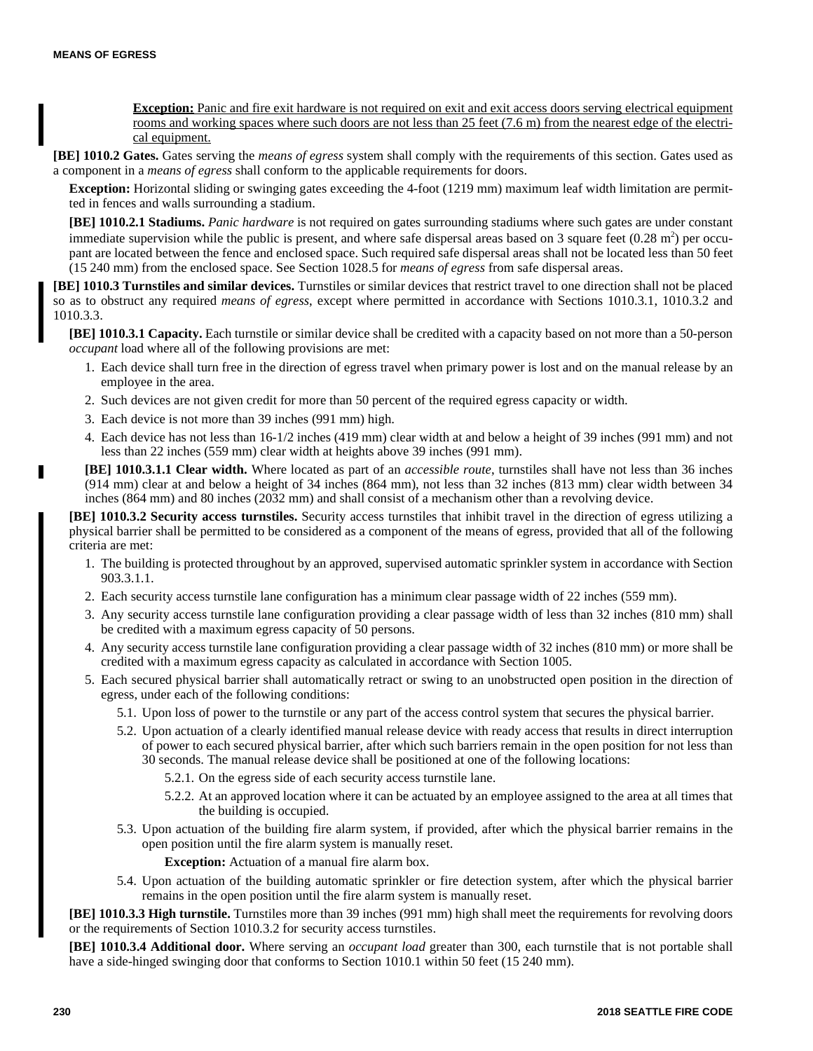**Exception:** Panic and fire exit hardware is not required on exit and exit access doors serving electrical equipment rooms and working spaces where such doors are not less than 25 feet (7.6 m) from the nearest edge of the electrical equipment.

**[BE] 1010.2 Gates.** Gates serving the *means of egress* system shall comply with the requirements of this section. Gates used as a component in a *means of egress* shall conform to the applicable requirements for doors.

**Exception:** Horizontal sliding or swinging gates exceeding the 4-foot (1219 mm) maximum leaf width limitation are permitted in fences and walls surrounding a stadium.

**[BE] 1010.2.1 Stadiums.** *Panic hardware* is not required on gates surrounding stadiums where such gates are under constant immediate supervision while the public is present, and where safe dispersal areas based on 3 square feet (0.28 $m^2$) per occupant are located between the fence and enclosed space. Such required safe dispersal areas shall not be located less than 50 feet (15 240 mm) from the enclosed space. See Section 1028.5 for *means of egress* from safe dispersal areas.

**[BE] 1010.3 Turnstiles and similar devices.** Turnstiles or similar devices that restrict travel to one direction shall not be placed so as to obstruct any required *means of egress*, except where permitted in accordance with Sections 1010.3.1, 1010.3.2 and 1010.3.3.

**[BE] 1010.3.1 Capacity.** Each turnstile or similar device shall be credited with a capacity based on not more than a 50-person *occupant* load where all of the following provisions are met:

1. Each device shall turn free in the direction of egress travel when primary power is lost and on the manual release by an employee in the area.
2. Such devices are not given credit for more than 50 percent of the required egress capacity or width.
3. Each device is not more than 39 inches (991 mm) high.
4. Each device has not less than 16-1/2 inches (419 mm) clear width at and below a height of 39 inches (991 mm) and not less than 22 inches (559 mm) clear width at heights above 39 inches (991 mm).

**[BE] 1010.3.1.1 Clear width.** Where located as part of an *accessible route*, turnstiles shall have not less than 36 inches (914 mm) clear at and below a height of 34 inches (864 mm), not less than 32 inches (813 mm) clear width between 34 inches (864 mm) and 80 inches (2032 mm) and shall consist of a mechanism other than a revolving device.

**[BE] 1010.3.2 Security access turnstiles.** Security access turnstiles that inhibit travel in the direction of egress utilizing a physical barrier shall be permitted to be considered as a component of the means of egress, provided that all of the following criteria are met:

1. The building is protected throughout by an approved, supervised automatic sprinkler system in accordance with Section 903.3.1.1.
2. Each security access turnstile lane configuration has a minimum clear passage width of 22 inches (559 mm).
3. Any security access turnstile lane configuration providing a clear passage width of less than 32 inches (810 mm) shall be credited with a maximum egress capacity of 50 persons.
4. Any security access turnstile lane configuration providing a clear passage width of 32 inches (810 mm) or more shall be credited with a maximum egress capacity as calculated in accordance with Section 1005.
5. Each secured physical barrier shall automatically retract or swing to an unobstructed open position in the direction of egress, under each of the following conditions:
   - 5.1. Upon loss of power to the turnstile or any part of the access control system that secures the physical barrier.
   - 5.2. Upon actuation of a clearly identified manual release device with ready access that results in direct interruption of power to each secured physical barrier, after which such barriers remain in the open position for not less than 30 seconds. The manual release device shall be positioned at one of the following locations:
     - 5.2.1. On the egress side of each security access turnstile lane.
     - 5.2.2. At an approved location where it can be actuated by an employee assigned to the area at all times that the building is occupied.
   - 5.3. Upon actuation of the building fire alarm system, if provided, after which the physical barrier remains in the open position until the fire alarm system is manually reset.

     **Exception:** Actuation of a manual fire alarm box.
   - 5.4. Upon actuation of the building automatic sprinkler or fire detection system, after which the physical barrier remains in the open position until the fire alarm system is manually reset.

**[BE] 1010.3.3 High turnstile.** Turnstiles more than 39 inches (991 mm) high shall meet the requirements for revolving doors or the requirements of Section 1010.3.2 for security access turnstiles.

**[BE] 1010.3.4 Additional door.** Where serving an *occupant load* greater than 300, each turnstile that is not portable shall have a side-hinged swinging door that conforms to Section 1010.1 within 50 feet (15 240 mm).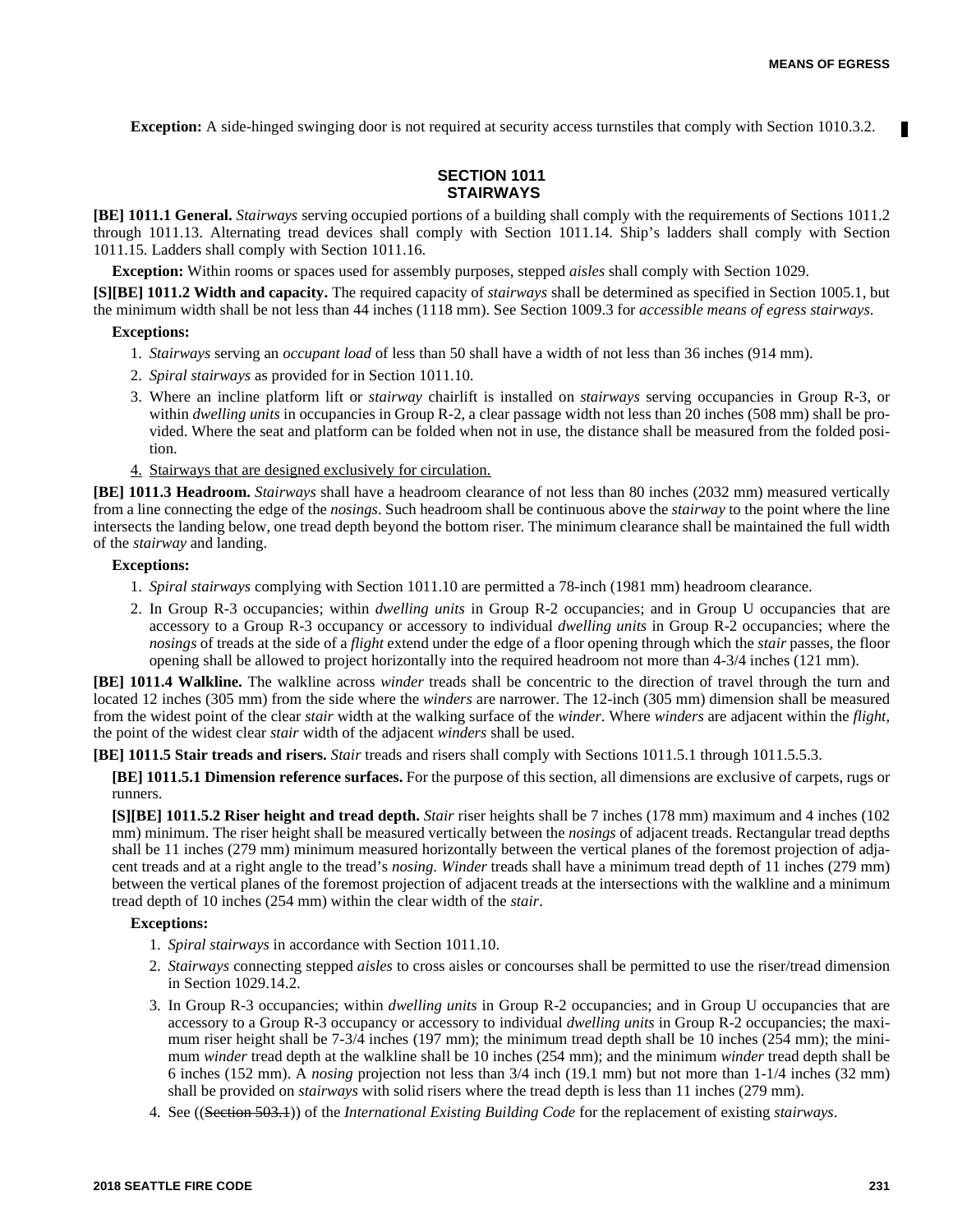**Exception:** A side-hinged swinging door is not required at security access turnstiles that comply with Section 1010.3.2.

## SECTION 1011 STAIRWAYS

**[BE] 1011.1 General.** *Stairways* serving occupied portions of a building shall comply with the requirements of Sections 1011.2 through 1011.13. Alternating tread devices shall comply with Section 1011.14. Ship's ladders shall comply with Section 1011.15. Ladders shall comply with Section 1011.16.

**Exception:** Within rooms or spaces used for assembly purposes, stepped *aisles* shall comply with Section 1029.

**[S][BE] 1011.2 Width and capacity.** The required capacity of *stairways* shall be determined as specified in Section 1005.1, but the minimum width shall be not less than 44 inches (1118 mm). See Section 1009.3 for *accessible means of egress stairways*.

**Exceptions:**

1. *Stairways* serving an *occupant load* of less than 50 shall have a width of not less than 36 inches (914 mm).
2. *Spiral stairways* as provided for in Section 1011.10.
3. Where an incline platform lift or *stairway* chairlift is installed on *stairways* serving occupancies in Group R-3, or within *dwelling units* in occupancies in Group R-2, a clear passage width not less than 20 inches (508 mm) shall be provided. Where the seat and platform can be folded when not in use, the distance shall be measured from the folded position.
4. Stairways that are designed exclusively for circulation.

**[BE] 1011.3 Headroom.** *Stairways* shall have a headroom clearance of not less than 80 inches (2032 mm) measured vertically from a line connecting the edge of the *nosings*. Such headroom shall be continuous above the *stairway* to the point where the line intersects the landing below, one tread depth beyond the bottom riser. The minimum clearance shall be maintained the full width of the *stairway* and landing.

**Exceptions:**

1. *Spiral stairways* complying with Section 1011.10 are permitted a 78-inch (1981 mm) headroom clearance.
2. In Group R-3 occupancies; within *dwelling units* in Group R-2 occupancies; and in Group U occupancies that are accessory to a Group R-3 occupancy or accessory to individual *dwelling units* in Group R-2 occupancies; where the *nosings* of treads at the side of a *flight* extend under the edge of a floor opening through which the *stair* passes, the floor opening shall be allowed to project horizontally into the required headroom not more than 4-3/4 inches (121 mm).

**[BE] 1011.4 Walkline.** The walkline across *winder* treads shall be concentric to the direction of travel through the turn and located 12 inches (305 mm) from the side where the *winders* are narrower. The 12-inch (305 mm) dimension shall be measured from the widest point of the clear *stair* width at the walking surface of the *winder*. Where *winders* are adjacent within the *flight*, the point of the widest clear *stair* width of the adjacent *winders* shall be used.

**[BE] 1011.5 Stair treads and risers.** *Stair* treads and risers shall comply with Sections 1011.5.1 through 1011.5.5.3.

**[BE] 1011.5.1 Dimension reference surfaces.** For the purpose of this section, all dimensions are exclusive of carpets, rugs or runners.

**[S][BE] 1011.5.2 Riser height and tread depth.** *Stair* riser heights shall be 7 inches (178 mm) maximum and 4 inches (102 mm) minimum. The riser height shall be measured vertically between the *nosings* of adjacent treads. Rectangular tread depths shall be 11 inches (279 mm) minimum measured horizontally between the vertical planes of the foremost projection of adjacent treads and at a right angle to the tread's *nosing*. *Winder* treads shall have a minimum tread depth of 11 inches (279 mm) between the vertical planes of the foremost projection of adjacent treads at the intersections with the walkline and a minimum tread depth of 10 inches (254 mm) within the clear width of the *stair*.

**Exceptions:**

1. *Spiral stairways* in accordance with Section 1011.10.
2. *Stairways* connecting stepped *aisles* to cross aisles or concourses shall be permitted to use the riser/tread dimension in Section 1029.14.2.
3. In Group R-3 occupancies; within *dwelling units* in Group R-2 occupancies; and in Group U occupancies that are accessory to a Group R-3 occupancy or accessory to individual *dwelling units* in Group R-2 occupancies; the maximum riser height shall be 7-3/4 inches (197 mm); the minimum tread depth shall be 10 inches (254 mm); the minimum *winder* tread depth at the walkline shall be 10 inches (254 mm); and the minimum *winder* tread depth shall be 6 inches (152 mm). A *nosing* projection not less than 3/4 inch (19.1 mm) but not more than 1-1/4 inches (32 mm) shall be provided on *stairways* with solid risers where the tread depth is less than 11 inches (279 mm).
4. See ((~~Section 503.1~~)) of the *International Existing Building Code* for the replacement of existing *stairways*.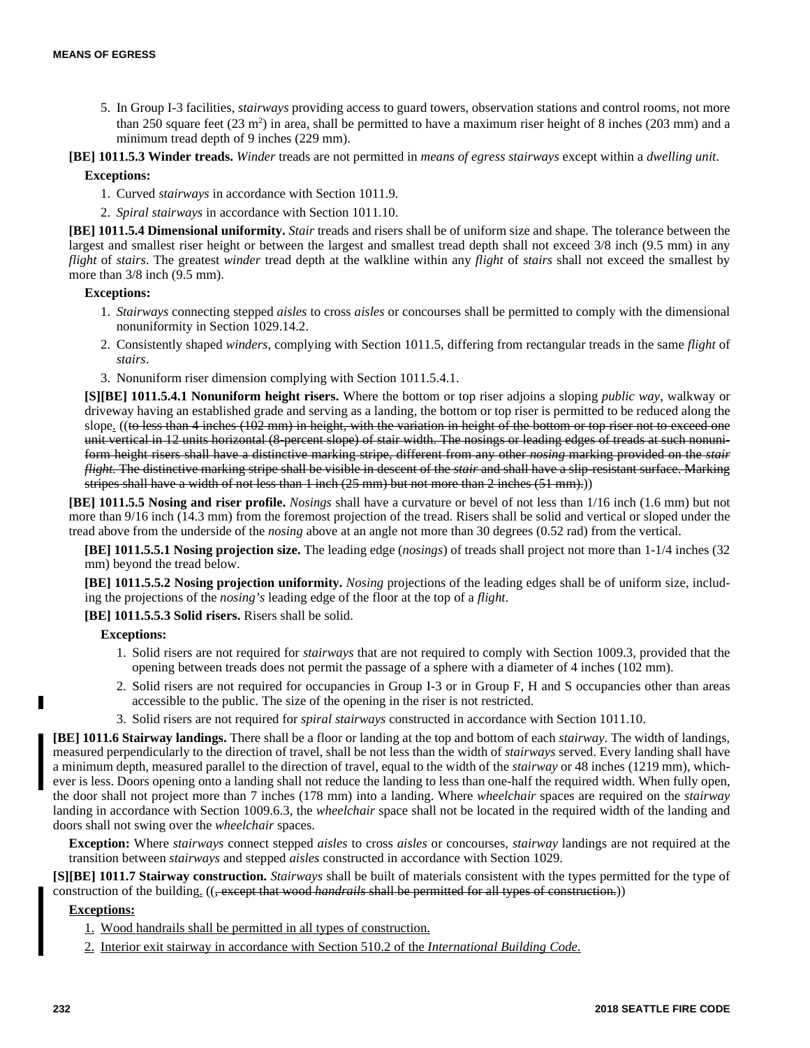5. In Group I-3 facilities, *stairways* providing access to guard towers, observation stations and control rooms, not more than 250 square feet (23 $m^2$) in area, shall be permitted to have a maximum riser height of 8 inches (203 mm) and a minimum tread depth of 9 inches (229 mm).

**[BE] 1011.5.3 Winder treads.** *Winder* treads are not permitted in *means of egress stairways* except within a *dwelling unit*.

**Exceptions:**

1. Curved *stairways* in accordance with Section 1011.9.
2. *Spiral stairways* in accordance with Section 1011.10.

**[BE] 1011.5.4 Dimensional uniformity.** *Stair* treads and risers shall be of uniform size and shape. The tolerance between the largest and smallest riser height or between the largest and smallest tread depth shall not exceed 3/8 inch (9.5 mm) in any *flight* of *stairs*. The greatest *winder* tread depth at the walkline within any *flight* of *stairs* shall not exceed the smallest by more than 3/8 inch (9.5 mm).

**Exceptions:**

1. *Stairways* connecting stepped *aisles* to cross *aisles* or concourses shall be permitted to comply with the dimensional nonuniformity in Section 1029.14.2.
2. Consistently shaped *winders*, complying with Section 1011.5, differing from rectangular treads in the same *flight* of *stairs*.
3. Nonuniform riser dimension complying with Section 1011.5.4.1.

**[S][BE] 1011.5.4.1 Nonuniform height risers.** Where the bottom or top riser adjoins a sloping *public way*, walkway or driveway having an established grade and serving as a landing, the bottom or top riser is permitted to be reduced along the slope. ((~~to less than 4 inches (102 mm) in height, with the variation in height of the bottom or top riser not to exceed one unit vertical in 12 units horizontal (8-percent slope) of stair width. The nosings or leading edges of treads at such nonuniform height risers shall have a distinctive marking stripe, different from any other *nosing* marking provided on the *stair flight*. The distinctive marking stripe shall be visible in descent of the *stair* and shall have a slip-resistant surface. Marking stripes shall have a width of not less than 1 inch (25 mm) but not more than 2 inches (51 mm).~~))

**[BE] 1011.5.5 Nosing and riser profile.** *Nosings* shall have a curvature or bevel of not less than 1/16 inch (1.6 mm) but not more than 9/16 inch (14.3 mm) from the foremost projection of the tread. Risers shall be solid and vertical or sloped under the tread above from the underside of the *nosing* above at an angle not more than 30 degrees (0.52 rad) from the vertical.

**[BE] 1011.5.5.1 Nosing projection size.** The leading edge (*nosings*) of treads shall project not more than 1-1/4 inches (32 mm) beyond the tread below.

**[BE] 1011.5.5.2 Nosing projection uniformity.** *Nosing* projections of the leading edges shall be of uniform size, including the projections of the *nosing's* leading edge of the floor at the top of a *flight*.

**[BE] 1011.5.5.3 Solid risers.** Risers shall be solid.

**Exceptions:**

1. Solid risers are not required for *stairways* that are not required to comply with Section 1009.3, provided that the opening between treads does not permit the passage of a sphere with a diameter of 4 inches (102 mm).
2. Solid risers are not required for occupancies in Group I-3 or in Group F, H and S occupancies other than areas accessible to the public. The size of the opening in the riser is not restricted.
3. Solid risers are not required for *spiral stairways* constructed in accordance with Section 1011.10.

**[BE] 1011.6 Stairway landings.** There shall be a floor or landing at the top and bottom of each *stairway*. The width of landings, measured perpendicularly to the direction of travel, shall be not less than the width of *stairways* served. Every landing shall have a minimum depth, measured parallel to the direction of travel, equal to the width of the *stairway* or 48 inches (1219 mm), whichever is less. Doors opening onto a landing shall not reduce the landing to less than one-half the required width. When fully open, the door shall not project more than 7 inches (178 mm) into a landing. Where *wheelchair* spaces are required on the *stairway* landing in accordance with Section 1009.6.3, the *wheelchair* space shall not be located in the required width of the landing and doors shall not swing over the *wheelchair* spaces.

**Exception:** Where *stairways* connect stepped *aisles* to cross *aisles* or concourses, *stairway* landings are not required at the transition between *stairways* and stepped *aisles* constructed in accordance with Section 1029.

**[S][BE] 1011.7 Stairway construction.** *Stairways* shall be built of materials consistent with the types permitted for the type of construction of the building. ((~~, except that wood *handrails* shall be permitted for all types of construction.~~))

<u>**Exceptions:**</u>

1. <u>Wood handrails shall be permitted in all types of construction.</u>
2. <u>Interior exit stairway in accordance with Section 510.2 of the *International Building Code*.</u>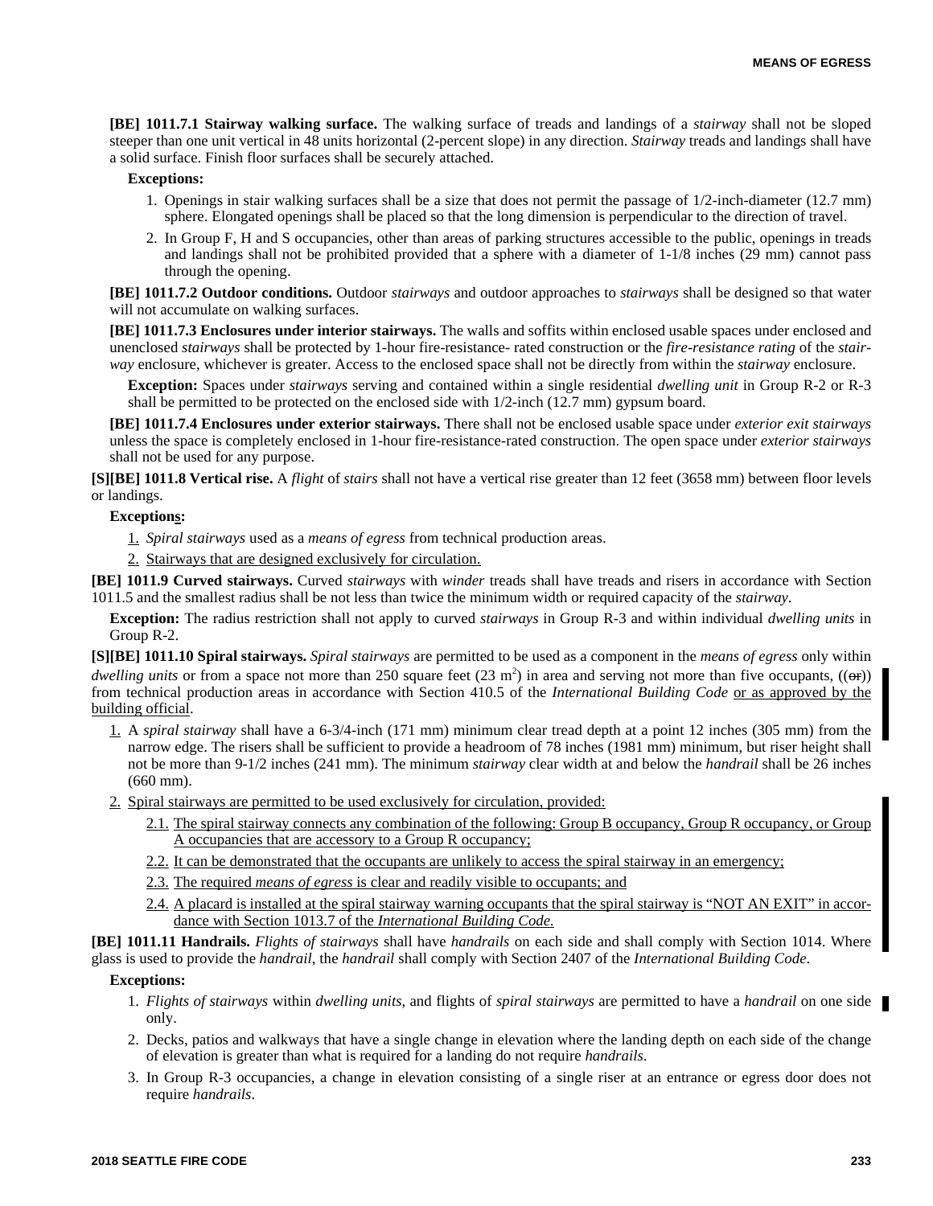**[BE] 1011.7.1 Stairway walking surface.** The walking surface of treads and landings of a *stairway* shall not be sloped steeper than one unit vertical in 48 units horizontal (2-percent slope) in any direction. *Stairway* treads and landings shall have a solid surface. Finish floor surfaces shall be securely attached.

**Exceptions:**

1. Openings in stair walking surfaces shall be a size that does not permit the passage of 1/2-inch-diameter (12.7 mm) sphere. Elongated openings shall be placed so that the long dimension is perpendicular to the direction of travel.
2. In Group F, H and S occupancies, other than areas of parking structures accessible to the public, openings in treads and landings shall not be prohibited provided that a sphere with a diameter of 1-1/8 inches (29 mm) cannot pass through the opening.

**[BE] 1011.7.2 Outdoor conditions.** Outdoor *stairways* and outdoor approaches to *stairways* shall be designed so that water will not accumulate on walking surfaces.

**[BE] 1011.7.3 Enclosures under interior stairways.** The walls and soffits within enclosed usable spaces under enclosed and unenclosed *stairways* shall be protected by 1-hour fire-resistance- rated construction or the *fire-resistance rating* of the *stairway* enclosure, whichever is greater. Access to the enclosed space shall not be directly from within the *stairway* enclosure.

**Exception:** Spaces under *stairways* serving and contained within a single residential *dwelling unit* in Group R-2 or R-3 shall be permitted to be protected on the enclosed side with 1/2-inch (12.7 mm) gypsum board.

**[BE] 1011.7.4 Enclosures under exterior stairways.** There shall not be enclosed usable space under *exterior exit stairways* unless the space is completely enclosed in 1-hour fire-resistance-rated construction. The open space under *exterior stairways* shall not be used for any purpose.

**[S][BE] 1011.8 Vertical rise.** A *flight* of *stairs* shall not have a vertical rise greater than 12 feet (3658 mm) between floor levels or landings.

**Exceptions:**

1. *Spiral stairways* used as a *means of egress* from technical production areas.
2. Stairways that are designed exclusively for circulation.

**[BE] 1011.9 Curved stairways.** Curved *stairways* with *winder* treads shall have treads and risers in accordance with Section 1011.5 and the smallest radius shall be not less than twice the minimum width or required capacity of the *stairway*.

**Exception:** The radius restriction shall not apply to curved *stairways* in Group R-3 and within individual *dwelling units* in Group R-2.

**[S][BE] 1011.10 Spiral stairways.** *Spiral stairways* are permitted to be used as a component in the *means of egress* only within *dwelling units* or from a space not more than 250 square feet (23 m$^2$) in area and serving not more than five occupants, ((~~or~~)) from technical production areas in accordance with Section 410.5 of the *International Building Code* or as approved by the building official.

1. A *spiral stairway* shall have a 6-3/4-inch (171 mm) minimum clear tread depth at a point 12 inches (305 mm) from the narrow edge. The risers shall be sufficient to provide a headroom of 78 inches (1981 mm) minimum, but riser height shall not be more than 9-1/2 inches (241 mm). The minimum *stairway* clear width at and below the *handrail* shall be 26 inches (660 mm).
2. Spiral stairways are permitted to be used exclusively for circulation, provided:
   - 2.1. The spiral stairway connects any combination of the following: Group B occupancy, Group R occupancy, or Group A occupancies that are accessory to a Group R occupancy;
   - 2.2. It can be demonstrated that the occupants are unlikely to access the spiral stairway in an emergency;
   - 2.3. The required *means of egress* is clear and readily visible to occupants; and
   - 2.4. A placard is installed at the spiral stairway warning occupants that the spiral stairway is "NOT AN EXIT" in accordance with Section 1013.7 of the *International Building Code.*

**[BE] 1011.11 Handrails.** *Flights of stairways* shall have *handrails* on each side and shall comply with Section 1014. Where glass is used to provide the *handrail*, the *handrail* shall comply with Section 2407 of the *International Building Code*.

**Exceptions:**

1. *Flights of stairways* within *dwelling units*, and flights of *spiral stairways* are permitted to have a *handrail* on one side only.
2. Decks, patios and walkways that have a single change in elevation where the landing depth on each side of the change of elevation is greater than what is required for a landing do not require *handrails*.
3. In Group R-3 occupancies, a change in elevation consisting of a single riser at an entrance or egress door does not require *handrails*.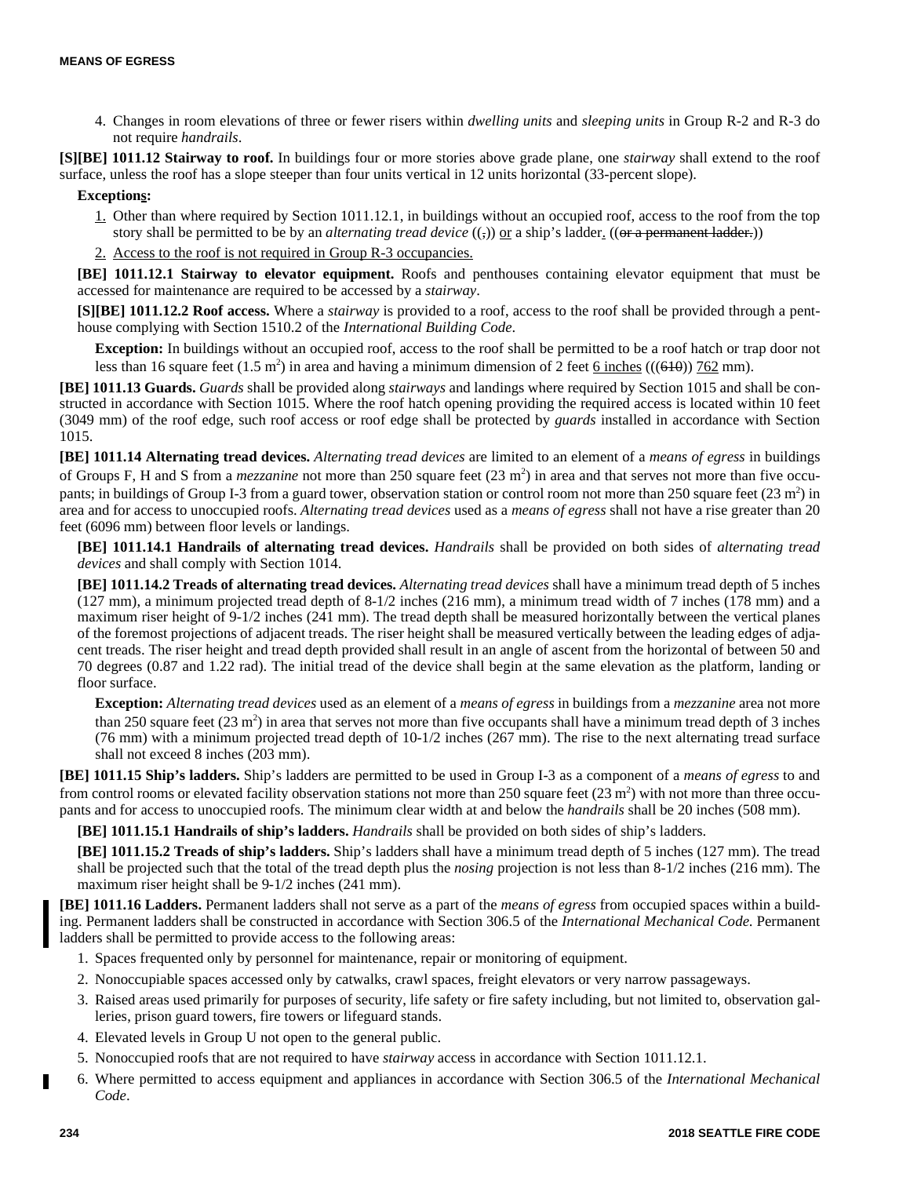4. Changes in room elevations of three or fewer risers within *dwelling units* and *sleeping units* in Group R-2 and R-3 do not require *handrails*.

**[S][BE] 1011.12 Stairway to roof.** In buildings four or more stories above grade plane, one *stairway* shall extend to the roof surface, unless the roof has a slope steeper than four units vertical in 12 units horizontal (33-percent slope).

**Exceptions:**

1. Other than where required by Section 1011.12.1, in buildings without an occupied roof, access to the roof from the top story shall be permitted to be by an *alternating tread device* ((,)) or a ship's ladder. ((~~or a permanent ladder.~~))
2. Access to the roof is not required in Group R-3 occupancies.

**[BE] 1011.12.1 Stairway to elevator equipment.** Roofs and penthouses containing elevator equipment that must be accessed for maintenance are required to be accessed by a *stairway*.

**[S][BE] 1011.12.2 Roof access.** Where a *stairway* is provided to a roof, access to the roof shall be provided through a penthouse complying with Section 1510.2 of the *International Building Code*.

**Exception:** In buildings without an occupied roof, access to the roof shall be permitted to be a roof hatch or trap door not less than 16 square feet (1.5 m$^2$) in area and having a minimum dimension of 2 feet 6 inches (((~~610~~)) 762 mm).

**[BE] 1011.13 Guards.** *Guards* shall be provided along *stairways* and landings where required by Section 1015 and shall be constructed in accordance with Section 1015. Where the roof hatch opening providing the required access is located within 10 feet (3049 mm) of the roof edge, such roof access or roof edge shall be protected by *guards* installed in accordance with Section 1015.

**[BE] 1011.14 Alternating tread devices.** *Alternating tread devices* are limited to an element of a *means of egress* in buildings of Groups F, H and S from a *mezzanine* not more than 250 square feet (23 m$^2$) in area and that serves not more than five occupants; in buildings of Group I-3 from a guard tower, observation station or control room not more than 250 square feet (23 m$^2$) in area and for access to unoccupied roofs. *Alternating tread devices* used as a *means of egress* shall not have a rise greater than 20 feet (6096 mm) between floor levels or landings.

**[BE] 1011.14.1 Handrails of alternating tread devices.** *Handrails* shall be provided on both sides of *alternating tread devices* and shall comply with Section 1014.

**[BE] 1011.14.2 Treads of alternating tread devices.** *Alternating tread devices* shall have a minimum tread depth of 5 inches (127 mm), a minimum projected tread depth of 8-1/2 inches (216 mm), a minimum tread width of 7 inches (178 mm) and a maximum riser height of 9-1/2 inches (241 mm). The tread depth shall be measured horizontally between the vertical planes of the foremost projections of adjacent treads. The riser height shall be measured vertically between the leading edges of adjacent treads. The riser height and tread depth provided shall result in an angle of ascent from the horizontal of between 50 and 70 degrees (0.87 and 1.22 rad). The initial tread of the device shall begin at the same elevation as the platform, landing or floor surface.

**Exception:** *Alternating tread devices* used as an element of a *means of egress* in buildings from a *mezzanine* area not more than 250 square feet (23 m$^2$) in area that serves not more than five occupants shall have a minimum tread depth of 3 inches (76 mm) with a minimum projected tread depth of 10-1/2 inches (267 mm). The rise to the next alternating tread surface shall not exceed 8 inches (203 mm).

**[BE] 1011.15 Ship's ladders.** Ship's ladders are permitted to be used in Group I-3 as a component of a *means of egress* to and from control rooms or elevated facility observation stations not more than 250 square feet (23 m$^2$) with not more than three occupants and for access to unoccupied roofs. The minimum clear width at and below the *handrails* shall be 20 inches (508 mm).

**[BE] 1011.15.1 Handrails of ship's ladders.** *Handrails* shall be provided on both sides of ship's ladders.

**[BE] 1011.15.2 Treads of ship's ladders.** Ship's ladders shall have a minimum tread depth of 5 inches (127 mm). The tread shall be projected such that the total of the tread depth plus the *nosing* projection is not less than 8-1/2 inches (216 mm). The maximum riser height shall be 9-1/2 inches (241 mm).

**[BE] 1011.16 Ladders.** Permanent ladders shall not serve as a part of the *means of egress* from occupied spaces within a building. Permanent ladders shall be constructed in accordance with Section 306.5 of the *International Mechanical Code.* Permanent ladders shall be permitted to provide access to the following areas:

1. Spaces frequented only by personnel for maintenance, repair or monitoring of equipment.
2. Nonoccupiable spaces accessed only by catwalks, crawl spaces, freight elevators or very narrow passageways.
3. Raised areas used primarily for purposes of security, life safety or fire safety including, but not limited to, observation galleries, prison guard towers, fire towers or lifeguard stands.
4. Elevated levels in Group U not open to the general public.
5. Nonoccupied roofs that are not required to have *stairway* access in accordance with Section 1011.12.1.
6. Where permitted to access equipment and appliances in accordance with Section 306.5 of the *International Mechanical Code*.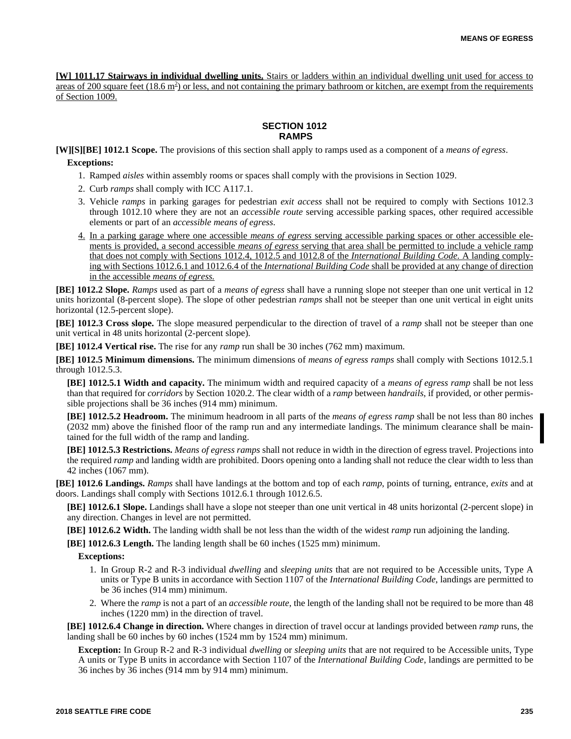**[W] 1011.17 Stairways in individual dwelling units.** Stairs or ladders within an individual dwelling unit used for access to areas of 200 square feet (18.6 $m^2$) or less, and not containing the primary bathroom or kitchen, are exempt from the requirements of Section 1009.

## SECTION 1012
## RAMPS

**[W][S][BE] 1012.1 Scope.** The provisions of this section shall apply to ramps used as a component of a *means of egress*.

**Exceptions:**

1. Ramped *aisles* within assembly rooms or spaces shall comply with the provisions in Section 1029.
2. Curb *ramps* shall comply with ICC A117.1.
3. Vehicle *ramps* in parking garages for pedestrian *exit access* shall not be required to comply with Sections 1012.3 through 1012.10 where they are not an *accessible route* serving accessible parking spaces, other required accessible elements or part of an *accessible means of egress*.
4. In a parking garage where one accessible *means of egress* serving accessible parking spaces or other accessible elements is provided, a second accessible *means of egress* serving that area shall be permitted to include a vehicle ramp that does not comply with Sections 1012.4, 1012.5 and 1012.8 of the *International Building Code.* A landing complying with Sections 1012.6.1 and 1012.6.4 of the *International Building Code* shall be provided at any change of direction in the accessible *means of egress.*

**[BE] 1012.2 Slope.** *Ramps* used as part of a *means of egress* shall have a running slope not steeper than one unit vertical in 12 units horizontal (8-percent slope). The slope of other pedestrian *ramps* shall not be steeper than one unit vertical in eight units horizontal (12.5-percent slope).

**[BE] 1012.3 Cross slope.** The slope measured perpendicular to the direction of travel of a *ramp* shall not be steeper than one unit vertical in 48 units horizontal (2-percent slope).

**[BE] 1012.4 Vertical rise.** The rise for any *ramp* run shall be 30 inches (762 mm) maximum.

**[BE] 1012.5 Minimum dimensions.** The minimum dimensions of *means of egress ramps* shall comply with Sections 1012.5.1 through 1012.5.3.

**[BE] 1012.5.1 Width and capacity.** The minimum width and required capacity of a *means of egress ramp* shall be not less than that required for *corridors* by Section 1020.2. The clear width of a *ramp* between *handrails*, if provided, or other permissible projections shall be 36 inches (914 mm) minimum.

**[BE] 1012.5.2 Headroom.** The minimum headroom in all parts of the *means of egress ramp* shall be not less than 80 inches (2032 mm) above the finished floor of the ramp run and any intermediate landings. The minimum clearance shall be maintained for the full width of the ramp and landing.

**[BE] 1012.5.3 Restrictions.** *Means of egress ramps* shall not reduce in width in the direction of egress travel. Projections into the required *ramp* and landing width are prohibited. Doors opening onto a landing shall not reduce the clear width to less than 42 inches (1067 mm).

**[BE] 1012.6 Landings.** *Ramps* shall have landings at the bottom and top of each *ramp*, points of turning, entrance, *exits* and at doors. Landings shall comply with Sections 1012.6.1 through 1012.6.5.

**[BE] 1012.6.1 Slope.** Landings shall have a slope not steeper than one unit vertical in 48 units horizontal (2-percent slope) in any direction. Changes in level are not permitted.

**[BE] 1012.6.2 Width.** The landing width shall be not less than the width of the widest *ramp* run adjoining the landing.

**[BE] 1012.6.3 Length.** The landing length shall be 60 inches (1525 mm) minimum.

**Exceptions:**

1. In Group R-2 and R-3 individual *dwelling* and *sleeping units* that are not required to be Accessible units, Type A units or Type B units in accordance with Section 1107 of the *International Building Code*, landings are permitted to be 36 inches (914 mm) minimum.
2. Where the *ramp* is not a part of an *accessible route*, the length of the landing shall not be required to be more than 48 inches (1220 mm) in the direction of travel.

**[BE] 1012.6.4 Change in direction.** Where changes in direction of travel occur at landings provided between *ramp* runs, the landing shall be 60 inches by 60 inches (1524 mm by 1524 mm) minimum.

**Exception:** In Group R-2 and R-3 individual *dwelling* or *sleeping units* that are not required to be Accessible units, Type A units or Type B units in accordance with Section 1107 of the *International Building Code*, landings are permitted to be 36 inches by 36 inches (914 mm by 914 mm) minimum.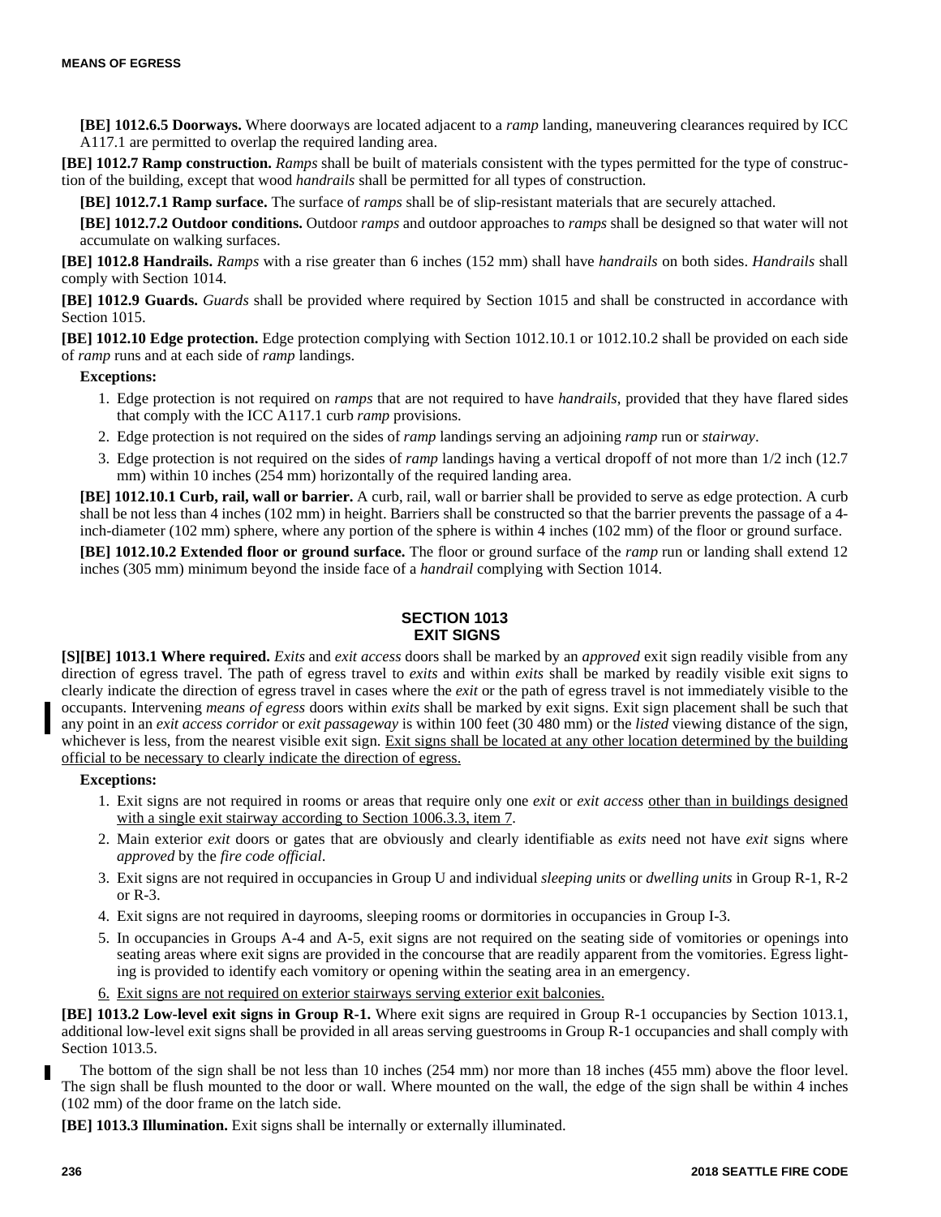**[BE] 1012.6.5 Doorways.** Where doorways are located adjacent to a *ramp* landing, maneuvering clearances required by ICC A117.1 are permitted to overlap the required landing area.

**[BE] 1012.7 Ramp construction.** *Ramps* shall be built of materials consistent with the types permitted for the type of construction of the building, except that wood *handrails* shall be permitted for all types of construction.

**[BE] 1012.7.1 Ramp surface.** The surface of *ramps* shall be of slip-resistant materials that are securely attached.

**[BE] 1012.7.2 Outdoor conditions.** Outdoor *ramps* and outdoor approaches to *ramps* shall be designed so that water will not accumulate on walking surfaces.

**[BE] 1012.8 Handrails.** *Ramps* with a rise greater than 6 inches (152 mm) shall have *handrails* on both sides. *Handrails* shall comply with Section 1014.

**[BE] 1012.9 Guards.** *Guards* shall be provided where required by Section 1015 and shall be constructed in accordance with Section 1015.

**[BE] 1012.10 Edge protection.** Edge protection complying with Section 1012.10.1 or 1012.10.2 shall be provided on each side of *ramp* runs and at each side of *ramp* landings.

**Exceptions:**

1. Edge protection is not required on *ramps* that are not required to have *handrails*, provided that they have flared sides that comply with the ICC A117.1 curb *ramp* provisions.
2. Edge protection is not required on the sides of *ramp* landings serving an adjoining *ramp* run or *stairway*.
3. Edge protection is not required on the sides of *ramp* landings having a vertical dropoff of not more than 1/2 inch (12.7 mm) within 10 inches (254 mm) horizontally of the required landing area.

**[BE] 1012.10.1 Curb, rail, wall or barrier.** A curb, rail, wall or barrier shall be provided to serve as edge protection. A curb shall be not less than 4 inches (102 mm) in height. Barriers shall be constructed so that the barrier prevents the passage of a 4-inch-diameter (102 mm) sphere, where any portion of the sphere is within 4 inches (102 mm) of the floor or ground surface.

**[BE] 1012.10.2 Extended floor or ground surface.** The floor or ground surface of the *ramp* run or landing shall extend 12 inches (305 mm) minimum beyond the inside face of a *handrail* complying with Section 1014.

## SECTION 1013 EXIT SIGNS

**[S][BE] 1013.1 Where required.** *Exits* and *exit access* doors shall be marked by an *approved* exit sign readily visible from any direction of egress travel. The path of egress travel to *exits* and within *exits* shall be marked by readily visible exit signs to clearly indicate the direction of egress travel in cases where the *exit* or the path of egress travel is not immediately visible to the occupants. Intervening *means of egress* doors within *exits* shall be marked by exit signs. Exit sign placement shall be such that any point in an *exit access corridor* or *exit passageway* is within 100 feet (30 480 mm) or the *listed* viewing distance of the sign, whichever is less, from the nearest visible exit sign. Exit signs shall be located at any other location determined by the building official to be necessary to clearly indicate the direction of egress.

**Exceptions:**

1. Exit signs are not required in rooms or areas that require only one *exit* or *exit access* other than in buildings designed with a single exit stairway according to Section 1006.3.3, item 7.
2. Main exterior *exit* doors or gates that are obviously and clearly identifiable as *exits* need not have *exit* signs where *approved* by the *fire code official*.
3. Exit signs are not required in occupancies in Group U and individual *sleeping units* or *dwelling units* in Group R-1, R-2 or R-3.
4. Exit signs are not required in dayrooms, sleeping rooms or dormitories in occupancies in Group I-3.
5. In occupancies in Groups A-4 and A-5, exit signs are not required on the seating side of vomitories or openings into seating areas where exit signs are provided in the concourse that are readily apparent from the vomitories. Egress lighting is provided to identify each vomitory or opening within the seating area in an emergency.
6. Exit signs are not required on exterior stairways serving exterior exit balconies.

**[BE] 1013.2 Low-level exit signs in Group R-1.** Where exit signs are required in Group R-1 occupancies by Section 1013.1, additional low-level exit signs shall be provided in all areas serving guestrooms in Group R-1 occupancies and shall comply with Section 1013.5.

The bottom of the sign shall be not less than 10 inches (254 mm) nor more than 18 inches (455 mm) above the floor level. The sign shall be flush mounted to the door or wall. Where mounted on the wall, the edge of the sign shall be within 4 inches (102 mm) of the door frame on the latch side.

**[BE] 1013.3 Illumination.** Exit signs shall be internally or externally illuminated.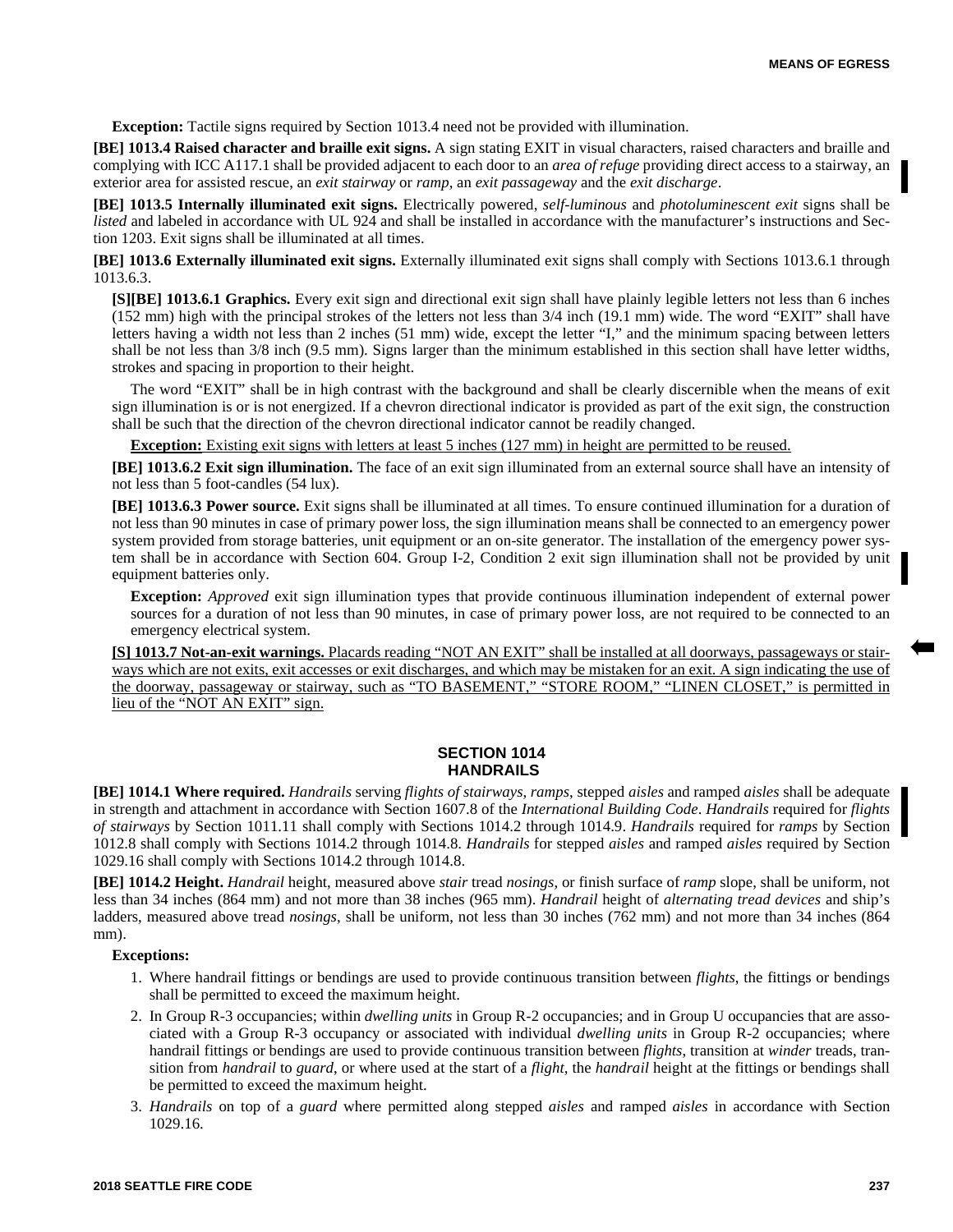**Exception:** Tactile signs required by Section 1013.4 need not be provided with illumination.

**[BE] 1013.4 Raised character and braille exit signs.** A sign stating EXIT in visual characters, raised characters and braille and complying with ICC A117.1 shall be provided adjacent to each door to an *area of refuge* providing direct access to a stairway, an exterior area for assisted rescue, an *exit stairway* or *ramp*, an *exit passageway* and the *exit discharge*.

**[BE] 1013.5 Internally illuminated exit signs.** Electrically powered, *self-luminous* and *photoluminescent exit* signs shall be *listed* and labeled in accordance with UL 924 and shall be installed in accordance with the manufacturer's instructions and Section 1203. Exit signs shall be illuminated at all times.

**[BE] 1013.6 Externally illuminated exit signs.** Externally illuminated exit signs shall comply with Sections 1013.6.1 through 1013.6.3.

**[S][BE] 1013.6.1 Graphics.** Every exit sign and directional exit sign shall have plainly legible letters not less than 6 inches (152 mm) high with the principal strokes of the letters not less than 3/4 inch (19.1 mm) wide. The word "EXIT" shall have letters having a width not less than 2 inches (51 mm) wide, except the letter "I," and the minimum spacing between letters shall be not less than 3/8 inch (9.5 mm). Signs larger than the minimum established in this section shall have letter widths, strokes and spacing in proportion to their height.

The word "EXIT" shall be in high contrast with the background and shall be clearly discernible when the means of exit sign illumination is or is not energized. If a chevron directional indicator is provided as part of the exit sign, the construction shall be such that the direction of the chevron directional indicator cannot be readily changed.

**Exception:** Existing exit signs with letters at least 5 inches (127 mm) in height are permitted to be reused.

**[BE] 1013.6.2 Exit sign illumination.** The face of an exit sign illuminated from an external source shall have an intensity of not less than 5 foot-candles (54 lux).

**[BE] 1013.6.3 Power source.** Exit signs shall be illuminated at all times. To ensure continued illumination for a duration of not less than 90 minutes in case of primary power loss, the sign illumination means shall be connected to an emergency power system provided from storage batteries, unit equipment or an on-site generator. The installation of the emergency power system shall be in accordance with Section 604. Group I-2, Condition 2 exit sign illumination shall not be provided by unit equipment batteries only.

**Exception:** *Approved* exit sign illumination types that provide continuous illumination independent of external power sources for a duration of not less than 90 minutes, in case of primary power loss, are not required to be connected to an emergency electrical system.

**[S] 1013.7 Not-an-exit warnings.** Placards reading "NOT AN EXIT" shall be installed at all doorways, passageways or stairways which are not exits, exit accesses or exit discharges, and which may be mistaken for an exit. A sign indicating the use of the doorway, passageway or stairway, such as "TO BASEMENT," "STORE ROOM," "LINEN CLOSET," is permitted in lieu of the "NOT AN EXIT" sign.

## SECTION 1014 HANDRAILS

**[BE] 1014.1 Where required.** *Handrails* serving *flights of stairways*, *ramps*, stepped *aisles* and ramped *aisles* shall be adequate in strength and attachment in accordance with Section 1607.8 of the *International Building Code*. *Handrails* required for *flights of stairways* by Section 1011.11 shall comply with Sections 1014.2 through 1014.9. *Handrails* required for *ramps* by Section 1012.8 shall comply with Sections 1014.2 through 1014.8. *Handrails* for stepped *aisles* and ramped *aisles* required by Section 1029.16 shall comply with Sections 1014.2 through 1014.8.

**[BE] 1014.2 Height.** *Handrail* height, measured above *stair* tread *nosings*, or finish surface of *ramp* slope, shall be uniform, not less than 34 inches (864 mm) and not more than 38 inches (965 mm). *Handrail* height of *alternating tread devices* and ship's ladders, measured above tread *nosings*, shall be uniform, not less than 30 inches (762 mm) and not more than 34 inches (864 mm).

**Exceptions:**

1. Where handrail fittings or bendings are used to provide continuous transition between *flights*, the fittings or bendings shall be permitted to exceed the maximum height.
2. In Group R-3 occupancies; within *dwelling units* in Group R-2 occupancies; and in Group U occupancies that are associated with a Group R-3 occupancy or associated with individual *dwelling units* in Group R-2 occupancies; where handrail fittings or bendings are used to provide continuous transition between *flights*, transition at *winder* treads, transition from *handrail* to *guard*, or where used at the start of a *flight*, the *handrail* height at the fittings or bendings shall be permitted to exceed the maximum height.
3. *Handrails* on top of a *guard* where permitted along stepped *aisles* and ramped *aisles* in accordance with Section 1029.16.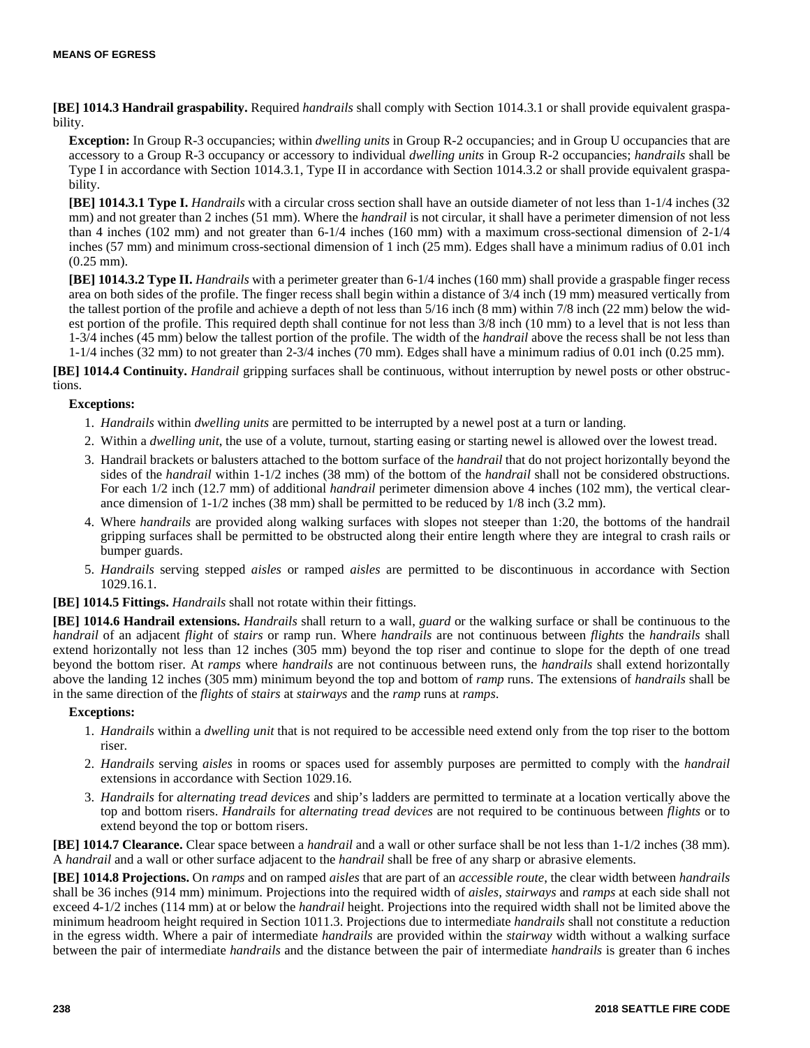**[BE] 1014.3 Handrail graspability.** Required *handrails* shall comply with Section 1014.3.1 or shall provide equivalent graspability.

**Exception:** In Group R-3 occupancies; within *dwelling units* in Group R-2 occupancies; and in Group U occupancies that are accessory to a Group R-3 occupancy or accessory to individual *dwelling units* in Group R-2 occupancies; *handrails* shall be Type I in accordance with Section 1014.3.1, Type II in accordance with Section 1014.3.2 or shall provide equivalent graspability.

**[BE] 1014.3.1 Type I.** *Handrails* with a circular cross section shall have an outside diameter of not less than 1-1/4 inches (32 mm) and not greater than 2 inches (51 mm). Where the *handrail* is not circular, it shall have a perimeter dimension of not less than 4 inches (102 mm) and not greater than 6-1/4 inches (160 mm) with a maximum cross-sectional dimension of 2-1/4 inches (57 mm) and minimum cross-sectional dimension of 1 inch (25 mm). Edges shall have a minimum radius of 0.01 inch (0.25 mm).

**[BE] 1014.3.2 Type II.** *Handrails* with a perimeter greater than 6-1/4 inches (160 mm) shall provide a graspable finger recess area on both sides of the profile. The finger recess shall begin within a distance of 3/4 inch (19 mm) measured vertically from the tallest portion of the profile and achieve a depth of not less than 5/16 inch (8 mm) within 7/8 inch (22 mm) below the widest portion of the profile. This required depth shall continue for not less than 3/8 inch (10 mm) to a level that is not less than 1-3/4 inches (45 mm) below the tallest portion of the profile. The width of the *handrail* above the recess shall be not less than 1-1/4 inches (32 mm) to not greater than 2-3/4 inches (70 mm). Edges shall have a minimum radius of 0.01 inch (0.25 mm).

**[BE] 1014.4 Continuity.** *Handrail* gripping surfaces shall be continuous, without interruption by newel posts or other obstructions.

**Exceptions:**

1. *Handrails* within *dwelling units* are permitted to be interrupted by a newel post at a turn or landing.
2. Within a *dwelling unit*, the use of a volute, turnout, starting easing or starting newel is allowed over the lowest tread.
3. Handrail brackets or balusters attached to the bottom surface of the *handrail* that do not project horizontally beyond the sides of the *handrail* within 1-1/2 inches (38 mm) of the bottom of the *handrail* shall not be considered obstructions. For each 1/2 inch (12.7 mm) of additional *handrail* perimeter dimension above 4 inches (102 mm), the vertical clearance dimension of 1-1/2 inches (38 mm) shall be permitted to be reduced by 1/8 inch (3.2 mm).
4. Where *handrails* are provided along walking surfaces with slopes not steeper than 1:20, the bottoms of the handrail gripping surfaces shall be permitted to be obstructed along their entire length where they are integral to crash rails or bumper guards.
5. *Handrails* serving stepped *aisles* or ramped *aisles* are permitted to be discontinuous in accordance with Section 1029.16.1.

**[BE] 1014.5 Fittings.** *Handrails* shall not rotate within their fittings.

**[BE] 1014.6 Handrail extensions.** *Handrails* shall return to a wall, *guard* or the walking surface or shall be continuous to the *handrail* of an adjacent *flight* of *stairs* or ramp run. Where *handrails* are not continuous between *flights* the *handrails* shall extend horizontally not less than 12 inches (305 mm) beyond the top riser and continue to slope for the depth of one tread beyond the bottom riser. At *ramps* where *handrails* are not continuous between runs, the *handrails* shall extend horizontally above the landing 12 inches (305 mm) minimum beyond the top and bottom of *ramp* runs. The extensions of *handrails* shall be in the same direction of the *flights* of *stairs* at *stairways* and the *ramp* runs at *ramps*.

**Exceptions:**

1. *Handrails* within a *dwelling unit* that is not required to be accessible need extend only from the top riser to the bottom riser.
2. *Handrails* serving *aisles* in rooms or spaces used for assembly purposes are permitted to comply with the *handrail* extensions in accordance with Section 1029.16.
3. *Handrails* for *alternating tread devices* and ship's ladders are permitted to terminate at a location vertically above the top and bottom risers. *Handrails* for *alternating tread devices* are not required to be continuous between *flights* or to extend beyond the top or bottom risers.

**[BE] 1014.7 Clearance.** Clear space between a *handrail* and a wall or other surface shall be not less than 1-1/2 inches (38 mm). A *handrail* and a wall or other surface adjacent to the *handrail* shall be free of any sharp or abrasive elements.

**[BE] 1014.8 Projections.** On *ramps* and on ramped *aisles* that are part of an *accessible route*, the clear width between *handrails* shall be 36 inches (914 mm) minimum. Projections into the required width of *aisles*, *stairways* and *ramps* at each side shall not exceed 4-1/2 inches (114 mm) at or below the *handrail* height. Projections into the required width shall not be limited above the minimum headroom height required in Section 1011.3. Projections due to intermediate *handrails* shall not constitute a reduction in the egress width. Where a pair of intermediate *handrails* are provided within the *stairway* width without a walking surface between the pair of intermediate *handrails* and the distance between the pair of intermediate *handrails* is greater than 6 inches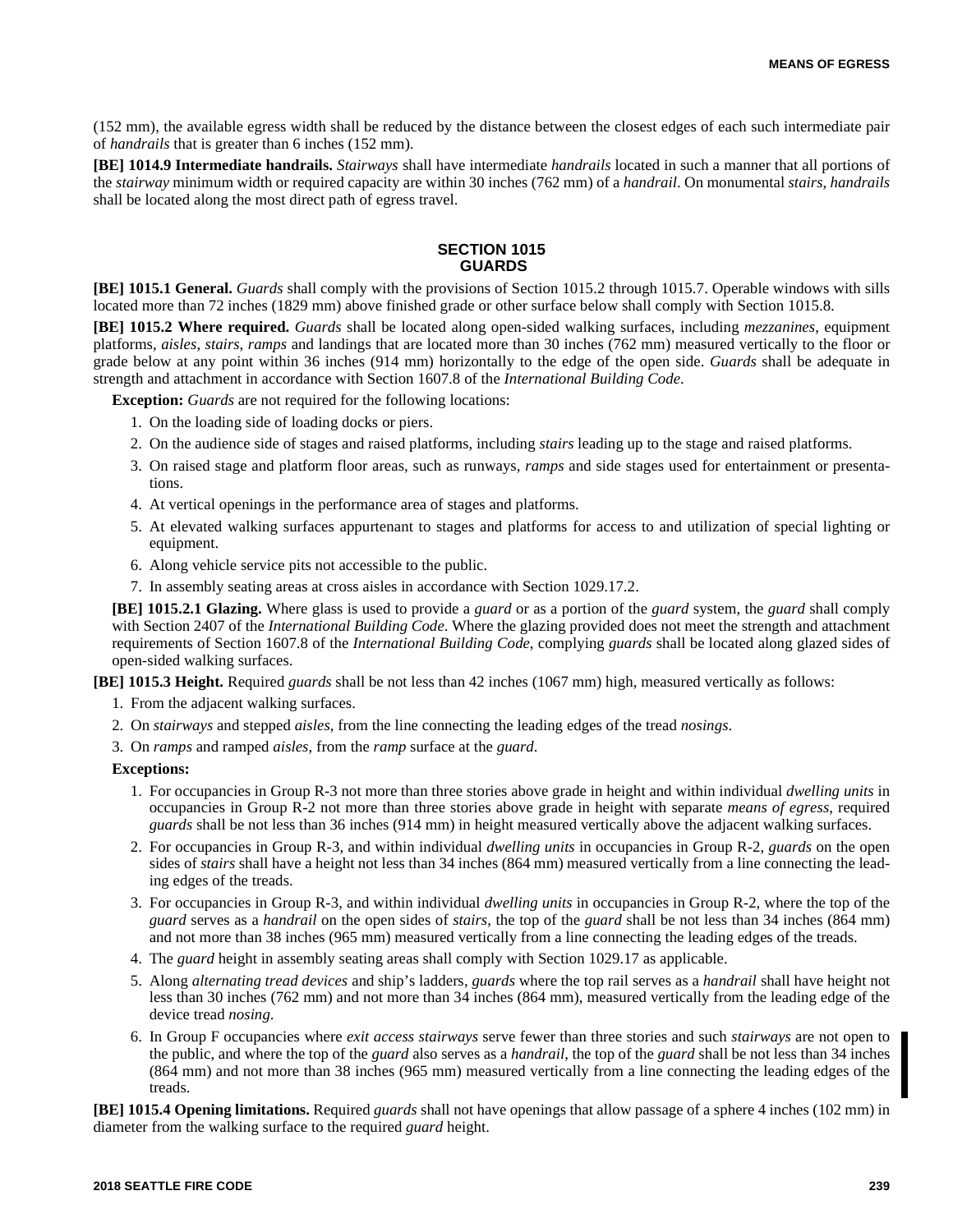(152 mm), the available egress width shall be reduced by the distance between the closest edges of each such intermediate pair of *handrails* that is greater than 6 inches (152 mm).

**[BE] 1014.9 Intermediate handrails.** *Stairways* shall have intermediate *handrails* located in such a manner that all portions of the *stairway* minimum width or required capacity are within 30 inches (762 mm) of a *handrail*. On monumental *stairs*, *handrails* shall be located along the most direct path of egress travel.

## SECTION 1015
## GUARDS

**[BE] 1015.1 General.** *Guards* shall comply with the provisions of Section 1015.2 through 1015.7. Operable windows with sills located more than 72 inches (1829 mm) above finished grade or other surface below shall comply with Section 1015.8.

**[BE] 1015.2 Where required.** *Guards* shall be located along open-sided walking surfaces, including *mezzanines*, equipment platforms, *aisles*, *stairs*, *ramps* and landings that are located more than 30 inches (762 mm) measured vertically to the floor or grade below at any point within 36 inches (914 mm) horizontally to the edge of the open side. *Guards* shall be adequate in strength and attachment in accordance with Section 1607.8 of the *International Building Code*.

**Exception:** *Guards* are not required for the following locations:

1. On the loading side of loading docks or piers.
2. On the audience side of stages and raised platforms, including *stairs* leading up to the stage and raised platforms.
3. On raised stage and platform floor areas, such as runways, *ramps* and side stages used for entertainment or presentations.
4. At vertical openings in the performance area of stages and platforms.
5. At elevated walking surfaces appurtenant to stages and platforms for access to and utilization of special lighting or equipment.
6. Along vehicle service pits not accessible to the public.
7. In assembly seating areas at cross aisles in accordance with Section 1029.17.2.

**[BE] 1015.2.1 Glazing.** Where glass is used to provide a *guard* or as a portion of the *guard* system, the *guard* shall comply with Section 2407 of the *International Building Code*. Where the glazing provided does not meet the strength and attachment requirements of Section 1607.8 of the *International Building Code*, complying *guards* shall be located along glazed sides of open-sided walking surfaces.

**[BE] 1015.3 Height.** Required *guards* shall be not less than 42 inches (1067 mm) high, measured vertically as follows:

1. From the adjacent walking surfaces.
2. On *stairways* and stepped *aisles*, from the line connecting the leading edges of the tread *nosings*.
3. On *ramps* and ramped *aisles*, from the *ramp* surface at the *guard*.

**Exceptions:**

1. For occupancies in Group R-3 not more than three stories above grade in height and within individual *dwelling units* in occupancies in Group R-2 not more than three stories above grade in height with separate *means of egress*, required *guards* shall be not less than 36 inches (914 mm) in height measured vertically above the adjacent walking surfaces.
2. For occupancies in Group R-3, and within individual *dwelling units* in occupancies in Group R-2, *guards* on the open sides of *stairs* shall have a height not less than 34 inches (864 mm) measured vertically from a line connecting the leading edges of the treads.
3. For occupancies in Group R-3, and within individual *dwelling units* in occupancies in Group R-2, where the top of the *guard* serves as a *handrail* on the open sides of *stairs*, the top of the *guard* shall be not less than 34 inches (864 mm) and not more than 38 inches (965 mm) measured vertically from a line connecting the leading edges of the treads.
4. The *guard* height in assembly seating areas shall comply with Section 1029.17 as applicable.
5. Along *alternating tread devices* and ship's ladders, *guards* where the top rail serves as a *handrail* shall have height not less than 30 inches (762 mm) and not more than 34 inches (864 mm), measured vertically from the leading edge of the device tread *nosing*.
6. In Group F occupancies where *exit access stairways* serve fewer than three stories and such *stairways* are not open to the public, and where the top of the *guard* also serves as a *handrail*, the top of the *guard* shall be not less than 34 inches (864 mm) and not more than 38 inches (965 mm) measured vertically from a line connecting the leading edges of the treads.

**[BE] 1015.4 Opening limitations.** Required *guards* shall not have openings that allow passage of a sphere 4 inches (102 mm) in diameter from the walking surface to the required *guard* height.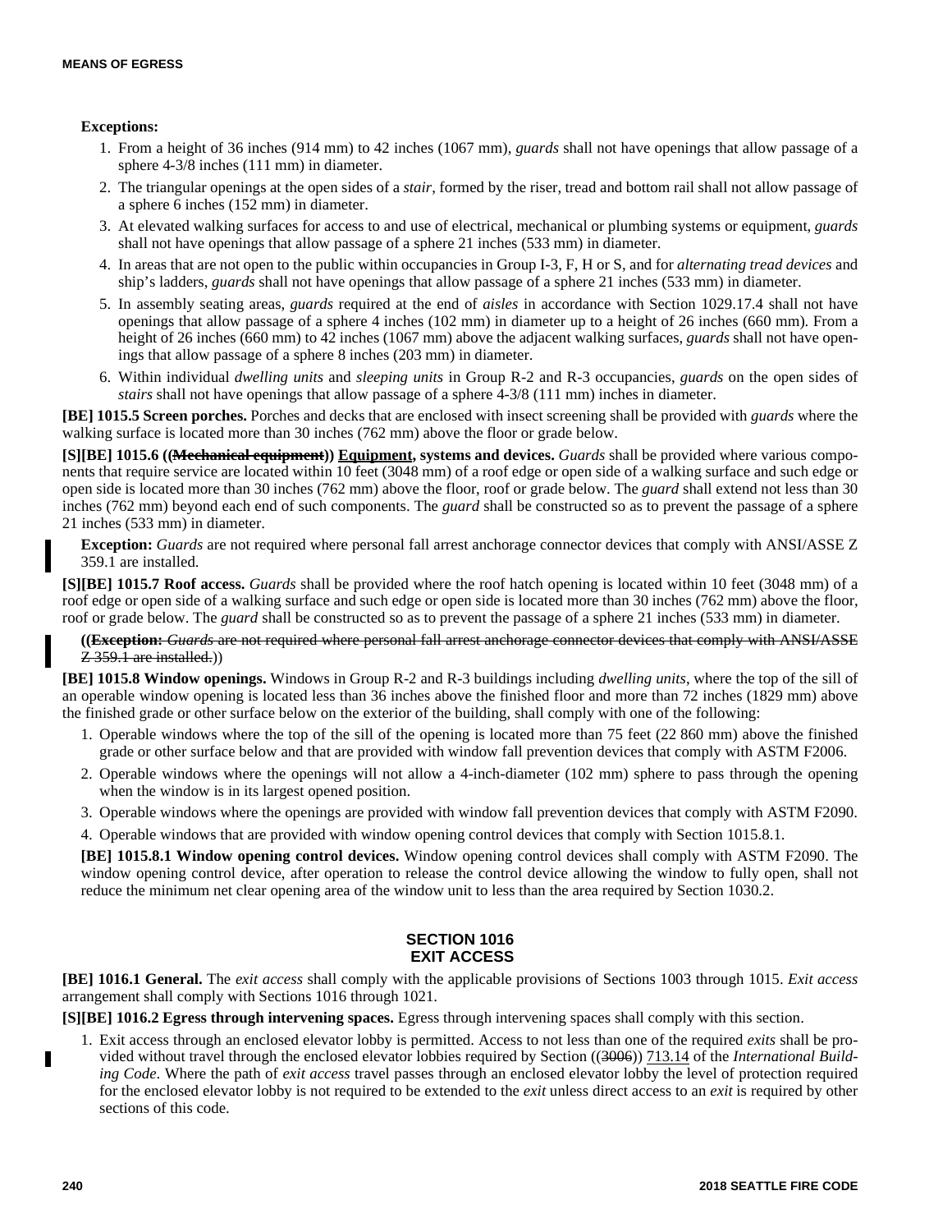**Exceptions:**

1. From a height of 36 inches (914 mm) to 42 inches (1067 mm), *guards* shall not have openings that allow passage of a sphere 4-3/8 inches (111 mm) in diameter.
2. The triangular openings at the open sides of a *stair*, formed by the riser, tread and bottom rail shall not allow passage of a sphere 6 inches (152 mm) in diameter.
3. At elevated walking surfaces for access to and use of electrical, mechanical or plumbing systems or equipment, *guards* shall not have openings that allow passage of a sphere 21 inches (533 mm) in diameter.
4. In areas that are not open to the public within occupancies in Group I-3, F, H or S, and for *alternating tread devices* and ship's ladders, *guards* shall not have openings that allow passage of a sphere 21 inches (533 mm) in diameter.
5. In assembly seating areas, *guards* required at the end of *aisles* in accordance with Section 1029.17.4 shall not have openings that allow passage of a sphere 4 inches (102 mm) in diameter up to a height of 26 inches (660 mm). From a height of 26 inches (660 mm) to 42 inches (1067 mm) above the adjacent walking surfaces, *guards* shall not have openings that allow passage of a sphere 8 inches (203 mm) in diameter.
6. Within individual *dwelling units* and *sleeping units* in Group R-2 and R-3 occupancies, *guards* on the open sides of *stairs* shall not have openings that allow passage of a sphere 4-3/8 (111 mm) inches in diameter.

**[BE] 1015.5 Screen porches.** Porches and decks that are enclosed with insect screening shall be provided with *guards* where the walking surface is located more than 30 inches (762 mm) above the floor or grade below.

**[S][BE] 1015.6 ((~~Mechanical equipment~~)) <u>Equipment</u>, systems and devices.** *Guards* shall be provided where various components that require service are located within 10 feet (3048 mm) of a roof edge or open side of a walking surface and such edge or open side is located more than 30 inches (762 mm) above the floor, roof or grade below. The *guard* shall extend not less than 30 inches (762 mm) beyond each end of such components. The *guard* shall be constructed so as to prevent the passage of a sphere 21 inches (533 mm) in diameter.

**Exception:** *Guards* are not required where personal fall arrest anchorage connector devices that comply with ANSI/ASSE Z 359.1 are installed.

**[S][BE] 1015.7 Roof access.** *Guards* shall be provided where the roof hatch opening is located within 10 feet (3048 mm) of a roof edge or open side of a walking surface and such edge or open side is located more than 30 inches (762 mm) above the floor, roof or grade below. The *guard* shall be constructed so as to prevent the passage of a sphere 21 inches (533 mm) in diameter.

((~~**Exception:** *Guards* are not required where personal fall arrest anchorage connector devices that comply with ANSI/ASSE Z 359.1 are installed.~~))

**[BE] 1015.8 Window openings.** Windows in Group R-2 and R-3 buildings including *dwelling units*, where the top of the sill of an operable window opening is located less than 36 inches above the finished floor and more than 72 inches (1829 mm) above the finished grade or other surface below on the exterior of the building, shall comply with one of the following:

1. Operable windows where the top of the sill of the opening is located more than 75 feet (22 860 mm) above the finished grade or other surface below and that are provided with window fall prevention devices that comply with ASTM F2006.
2. Operable windows where the openings will not allow a 4-inch-diameter (102 mm) sphere to pass through the opening when the window is in its largest opened position.
3. Operable windows where the openings are provided with window fall prevention devices that comply with ASTM F2090.
4. Operable windows that are provided with window opening control devices that comply with Section 1015.8.1.

**[BE] 1015.8.1 Window opening control devices.** Window opening control devices shall comply with ASTM F2090. The window opening control device, after operation to release the control device allowing the window to fully open, shall not reduce the minimum net clear opening area of the window unit to less than the area required by Section 1030.2.

## SECTION 1016 EXIT ACCESS

**[BE] 1016.1 General.** The *exit access* shall comply with the applicable provisions of Sections 1003 through 1015. *Exit access* arrangement shall comply with Sections 1016 through 1021.

**[S][BE] 1016.2 Egress through intervening spaces.** Egress through intervening spaces shall comply with this section.

1. Exit access through an enclosed elevator lobby is permitted. Access to not less than one of the required *exits* shall be provided without travel through the enclosed elevator lobbies required by Section ((~~3006~~)) <u>713.14</u> of the *International Building Code*. Where the path of *exit access* travel passes through an enclosed elevator lobby the level of protection required for the enclosed elevator lobby is not required to be extended to the *exit* unless direct access to an *exit* is required by other sections of this code.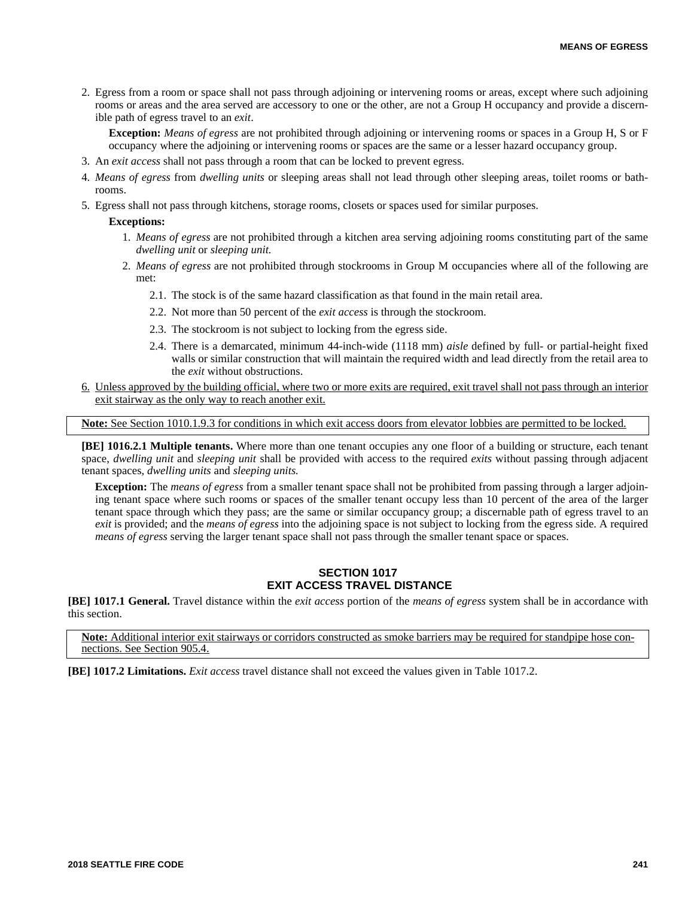2. Egress from a room or space shall not pass through adjoining or intervening rooms or areas, except where such adjoining rooms or areas and the area served are accessory to one or the other, are not a Group H occupancy and provide a discernible path of egress travel to an *exit*.

   **Exception:** *Means of egress* are not prohibited through adjoining or intervening rooms or spaces in a Group H, S or F occupancy where the adjoining or intervening rooms or spaces are the same or a lesser hazard occupancy group.

3. An *exit access* shall not pass through a room that can be locked to prevent egress.
4. *Means of egress* from *dwelling units* or sleeping areas shall not lead through other sleeping areas, toilet rooms or bathrooms.
5. Egress shall not pass through kitchens, storage rooms, closets or spaces used for similar purposes.

   **Exceptions:**

   1. *Means of egress* are not prohibited through a kitchen area serving adjoining rooms constituting part of the same *dwelling unit* or *sleeping unit.*
   2. *Means of egress* are not prohibited through stockrooms in Group M occupancies where all of the following are met:
      - 2.1. The stock is of the same hazard classification as that found in the main retail area.
      - 2.2. Not more than 50 percent of the *exit access* is through the stockroom.
      - 2.3. The stockroom is not subject to locking from the egress side.
      - 2.4. There is a demarcated, minimum 44-inch-wide (1118 mm) *aisle* defined by full- or partial-height fixed walls or similar construction that will maintain the required width and lead directly from the retail area to the *exit* without obstructions.

6. Unless approved by the building official, where two or more exits are required, exit travel shall not pass through an interior exit stairway as the only way to reach another exit.

**Note:** See Section 1010.1.9.3 for conditions in which exit access doors from elevator lobbies are permitted to be locked.

**[BE] 1016.2.1 Multiple tenants.** Where more than one tenant occupies any one floor of a building or structure, each tenant space, *dwelling unit* and *sleeping unit* shall be provided with access to the required *exits* without passing through adjacent tenant spaces, *dwelling units* and *sleeping units.*

**Exception:** The *means of egress* from a smaller tenant space shall not be prohibited from passing through a larger adjoining tenant space where such rooms or spaces of the smaller tenant occupy less than 10 percent of the area of the larger tenant space through which they pass; are the same or similar occupancy group; a discernable path of egress travel to an *exit* is provided; and the *means of egress* into the adjoining space is not subject to locking from the egress side. A required *means of egress* serving the larger tenant space shall not pass through the smaller tenant space or spaces.

## SECTION 1017
## EXIT ACCESS TRAVEL DISTANCE

**[BE] 1017.1 General.** Travel distance within the *exit access* portion of the *means of egress* system shall be in accordance with this section.

**Note:** Additional interior exit stairways or corridors constructed as smoke barriers may be required for standpipe hose connections. See Section 905.4.

**[BE] 1017.2 Limitations.** *Exit access* travel distance shall not exceed the values given in Table 1017.2.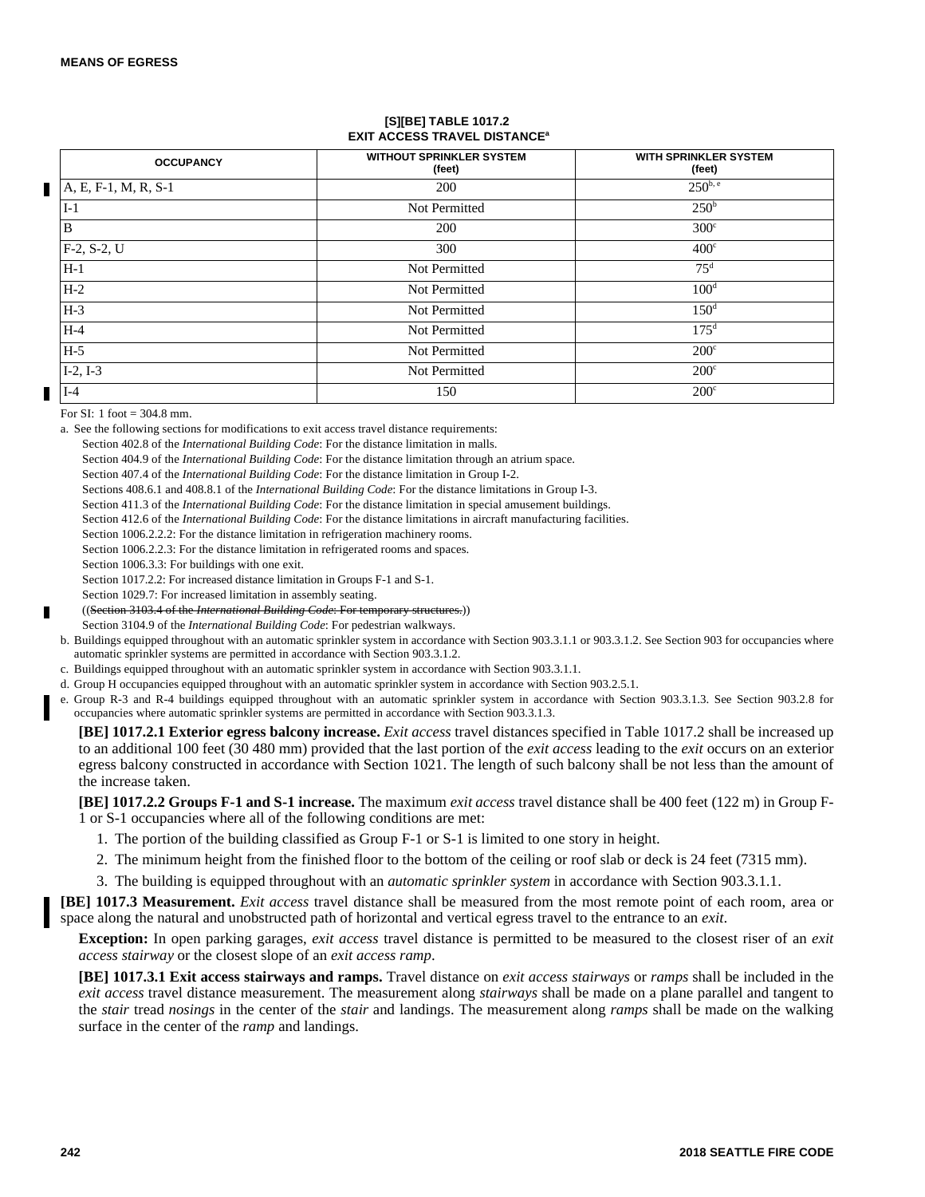**[S][BE] TABLE 1017.2**
**EXIT ACCESS TRAVEL DISTANCE[a]**

| OCCUPANCY | WITHOUT SPRINKLER SYSTEM (feet) | WITH SPRINKLER SYSTEM (feet) |
|---|---|---|
| A, E, F-1, M, R, S-1 | 200 | 250[b, e] |
| I-1 | Not Permitted | 250[b] |
| B | 200 | 300[c] |
| F-2, S-2, U | 300 | 400[c] |
| H-1 | Not Permitted | 75[d] |
| H-2 | Not Permitted | 100[d] |
| H-3 | Not Permitted | 150[d] |
| H-4 | Not Permitted | 175[d] |
| H-5 | Not Permitted | 200[c] |
| I-2, I-3 | Not Permitted | 200[c] |
| I-4 | 150 | 200[c] |

For SI: 1 foot = 304.8 mm.

a. See the following sections for modifications to exit access travel distance requirements:

Section 402.8 of the *International Building Code*: For the distance limitation in malls.

Section 404.9 of the *International Building Code*: For the distance limitation through an atrium space.

Section 407.4 of the *International Building Code*: For the distance limitation in Group I-2.

Sections 408.6.1 and 408.8.1 of the *International Building Code*: For the distance limitations in Group I-3.

Section 411.3 of the *International Building Code*: For the distance limitation in special amusement buildings.

Section 412.6 of the *International Building Code*: For the distance limitations in aircraft manufacturing facilities.

Section 1006.2.2.2: For the distance limitation in refrigeration machinery rooms.

Section 1006.2.2.3: For the distance limitation in refrigerated rooms and spaces.

Section 1006.3.3: For buildings with one exit.

Section 1017.2.2: For increased distance limitation in Groups F-1 and S-1.

Section 1029.7: For increased limitation in assembly seating.

((~~Section 3103.4 of the *International Building Code*: For temporary structures.~~))

Section 3104.9 of the *International Building Code*: For pedestrian walkways.

b. Buildings equipped throughout with an automatic sprinkler system in accordance with Section 903.3.1.1 or 903.3.1.2. See Section 903 for occupancies where automatic sprinkler systems are permitted in accordance with Section 903.3.1.2.

c. Buildings equipped throughout with an automatic sprinkler system in accordance with Section 903.3.1.1.

d. Group H occupancies equipped throughout with an automatic sprinkler system in accordance with Section 903.2.5.1.

e. Group R-3 and R-4 buildings equipped throughout with an automatic sprinkler system in accordance with Section 903.3.1.3. See Section 903.2.8 for occupancies where automatic sprinkler systems are permitted in accordance with Section 903.3.1.3.

**[BE] 1017.2.1 Exterior egress balcony increase.** *Exit access* travel distances specified in Table 1017.2 shall be increased up to an additional 100 feet (30 480 mm) provided that the last portion of the *exit access* leading to the *exit* occurs on an exterior egress balcony constructed in accordance with Section 1021. The length of such balcony shall be not less than the amount of the increase taken.

**[BE] 1017.2.2 Groups F-1 and S-1 increase.** The maximum *exit access* travel distance shall be 400 feet (122 m) in Group F-1 or S-1 occupancies where all of the following conditions are met:

1. The portion of the building classified as Group F-1 or S-1 is limited to one story in height.
2. The minimum height from the finished floor to the bottom of the ceiling or roof slab or deck is 24 feet (7315 mm).
3. The building is equipped throughout with an *automatic sprinkler system* in accordance with Section 903.3.1.1.

**[BE] 1017.3 Measurement.** *Exit access* travel distance shall be measured from the most remote point of each room, area or space along the natural and unobstructed path of horizontal and vertical egress travel to the entrance to an *exit*.

**Exception:** In open parking garages, *exit access* travel distance is permitted to be measured to the closest riser of an *exit access stairway* or the closest slope of an *exit access ramp*.

**[BE] 1017.3.1 Exit access stairways and ramps.** Travel distance on *exit access stairways* or *ramps* shall be included in the *exit access* travel distance measurement. The measurement along *stairways* shall be made on a plane parallel and tangent to the *stair* tread *nosings* in the center of the *stair* and landings. The measurement along *ramps* shall be made on the walking surface in the center of the *ramp* and landings.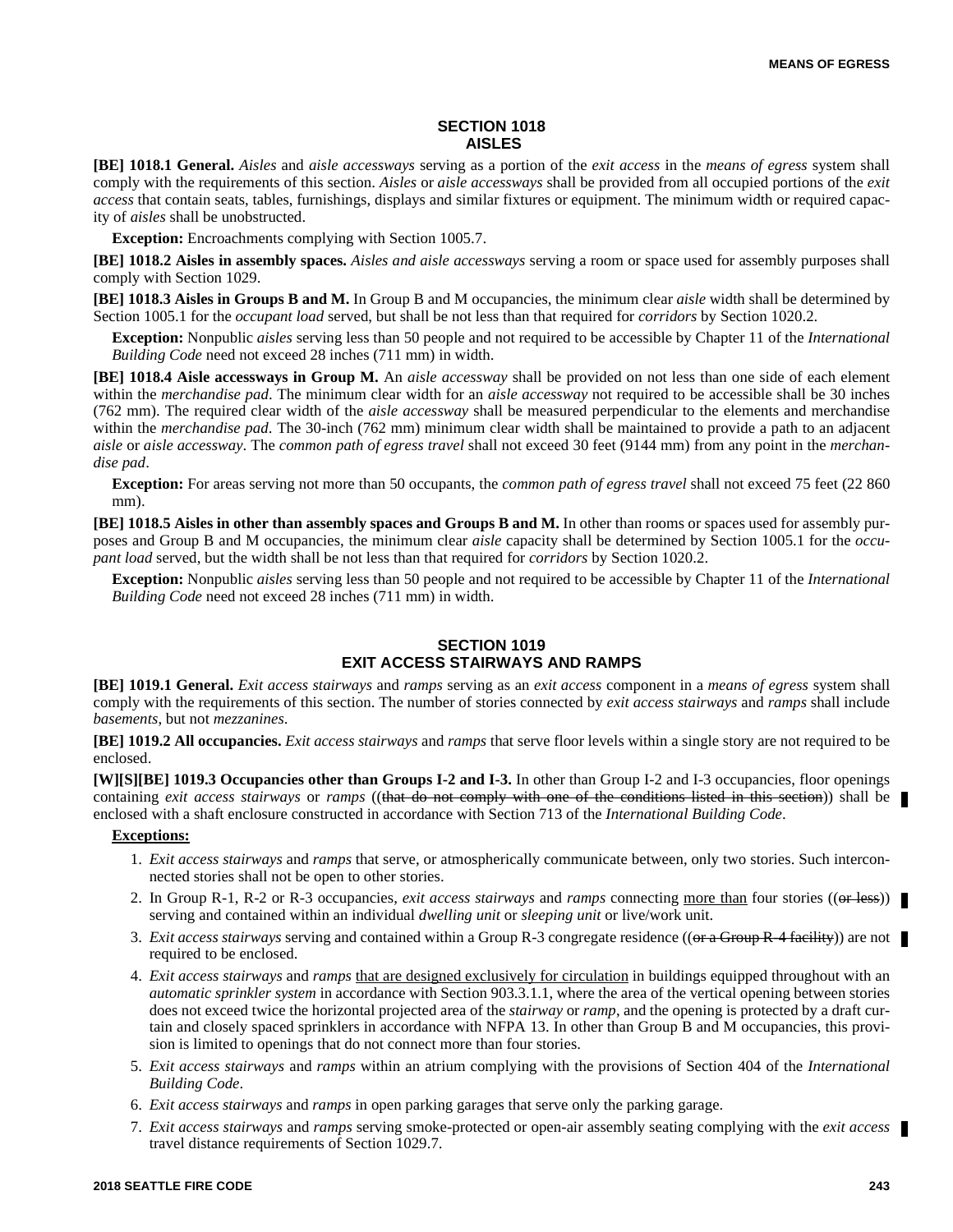## SECTION 1018 AISLES

**[BE] 1018.1 General.** *Aisles* and *aisle accessways* serving as a portion of the *exit access* in the *means of egress* system shall comply with the requirements of this section. *Aisles* or *aisle accessways* shall be provided from all occupied portions of the *exit access* that contain seats, tables, furnishings, displays and similar fixtures or equipment. The minimum width or required capacity of *aisles* shall be unobstructed.

**Exception:** Encroachments complying with Section 1005.7.

**[BE] 1018.2 Aisles in assembly spaces.** *Aisles and aisle accessways* serving a room or space used for assembly purposes shall comply with Section 1029.

**[BE] 1018.3 Aisles in Groups B and M.** In Group B and M occupancies, the minimum clear *aisle* width shall be determined by Section 1005.1 for the *occupant load* served, but shall be not less than that required for *corridors* by Section 1020.2.

**Exception:** Nonpublic *aisles* serving less than 50 people and not required to be accessible by Chapter 11 of the *International Building Code* need not exceed 28 inches (711 mm) in width.

**[BE] 1018.4 Aisle accessways in Group M.** An *aisle accessway* shall be provided on not less than one side of each element within the *merchandise pad*. The minimum clear width for an *aisle accessway* not required to be accessible shall be 30 inches (762 mm). The required clear width of the *aisle accessway* shall be measured perpendicular to the elements and merchandise within the *merchandise pad*. The 30-inch (762 mm) minimum clear width shall be maintained to provide a path to an adjacent *aisle* or *aisle accessway*. The *common path of egress travel* shall not exceed 30 feet (9144 mm) from any point in the *merchandise pad*.

**Exception:** For areas serving not more than 50 occupants, the *common path of egress travel* shall not exceed 75 feet (22 860 mm).

**[BE] 1018.5 Aisles in other than assembly spaces and Groups B and M.** In other than rooms or spaces used for assembly purposes and Group B and M occupancies, the minimum clear *aisle* capacity shall be determined by Section 1005.1 for the *occupant load* served, but the width shall be not less than that required for *corridors* by Section 1020.2.

**Exception:** Nonpublic *aisles* serving less than 50 people and not required to be accessible by Chapter 11 of the *International Building Code* need not exceed 28 inches (711 mm) in width.

## SECTION 1019 EXIT ACCESS STAIRWAYS AND RAMPS

**[BE] 1019.1 General.** *Exit access stairways* and *ramps* serving as an *exit access* component in a *means of egress* system shall comply with the requirements of this section. The number of stories connected by *exit access stairways* and *ramps* shall include *basements*, but not *mezzanines*.

**[BE] 1019.2 All occupancies.** *Exit access stairways* and *ramps* that serve floor levels within a single story are not required to be enclosed.

**[W][S][BE] 1019.3 Occupancies other than Groups I-2 and I-3.** In other than Group I-2 and I-3 occupancies, floor openings containing *exit access stairways* or *ramps* ((~~that do not comply with one of the conditions listed in this section~~)) shall be enclosed with a shaft enclosure constructed in accordance with Section 713 of the *International Building Code*.

<u>**Exceptions:**</u>

1. *Exit access stairways* and *ramps* that serve, or atmospherically communicate between, only two stories. Such interconnected stories shall not be open to other stories.
2. In Group R-1, R-2 or R-3 occupancies, *exit access stairways* and *ramps* connecting <u>more than</u> four stories ((~~or less~~)) serving and contained within an individual *dwelling unit* or *sleeping unit* or live/work unit.
3. *Exit access stairways* serving and contained within a Group R-3 congregate residence ((~~or a Group R-4 facility~~)) are not required to be enclosed.
4. *Exit access stairways* and *ramps* <u>that are designed exclusively for circulation</u> in buildings equipped throughout with an *automatic sprinkler system* in accordance with Section 903.3.1.1, where the area of the vertical opening between stories does not exceed twice the horizontal projected area of the *stairway* or *ramp*, and the opening is protected by a draft curtain and closely spaced sprinklers in accordance with NFPA 13. In other than Group B and M occupancies, this provision is limited to openings that do not connect more than four stories.
5. *Exit access stairways* and *ramps* within an atrium complying with the provisions of Section 404 of the *International Building Code*.
6. *Exit access stairways* and *ramps* in open parking garages that serve only the parking garage.
7. *Exit access stairways* and *ramps* serving smoke-protected or open-air assembly seating complying with the *exit access* travel distance requirements of Section 1029.7.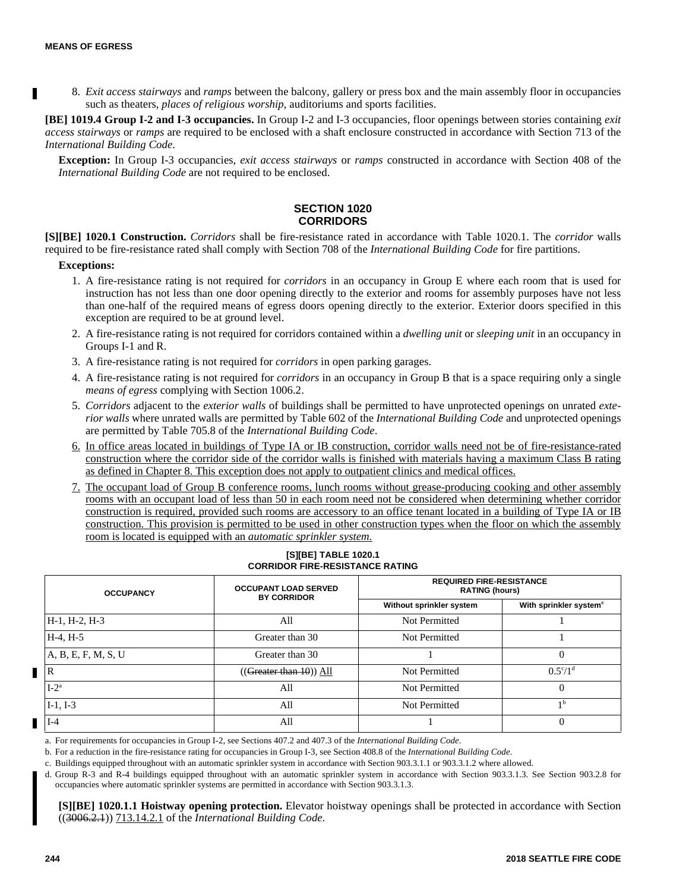8. *Exit access stairways* and *ramps* between the balcony, gallery or press box and the main assembly floor in occupancies such as theaters, *places of religious worship*, auditoriums and sports facilities.

**[BE] 1019.4 Group I-2 and I-3 occupancies.** In Group I-2 and I-3 occupancies, floor openings between stories containing *exit access stairways* or *ramps* are required to be enclosed with a shaft enclosure constructed in accordance with Section 713 of the *International Building Code*.

**Exception:** In Group I-3 occupancies, *exit access stairways* or *ramps* constructed in accordance with Section 408 of the *International Building Code* are not required to be enclosed.

## SECTION 1020 CORRIDORS

**[S][BE] 1020.1 Construction.** *Corridors* shall be fire-resistance rated in accordance with Table 1020.1. The *corridor* walls required to be fire-resistance rated shall comply with Section 708 of the *International Building Code* for fire partitions.

**Exceptions:**

1. A fire-resistance rating is not required for *corridors* in an occupancy in Group E where each room that is used for instruction has not less than one door opening directly to the exterior and rooms for assembly purposes have not less than one-half of the required means of egress doors opening directly to the exterior. Exterior doors specified in this exception are required to be at ground level.
2. A fire-resistance rating is not required for corridors contained within a *dwelling unit* or *sleeping unit* in an occupancy in Groups I-1 and R.
3. A fire-resistance rating is not required for *corridors* in open parking garages.
4. A fire-resistance rating is not required for *corridors* in an occupancy in Group B that is a space requiring only a single *means of egress* complying with Section 1006.2.
5. *Corridors* adjacent to the *exterior walls* of buildings shall be permitted to have unprotected openings on unrated *exterior walls* where unrated walls are permitted by Table 602 of the *International Building Code* and unprotected openings are permitted by Table 705.8 of the *International Building Code*.
6. In office areas located in buildings of Type IA or IB construction, corridor walls need not be of fire-resistance-rated construction where the corridor side of the corridor walls is finished with materials having a maximum Class B rating as defined in Chapter 8. This exception does not apply to outpatient clinics and medical offices.
7. The occupant load of Group B conference rooms, lunch rooms without grease-producing cooking and other assembly rooms with an occupant load of less than 50 in each room need not be considered when determining whether corridor construction is required, provided such rooms are accessory to an office tenant located in a building of Type IA or IB construction. This provision is permitted to be used in other construction types when the floor on which the assembly room is located is equipped with an *automatic sprinkler system.*

**[S][BE] TABLE 1020.1 CORRIDOR FIRE-RESISTANCE RATING**

| OCCUPANCY | OCCUPANT LOAD SERVED BY CORRIDOR | REQUIRED FIRE-RESISTANCE RATING (hours) | |
|---|---|---|---|
| | | Without sprinkler system | With sprinkler system[c] |
| H-1, H-2, H-3 | All | Not Permitted | 1 |
| H-4, H-5 | Greater than 30 | Not Permitted | 1 |
| A, B, E, F, M, S, U | Greater than 30 | 1 | 0 |
| R | ((~~Greater than 10~~)) All | Not Permitted | 0.5[c]/1[d] |
| I-2[a] | All | Not Permitted | 0 |
| I-1, I-3 | All | Not Permitted | 1[b] |
| I-4 | All | 1 | 0 |

a. For requirements for occupancies in Group I-2, see Sections 407.2 and 407.3 of the *International Building Code*.

b. For a reduction in the fire-resistance rating for occupancies in Group I-3, see Section 408.8 of the *International Building Code*.

c. Buildings equipped throughout with an automatic sprinkler system in accordance with Section 903.3.1.1 or 903.3.1.2 where allowed.

d. Group R-3 and R-4 buildings equipped throughout with an automatic sprinkler system in accordance with Section 903.3.1.3. See Section 903.2.8 for occupancies where automatic sprinkler systems are permitted in accordance with Section 903.3.1.3.

**[S][BE] 1020.1.1 Hoistway opening protection.** Elevator hoistway openings shall be protected in accordance with Section ((~~3006.2.1~~)) 713.14.2.1 of the *International Building Code*.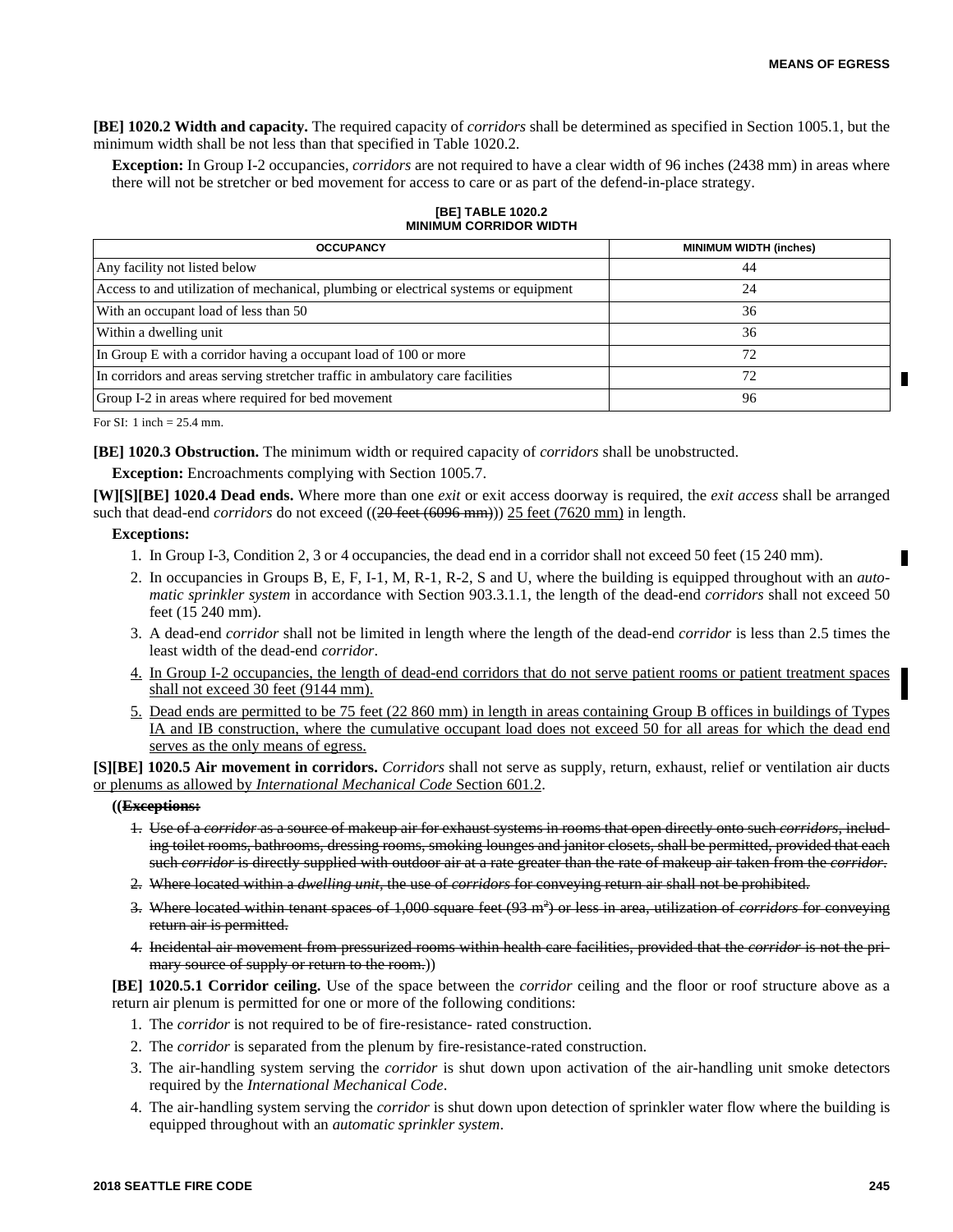**[BE] 1020.2 Width and capacity.** The required capacity of *corridors* shall be determined as specified in Section 1005.1, but the minimum width shall be not less than that specified in Table 1020.2.

**Exception:** In Group I-2 occupancies, *corridors* are not required to have a clear width of 96 inches (2438 mm) in areas where there will not be stretcher or bed movement for access to care or as part of the defend-in-place strategy.

**[BE] TABLE 1020.2**
**MINIMUM CORRIDOR WIDTH**

| OCCUPANCY | MINIMUM WIDTH (inches) |
|---|---|
| Any facility not listed below | 44 |
| Access to and utilization of mechanical, plumbing or electrical systems or equipment | 24 |
| With an occupant load of less than 50 | 36 |
| Within a dwelling unit | 36 |
| In Group E with a corridor having a occupant load of 100 or more | 72 |
| In corridors and areas serving stretcher traffic in ambulatory care facilities | 72 |
| Group I-2 in areas where required for bed movement | 96 |

For SI: 1 inch = 25.4 mm.

**[BE] 1020.3 Obstruction.** The minimum width or required capacity of *corridors* shall be unobstructed.

**Exception:** Encroachments complying with Section 1005.7.

**[W][S][BE] 1020.4 Dead ends.** Where more than one *exit* or exit access doorway is required, the *exit access* shall be arranged such that dead-end *corridors* do not exceed ((~~20 feet (6096 mm)~~)) 25 feet (7620 mm) in length.

**Exceptions:**

1. In Group I-3, Condition 2, 3 or 4 occupancies, the dead end in a corridor shall not exceed 50 feet (15 240 mm).
2. In occupancies in Groups B, E, F, I-1, M, R-1, R-2, S and U, where the building is equipped throughout with an *automatic sprinkler system* in accordance with Section 903.3.1.1, the length of the dead-end *corridors* shall not exceed 50 feet (15 240 mm).
3. A dead-end *corridor* shall not be limited in length where the length of the dead-end *corridor* is less than 2.5 times the least width of the dead-end *corridor*.
4. In Group I-2 occupancies, the length of dead-end corridors that do not serve patient rooms or patient treatment spaces shall not exceed 30 feet (9144 mm).
5. Dead ends are permitted to be 75 feet (22 860 mm) in length in areas containing Group B offices in buildings of Types IA and IB construction, where the cumulative occupant load does not exceed 50 for all areas for which the dead end serves as the only means of egress.

**[S][BE] 1020.5 Air movement in corridors.** *Corridors* shall not serve as supply, return, exhaust, relief or ventilation air ducts or plenums as allowed by *International Mechanical Code* Section 601.2.

**((~~Exceptions:~~**

1. ~~Use of a *corridor* as a source of makeup air for exhaust systems in rooms that open directly onto such *corridors*, including toilet rooms, bathrooms, dressing rooms, smoking lounges and janitor closets, shall be permitted, provided that each such *corridor* is directly supplied with outdoor air at a rate greater than the rate of makeup air taken from the *corridor*.~~
2. ~~Where located within a *dwelling unit*, the use of *corridors* for conveying return air shall not be prohibited.~~
3. ~~Where located within tenant spaces of 1,000 square feet (93 m²) or less in area, utilization of *corridors* for conveying return air is permitted.~~
4. ~~Incidental air movement from pressurized rooms within health care facilities, provided that the *corridor* is not the primary source of supply or return to the room.~~))

**[BE] 1020.5.1 Corridor ceiling.** Use of the space between the *corridor* ceiling and the floor or roof structure above as a return air plenum is permitted for one or more of the following conditions:

1. The *corridor* is not required to be of fire-resistance- rated construction.
2. The *corridor* is separated from the plenum by fire-resistance-rated construction.
3. The air-handling system serving the *corridor* is shut down upon activation of the air-handling unit smoke detectors required by the *International Mechanical Code*.
4. The air-handling system serving the *corridor* is shut down upon detection of sprinkler water flow where the building is equipped throughout with an *automatic sprinkler system*.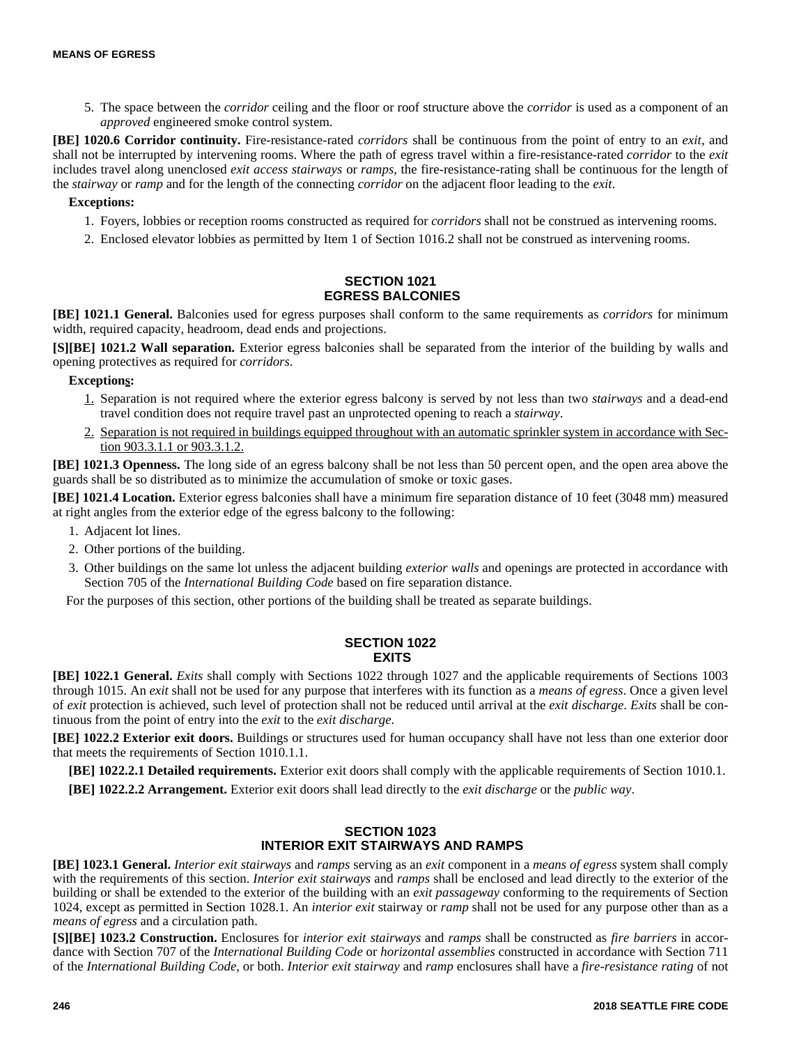5. The space between the *corridor* ceiling and the floor or roof structure above the *corridor* is used as a component of an *approved* engineered smoke control system.

**[BE] 1020.6 Corridor continuity.** Fire-resistance-rated *corridors* shall be continuous from the point of entry to an *exit*, and shall not be interrupted by intervening rooms. Where the path of egress travel within a fire-resistance-rated *corridor* to the *exit* includes travel along unenclosed *exit access stairways* or *ramps*, the fire-resistance-rating shall be continuous for the length of the *stairway* or *ramp* and for the length of the connecting *corridor* on the adjacent floor leading to the *exit*.

**Exceptions:**

1. Foyers, lobbies or reception rooms constructed as required for *corridors* shall not be construed as intervening rooms.
2. Enclosed elevator lobbies as permitted by Item 1 of Section 1016.2 shall not be construed as intervening rooms.

## SECTION 1021 EGRESS BALCONIES

**[BE] 1021.1 General.** Balconies used for egress purposes shall conform to the same requirements as *corridors* for minimum width, required capacity, headroom, dead ends and projections.

**[S][BE] 1021.2 Wall separation.** Exterior egress balconies shall be separated from the interior of the building by walls and opening protectives as required for *corridors*.

**Exceptions:**

1. Separation is not required where the exterior egress balcony is served by not less than two *stairways* and a dead-end travel condition does not require travel past an unprotected opening to reach a *stairway*.
2. Separation is not required in buildings equipped throughout with an automatic sprinkler system in accordance with Section 903.3.1.1 or 903.3.1.2.

**[BE] 1021.3 Openness.** The long side of an egress balcony shall be not less than 50 percent open, and the open area above the guards shall be so distributed as to minimize the accumulation of smoke or toxic gases.

**[BE] 1021.4 Location.** Exterior egress balconies shall have a minimum fire separation distance of 10 feet (3048 mm) measured at right angles from the exterior edge of the egress balcony to the following:

1. Adjacent lot lines.
2. Other portions of the building.
3. Other buildings on the same lot unless the adjacent building *exterior walls* and openings are protected in accordance with Section 705 of the *International Building Code* based on fire separation distance.

For the purposes of this section, other portions of the building shall be treated as separate buildings.

## SECTION 1022 EXITS

**[BE] 1022.1 General.** *Exits* shall comply with Sections 1022 through 1027 and the applicable requirements of Sections 1003 through 1015. An *exit* shall not be used for any purpose that interferes with its function as a *means of egress*. Once a given level of *exit* protection is achieved, such level of protection shall not be reduced until arrival at the *exit discharge*. *Exits* shall be continuous from the point of entry into the *exit* to the *exit discharge*.

**[BE] 1022.2 Exterior exit doors.** Buildings or structures used for human occupancy shall have not less than one exterior door that meets the requirements of Section 1010.1.1.

**[BE] 1022.2.1 Detailed requirements.** Exterior exit doors shall comply with the applicable requirements of Section 1010.1.

**[BE] 1022.2.2 Arrangement.** Exterior exit doors shall lead directly to the *exit discharge* or the *public way*.

## SECTION 1023 INTERIOR EXIT STAIRWAYS AND RAMPS

**[BE] 1023.1 General.** *Interior exit stairways* and *ramps* serving as an *exit* component in a *means of egress* system shall comply with the requirements of this section. *Interior exit stairways* and *ramps* shall be enclosed and lead directly to the exterior of the building or shall be extended to the exterior of the building with an *exit passageway* conforming to the requirements of Section 1024, except as permitted in Section 1028.1. An *interior exit* stairway or *ramp* shall not be used for any purpose other than as a *means of egress* and a circulation path.

**[S][BE] 1023.2 Construction.** Enclosures for *interior exit stairways* and *ramps* shall be constructed as *fire barriers* in accordance with Section 707 of the *International Building Code* or *horizontal assemblies* constructed in accordance with Section 711 of the *International Building Code*, or both. *Interior exit stairway* and *ramp* enclosures shall have a *fire-resistance rating* of not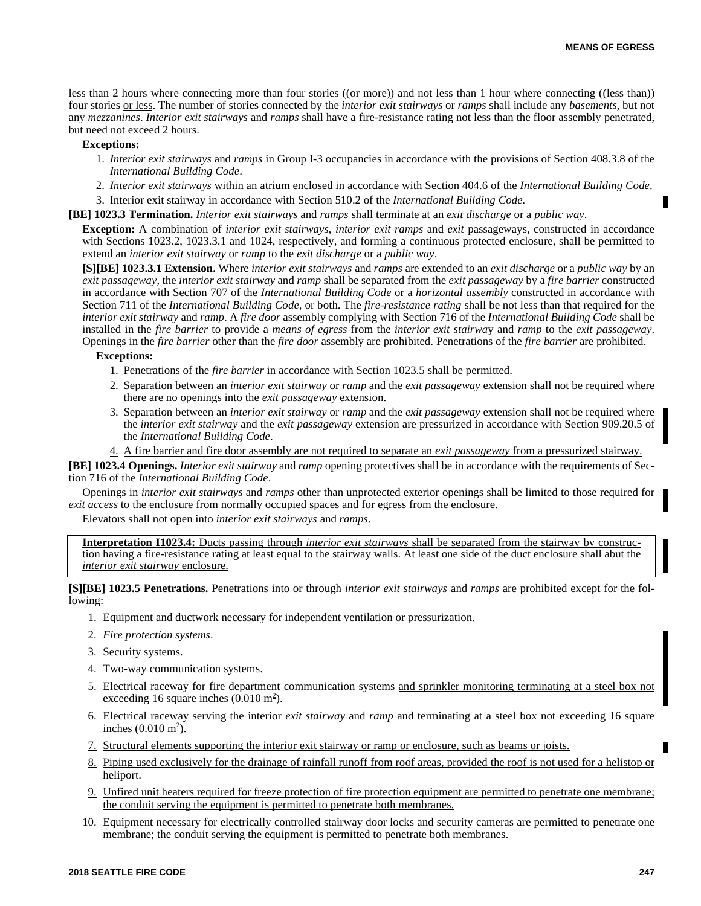less than 2 hours where connecting more than four stories ((~~or more~~)) and not less than 1 hour where connecting ((~~less than~~)) four stories or less. The number of stories connected by the *interior exit stairways* or *ramps* shall include any *basements*, but not any *mezzanines*. *Interior exit stairways* and *ramps* shall have a fire-resistance rating not less than the floor assembly penetrated, but need not exceed 2 hours.

**Exceptions:**

1. *Interior exit stairways* and *ramps* in Group I-3 occupancies in accordance with the provisions of Section 408.3.8 of the *International Building Code*.
2. *Interior exit stairways* within an atrium enclosed in accordance with Section 404.6 of the *International Building Code*.
3. Interior exit stairway in accordance with Section 510.2 of the *International Building Code.*

**[BE] 1023.3 Termination.** *Interior exit stairways* and *ramps* shall terminate at an *exit discharge* or a *public way*.

**Exception:** A combination of *interior exit stairways*, *interior exit ramps* and *exit* passageways, constructed in accordance with Sections 1023.2, 1023.3.1 and 1024, respectively, and forming a continuous protected enclosure, shall be permitted to extend an *interior exit stairway* or *ramp* to the *exit discharge* or a *public way*.

**[S][BE] 1023.3.1 Extension.** Where *interior exit stairways* and *ramps* are extended to an *exit discharge* or a *public way* by an *exit passageway*, the *interior exit stairway* and *ramp* shall be separated from the *exit passageway* by a *fire barrier* constructed in accordance with Section 707 of the *International Building Code* or a *horizontal assembly* constructed in accordance with Section 711 of the *International Building Code*, or both. The *fire-resistance rating* shall be not less than that required for the *interior exit stairway* and *ramp*. A *fire door* assembly complying with Section 716 of the *International Building Code* shall be installed in the *fire barrier* to provide a *means of egress* from the *interior exit stairway* and *ramp* to the *exit passageway*. Openings in the *fire barrier* other than the *fire door* assembly are prohibited. Penetrations of the *fire barrier* are prohibited.

**Exceptions:**

1. Penetrations of the *fire barrier* in accordance with Section 1023.5 shall be permitted.
2. Separation between an *interior exit stairway* or *ramp* and the *exit passageway* extension shall not be required where there are no openings into the *exit passageway* extension.
3. Separation between an *interior exit stairway* or *ramp* and the *exit passageway* extension shall not be required where the *interior exit stairway* and the *exit passageway* extension are pressurized in accordance with Section 909.20.5 of the *International Building Code*.
4. A fire barrier and fire door assembly are not required to separate an *exit passageway* from a pressurized stairway.

**[BE] 1023.4 Openings.** *Interior exit stairway* and *ramp* opening protectives shall be in accordance with the requirements of Section 716 of the *International Building Code*.

Openings in *interior exit stairways* and *ramps* other than unprotected exterior openings shall be limited to those required for *exit access* to the enclosure from normally occupied spaces and for egress from the enclosure.

Elevators shall not open into *interior exit stairways* and *ramps*.

**Interpretation I1023.4:** Ducts passing through *interior exit stairways* shall be separated from the stairway by construction having a fire-resistance rating at least equal to the stairway walls. At least one side of the duct enclosure shall abut the *interior exit stairway* enclosure.

**[S][BE] 1023.5 Penetrations.** Penetrations into or through *interior exit stairways* and *ramps* are prohibited except for the following:

1. Equipment and ductwork necessary for independent ventilation or pressurization.
2. *Fire protection systems*.
3. Security systems.
4. Two-way communication systems.
5. Electrical raceway for fire department communication systems and sprinkler monitoring terminating at a steel box not exceeding 16 square inches ($0.010\ m^2$).
6. Electrical raceway serving the interior *exit stairway* and *ramp* and terminating at a steel box not exceeding 16 square inches ($0.010\ m^2$).
7. Structural elements supporting the interior exit stairway or ramp or enclosure, such as beams or joists.
8. Piping used exclusively for the drainage of rainfall runoff from roof areas, provided the roof is not used for a helistop or heliport.
9. Unfired unit heaters required for freeze protection of fire protection equipment are permitted to penetrate one membrane; the conduit serving the equipment is permitted to penetrate both membranes.
10. Equipment necessary for electrically controlled stairway door locks and security cameras are permitted to penetrate one membrane; the conduit serving the equipment is permitted to penetrate both membranes.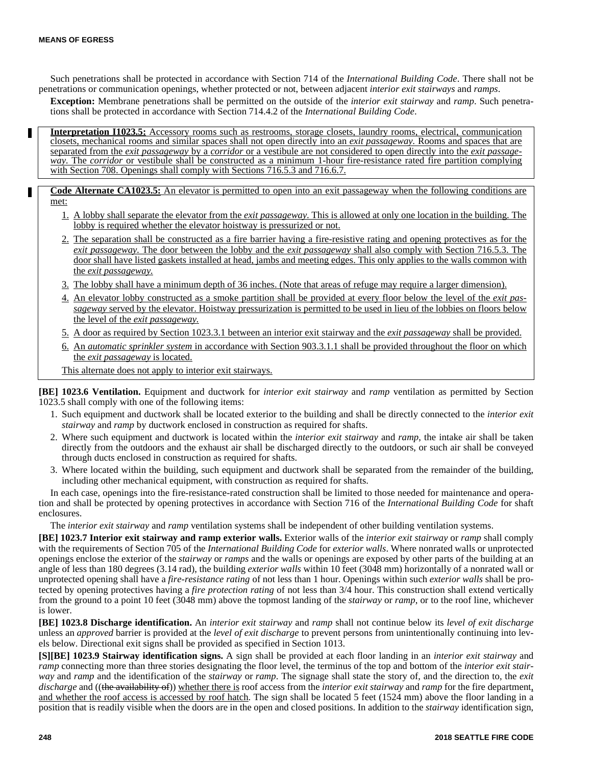Such penetrations shall be protected in accordance with Section 714 of the *International Building Code*. There shall not be penetrations or communication openings, whether protected or not, between adjacent *interior exit stairways* and *ramps*.

**Exception:** Membrane penetrations shall be permitted on the outside of the *interior exit stairway* and *ramp*. Such penetrations shall be protected in accordance with Section 714.4.2 of the *International Building Code*.

<u>**Interpretation I1023.5:** Accessory rooms such as restrooms, storage closets, laundry rooms, electrical, communication closets, mechanical rooms and similar spaces shall not open directly into an *exit passageway*. Rooms and spaces that are separated from the *exit passageway* by a *corridor* or a vestibule are not considered to open directly into the *exit passageway*. The *corridor* or vestibule shall be constructed as a minimum 1-hour fire-resistance rated fire partition complying with Section 708. Openings shall comply with Sections 716.5.3 and 716.6.7.</u>

<u>**Code Alternate CA1023.5:** An elevator is permitted to open into an exit passageway when the following conditions are met:</u>

1. <u>A lobby shall separate the elevator from the *exit passageway*. This is allowed at only one location in the building. The lobby is required whether the elevator hoistway is pressurized or not.</u>
2. <u>The separation shall be constructed as a fire barrier having a fire-resistive rating and opening protectives as for the *exit passageway*. The door between the lobby and the *exit passageway* shall also comply with Section 716.5.3. The door shall have listed gaskets installed at head, jambs and meeting edges. This only applies to the walls common with the *exit passageway*.</u>
3. <u>The lobby shall have a minimum depth of 36 inches. (Note that areas of refuge may require a larger dimension).</u>
4. <u>An elevator lobby constructed as a smoke partition shall be provided at every floor below the level of the *exit passageway* served by the elevator. Hoistway pressurization is permitted to be used in lieu of the lobbies on floors below the level of the *exit passageway*.</u>
5. <u>A door as required by Section 1023.3.1 between an interior exit stairway and the *exit passageway* shall be provided.</u>
6. <u>An *automatic sprinkler system* in accordance with Section 903.3.1.1 shall be provided throughout the floor on which the *exit passageway* is located.</u>

<u>This alternate does not apply to interior exit stairways.</u>

**[BE] 1023.6 Ventilation.** Equipment and ductwork for *interior exit stairway* and *ramp* ventilation as permitted by Section 1023.5 shall comply with one of the following items:

1. Such equipment and ductwork shall be located exterior to the building and shall be directly connected to the *interior exit stairway* and *ramp* by ductwork enclosed in construction as required for shafts.
2. Where such equipment and ductwork is located within the *interior exit stairway* and *ramp*, the intake air shall be taken directly from the outdoors and the exhaust air shall be discharged directly to the outdoors, or such air shall be conveyed through ducts enclosed in construction as required for shafts.
3. Where located within the building, such equipment and ductwork shall be separated from the remainder of the building, including other mechanical equipment, with construction as required for shafts.

In each case, openings into the fire-resistance-rated construction shall be limited to those needed for maintenance and operation and shall be protected by opening protectives in accordance with Section 716 of the *International Building Code* for shaft enclosures.

The *interior exit stairway* and *ramp* ventilation systems shall be independent of other building ventilation systems.

**[BE] 1023.7 Interior exit stairway and ramp exterior walls.** Exterior walls of the *interior exit stairway* or *ramp* shall comply with the requirements of Section 705 of the *International Building Code* for *exterior walls*. Where nonrated walls or unprotected openings enclose the exterior of the *stairway* or *ramps* and the walls or openings are exposed by other parts of the building at an angle of less than 180 degrees (3.14 rad), the building *exterior walls* within 10 feet (3048 mm) horizontally of a nonrated wall or unprotected opening shall have a *fire-resistance rating* of not less than 1 hour. Openings within such *exterior walls* shall be protected by opening protectives having a *fire protection rating* of not less than 3/4 hour. This construction shall extend vertically from the ground to a point 10 feet (3048 mm) above the topmost landing of the *stairway* or *ramp*, or to the roof line, whichever is lower.

**[BE] 1023.8 Discharge identification.** An *interior exit stairway* and *ramp* shall not continue below its *level of exit discharge* unless an *approved* barrier is provided at the *level of exit discharge* to prevent persons from unintentionally continuing into levels below. Directional exit signs shall be provided as specified in Section 1013.

**[S][BE] 1023.9 Stairway identification signs.** A sign shall be provided at each floor landing in an *interior exit stairway* and *ramp* connecting more than three stories designating the floor level, the terminus of the top and bottom of the *interior exit stairway* and *ramp* and the identification of the *stairway* or *ramp*. The signage shall state the story of, and the direction to, the *exit discharge* and ((~~the availability of~~)) <u>whether there is</u> roof access from the *interior exit stairway* and *ramp* for the fire department<u>, and whether the roof access is accessed by roof hatch</u>. The sign shall be located 5 feet (1524 mm) above the floor landing in a position that is readily visible when the doors are in the open and closed positions. In addition to the *stairway* identification sign,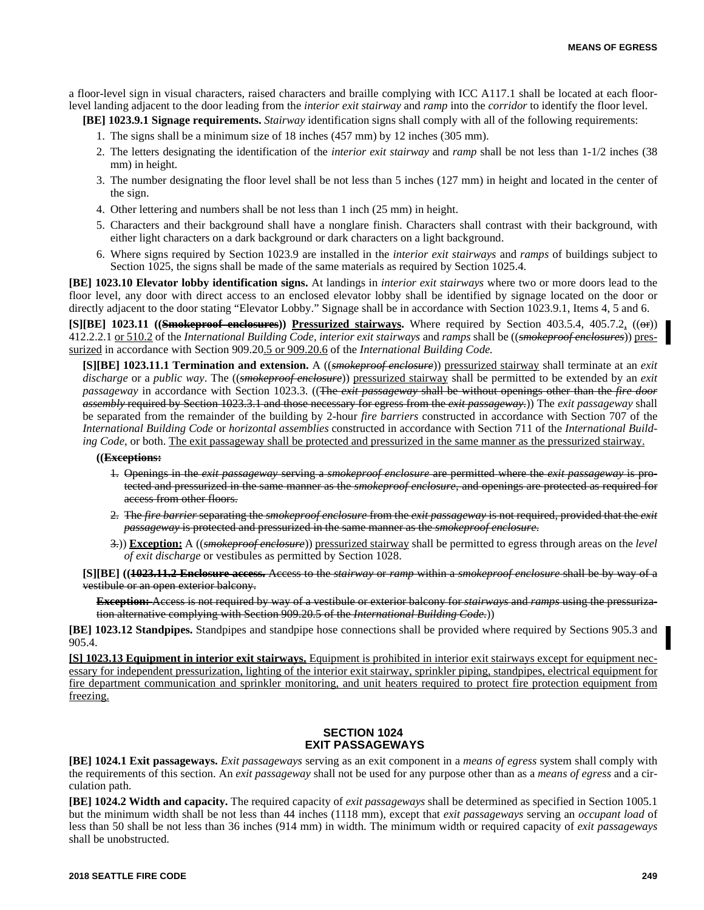a floor-level sign in visual characters, raised characters and braille complying with ICC A117.1 shall be located at each floor-level landing adjacent to the door leading from the *interior exit stairway* and *ramp* into the *corridor* to identify the floor level.

**[BE] 1023.9.1 Signage requirements.** *Stairway* identification signs shall comply with all of the following requirements:

1. The signs shall be a minimum size of 18 inches (457 mm) by 12 inches (305 mm).
2. The letters designating the identification of the *interior exit stairway* and *ramp* shall be not less than 1-1/2 inches (38 mm) in height.
3. The number designating the floor level shall be not less than 5 inches (127 mm) in height and located in the center of the sign.
4. Other lettering and numbers shall be not less than 1 inch (25 mm) in height.
5. Characters and their background shall have a nonglare finish. Characters shall contrast with their background, with either light characters on a dark background or dark characters on a light background.
6. Where signs required by Section 1023.9 are installed in the *interior exit stairways* and *ramps* of buildings subject to Section 1025, the signs shall be made of the same materials as required by Section 1025.4.

**[BE] 1023.10 Elevator lobby identification signs.** At landings in *interior exit stairways* where two or more doors lead to the floor level, any door with direct access to an enclosed elevator lobby shall be identified by signage located on the door or directly adjacent to the door stating "Elevator Lobby." Signage shall be in accordance with Section 1023.9.1, Items 4, 5 and 6.

**[S][BE] 1023.11 ((~~Smokeproof enclosures~~)) Pressurized stairways.** Where required by Section 403.5.4, 405.7.2, ((~~or~~)) 412.2.2.1 or 510.2 of the *International Building Code*, *interior exit stairways* and *ramps* shall be ((~~*smokeproof enclosures*~~)) pressurized in accordance with Section 909.20.5 or 909.20.6 of the *International Building Code.*

**[S][BE] 1023.11.1 Termination and extension.** A ((~~*smokeproof enclosure*~~)) pressurized stairway shall terminate at an *exit discharge* or a *public way*. The ((~~*smokeproof enclosure*~~)) pressurized stairway shall be permitted to be extended by an *exit passageway* in accordance with Section 1023.3. ((~~The *exit passageway* shall be without openings other than the *fire door assembly* required by Section 1023.3.1 and those necessary for egress from the *exit passageway*.~~)) The *exit passageway* shall be separated from the remainder of the building by 2-hour *fire barriers* constructed in accordance with Section 707 of the *International Building Code* or *horizontal assemblies* constructed in accordance with Section 711 of the *International Building Code*, or both. The exit passageway shall be protected and pressurized in the same manner as the pressurized stairway.

**((~~Exceptions:~~**

1. ~~Openings in the *exit passageway* serving a *smokeproof enclosure* are permitted where the *exit passageway* is protected and pressurized in the same manner as the *smokeproof enclosure*, and openings are protected as required for access from other floors.~~
2. ~~The *fire barrier* separating the *smokeproof enclosure* from the *exit passageway* is not required, provided that the *exit passageway* is protected and pressurized in the same manner as the *smokeproof enclosure*.~~
3. ~~3.~~)) **Exception:** A ((~~*smokeproof enclosure*~~)) pressurized stairway shall be permitted to egress through areas on the *level of exit discharge* or vestibules as permitted by Section 1028.

**[S][BE]** ((~~**1023.11.2 Enclosure access.** Access to the *stairway* or *ramp* within a *smokeproof enclosure* shall be by way of a vestibule or an open exterior balcony.~~

~~**Exception:** Access is not required by way of a vestibule or exterior balcony for *stairways* and *ramps* using the pressurization alternative complying with Section 909.20.5 of the *International Building Code.*~~))

**[BE] 1023.12 Standpipes.** Standpipes and standpipe hose connections shall be provided where required by Sections 905.3 and 905.4.

**[S] 1023.13 Equipment in interior exit stairways.** Equipment is prohibited in interior exit stairways except for equipment necessary for independent pressurization, lighting of the interior exit stairway, sprinkler piping, standpipes, electrical equipment for fire department communication and sprinkler monitoring, and unit heaters required to protect fire protection equipment from freezing.

## SECTION 1024
## EXIT PASSAGEWAYS

**[BE] 1024.1 Exit passageways.** *Exit passageways* serving as an exit component in a *means of egress* system shall comply with the requirements of this section. An *exit passageway* shall not be used for any purpose other than as a *means of egress* and a circulation path.

**[BE] 1024.2 Width and capacity.** The required capacity of *exit passageways* shall be determined as specified in Section 1005.1 but the minimum width shall be not less than 44 inches (1118 mm), except that *exit passageways* serving an *occupant load* of less than 50 shall be not less than 36 inches (914 mm) in width. The minimum width or required capacity of *exit passageways* shall be unobstructed.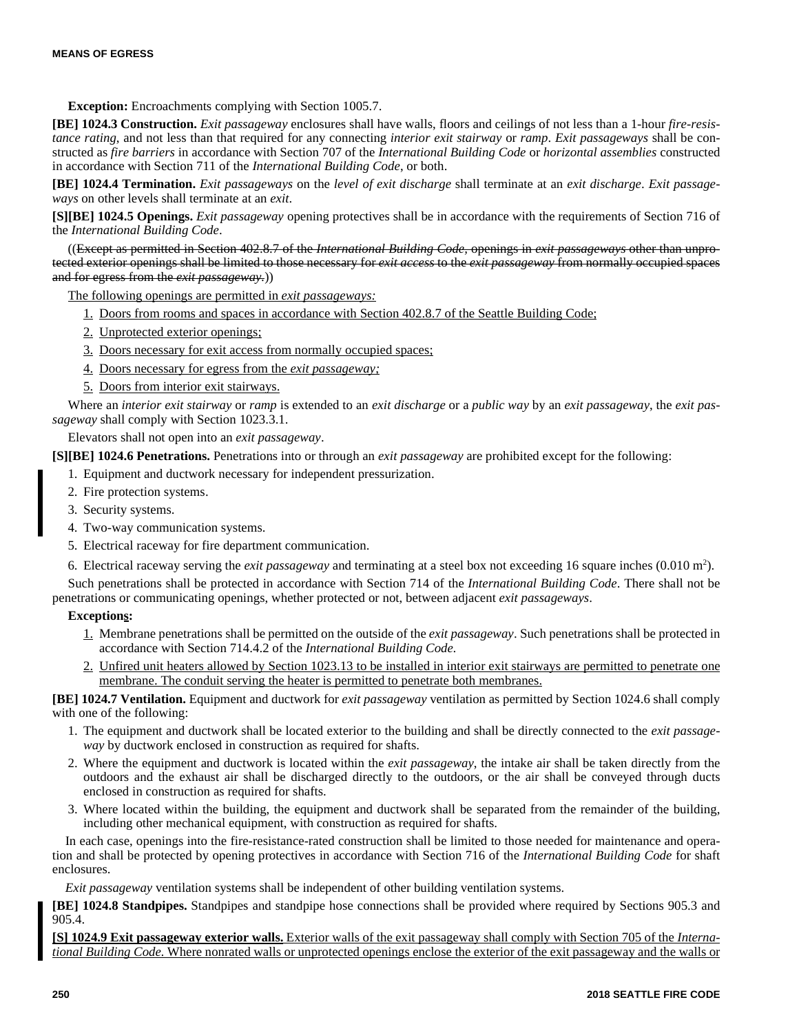**Exception:** Encroachments complying with Section 1005.7.

**[BE] 1024.3 Construction.** *Exit passageway* enclosures shall have walls, floors and ceilings of not less than a 1-hour *fire-resistance rating*, and not less than that required for any connecting *interior exit stairway* or *ramp*. *Exit passageways* shall be constructed as *fire barriers* in accordance with Section 707 of the *International Building Code* or *horizontal assemblies* constructed in accordance with Section 711 of the *International Building Code*, or both.

**[BE] 1024.4 Termination.** *Exit passageways* on the *level of exit discharge* shall terminate at an *exit discharge*. *Exit passageways* on other levels shall terminate at an *exit*.

**[S][BE] 1024.5 Openings.** *Exit passageway* opening protectives shall be in accordance with the requirements of Section 716 of the *International Building Code*.

((~~Except as permitted in Section 402.8.7 of the *International Building Code*, openings in *exit passageways* other than unprotected exterior openings shall be limited to those necessary for *exit access* to the *exit passageway* from normally occupied spaces and for egress from the *exit passageway*.~~))

The following openings are permitted in *exit passageways:*

1. Doors from rooms and spaces in accordance with Section 402.8.7 of the Seattle Building Code;
2. Unprotected exterior openings;
3. Doors necessary for exit access from normally occupied spaces;
4. Doors necessary for egress from the *exit passageway;*
5. Doors from interior exit stairways.

Where an *interior exit stairway* or *ramp* is extended to an *exit discharge* or a *public way* by an *exit passageway*, the *exit passageway* shall comply with Section 1023.3.1.

Elevators shall not open into an *exit passageway*.

**[S][BE] 1024.6 Penetrations.** Penetrations into or through an *exit passageway* are prohibited except for the following:

1. Equipment and ductwork necessary for independent pressurization.
2. Fire protection systems.
3. Security systems.
4. Two-way communication systems.
5. Electrical raceway for fire department communication.
6. Electrical raceway serving the *exit passageway* and terminating at a steel box not exceeding 16 square inches (0.010 m$^2$).

Such penetrations shall be protected in accordance with Section 714 of the *International Building Code*. There shall not be penetrations or communicating openings, whether protected or not, between adjacent *exit passageways*.

**Exceptions:**

1. Membrane penetrations shall be permitted on the outside of the *exit passageway*. Such penetrations shall be protected in accordance with Section 714.4.2 of the *International Building Code*.
2. Unfired unit heaters allowed by Section 1023.13 to be installed in interior exit stairways are permitted to penetrate one membrane. The conduit serving the heater is permitted to penetrate both membranes.

**[BE] 1024.7 Ventilation.** Equipment and ductwork for *exit passageway* ventilation as permitted by Section 1024.6 shall comply with one of the following:

1. The equipment and ductwork shall be located exterior to the building and shall be directly connected to the *exit passageway* by ductwork enclosed in construction as required for shafts.
2. Where the equipment and ductwork is located within the *exit passageway*, the intake air shall be taken directly from the outdoors and the exhaust air shall be discharged directly to the outdoors, or the air shall be conveyed through ducts enclosed in construction as required for shafts.
3. Where located within the building, the equipment and ductwork shall be separated from the remainder of the building, including other mechanical equipment, with construction as required for shafts.

In each case, openings into the fire-resistance-rated construction shall be limited to those needed for maintenance and operation and shall be protected by opening protectives in accordance with Section 716 of the *International Building Code* for shaft enclosures.

*Exit passageway* ventilation systems shall be independent of other building ventilation systems.

**[BE] 1024.8 Standpipes.** Standpipes and standpipe hose connections shall be provided where required by Sections 905.3 and 905.4.

**[S] 1024.9 Exit passageway exterior walls.** Exterior walls of the exit passageway shall comply with Section 705 of the *International Building Code*. Where nonrated walls or unprotected openings enclose the exterior of the exit passageway and the walls or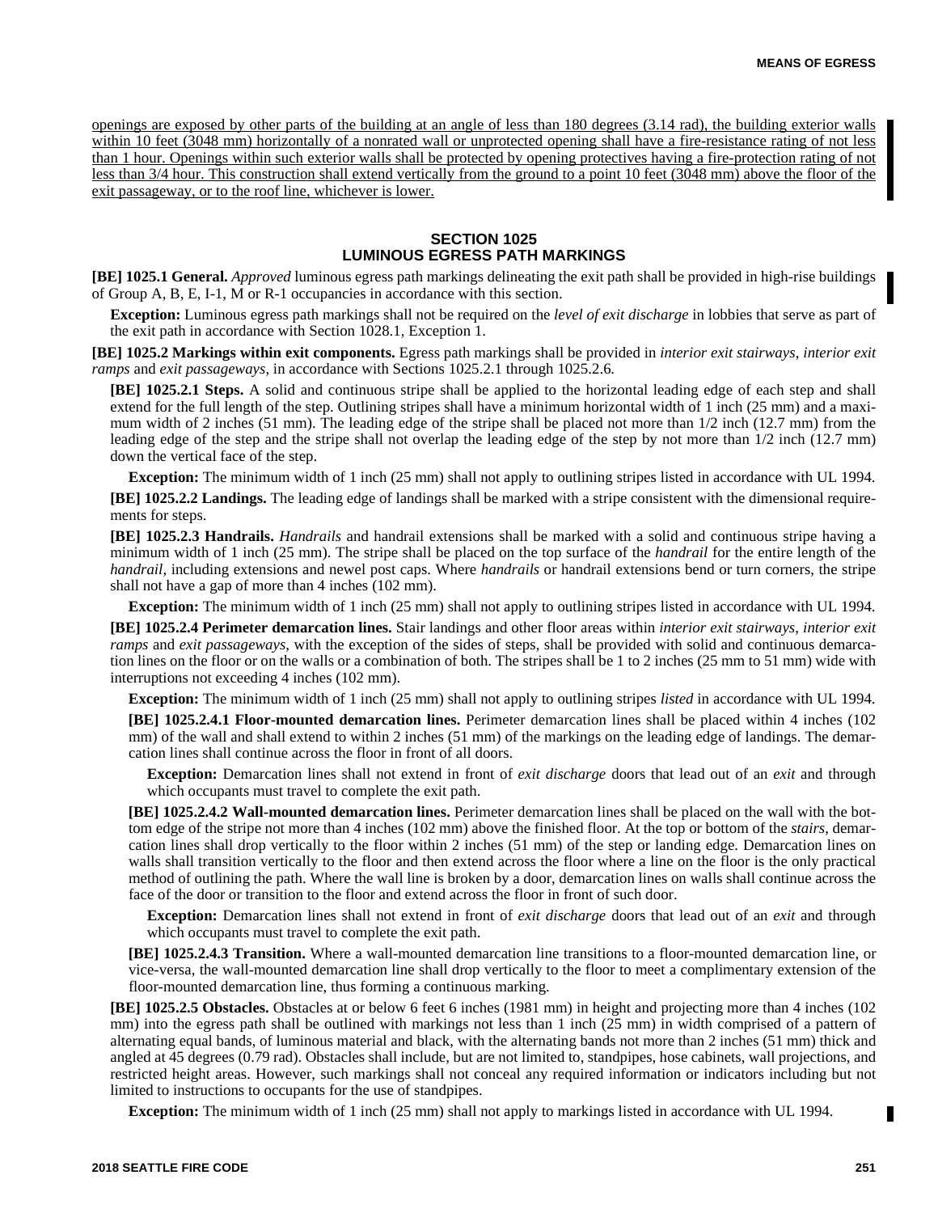openings are exposed by other parts of the building at an angle of less than 180 degrees (3.14 rad), the building exterior walls within 10 feet (3048 mm) horizontally of a nonrated wall or unprotected opening shall have a fire-resistance rating of not less than 1 hour. Openings within such exterior walls shall be protected by opening protectives having a fire-protection rating of not less than 3/4 hour. This construction shall extend vertically from the ground to a point 10 feet (3048 mm) above the floor of the exit passageway, or to the roof line, whichever is lower.

## SECTION 1025
## LUMINOUS EGRESS PATH MARKINGS

**[BE] 1025.1 General.** *Approved* luminous egress path markings delineating the exit path shall be provided in high-rise buildings of Group A, B, E, I-1, M or R-1 occupancies in accordance with this section.

**Exception:** Luminous egress path markings shall not be required on the *level of exit discharge* in lobbies that serve as part of the exit path in accordance with Section 1028.1, Exception 1.

**[BE] 1025.2 Markings within exit components.** Egress path markings shall be provided in *interior exit stairways*, *interior exit ramps* and *exit passageways*, in accordance with Sections 1025.2.1 through 1025.2.6.

**[BE] 1025.2.1 Steps.** A solid and continuous stripe shall be applied to the horizontal leading edge of each step and shall extend for the full length of the step. Outlining stripes shall have a minimum horizontal width of 1 inch (25 mm) and a maximum width of 2 inches (51 mm). The leading edge of the stripe shall be placed not more than 1/2 inch (12.7 mm) from the leading edge of the step and the stripe shall not overlap the leading edge of the step by not more than 1/2 inch (12.7 mm) down the vertical face of the step.

**Exception:** The minimum width of 1 inch (25 mm) shall not apply to outlining stripes listed in accordance with UL 1994.

**[BE] 1025.2.2 Landings.** The leading edge of landings shall be marked with a stripe consistent with the dimensional requirements for steps.

**[BE] 1025.2.3 Handrails.** *Handrails* and handrail extensions shall be marked with a solid and continuous stripe having a minimum width of 1 inch (25 mm). The stripe shall be placed on the top surface of the *handrail* for the entire length of the *handrail*, including extensions and newel post caps. Where *handrails* or handrail extensions bend or turn corners, the stripe shall not have a gap of more than 4 inches (102 mm).

**Exception:** The minimum width of 1 inch (25 mm) shall not apply to outlining stripes listed in accordance with UL 1994.

**[BE] 1025.2.4 Perimeter demarcation lines.** Stair landings and other floor areas within *interior exit stairways*, *interior exit ramps* and *exit passageways*, with the exception of the sides of steps, shall be provided with solid and continuous demarcation lines on the floor or on the walls or a combination of both. The stripes shall be 1 to 2 inches (25 mm to 51 mm) wide with interruptions not exceeding 4 inches (102 mm).

**Exception:** The minimum width of 1 inch (25 mm) shall not apply to outlining stripes *listed* in accordance with UL 1994.

**[BE] 1025.2.4.1 Floor-mounted demarcation lines.** Perimeter demarcation lines shall be placed within 4 inches (102 mm) of the wall and shall extend to within 2 inches (51 mm) of the markings on the leading edge of landings. The demarcation lines shall continue across the floor in front of all doors.

**Exception:** Demarcation lines shall not extend in front of *exit discharge* doors that lead out of an *exit* and through which occupants must travel to complete the exit path.

**[BE] 1025.2.4.2 Wall-mounted demarcation lines.** Perimeter demarcation lines shall be placed on the wall with the bottom edge of the stripe not more than 4 inches (102 mm) above the finished floor. At the top or bottom of the *stairs*, demarcation lines shall drop vertically to the floor within 2 inches (51 mm) of the step or landing edge. Demarcation lines on walls shall transition vertically to the floor and then extend across the floor where a line on the floor is the only practical method of outlining the path. Where the wall line is broken by a door, demarcation lines on walls shall continue across the face of the door or transition to the floor and extend across the floor in front of such door.

**Exception:** Demarcation lines shall not extend in front of *exit discharge* doors that lead out of an *exit* and through which occupants must travel to complete the exit path.

**[BE] 1025.2.4.3 Transition.** Where a wall-mounted demarcation line transitions to a floor-mounted demarcation line, or vice-versa, the wall-mounted demarcation line shall drop vertically to the floor to meet a complimentary extension of the floor-mounted demarcation line, thus forming a continuous marking.

**[BE] 1025.2.5 Obstacles.** Obstacles at or below 6 feet 6 inches (1981 mm) in height and projecting more than 4 inches (102 mm) into the egress path shall be outlined with markings not less than 1 inch (25 mm) in width comprised of a pattern of alternating equal bands, of luminous material and black, with the alternating bands not more than 2 inches (51 mm) thick and angled at 45 degrees (0.79 rad). Obstacles shall include, but are not limited to, standpipes, hose cabinets, wall projections, and restricted height areas. However, such markings shall not conceal any required information or indicators including but not limited to instructions to occupants for the use of standpipes.

**Exception:** The minimum width of 1 inch (25 mm) shall not apply to markings listed in accordance with UL 1994.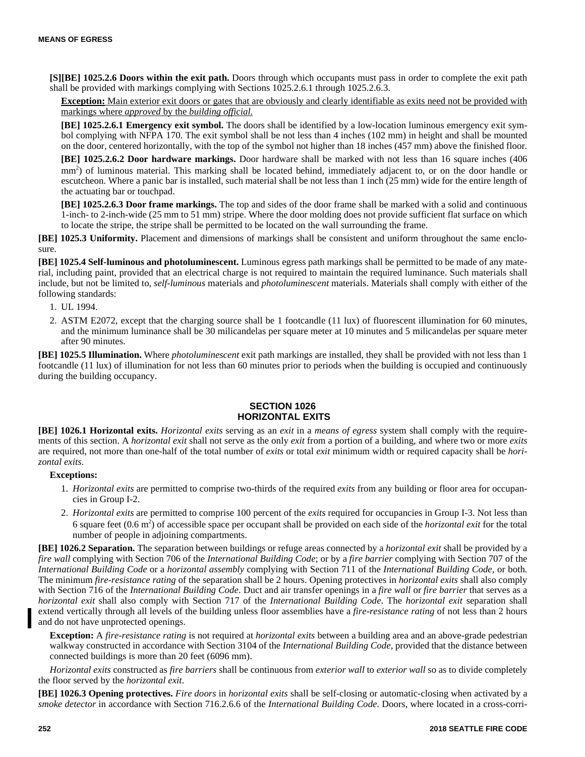**[S][BE] 1025.2.6 Doors within the exit path.** Doors through which occupants must pass in order to complete the exit path shall be provided with markings complying with Sections 1025.2.6.1 through 1025.2.6.3.

**Exception:** Main exterior exit doors or gates that are obviously and clearly identifiable as exits need not be provided with markings where *approved* by the *building official.*

**[BE] 1025.2.6.1 Emergency exit symbol.** The doors shall be identified by a low-location luminous emergency exit symbol complying with NFPA 170. The exit symbol shall be not less than 4 inches (102 mm) in height and shall be mounted on the door, centered horizontally, with the top of the symbol not higher than 18 inches (457 mm) above the finished floor.

**[BE] 1025.2.6.2 Door hardware markings.** Door hardware shall be marked with not less than 16 square inches (406 $mm^2$) of luminous material. This marking shall be located behind, immediately adjacent to, or on the door handle or escutcheon. Where a panic bar is installed, such material shall be not less than 1 inch (25 mm) wide for the entire length of the actuating bar or touchpad.

**[BE] 1025.2.6.3 Door frame markings.** The top and sides of the door frame shall be marked with a solid and continuous 1-inch- to 2-inch-wide (25 mm to 51 mm) stripe. Where the door molding does not provide sufficient flat surface on which to locate the stripe, the stripe shall be permitted to be located on the wall surrounding the frame.

**[BE] 1025.3 Uniformity.** Placement and dimensions of markings shall be consistent and uniform throughout the same enclosure.

**[BE] 1025.4 Self-luminous and photoluminescent.** Luminous egress path markings shall be permitted to be made of any material, including paint, provided that an electrical charge is not required to maintain the required luminance. Such materials shall include, but not be limited to, *self-luminous* materials and *photoluminescent* materials. Materials shall comply with either of the following standards:

1. UL 1994.
2. ASTM E2072, except that the charging source shall be 1 footcandle (11 lux) of fluorescent illumination for 60 minutes, and the minimum luminance shall be 30 milicandelas per square meter at 10 minutes and 5 milicandelas per square meter after 90 minutes.

**[BE] 1025.5 Illumination.** Where *photoluminescent* exit path markings are installed, they shall be provided with not less than 1 footcandle (11 lux) of illumination for not less than 60 minutes prior to periods when the building is occupied and continuously during the building occupancy.

## SECTION 1026
## HORIZONTAL EXITS

**[BE] 1026.1 Horizontal exits.** *Horizontal exits* serving as an *exit* in a *means of egress* system shall comply with the requirements of this section. A *horizontal exit* shall not serve as the only *exit* from a portion of a building, and where two or more *exits* are required, not more than one-half of the total number of *exits* or total *exit* minimum width or required capacity shall be *horizontal exits*.

**Exceptions:**

1. *Horizontal exits* are permitted to comprise two-thirds of the required *exits* from any building or floor area for occupancies in Group I-2.
2. *Horizontal exits* are permitted to comprise 100 percent of the *exits* required for occupancies in Group I-3. Not less than 6 square feet (0.6 $m^2$) of accessible space per occupant shall be provided on each side of the *horizontal exit* for the total number of people in adjoining compartments.

**[BE] 1026.2 Separation.** The separation between buildings or refuge areas connected by a *horizontal exit* shall be provided by a *fire wall* complying with Section 706 of the *International Building Code*; or by a *fire barrier* complying with Section 707 of the *International Building Code* or a *horizontal assembly* complying with Section 711 of the *International Building Code*, or both. The minimum *fire-resistance rating* of the separation shall be 2 hours. Opening protectives in *horizontal exits* shall also comply with Section 716 of the *International Building Code*. Duct and air transfer openings in a *fire wall* or *fire barrier* that serves as a *horizontal exit* shall also comply with Section 717 of the *International Building Code*. The *horizontal exit* separation shall extend vertically through all levels of the building unless floor assemblies have a *fire-resistance rating* of not less than 2 hours and do not have unprotected openings.

**Exception:** A *fire-resistance rating* is not required at *horizontal exits* between a building area and an above-grade pedestrian walkway constructed in accordance with Section 3104 of the *International Building Code*, provided that the distance between connected buildings is more than 20 feet (6096 mm).

*Horizontal exits* constructed as *fire barriers* shall be continuous from *exterior wall* to *exterior wall* so as to divide completely the floor served by the *horizontal exit*.

**[BE] 1026.3 Opening protectives.** *Fire doors* in *horizontal exits* shall be self-closing or automatic-closing when activated by a *smoke detector* in accordance with Section 716.2.6.6 of the *International Building Code*. Doors, where located in a cross-corri-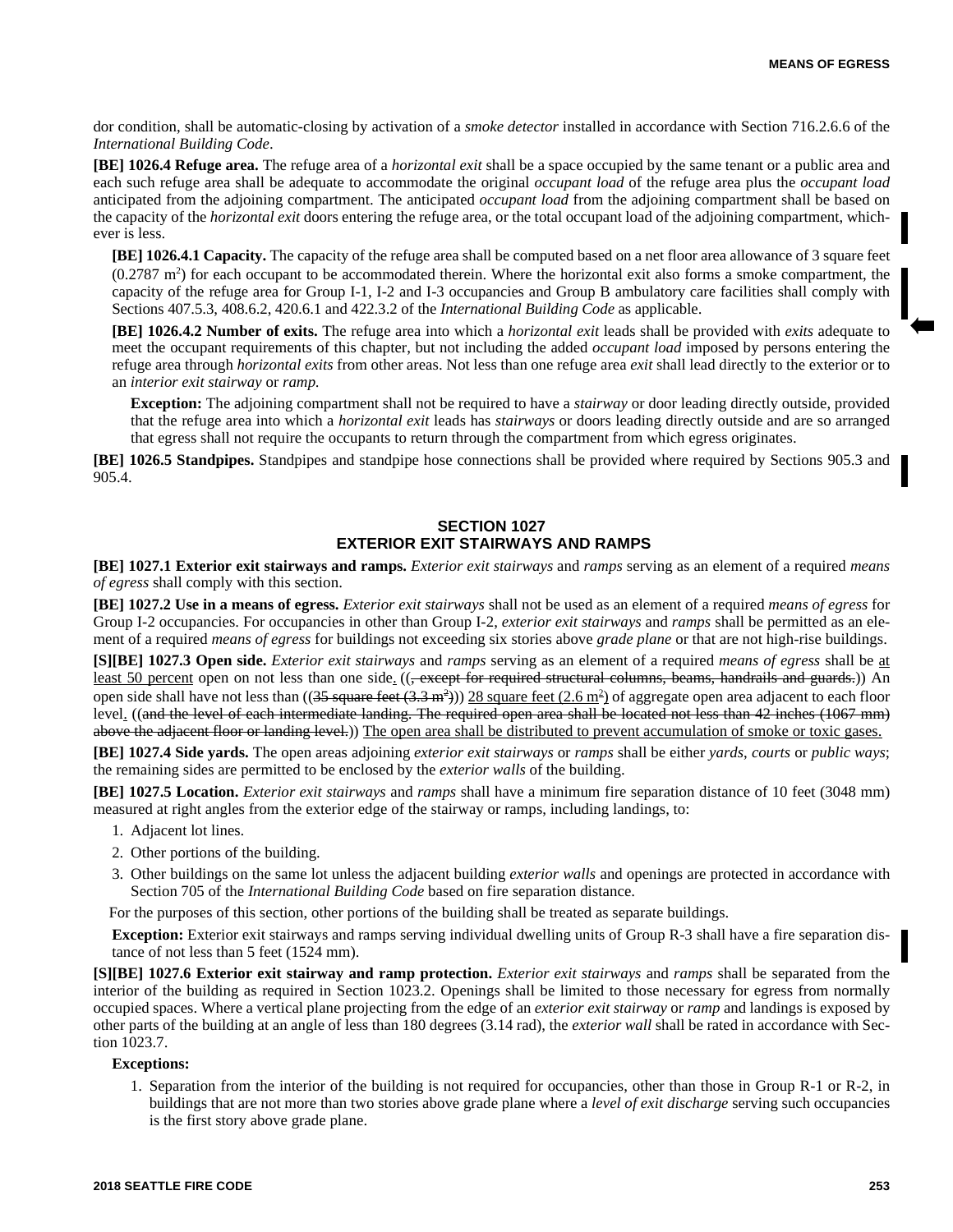dor condition, shall be automatic-closing by activation of a *smoke detector* installed in accordance with Section 716.2.6.6 of the *International Building Code*.

**[BE] 1026.4 Refuge area.** The refuge area of a *horizontal exit* shall be a space occupied by the same tenant or a public area and each such refuge area shall be adequate to accommodate the original *occupant load* of the refuge area plus the *occupant load* anticipated from the adjoining compartment. The anticipated *occupant load* from the adjoining compartment shall be based on the capacity of the *horizontal exit* doors entering the refuge area, or the total occupant load of the adjoining compartment, whichever is less.

**[BE] 1026.4.1 Capacity.** The capacity of the refuge area shall be computed based on a net floor area allowance of 3 square feet (0.2787 $m^2$) for each occupant to be accommodated therein. Where the horizontal exit also forms a smoke compartment, the capacity of the refuge area for Group I-1, I-2 and I-3 occupancies and Group B ambulatory care facilities shall comply with Sections 407.5.3, 408.6.2, 420.6.1 and 422.3.2 of the *International Building Code* as applicable.

**[BE] 1026.4.2 Number of exits.** The refuge area into which a *horizontal exit* leads shall be provided with *exits* adequate to meet the occupant requirements of this chapter, but not including the added *occupant load* imposed by persons entering the refuge area through *horizontal exits* from other areas. Not less than one refuge area *exit* shall lead directly to the exterior or to an *interior exit stairway* or *ramp*.

**Exception:** The adjoining compartment shall not be required to have a *stairway* or door leading directly outside, provided that the refuge area into which a *horizontal exit* leads has *stairways* or doors leading directly outside and are so arranged that egress shall not require the occupants to return through the compartment from which egress originates.

**[BE] 1026.5 Standpipes.** Standpipes and standpipe hose connections shall be provided where required by Sections 905.3 and 905.4.

## SECTION 1027
## EXTERIOR EXIT STAIRWAYS AND RAMPS

**[BE] 1027.1 Exterior exit stairways and ramps.** *Exterior exit stairways* and *ramps* serving as an element of a required *means of egress* shall comply with this section.

**[BE] 1027.2 Use in a means of egress.** *Exterior exit stairways* shall not be used as an element of a required *means of egress* for Group I-2 occupancies. For occupancies in other than Group I-2, *exterior exit stairways* and *ramps* shall be permitted as an element of a required *means of egress* for buildings not exceeding six stories above *grade plane* or that are not high-rise buildings.

**[S][BE] 1027.3 Open side.** *Exterior exit stairways* and *ramps* serving as an element of a required *means of egress* shall be <u>at least 50 percent</u> open on not less than one side<u>.</u> ((~~, except for required structural columns, beams, handrails and guards.~~)) An open side shall have not less than ((~~35 square feet (3.3 m²)~~)) <u>28 square feet (2.6 m²)</u> of aggregate open area adjacent to each floor level<u>.</u> ((~~and the level of each intermediate landing. The required open area shall be located not less than 42 inches (1067 mm) above the adjacent floor or landing level.~~)) <u>The open area shall be distributed to prevent accumulation of smoke or toxic gases.</u>

**[BE] 1027.4 Side yards.** The open areas adjoining *exterior exit stairways* or *ramps* shall be either *yards*, *courts* or *public ways*; the remaining sides are permitted to be enclosed by the *exterior walls* of the building.

**[BE] 1027.5 Location.** *Exterior exit stairways* and *ramps* shall have a minimum fire separation distance of 10 feet (3048 mm) measured at right angles from the exterior edge of the stairway or ramps, including landings, to:

1. Adjacent lot lines.
2. Other portions of the building.
3. Other buildings on the same lot unless the adjacent building *exterior walls* and openings are protected in accordance with Section 705 of the *International Building Code* based on fire separation distance.

For the purposes of this section, other portions of the building shall be treated as separate buildings.

**Exception:** Exterior exit stairways and ramps serving individual dwelling units of Group R-3 shall have a fire separation distance of not less than 5 feet (1524 mm).

**[S][BE] 1027.6 Exterior exit stairway and ramp protection.** *Exterior exit stairways* and *ramps* shall be separated from the interior of the building as required in Section 1023.2. Openings shall be limited to those necessary for egress from normally occupied spaces. Where a vertical plane projecting from the edge of an *exterior exit stairway* or *ramp* and landings is exposed by other parts of the building at an angle of less than 180 degrees (3.14 rad), the *exterior wall* shall be rated in accordance with Section 1023.7.

**Exceptions:**

1. Separation from the interior of the building is not required for occupancies, other than those in Group R-1 or R-2, in buildings that are not more than two stories above grade plane where a *level of exit discharge* serving such occupancies is the first story above grade plane.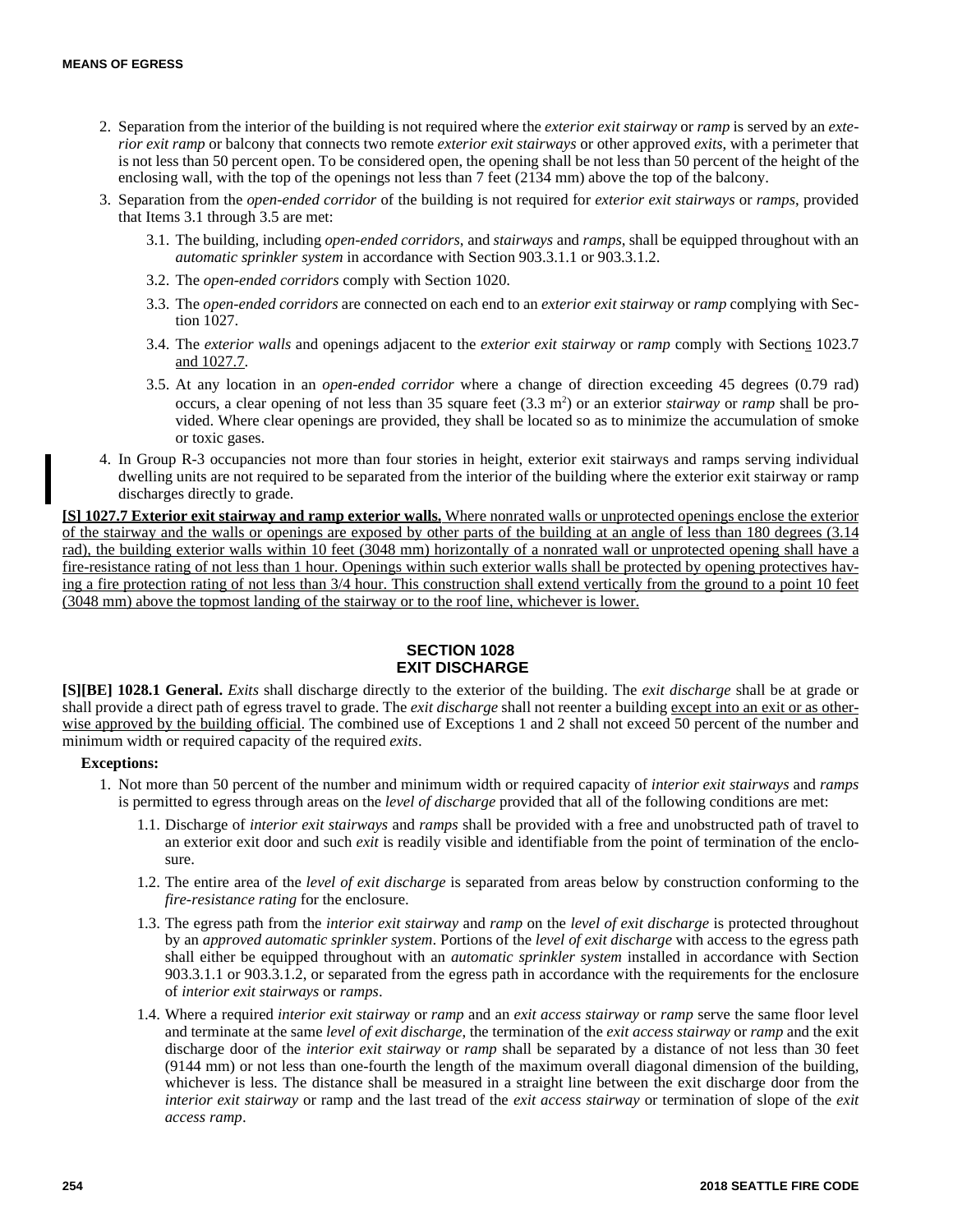2. Separation from the interior of the building is not required where the *exterior exit stairway* or *ramp* is served by an *exterior exit ramp* or balcony that connects two remote *exterior exit stairways* or other approved *exits*, with a perimeter that is not less than 50 percent open. To be considered open, the opening shall be not less than 50 percent of the height of the enclosing wall, with the top of the openings not less than 7 feet (2134 mm) above the top of the balcony.
3. Separation from the *open-ended corridor* of the building is not required for *exterior exit stairways* or *ramps*, provided that Items 3.1 through 3.5 are met:
   - 3.1. The building, including *open-ended corridors*, and *stairways* and *ramps*, shall be equipped throughout with an *automatic sprinkler system* in accordance with Section 903.3.1.1 or 903.3.1.2.
   - 3.2. The *open-ended corridors* comply with Section 1020.
   - 3.3. The *open-ended corridors* are connected on each end to an *exterior exit stairway* or *ramp* complying with Section 1027.
   - 3.4. The *exterior walls* and openings adjacent to the *exterior exit stairway* or *ramp* comply with Sections 1023.7 and 1027.7.
   - 3.5. At any location in an *open-ended corridor* where a change of direction exceeding 45 degrees (0.79 rad) occurs, a clear opening of not less than 35 square feet (3.3 m$^2$) or an exterior *stairway* or *ramp* shall be provided. Where clear openings are provided, they shall be located so as to minimize the accumulation of smoke or toxic gases.
4. In Group R-3 occupancies not more than four stories in height, exterior exit stairways and ramps serving individual dwelling units are not required to be separated from the interior of the building where the exterior exit stairway or ramp discharges directly to grade.

**[S] 1027.7 Exterior exit stairway and ramp exterior walls.** Where nonrated walls or unprotected openings enclose the exterior of the stairway and the walls or openings are exposed by other parts of the building at an angle of less than 180 degrees (3.14 rad), the building exterior walls within 10 feet (3048 mm) horizontally of a nonrated wall or unprotected opening shall have a fire-resistance rating of not less than 1 hour. Openings within such exterior walls shall be protected by opening protectives having a fire protection rating of not less than 3/4 hour. This construction shall extend vertically from the ground to a point 10 feet (3048 mm) above the topmost landing of the stairway or to the roof line, whichever is lower.

## SECTION 1028 EXIT DISCHARGE

**[S][BE] 1028.1 General.** *Exits* shall discharge directly to the exterior of the building. The *exit discharge* shall be at grade or shall provide a direct path of egress travel to grade. The *exit discharge* shall not reenter a building except into an exit or as otherwise approved by the building official. The combined use of Exceptions 1 and 2 shall not exceed 50 percent of the number and minimum width or required capacity of the required *exits*.

**Exceptions:**

1. Not more than 50 percent of the number and minimum width or required capacity of *interior exit stairways* and *ramps* is permitted to egress through areas on the *level of discharge* provided that all of the following conditions are met:
   - 1.1. Discharge of *interior exit stairways* and *ramps* shall be provided with a free and unobstructed path of travel to an exterior exit door and such *exit* is readily visible and identifiable from the point of termination of the enclosure.
   - 1.2. The entire area of the *level of exit discharge* is separated from areas below by construction conforming to the *fire-resistance rating* for the enclosure.
   - 1.3. The egress path from the *interior exit stairway* and *ramp* on the *level of exit discharge* is protected throughout by an *approved automatic sprinkler system*. Portions of the *level of exit discharge* with access to the egress path shall either be equipped throughout with an *automatic sprinkler system* installed in accordance with Section 903.3.1.1 or 903.3.1.2, or separated from the egress path in accordance with the requirements for the enclosure of *interior exit stairways* or *ramps*.
   - 1.4. Where a required *interior exit stairway* or *ramp* and an *exit access stairway* or *ramp* serve the same floor level and terminate at the same *level of exit discharge*, the termination of the *exit access stairway* or *ramp* and the exit discharge door of the *interior exit stairway* or *ramp* shall be separated by a distance of not less than 30 feet (9144 mm) or not less than one-fourth the length of the maximum overall diagonal dimension of the building, whichever is less. The distance shall be measured in a straight line between the exit discharge door from the *interior exit stairway* or ramp and the last tread of the *exit access stairway* or termination of slope of the *exit access ramp*.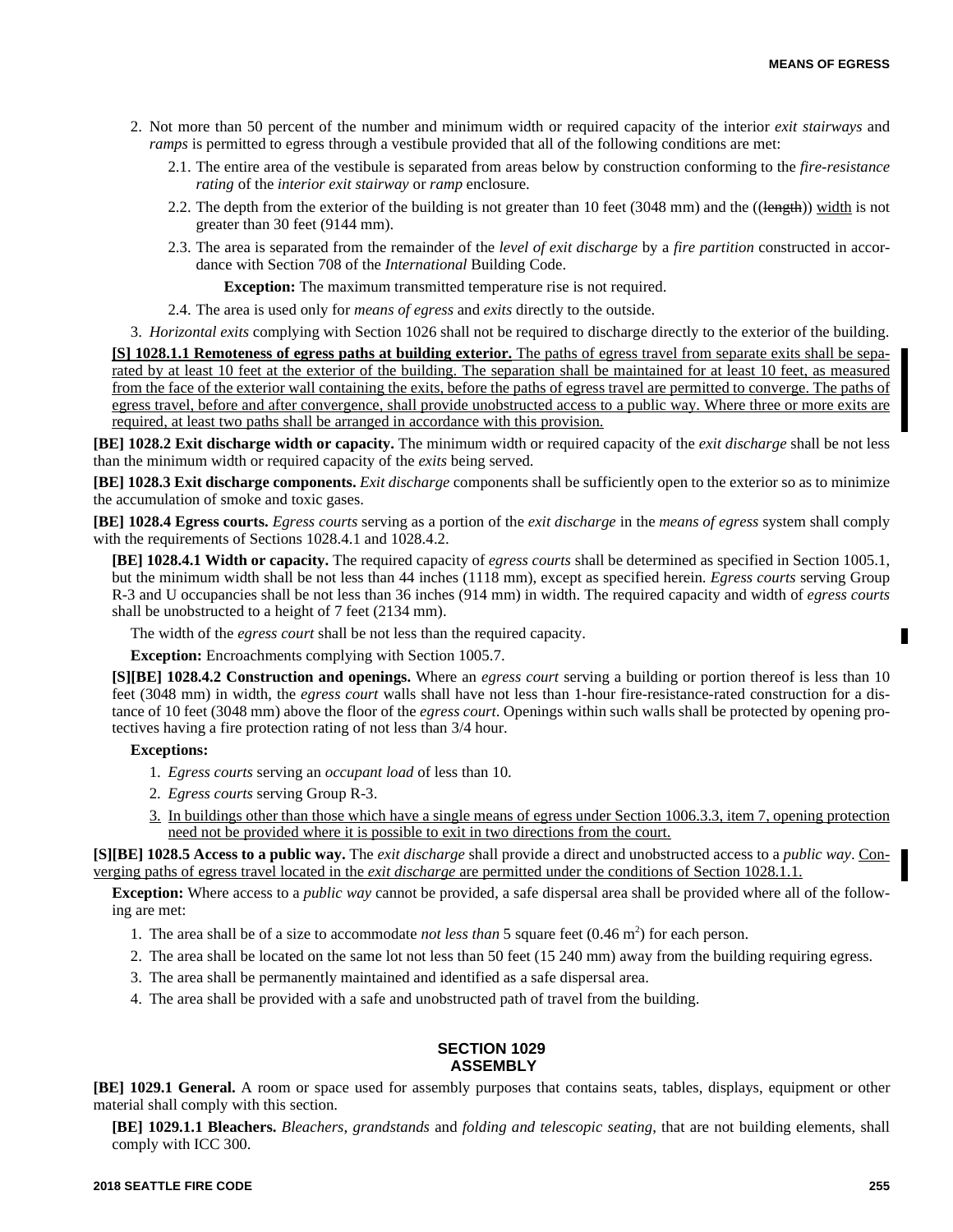2. Not more than 50 percent of the number and minimum width or required capacity of the interior *exit stairways* and *ramps* is permitted to egress through a vestibule provided that all of the following conditions are met:

   2.1. The entire area of the vestibule is separated from areas below by construction conforming to the *fire-resistance rating* of the *interior exit stairway* or *ramp* enclosure.

   2.2. The depth from the exterior of the building is not greater than 10 feet (3048 mm) and the ((~~length~~)) width is not greater than 30 feet (9144 mm).

   2.3. The area is separated from the remainder of the *level of exit discharge* by a *fire partition* constructed in accordance with Section 708 of the *International* Building Code.

      **Exception:** The maximum transmitted temperature rise is not required.

   2.4. The area is used only for *means of egress* and *exits* directly to the outside.

3. *Horizontal exits* complying with Section 1026 shall not be required to discharge directly to the exterior of the building.

**[S] 1028.1.1 Remoteness of egress paths at building exterior.** The paths of egress travel from separate exits shall be separated by at least 10 feet at the exterior of the building. The separation shall be maintained for at least 10 feet, as measured from the face of the exterior wall containing the exits, before the paths of egress travel are permitted to converge. The paths of egress travel, before and after convergence, shall provide unobstructed access to a public way. Where three or more exits are required, at least two paths shall be arranged in accordance with this provision.

**[BE] 1028.2 Exit discharge width or capacity.** The minimum width or required capacity of the *exit discharge* shall be not less than the minimum width or required capacity of the *exits* being served.

**[BE] 1028.3 Exit discharge components.** *Exit discharge* components shall be sufficiently open to the exterior so as to minimize the accumulation of smoke and toxic gases.

**[BE] 1028.4 Egress courts.** *Egress courts* serving as a portion of the *exit discharge* in the *means of egress* system shall comply with the requirements of Sections 1028.4.1 and 1028.4.2.

**[BE] 1028.4.1 Width or capacity.** The required capacity of *egress courts* shall be determined as specified in Section 1005.1, but the minimum width shall be not less than 44 inches (1118 mm), except as specified herein. *Egress courts* serving Group R-3 and U occupancies shall be not less than 36 inches (914 mm) in width. The required capacity and width of *egress courts* shall be unobstructed to a height of 7 feet (2134 mm).

The width of the *egress court* shall be not less than the required capacity.

**Exception:** Encroachments complying with Section 1005.7.

**[S][BE] 1028.4.2 Construction and openings.** Where an *egress court* serving a building or portion thereof is less than 10 feet (3048 mm) in width, the *egress court* walls shall have not less than 1-hour fire-resistance-rated construction for a distance of 10 feet (3048 mm) above the floor of the *egress court*. Openings within such walls shall be protected by opening protectives having a fire protection rating of not less than 3/4 hour.

**Exceptions:**

1. *Egress courts* serving an *occupant load* of less than 10.
2. *Egress courts* serving Group R-3.
3. In buildings other than those which have a single means of egress under Section 1006.3.3, item 7, opening protection need not be provided where it is possible to exit in two directions from the court.

**[S][BE] 1028.5 Access to a public way.** The *exit discharge* shall provide a direct and unobstructed access to a *public way*. Converging paths of egress travel located in the *exit discharge* are permitted under the conditions of Section 1028.1.1.

**Exception:** Where access to a *public way* cannot be provided, a safe dispersal area shall be provided where all of the following are met:

1. The area shall be of a size to accommodate *not less than* 5 square feet (0.46 $m^2$) for each person.
2. The area shall be located on the same lot not less than 50 feet (15 240 mm) away from the building requiring egress.
3. The area shall be permanently maintained and identified as a safe dispersal area.
4. The area shall be provided with a safe and unobstructed path of travel from the building.

## SECTION 1029 ASSEMBLY

**[BE] 1029.1 General.** A room or space used for assembly purposes that contains seats, tables, displays, equipment or other material shall comply with this section.

**[BE] 1029.1.1 Bleachers.** *Bleachers*, *grandstands* and *folding and telescopic seating*, that are not building elements, shall comply with ICC 300.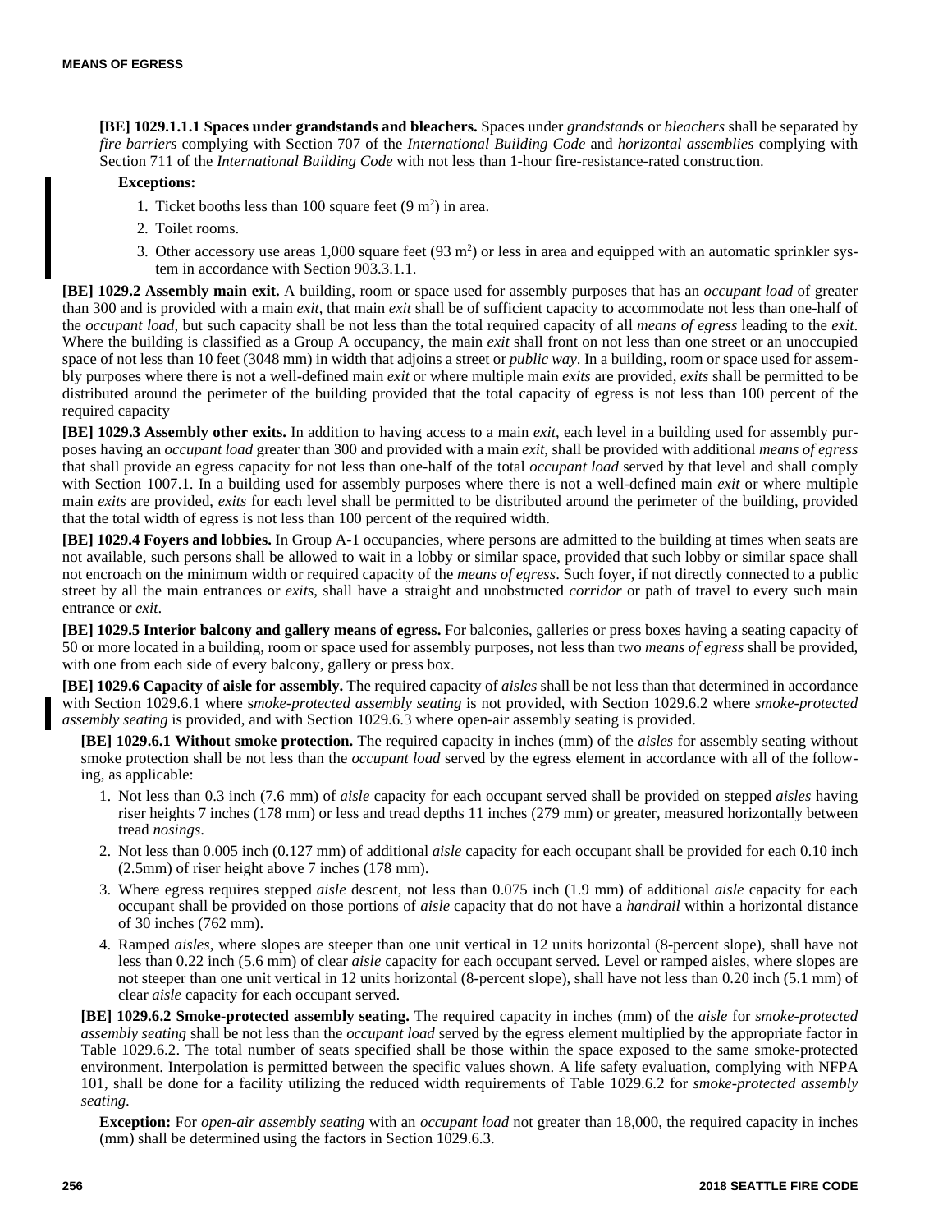**[BE] 1029.1.1.1 Spaces under grandstands and bleachers.** Spaces under *grandstands* or *bleachers* shall be separated by *fire barriers* complying with Section 707 of the *International Building Code* and *horizontal assemblies* complying with Section 711 of the *International Building Code* with not less than 1-hour fire-resistance-rated construction.

**Exceptions:**

1. Ticket booths less than 100 square feet (9 $m^2$) in area.
2. Toilet rooms.
3. Other accessory use areas 1,000 square feet (93 $m^2$) or less in area and equipped with an automatic sprinkler system in accordance with Section 903.3.1.1.

**[BE] 1029.2 Assembly main exit.** A building, room or space used for assembly purposes that has an *occupant load* of greater than 300 and is provided with a main *exit*, that main *exit* shall be of sufficient capacity to accommodate not less than one-half of the *occupant load*, but such capacity shall be not less than the total required capacity of all *means of egress* leading to the *exit*. Where the building is classified as a Group A occupancy, the main *exit* shall front on not less than one street or an unoccupied space of not less than 10 feet (3048 mm) in width that adjoins a street or *public way*. In a building, room or space used for assembly purposes where there is not a well-defined main *exit* or where multiple main *exits* are provided, *exits* shall be permitted to be distributed around the perimeter of the building provided that the total capacity of egress is not less than 100 percent of the required capacity

**[BE] 1029.3 Assembly other exits.** In addition to having access to a main *exit*, each level in a building used for assembly purposes having an *occupant load* greater than 300 and provided with a main *exit*, shall be provided with additional *means of egress* that shall provide an egress capacity for not less than one-half of the total *occupant load* served by that level and shall comply with Section 1007.1. In a building used for assembly purposes where there is not a well-defined main *exit* or where multiple main *exits* are provided, *exits* for each level shall be permitted to be distributed around the perimeter of the building, provided that the total width of egress is not less than 100 percent of the required width.

**[BE] 1029.4 Foyers and lobbies.** In Group A-1 occupancies, where persons are admitted to the building at times when seats are not available, such persons shall be allowed to wait in a lobby or similar space, provided that such lobby or similar space shall not encroach on the minimum width or required capacity of the *means of egress*. Such foyer, if not directly connected to a public street by all the main entrances or *exits*, shall have a straight and unobstructed *corridor* or path of travel to every such main entrance or *exit*.

**[BE] 1029.5 Interior balcony and gallery means of egress.** For balconies, galleries or press boxes having a seating capacity of 50 or more located in a building, room or space used for assembly purposes, not less than two *means of egress* shall be provided, with one from each side of every balcony, gallery or press box.

**[BE] 1029.6 Capacity of aisle for assembly.** The required capacity of *aisles* shall be not less than that determined in accordance with Section 1029.6.1 where *smoke-protected assembly seating* is not provided, with Section 1029.6.2 where *smoke-protected assembly seating* is provided, and with Section 1029.6.3 where open-air assembly seating is provided.

**[BE] 1029.6.1 Without smoke protection.** The required capacity in inches (mm) of the *aisles* for assembly seating without smoke protection shall be not less than the *occupant load* served by the egress element in accordance with all of the following, as applicable:

1. Not less than 0.3 inch (7.6 mm) of *aisle* capacity for each occupant served shall be provided on stepped *aisles* having riser heights 7 inches (178 mm) or less and tread depths 11 inches (279 mm) or greater, measured horizontally between tread *nosings*.
2. Not less than 0.005 inch (0.127 mm) of additional *aisle* capacity for each occupant shall be provided for each 0.10 inch (2.5mm) of riser height above 7 inches (178 mm).
3. Where egress requires stepped *aisle* descent, not less than 0.075 inch (1.9 mm) of additional *aisle* capacity for each occupant shall be provided on those portions of *aisle* capacity that do not have a *handrail* within a horizontal distance of 30 inches (762 mm).
4. Ramped *aisles*, where slopes are steeper than one unit vertical in 12 units horizontal (8-percent slope), shall have not less than 0.22 inch (5.6 mm) of clear *aisle* capacity for each occupant served. Level or ramped aisles, where slopes are not steeper than one unit vertical in 12 units horizontal (8-percent slope), shall have not less than 0.20 inch (5.1 mm) of clear *aisle* capacity for each occupant served.

**[BE] 1029.6.2 Smoke-protected assembly seating.** The required capacity in inches (mm) of the *aisle* for *smoke-protected assembly seating* shall be not less than the *occupant load* served by the egress element multiplied by the appropriate factor in Table 1029.6.2. The total number of seats specified shall be those within the space exposed to the same smoke-protected environment. Interpolation is permitted between the specific values shown. A life safety evaluation, complying with NFPA 101, shall be done for a facility utilizing the reduced width requirements of Table 1029.6.2 for *smoke-protected assembly seating*.

**Exception:** For *open-air assembly seating* with an *occupant load* not greater than 18,000, the required capacity in inches (mm) shall be determined using the factors in Section 1029.6.3.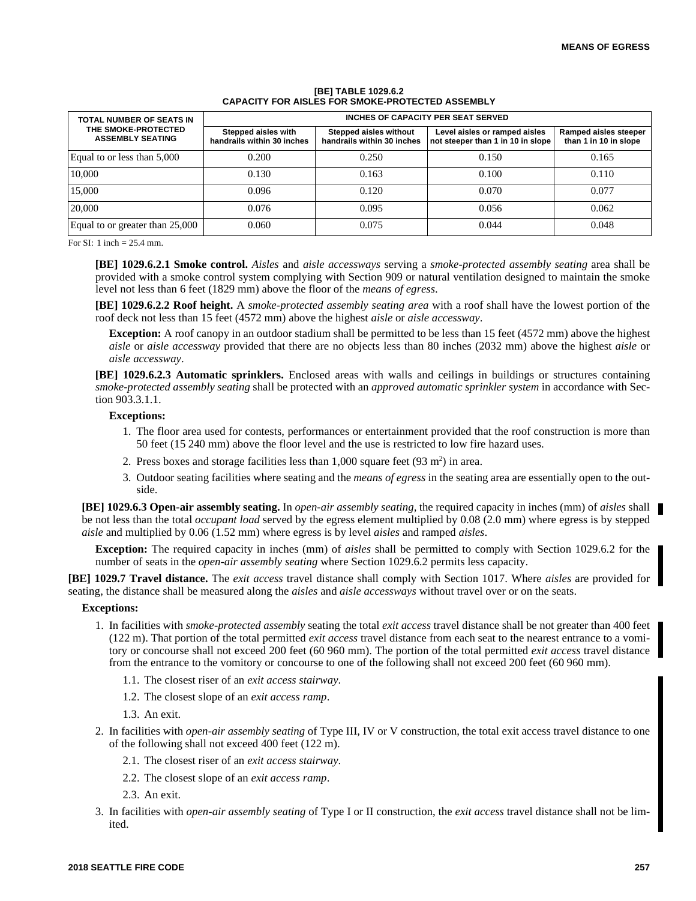**[BE] TABLE 1029.6.2**
**CAPACITY FOR AISLES FOR SMOKE-PROTECTED ASSEMBLY**

| TOTAL NUMBER OF SEATS IN THE SMOKE-PROTECTED ASSEMBLY SEATING | INCHES OF CAPACITY PER SEAT SERVED | | | |
|---|---|---|---|---|
| | Stepped aisles with handrails within 30 inches | Stepped aisles without handrails within 30 inches | Level aisles or ramped aisles not steeper than 1 in 10 in slope | Ramped aisles steeper than 1 in 10 in slope |
| Equal to or less than 5,000 | 0.200 | 0.250 | 0.150 | 0.165 |
| 10,000 | 0.130 | 0.163 | 0.100 | 0.110 |
| 15,000 | 0.096 | 0.120 | 0.070 | 0.077 |
| 20,000 | 0.076 | 0.095 | 0.056 | 0.062 |
| Equal to or greater than 25,000 | 0.060 | 0.075 | 0.044 | 0.048 |

For SI: 1 inch = 25.4 mm.

**[BE] 1029.6.2.1 Smoke control.** *Aisles* and *aisle accessways* serving a *smoke-protected assembly seating* area shall be provided with a smoke control system complying with Section 909 or natural ventilation designed to maintain the smoke level not less than 6 feet (1829 mm) above the floor of the *means of egress*.

**[BE] 1029.6.2.2 Roof height.** A *smoke-protected assembly seating area* with a roof shall have the lowest portion of the roof deck not less than 15 feet (4572 mm) above the highest *aisle* or *aisle accessway*.

**Exception:** A roof canopy in an outdoor stadium shall be permitted to be less than 15 feet (4572 mm) above the highest *aisle* or *aisle accessway* provided that there are no objects less than 80 inches (2032 mm) above the highest *aisle* or *aisle accessway*.

**[BE] 1029.6.2.3 Automatic sprinklers.** Enclosed areas with walls and ceilings in buildings or structures containing *smoke-protected assembly seating* shall be protected with an *approved automatic sprinkler system* in accordance with Section 903.3.1.1.

**Exceptions:**

1. The floor area used for contests, performances or entertainment provided that the roof construction is more than 50 feet (15 240 mm) above the floor level and the use is restricted to low fire hazard uses.
2. Press boxes and storage facilities less than 1,000 square feet (93 $m^2$) in area.
3. Outdoor seating facilities where seating and the *means of egress* in the seating area are essentially open to the outside.

**[BE] 1029.6.3 Open-air assembly seating.** In *open-air assembly seating*, the required capacity in inches (mm) of *aisles* shall be not less than the total *occupant load* served by the egress element multiplied by 0.08 (2.0 mm) where egress is by stepped *aisle* and multiplied by 0.06 (1.52 mm) where egress is by level *aisles* and ramped *aisles*.

**Exception:** The required capacity in inches (mm) of *aisles* shall be permitted to comply with Section 1029.6.2 for the number of seats in the *open-air assembly seating* where Section 1029.6.2 permits less capacity.

**[BE] 1029.7 Travel distance.** The *exit access* travel distance shall comply with Section 1017. Where *aisles* are provided for seating, the distance shall be measured along the *aisles* and *aisle accessways* without travel over or on the seats.

**Exceptions:**

1. In facilities with *smoke-protected assembly* seating the total *exit access* travel distance shall be not greater than 400 feet (122 m). That portion of the total permitted *exit access* travel distance from each seat to the nearest entrance to a vomitory or concourse shall not exceed 200 feet (60 960 mm). The portion of the total permitted *exit access* travel distance from the entrance to the vomitory or concourse to one of the following shall not exceed 200 feet (60 960 mm).
   1.1. The closest riser of an *exit access stairway*.
   1.2. The closest slope of an *exit access ramp*.
   1.3. An exit.
2. In facilities with *open-air assembly seating* of Type III, IV or V construction, the total exit access travel distance to one of the following shall not exceed 400 feet (122 m).
   2.1. The closest riser of an *exit access stairway*.
   2.2. The closest slope of an *exit access ramp*.
   2.3. An exit.
3. In facilities with *open-air assembly seating* of Type I or II construction, the *exit access* travel distance shall not be limited.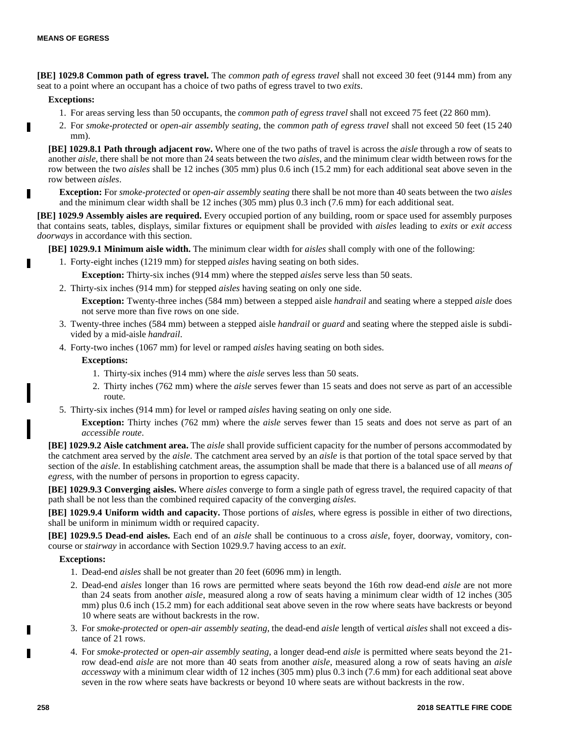**[BE] 1029.8 Common path of egress travel.** The *common path of egress travel* shall not exceed 30 feet (9144 mm) from any seat to a point where an occupant has a choice of two paths of egress travel to two *exits*.

**Exceptions:**

1. For areas serving less than 50 occupants, the *common path of egress travel* shall not exceed 75 feet (22 860 mm).
2. For *smoke-protected* or *open-air assembly seating*, the *common path of egress travel* shall not exceed 50 feet (15 240 mm).

**[BE] 1029.8.1 Path through adjacent row.** Where one of the two paths of travel is across the *aisle* through a row of seats to another *aisle*, there shall be not more than 24 seats between the two *aisles*, and the minimum clear width between rows for the row between the two *aisles* shall be 12 inches (305 mm) plus 0.6 inch (15.2 mm) for each additional seat above seven in the row between *aisles*.

**Exception:** For *smoke-protected* or *open-air assembly seating* there shall be not more than 40 seats between the two *aisles* and the minimum clear width shall be 12 inches (305 mm) plus 0.3 inch (7.6 mm) for each additional seat.

**[BE] 1029.9 Assembly aisles are required.** Every occupied portion of any building, room or space used for assembly purposes that contains seats, tables, displays, similar fixtures or equipment shall be provided with *aisles* leading to *exits* or *exit access doorways* in accordance with this section.

**[BE] 1029.9.1 Minimum aisle width.** The minimum clear width for *aisles* shall comply with one of the following:

1. Forty-eight inches (1219 mm) for stepped *aisles* having seating on both sides.

   **Exception:** Thirty-six inches (914 mm) where the stepped *aisles* serve less than 50 seats.

2. Thirty-six inches (914 mm) for stepped *aisles* having seating on only one side.

   **Exception:** Twenty-three inches (584 mm) between a stepped aisle *handrail* and seating where a stepped *aisle* does not serve more than five rows on one side.

3. Twenty-three inches (584 mm) between a stepped aisle *handrail* or *guard* and seating where the stepped aisle is subdivided by a mid-aisle *handrail*.

4. Forty-two inches (1067 mm) for level or ramped *aisles* having seating on both sides.

   **Exceptions:**

   1. Thirty-six inches (914 mm) where the *aisle* serves less than 50 seats.
   2. Thirty inches (762 mm) where the *aisle* serves fewer than 15 seats and does not serve as part of an accessible route.

5. Thirty-six inches (914 mm) for level or ramped *aisles* having seating on only one side.

   **Exception:** Thirty inches (762 mm) where the *aisle* serves fewer than 15 seats and does not serve as part of an *accessible route*.

**[BE] 1029.9.2 Aisle catchment area.** The *aisle* shall provide sufficient capacity for the number of persons accommodated by the catchment area served by the *aisle*. The catchment area served by an *aisle* is that portion of the total space served by that section of the *aisle*. In establishing catchment areas, the assumption shall be made that there is a balanced use of all *means of egress*, with the number of persons in proportion to egress capacity.

**[BE] 1029.9.3 Converging aisles.** Where *aisles* converge to form a single path of egress travel, the required capacity of that path shall be not less than the combined required capacity of the converging *aisles*.

**[BE] 1029.9.4 Uniform width and capacity.** Those portions of *aisles*, where egress is possible in either of two directions, shall be uniform in minimum width or required capacity.

**[BE] 1029.9.5 Dead-end aisles.** Each end of an *aisle* shall be continuous to a cross *aisle*, foyer, doorway, vomitory, concourse or *stairway* in accordance with Section 1029.9.7 having access to an *exit*.

**Exceptions:**

1. Dead-end *aisles* shall be not greater than 20 feet (6096 mm) in length.
2. Dead-end *aisles* longer than 16 rows are permitted where seats beyond the 16th row dead-end *aisle* are not more than 24 seats from another *aisle*, measured along a row of seats having a minimum clear width of 12 inches (305 mm) plus 0.6 inch (15.2 mm) for each additional seat above seven in the row where seats have backrests or beyond 10 where seats are without backrests in the row.
3. For *smoke-protected* or *open-air assembly seating*, the dead-end *aisle* length of vertical *aisles* shall not exceed a distance of 21 rows.
4. For *smoke-protected* or *open-air assembly seating*, a longer dead-end *aisle* is permitted where seats beyond the 21-row dead-end *aisle* are not more than 40 seats from another *aisle*, measured along a row of seats having an *aisle accessway* with a minimum clear width of 12 inches (305 mm) plus 0.3 inch (7.6 mm) for each additional seat above seven in the row where seats have backrests or beyond 10 where seats are without backrests in the row.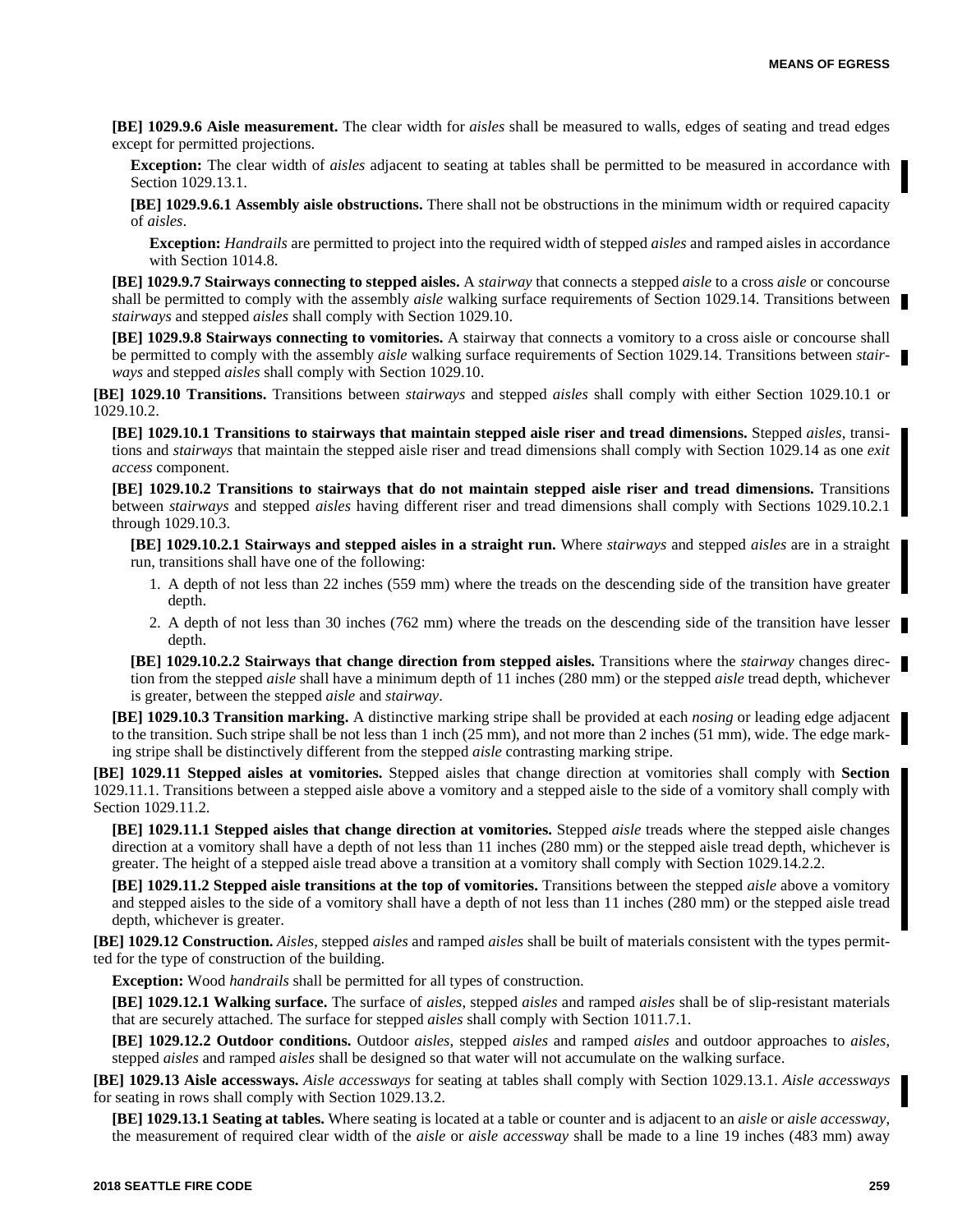**[BE] 1029.9.6 Aisle measurement.** The clear width for *aisles* shall be measured to walls, edges of seating and tread edges except for permitted projections.

**Exception:** The clear width of *aisles* adjacent to seating at tables shall be permitted to be measured in accordance with Section 1029.13.1.

**[BE] 1029.9.6.1 Assembly aisle obstructions.** There shall not be obstructions in the minimum width or required capacity of *aisles*.

**Exception:** *Handrails* are permitted to project into the required width of stepped *aisles* and ramped aisles in accordance with Section 1014.8.

**[BE] 1029.9.7 Stairways connecting to stepped aisles.** A *stairway* that connects a stepped *aisle* to a cross *aisle* or concourse shall be permitted to comply with the assembly *aisle* walking surface requirements of Section 1029.14. Transitions between *stairways* and stepped *aisles* shall comply with Section 1029.10.

**[BE] 1029.9.8 Stairways connecting to vomitories.** A stairway that connects a vomitory to a cross aisle or concourse shall be permitted to comply with the assembly *aisle* walking surface requirements of Section 1029.14. Transitions between *stairways* and stepped *aisles* shall comply with Section 1029.10.

**[BE] 1029.10 Transitions.** Transitions between *stairways* and stepped *aisles* shall comply with either Section 1029.10.1 or 1029.10.2.

**[BE] 1029.10.1 Transitions to stairways that maintain stepped aisle riser and tread dimensions.** Stepped *aisles*, transitions and *stairways* that maintain the stepped aisle riser and tread dimensions shall comply with Section 1029.14 as one *exit access* component.

**[BE] 1029.10.2 Transitions to stairways that do not maintain stepped aisle riser and tread dimensions.** Transitions between *stairways* and stepped *aisles* having different riser and tread dimensions shall comply with Sections 1029.10.2.1 through 1029.10.3.

**[BE] 1029.10.2.1 Stairways and stepped aisles in a straight run.** Where *stairways* and stepped *aisles* are in a straight run, transitions shall have one of the following:

1. A depth of not less than 22 inches (559 mm) where the treads on the descending side of the transition have greater depth.
2. A depth of not less than 30 inches (762 mm) where the treads on the descending side of the transition have lesser depth.

**[BE] 1029.10.2.2 Stairways that change direction from stepped aisles.** Transitions where the *stairway* changes direction from the stepped *aisle* shall have a minimum depth of 11 inches (280 mm) or the stepped *aisle* tread depth, whichever is greater, between the stepped *aisle* and *stairway*.

**[BE] 1029.10.3 Transition marking.** A distinctive marking stripe shall be provided at each *nosing* or leading edge adjacent to the transition. Such stripe shall be not less than 1 inch (25 mm), and not more than 2 inches (51 mm), wide. The edge marking stripe shall be distinctively different from the stepped *aisle* contrasting marking stripe.

**[BE] 1029.11 Stepped aisles at vomitories.** Stepped aisles that change direction at vomitories shall comply with **Section** 1029.11.1. Transitions between a stepped aisle above a vomitory and a stepped aisle to the side of a vomitory shall comply with Section 1029.11.2.

**[BE] 1029.11.1 Stepped aisles that change direction at vomitories.** Stepped *aisle* treads where the stepped aisle changes direction at a vomitory shall have a depth of not less than 11 inches (280 mm) or the stepped aisle tread depth, whichever is greater. The height of a stepped aisle tread above a transition at a vomitory shall comply with Section 1029.14.2.2.

**[BE] 1029.11.2 Stepped aisle transitions at the top of vomitories.** Transitions between the stepped *aisle* above a vomitory and stepped aisles to the side of a vomitory shall have a depth of not less than 11 inches (280 mm) or the stepped aisle tread depth, whichever is greater.

**[BE] 1029.12 Construction.** *Aisles*, stepped *aisles* and ramped *aisles* shall be built of materials consistent with the types permitted for the type of construction of the building.

**Exception:** Wood *handrails* shall be permitted for all types of construction.

**[BE] 1029.12.1 Walking surface.** The surface of *aisles*, stepped *aisles* and ramped *aisles* shall be of slip-resistant materials that are securely attached. The surface for stepped *aisles* shall comply with Section 1011.7.1.

**[BE] 1029.12.2 Outdoor conditions.** Outdoor *aisles*, stepped *aisles* and ramped *aisles* and outdoor approaches to *aisles*, stepped *aisles* and ramped *aisles* shall be designed so that water will not accumulate on the walking surface.

**[BE] 1029.13 Aisle accessways.** *Aisle accessways* for seating at tables shall comply with Section 1029.13.1. *Aisle accessways* for seating in rows shall comply with Section 1029.13.2.

**[BE] 1029.13.1 Seating at tables.** Where seating is located at a table or counter and is adjacent to an *aisle* or *aisle accessway*, the measurement of required clear width of the *aisle* or *aisle accessway* shall be made to a line 19 inches (483 mm) away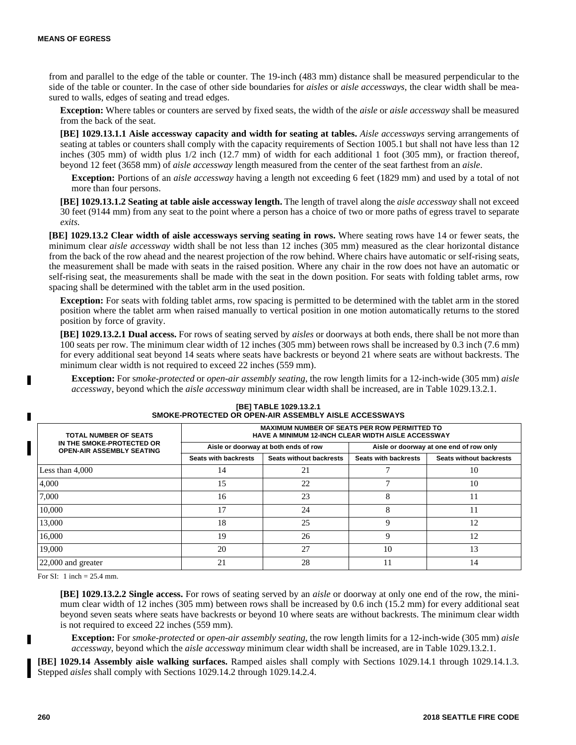from and parallel to the edge of the table or counter. The 19-inch (483 mm) distance shall be measured perpendicular to the side of the table or counter. In the case of other side boundaries for *aisles* or *aisle accessways*, the clear width shall be measured to walls, edges of seating and tread edges.

**Exception:** Where tables or counters are served by fixed seats, the width of the *aisle* or *aisle accessway* shall be measured from the back of the seat.

**[BE] 1029.13.1.1 Aisle accessway capacity and width for seating at tables.** *Aisle accessways* serving arrangements of seating at tables or counters shall comply with the capacity requirements of Section 1005.1 but shall not have less than 12 inches (305 mm) of width plus 1/2 inch (12.7 mm) of width for each additional 1 foot (305 mm), or fraction thereof, beyond 12 feet (3658 mm) of *aisle accessway* length measured from the center of the seat farthest from an *aisle*.

**Exception:** Portions of an *aisle accessway* having a length not exceeding 6 feet (1829 mm) and used by a total of not more than four persons.

**[BE] 1029.13.1.2 Seating at table aisle accessway length.** The length of travel along the *aisle accessway* shall not exceed 30 feet (9144 mm) from any seat to the point where a person has a choice of two or more paths of egress travel to separate *exits*.

**[BE] 1029.13.2 Clear width of aisle accessways serving seating in rows.** Where seating rows have 14 or fewer seats, the minimum clear *aisle accessway* width shall be not less than 12 inches (305 mm) measured as the clear horizontal distance from the back of the row ahead and the nearest projection of the row behind. Where chairs have automatic or self-rising seats, the measurement shall be made with seats in the raised position. Where any chair in the row does not have an automatic or self-rising seat, the measurements shall be made with the seat in the down position. For seats with folding tablet arms, row spacing shall be determined with the tablet arm in the used position.

**Exception:** For seats with folding tablet arms, row spacing is permitted to be determined with the tablet arm in the stored position where the tablet arm when raised manually to vertical position in one motion automatically returns to the stored position by force of gravity.

**[BE] 1029.13.2.1 Dual access.** For rows of seating served by *aisles* or doorways at both ends, there shall be not more than 100 seats per row. The minimum clear width of 12 inches (305 mm) between rows shall be increased by 0.3 inch (7.6 mm) for every additional seat beyond 14 seats where seats have backrests or beyond 21 where seats are without backrests. The minimum clear width is not required to exceed 22 inches (559 mm).

**Exception:** For s*moke-protected* or *open-air assembly seating*, the row length limits for a 12-inch-wide (305 mm) *aisle accessway*, beyond which the *aisle accessway* minimum clear width shall be increased, are in Table 1029.13.2.1.

**[BE] TABLE 1029.13.2.1**
**SMOKE-PROTECTED OR OPEN-AIR ASSEMBLY AISLE ACCESSWAYS**

| TOTAL NUMBER OF SEATS IN THE SMOKE-PROTECTED OR OPEN-AIR ASSEMBLY SEATING | MAXIMUM NUMBER OF SEATS PER ROW PERMITTED TO HAVE A MINIMUM 12-INCH CLEAR WIDTH AISLE ACCESSWAY | | | |
|---|---|---|---|---|
| | Aisle or doorway at both ends of row | | Aisle or doorway at one end of row only | |
| | Seats with backrests | Seats without backrests | Seats with backrests | Seats without backrests |
| Less than 4,000 | 14 | 21 | 7 | 10 |
| 4,000 | 15 | 22 | 7 | 10 |
| 7,000 | 16 | 23 | 8 | 11 |
| 10,000 | 17 | 24 | 8 | 11 |
| 13,000 | 18 | 25 | 9 | 12 |
| 16,000 | 19 | 26 | 9 | 12 |
| 19,000 | 20 | 27 | 10 | 13 |
| 22,000 and greater | 21 | 28 | 11 | 14 |

For SI: 1 inch = 25.4 mm.

**[BE] 1029.13.2.2 Single access.** For rows of seating served by an *aisle* or doorway at only one end of the row, the minimum clear width of 12 inches (305 mm) between rows shall be increased by 0.6 inch (15.2 mm) for every additional seat beyond seven seats where seats have backrests or beyond 10 where seats are without backrests. The minimum clear width is not required to exceed 22 inches (559 mm).

**Exception:** For *smoke-protected* or *open-air assembly seating*, the row length limits for a 12-inch-wide (305 mm) *aisle accessway*, beyond which the *aisle accessway* minimum clear width shall be increased, are in Table 1029.13.2.1.

**[BE] 1029.14 Assembly aisle walking surfaces.** Ramped aisles shall comply with Sections 1029.14.1 through 1029.14.1.3. Stepped *aisles* shall comply with Sections 1029.14.2 through 1029.14.2.4.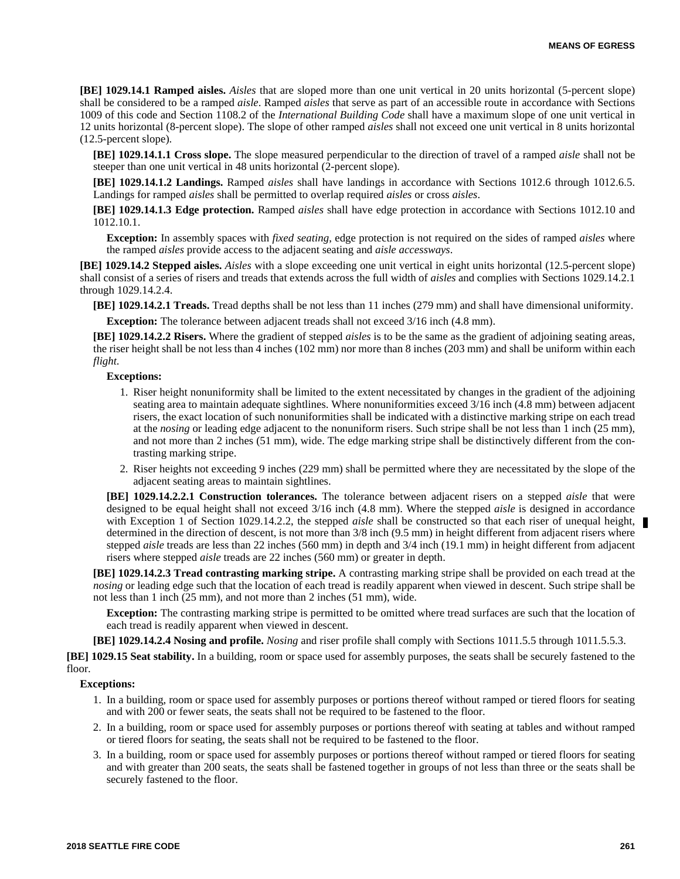**[BE] 1029.14.1 Ramped aisles.** *Aisles* that are sloped more than one unit vertical in 20 units horizontal (5-percent slope) shall be considered to be a ramped *aisle*. Ramped *aisles* that serve as part of an accessible route in accordance with Sections 1009 of this code and Section 1108.2 of the *International Building Code* shall have a maximum slope of one unit vertical in 12 units horizontal (8-percent slope). The slope of other ramped *aisles* shall not exceed one unit vertical in 8 units horizontal (12.5-percent slope).

**[BE] 1029.14.1.1 Cross slope.** The slope measured perpendicular to the direction of travel of a ramped *aisle* shall not be steeper than one unit vertical in 48 units horizontal (2-percent slope).

**[BE] 1029.14.1.2 Landings.** Ramped *aisles* shall have landings in accordance with Sections 1012.6 through 1012.6.5. Landings for ramped *aisles* shall be permitted to overlap required *aisles* or cross *aisles*.

**[BE] 1029.14.1.3 Edge protection.** Ramped *aisles* shall have edge protection in accordance with Sections 1012.10 and 1012.10.1.

**Exception:** In assembly spaces with *fixed seating*, edge protection is not required on the sides of ramped *aisles* where the ramped *aisles* provide access to the adjacent seating and *aisle accessways*.

**[BE] 1029.14.2 Stepped aisles.** *Aisles* with a slope exceeding one unit vertical in eight units horizontal (12.5-percent slope) shall consist of a series of risers and treads that extends across the full width of *aisles* and complies with Sections 1029.14.2.1 through 1029.14.2.4.

**[BE] 1029.14.2.1 Treads.** Tread depths shall be not less than 11 inches (279 mm) and shall have dimensional uniformity.

**Exception:** The tolerance between adjacent treads shall not exceed 3/16 inch (4.8 mm).

**[BE] 1029.14.2.2 Risers.** Where the gradient of stepped *aisles* is to be the same as the gradient of adjoining seating areas, the riser height shall be not less than 4 inches (102 mm) nor more than 8 inches (203 mm) and shall be uniform within each *flight*.

**Exceptions:**

1. Riser height nonuniformity shall be limited to the extent necessitated by changes in the gradient of the adjoining seating area to maintain adequate sightlines. Where nonuniformities exceed 3/16 inch (4.8 mm) between adjacent risers, the exact location of such nonuniformities shall be indicated with a distinctive marking stripe on each tread at the *nosing* or leading edge adjacent to the nonuniform risers. Such stripe shall be not less than 1 inch (25 mm), and not more than 2 inches (51 mm), wide. The edge marking stripe shall be distinctively different from the contrasting marking stripe.
2. Riser heights not exceeding 9 inches (229 mm) shall be permitted where they are necessitated by the slope of the adjacent seating areas to maintain sightlines.

**[BE] 1029.14.2.2.1 Construction tolerances.** The tolerance between adjacent risers on a stepped *aisle* that were designed to be equal height shall not exceed 3/16 inch (4.8 mm). Where the stepped *aisle* is designed in accordance with Exception 1 of Section 1029.14.2.2, the stepped *aisle* shall be constructed so that each riser of unequal height, determined in the direction of descent, is not more than 3/8 inch (9.5 mm) in height different from adjacent risers where stepped *aisle* treads are less than 22 inches (560 mm) in depth and 3/4 inch (19.1 mm) in height different from adjacent risers where stepped *aisle* treads are 22 inches (560 mm) or greater in depth.

**[BE] 1029.14.2.3 Tread contrasting marking stripe.** A contrasting marking stripe shall be provided on each tread at the *nosing* or leading edge such that the location of each tread is readily apparent when viewed in descent. Such stripe shall be not less than 1 inch (25 mm), and not more than 2 inches (51 mm), wide.

**Exception:** The contrasting marking stripe is permitted to be omitted where tread surfaces are such that the location of each tread is readily apparent when viewed in descent.

**[BE] 1029.14.2.4 Nosing and profile.** *Nosing* and riser profile shall comply with Sections 1011.5.5 through 1011.5.5.3.

**[BE] 1029.15 Seat stability.** In a building, room or space used for assembly purposes, the seats shall be securely fastened to the floor.

**Exceptions:**

1. In a building, room or space used for assembly purposes or portions thereof without ramped or tiered floors for seating and with 200 or fewer seats, the seats shall not be required to be fastened to the floor.
2. In a building, room or space used for assembly purposes or portions thereof with seating at tables and without ramped or tiered floors for seating, the seats shall not be required to be fastened to the floor.
3. In a building, room or space used for assembly purposes or portions thereof without ramped or tiered floors for seating and with greater than 200 seats, the seats shall be fastened together in groups of not less than three or the seats shall be securely fastened to the floor.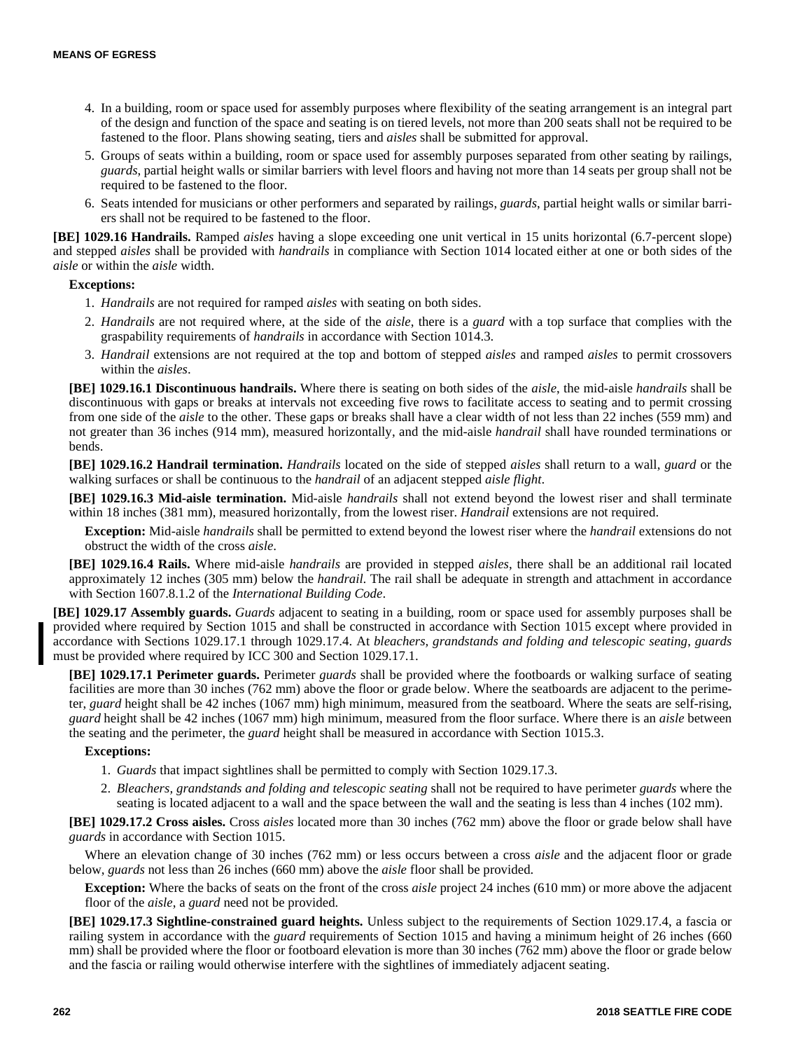4. In a building, room or space used for assembly purposes where flexibility of the seating arrangement is an integral part of the design and function of the space and seating is on tiered levels, not more than 200 seats shall not be required to be fastened to the floor. Plans showing seating, tiers and *aisles* shall be submitted for approval.
5. Groups of seats within a building, room or space used for assembly purposes separated from other seating by railings, *guards*, partial height walls or similar barriers with level floors and having not more than 14 seats per group shall not be required to be fastened to the floor.
6. Seats intended for musicians or other performers and separated by railings, *guards*, partial height walls or similar barriers shall not be required to be fastened to the floor.

**[BE] 1029.16 Handrails.** Ramped *aisles* having a slope exceeding one unit vertical in 15 units horizontal (6.7-percent slope) and stepped *aisles* shall be provided with *handrails* in compliance with Section 1014 located either at one or both sides of the *aisle* or within the *aisle* width.

**Exceptions:**

1. *Handrails* are not required for ramped *aisles* with seating on both sides.
2. *Handrails* are not required where, at the side of the *aisle*, there is a *guard* with a top surface that complies with the graspability requirements of *handrails* in accordance with Section 1014.3.
3. *Handrail* extensions are not required at the top and bottom of stepped *aisles* and ramped *aisles* to permit crossovers within the *aisles*.

**[BE] 1029.16.1 Discontinuous handrails.** Where there is seating on both sides of the *aisle*, the mid-aisle *handrails* shall be discontinuous with gaps or breaks at intervals not exceeding five rows to facilitate access to seating and to permit crossing from one side of the *aisle* to the other. These gaps or breaks shall have a clear width of not less than 22 inches (559 mm) and not greater than 36 inches (914 mm), measured horizontally, and the mid-aisle *handrail* shall have rounded terminations or bends.

**[BE] 1029.16.2 Handrail termination.** *Handrails* located on the side of stepped *aisles* shall return to a wall, *guard* or the walking surfaces or shall be continuous to the *handrail* of an adjacent stepped *aisle flight*.

**[BE] 1029.16.3 Mid-aisle termination.** Mid-aisle *handrails* shall not extend beyond the lowest riser and shall terminate within 18 inches (381 mm), measured horizontally, from the lowest riser. *Handrail* extensions are not required.

**Exception:** Mid-aisle *handrails* shall be permitted to extend beyond the lowest riser where the *handrail* extensions do not obstruct the width of the cross *aisle*.

**[BE] 1029.16.4 Rails.** Where mid-aisle *handrails* are provided in stepped *aisles*, there shall be an additional rail located approximately 12 inches (305 mm) below the *handrail*. The rail shall be adequate in strength and attachment in accordance with Section 1607.8.1.2 of the *International Building Code*.

**[BE] 1029.17 Assembly guards.** *Guards* adjacent to seating in a building, room or space used for assembly purposes shall be provided where required by Section 1015 and shall be constructed in accordance with Section 1015 except where provided in accordance with Sections 1029.17.1 through 1029.17.4. At *bleachers, grandstands and folding and telescopic seating*, *guards* must be provided where required by ICC 300 and Section 1029.17.1.

**[BE] 1029.17.1 Perimeter guards.** Perimeter *guards* shall be provided where the footboards or walking surface of seating facilities are more than 30 inches (762 mm) above the floor or grade below. Where the seatboards are adjacent to the perimeter, *guard* height shall be 42 inches (1067 mm) high minimum, measured from the seatboard. Where the seats are self-rising, *guard* height shall be 42 inches (1067 mm) high minimum, measured from the floor surface. Where there is an *aisle* between the seating and the perimeter, the *guard* height shall be measured in accordance with Section 1015.3.

**Exceptions:**

1. *Guards* that impact sightlines shall be permitted to comply with Section 1029.17.3.
2. *Bleachers, grandstands and folding and telescopic seating* shall not be required to have perimeter *guards* where the seating is located adjacent to a wall and the space between the wall and the seating is less than 4 inches (102 mm).

**[BE] 1029.17.2 Cross aisles.** Cross *aisles* located more than 30 inches (762 mm) above the floor or grade below shall have *guards* in accordance with Section 1015.

Where an elevation change of 30 inches (762 mm) or less occurs between a cross *aisle* and the adjacent floor or grade below, *guards* not less than 26 inches (660 mm) above the *aisle* floor shall be provided.

**Exception:** Where the backs of seats on the front of the cross *aisle* project 24 inches (610 mm) or more above the adjacent floor of the *aisle*, a *guard* need not be provided.

**[BE] 1029.17.3 Sightline-constrained guard heights.** Unless subject to the requirements of Section 1029.17.4, a fascia or railing system in accordance with the *guard* requirements of Section 1015 and having a minimum height of 26 inches (660 mm) shall be provided where the floor or footboard elevation is more than 30 inches (762 mm) above the floor or grade below and the fascia or railing would otherwise interfere with the sightlines of immediately adjacent seating.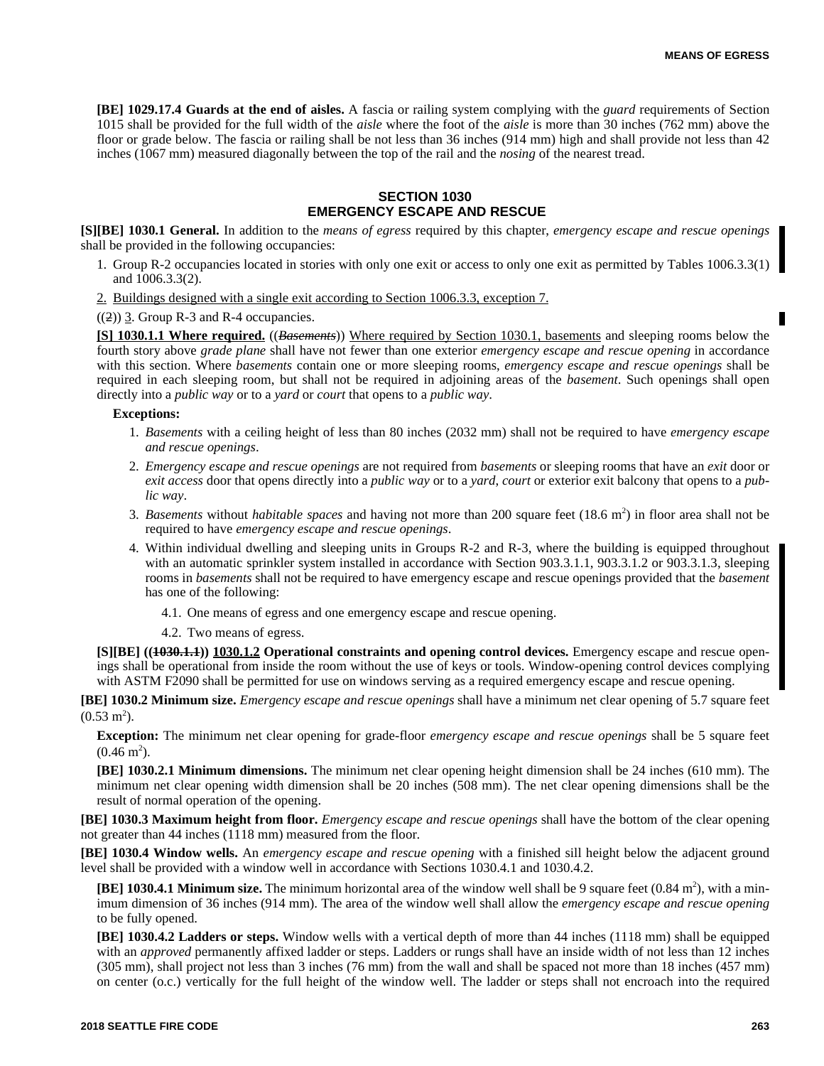**[BE] 1029.17.4 Guards at the end of aisles.** A fascia or railing system complying with the *guard* requirements of Section 1015 shall be provided for the full width of the *aisle* where the foot of the *aisle* is more than 30 inches (762 mm) above the floor or grade below. The fascia or railing shall be not less than 36 inches (914 mm) high and shall provide not less than 42 inches (1067 mm) measured diagonally between the top of the rail and the *nosing* of the nearest tread.

## SECTION 1030 EMERGENCY ESCAPE AND RESCUE

**[S][BE] 1030.1 General.** In addition to the *means of egress* required by this chapter, *emergency escape and rescue openings* shall be provided in the following occupancies:

1. Group R-2 occupancies located in stories with only one exit or access to only one exit as permitted by Tables 1006.3.3(1) and 1006.3.3(2).
2. Buildings designed with a single exit according to Section 1006.3.3, exception 7.

((~~2~~)) 3. Group R-3 and R-4 occupancies.

**[S] 1030.1.1 Where required.** ((~~*Basements*~~)) Where required by Section 1030.1, basements and sleeping rooms below the fourth story above *grade plane* shall have not fewer than one exterior *emergency escape and rescue opening* in accordance with this section. Where *basements* contain one or more sleeping rooms, *emergency escape and rescue openings* shall be required in each sleeping room, but shall not be required in adjoining areas of the *basement*. Such openings shall open directly into a *public way* or to a *yard* or *court* that opens to a *public way*.

**Exceptions:**

1. *Basements* with a ceiling height of less than 80 inches (2032 mm) shall not be required to have *emergency escape and rescue openings*.
2. *Emergency escape and rescue openings* are not required from *basements* or sleeping rooms that have an *exit* door or *exit access* door that opens directly into a *public way* or to a *yard*, *court* or exterior exit balcony that opens to a *public way*.
3. *Basements* without *habitable spaces* and having not more than 200 square feet (18.6 $m^2$) in floor area shall not be required to have *emergency escape and rescue openings*.
4. Within individual dwelling and sleeping units in Groups R-2 and R-3, where the building is equipped throughout with an automatic sprinkler system installed in accordance with Section 903.3.1.1, 903.3.1.2 or 903.3.1.3, sleeping rooms in *basements* shall not be required to have emergency escape and rescue openings provided that the *basement* has one of the following:

   4.1. One means of egress and one emergency escape and rescue opening.

   4.2. Two means of egress.

**[S][BE] ((~~1030.1.1~~)) 1030.1.2 Operational constraints and opening control devices.** Emergency escape and rescue openings shall be operational from inside the room without the use of keys or tools. Window-opening control devices complying with ASTM F2090 shall be permitted for use on windows serving as a required emergency escape and rescue opening.

**[BE] 1030.2 Minimum size.** *Emergency escape and rescue openings* shall have a minimum net clear opening of 5.7 square feet (0.53 $m^2$).

**Exception:** The minimum net clear opening for grade-floor *emergency escape and rescue openings* shall be 5 square feet (0.46 $m^2$).

**[BE] 1030.2.1 Minimum dimensions.** The minimum net clear opening height dimension shall be 24 inches (610 mm). The minimum net clear opening width dimension shall be 20 inches (508 mm). The net clear opening dimensions shall be the result of normal operation of the opening.

**[BE] 1030.3 Maximum height from floor.** *Emergency escape and rescue openings* shall have the bottom of the clear opening not greater than 44 inches (1118 mm) measured from the floor.

**[BE] 1030.4 Window wells.** An *emergency escape and rescue opening* with a finished sill height below the adjacent ground level shall be provided with a window well in accordance with Sections 1030.4.1 and 1030.4.2.

**[BE] 1030.4.1 Minimum size.** The minimum horizontal area of the window well shall be 9 square feet (0.84 $m^2$), with a minimum dimension of 36 inches (914 mm). The area of the window well shall allow the *emergency escape and rescue opening* to be fully opened.

**[BE] 1030.4.2 Ladders or steps.** Window wells with a vertical depth of more than 44 inches (1118 mm) shall be equipped with an *approved* permanently affixed ladder or steps. Ladders or rungs shall have an inside width of not less than 12 inches (305 mm), shall project not less than 3 inches (76 mm) from the wall and shall be spaced not more than 18 inches (457 mm) on center (o.c.) vertically for the full height of the window well. The ladder or steps shall not encroach into the required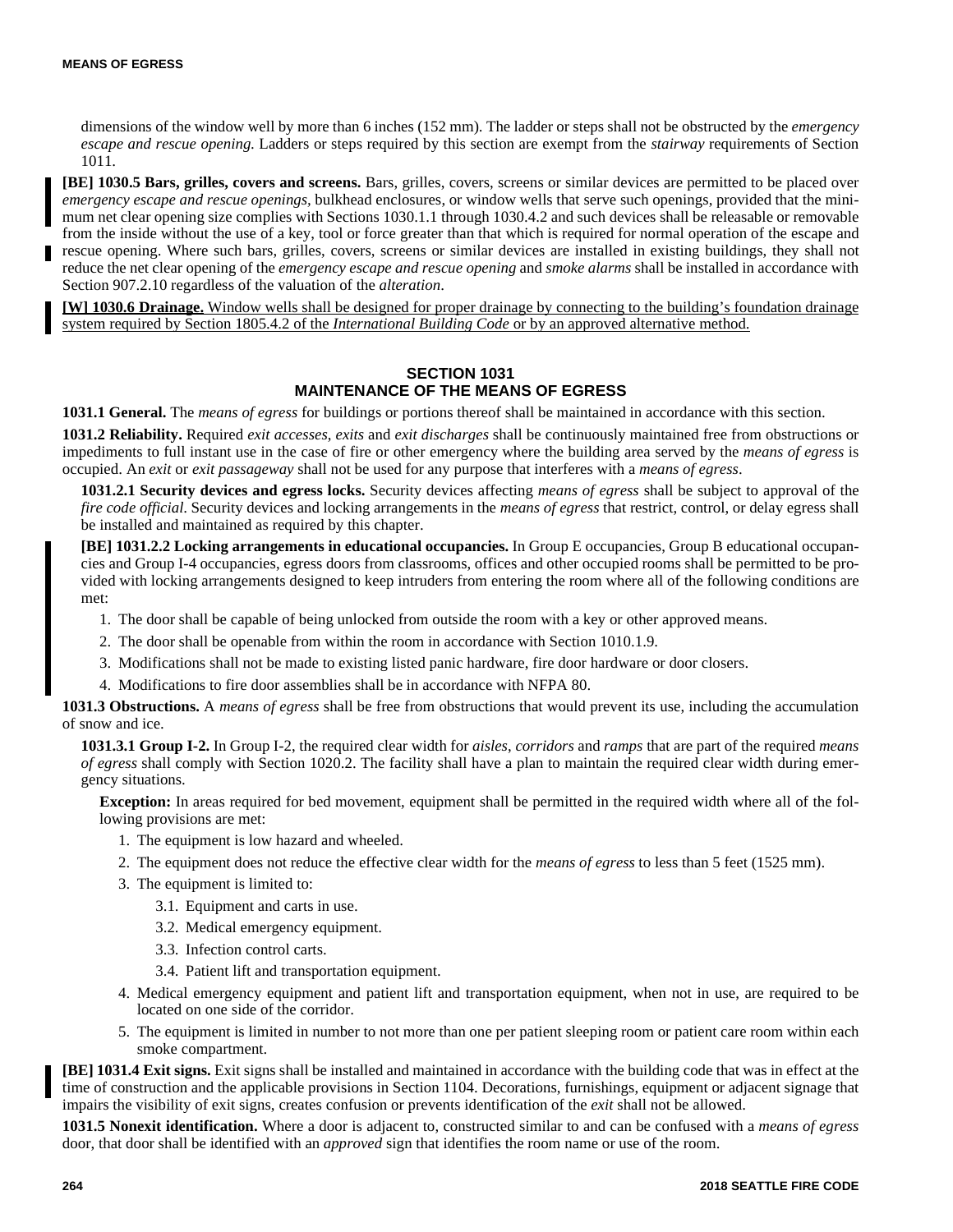dimensions of the window well by more than 6 inches (152 mm). The ladder or steps shall not be obstructed by the *emergency escape and rescue opening*. Ladders or steps required by this section are exempt from the *stairway* requirements of Section 1011.

**[BE] 1030.5 Bars, grilles, covers and screens.** Bars, grilles, covers, screens or similar devices are permitted to be placed over *emergency escape and rescue openings*, bulkhead enclosures, or window wells that serve such openings, provided that the minimum net clear opening size complies with Sections 1030.1.1 through 1030.4.2 and such devices shall be releasable or removable from the inside without the use of a key, tool or force greater than that which is required for normal operation of the escape and rescue opening. Where such bars, grilles, covers, screens or similar devices are installed in existing buildings, they shall not reduce the net clear opening of the *emergency escape and rescue opening* and *smoke alarms* shall be installed in accordance with Section 907.2.10 regardless of the valuation of the *alteration*.

**[W] 1030.6 Drainage.** Window wells shall be designed for proper drainage by connecting to the building's foundation drainage system required by Section 1805.4.2 of the *International Building Code* or by an approved alternative method.

## SECTION 1031
## MAINTENANCE OF THE MEANS OF EGRESS

**1031.1 General.** The *means of egress* for buildings or portions thereof shall be maintained in accordance with this section.

**1031.2 Reliability.** Required *exit accesses*, *exits* and *exit discharges* shall be continuously maintained free from obstructions or impediments to full instant use in the case of fire or other emergency where the building area served by the *means of egress* is occupied. An *exit* or *exit passageway* shall not be used for any purpose that interferes with a *means of egress*.

**1031.2.1 Security devices and egress locks.** Security devices affecting *means of egress* shall be subject to approval of the *fire code official*. Security devices and locking arrangements in the *means of egress* that restrict, control, or delay egress shall be installed and maintained as required by this chapter.

**[BE] 1031.2.2 Locking arrangements in educational occupancies.** In Group E occupancies, Group B educational occupancies and Group I-4 occupancies, egress doors from classrooms, offices and other occupied rooms shall be permitted to be provided with locking arrangements designed to keep intruders from entering the room where all of the following conditions are met:

1. The door shall be capable of being unlocked from outside the room with a key or other approved means.
2. The door shall be openable from within the room in accordance with Section 1010.1.9.
3. Modifications shall not be made to existing listed panic hardware, fire door hardware or door closers.
4. Modifications to fire door assemblies shall be in accordance with NFPA 80.

**1031.3 Obstructions.** A *means of egress* shall be free from obstructions that would prevent its use, including the accumulation of snow and ice.

**1031.3.1 Group I-2.** In Group I-2, the required clear width for *aisles*, *corridors* and *ramps* that are part of the required *means of egress* shall comply with Section 1020.2. The facility shall have a plan to maintain the required clear width during emergency situations.

**Exception:** In areas required for bed movement, equipment shall be permitted in the required width where all of the following provisions are met:

1. The equipment is low hazard and wheeled.
2. The equipment does not reduce the effective clear width for the *means of egress* to less than 5 feet (1525 mm).
3. The equipment is limited to:
   - 3.1. Equipment and carts in use.
   - 3.2. Medical emergency equipment.
   - 3.3. Infection control carts.
   - 3.4. Patient lift and transportation equipment.
4. Medical emergency equipment and patient lift and transportation equipment, when not in use, are required to be located on one side of the corridor.
5. The equipment is limited in number to not more than one per patient sleeping room or patient care room within each smoke compartment.

**[BE] 1031.4 Exit signs.** Exit signs shall be installed and maintained in accordance with the building code that was in effect at the time of construction and the applicable provisions in Section 1104. Decorations, furnishings, equipment or adjacent signage that impairs the visibility of exit signs, creates confusion or prevents identification of the *exit* shall not be allowed.

**1031.5 Nonexit identification.** Where a door is adjacent to, constructed similar to and can be confused with a *means of egress* door, that door shall be identified with an *approved* sign that identifies the room name or use of the room.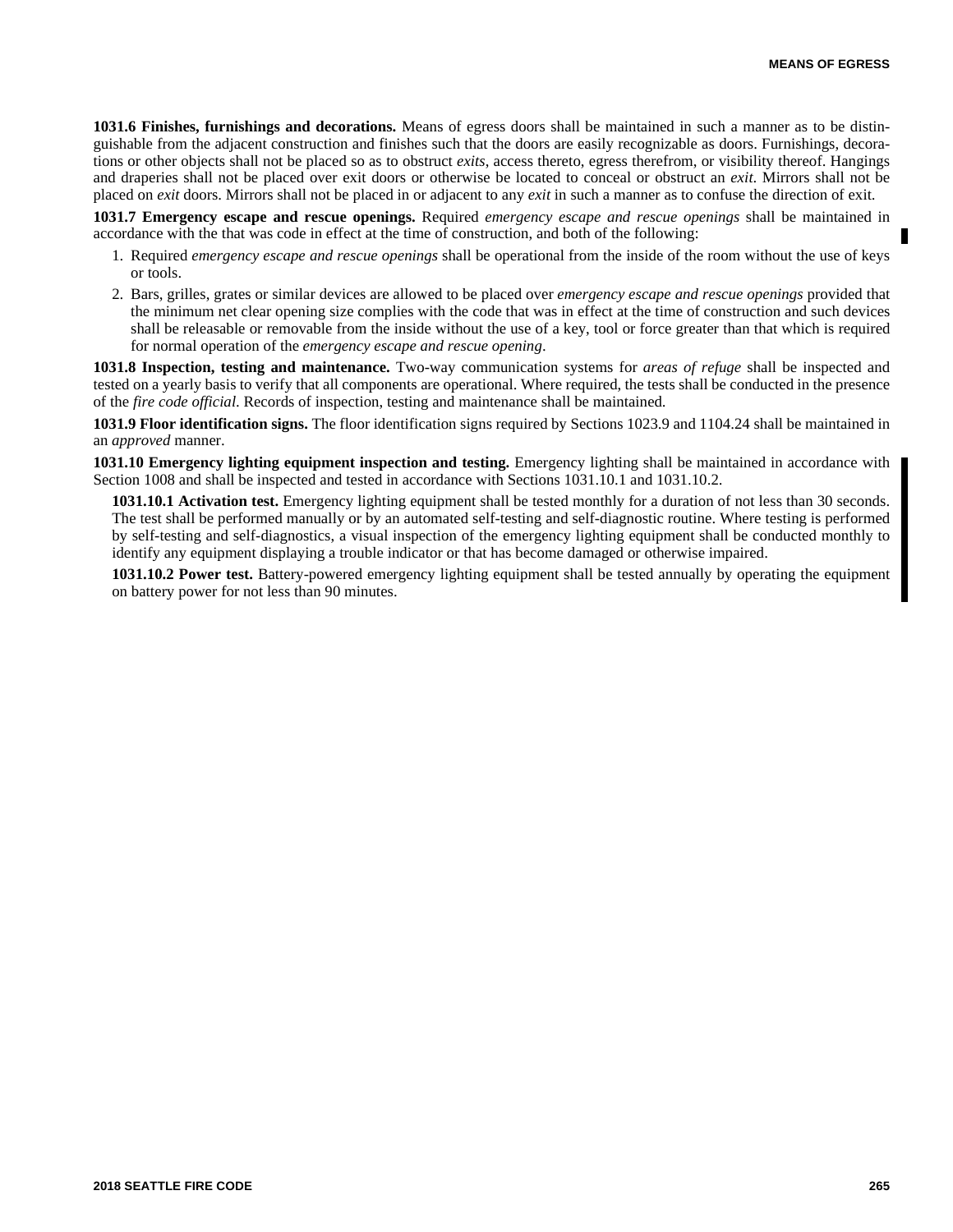**1031.6 Finishes, furnishings and decorations.** Means of egress doors shall be maintained in such a manner as to be distinguishable from the adjacent construction and finishes such that the doors are easily recognizable as doors. Furnishings, decorations or other objects shall not be placed so as to obstruct *exits*, access thereto, egress therefrom, or visibility thereof. Hangings and draperies shall not be placed over exit doors or otherwise be located to conceal or obstruct an *exit*. Mirrors shall not be placed on *exit* doors. Mirrors shall not be placed in or adjacent to any *exit* in such a manner as to confuse the direction of exit.

**1031.7 Emergency escape and rescue openings.** Required *emergency escape and rescue openings* shall be maintained in accordance with the that was code in effect at the time of construction, and both of the following:

1. Required *emergency escape and rescue openings* shall be operational from the inside of the room without the use of keys or tools.
2. Bars, grilles, grates or similar devices are allowed to be placed over *emergency escape and rescue openings* provided that the minimum net clear opening size complies with the code that was in effect at the time of construction and such devices shall be releasable or removable from the inside without the use of a key, tool or force greater than that which is required for normal operation of the *emergency escape and rescue opening*.

**1031.8 Inspection, testing and maintenance.** Two-way communication systems for *areas of refuge* shall be inspected and tested on a yearly basis to verify that all components are operational. Where required, the tests shall be conducted in the presence of the *fire code official*. Records of inspection, testing and maintenance shall be maintained.

**1031.9 Floor identification signs.** The floor identification signs required by Sections 1023.9 and 1104.24 shall be maintained in an *approved* manner.

**1031.10 Emergency lighting equipment inspection and testing.** Emergency lighting shall be maintained in accordance with Section 1008 and shall be inspected and tested in accordance with Sections 1031.10.1 and 1031.10.2.

**1031.10.1 Activation test.** Emergency lighting equipment shall be tested monthly for a duration of not less than 30 seconds. The test shall be performed manually or by an automated self-testing and self-diagnostic routine. Where testing is performed by self-testing and self-diagnostics, a visual inspection of the emergency lighting equipment shall be conducted monthly to identify any equipment displaying a trouble indicator or that has become damaged or otherwise impaired.

**1031.10.2 Power test.** Battery-powered emergency lighting equipment shall be tested annually by operating the equipment on battery power for not less than 90 minutes.